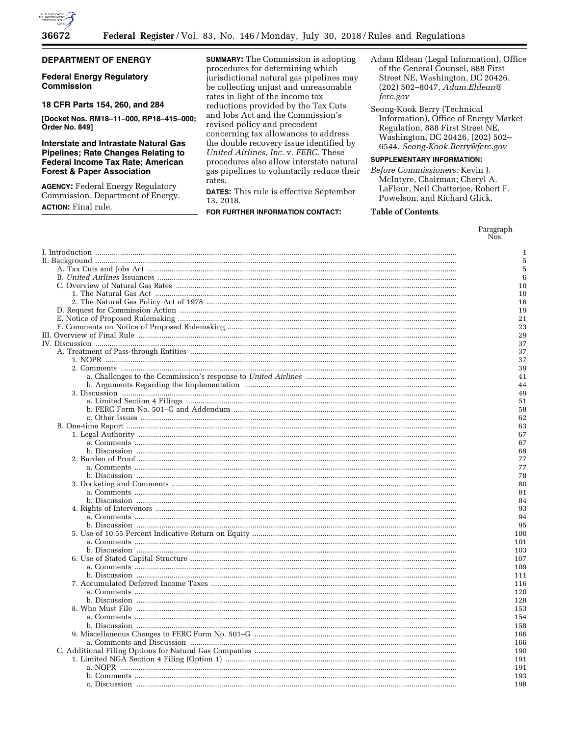**DEPARTMENT OF ENERGY**

**Federal Energy Regulatory Commission**

**18 CFR Parts 154, 260, and 284**

**[Docket Nos. RM18–11–000, RP18–415–000; Order No. 849]**

## Interstate and Intrastate Natural Gas Pipelines; Rate Changes Relating to Federal Income Tax Rate; American Forest & Paper Association

**AGENCY:** Federal Energy Regulatory Commission, Department of Energy.

**ACTION:** Final rule.

**SUMMARY:** The Commission is adopting procedures for determining which jurisdictional natural gas pipelines may be collecting unjust and unreasonable rates in light of the income tax reductions provided by the Tax Cuts and Jobs Act and the Commission's revised policy and precedent concerning tax allowances to address the double recovery issue identified by *United Airlines, Inc.* v. *FERC*. These procedures also allow interstate natural gas pipelines to voluntarily reduce their rates.

**DATES:** This rule is effective September 13, 2018.

**FOR FURTHER INFORMATION CONTACT:**

Adam Eldean (Legal Information), Office of the General Counsel, 888 First Street NE, Washington, DC 20426, (202) 502–8047, *Adam.Eldean@ferc.gov*

Seong-Kook Berry (Technical Information), Office of Energy Market Regulation, 888 First Street NE, Washington, DC 20426, (202) 502–6544, *Seong-Kook.Berry@ferc.gov*

**SUPPLEMENTARY INFORMATION:**

*Before Commissioners:* Kevin J. McIntyre, Chairman; Cheryl A. LaFleur, Neil Chatterjee, Robert F. Powelson, and Richard Glick.

**Table of Contents**

| | Paragraph Nos. |
|---|---|
| I. Introduction | 1 |
| II. Background | 5 |
| A. Tax Cuts and Jobs Act | 5 |
| B. *United Airlines* Issuances | 6 |
| C. Overview of Natural Gas Rates | 10 |
| 1. The Natural Gas Act | 10 |
| 2. The Natural Gas Policy Act of 1978 | 16 |
| D. Request for Commission Action | 19 |
| E. Notice of Proposed Rulemaking | 21 |
| F. Comments on Notice of Proposed Rulemaking | 23 |
| III. Overview of Final Rule | 29 |
| IV. Discussion | 37 |
| A. Treatment of Pass-through Entities | 37 |
| 1. NOPR | 37 |
| 2. Comments | 39 |
| a. Challenges to the Commission's response to *United Airlines* | 41 |
| b. Arguments Regarding the Implementation | 44 |
| 3. Discussion | 49 |
| a. Limited Section 4 Filings | 51 |
| b. FERC Form No. 501–G and Addendum | 58 |
| c. Other Issues | 62 |
| B. One-time Report | 63 |
| 1. Legal Authority | 67 |
| a. Comments | 67 |
| b. Discussion | 69 |
| 2. Burden of Proof | 77 |
| a. Comments | 77 |
| b. Discussion | 78 |
| 3. Docketing and Comments | 80 |
| a. Comments | 81 |
| b. Discussion | 84 |
| 4. Rights of Intervenors | 93 |
| a. Comments | 94 |
| b. Discussion | 95 |
| 5. Use of 10.55 Percent Indicative Return on Equity | 100 |
| a. Comments | 101 |
| b. Discussion | 103 |
| 6. Use of Stated Capital Structure | 107 |
| a. Comments | 109 |
| b. Discussion | 111 |
| 7. Accumulated Deferred Income Taxes | 116 |
| a. Comments | 120 |
| b. Discussion | 128 |
| 8. Who Must File | 153 |
| a. Comments | 154 |
| b. Discussion | 158 |
| 9. Miscellaneous Changes to FERC Form No. 501–G | 166 |
| a. Comments and Discussion | 166 |
| C. Additional Filing Options for Natural Gas Companies | 190 |
| 1. Limited NGA Section 4 Filing (Option 1) | 191 |
| a. NOPR | 191 |
| b. Comments | 193 |
| c. Discussion | 198 |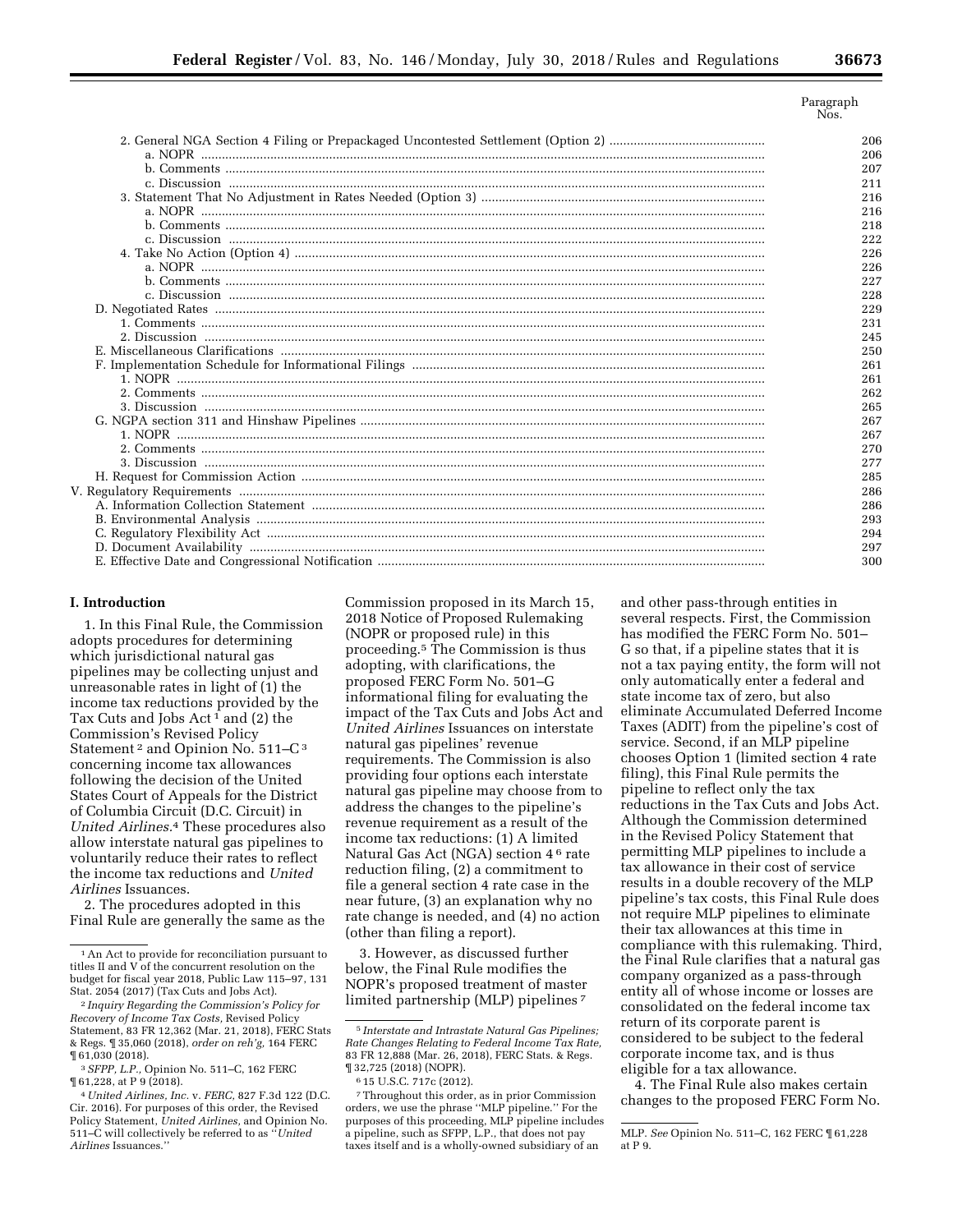| | Paragraph Nos. |
|---|---|
| 2. General NGA Section 4 Filing or Prepackaged Uncontested Settlement (Option 2) | 206 |
| a. NOPR | 206 |
| b. Comments | 207 |
| c. Discussion | 211 |
| 3. Statement That No Adjustment in Rates Needed (Option 3) | 216 |
| a. NOPR | 216 |
| b. Comments | 218 |
| c. Discussion | 222 |
| 4. Take No Action (Option 4) | 226 |
| a. NOPR | 226 |
| b. Comments | 227 |
| c. Discussion | 228 |
| D. Negotiated Rates | 229 |
| 1. Comments | 231 |
| 2. Discussion | 245 |
| E. Miscellaneous Clarifications | 250 |
| F. Implementation Schedule for Informational Filings | 261 |
| 1. NOPR | 261 |
| 2. Comments | 262 |
| 3. Discussion | 265 |
| G. NGPA section 311 and Hinshaw Pipelines | 267 |
| 1. NOPR | 267 |
| 2. Comments | 270 |
| 3. Discussion | 277 |
| H. Request for Commission Action | 285 |
| V. Regulatory Requirements | 286 |
| A. Information Collection Statement | 286 |
| B. Environmental Analysis | 293 |
| C. Regulatory Flexibility Act | 294 |
| D. Document Availability | 297 |
| E. Effective Date and Congressional Notification | 300 |

## I. Introduction

1. In this Final Rule, the Commission adopts procedures for determining which jurisdictional natural gas pipelines may be collecting unjust and unreasonable rates in light of (1) the income tax reductions provided by the Tax Cuts and Jobs Act[1] and (2) the Commission's Revised Policy Statement[2] and Opinion No. 511–C[3] concerning income tax allowances following the decision of the United States Court of Appeals for the District of Columbia Circuit (D.C. Circuit) in *United Airlines*.[4] These procedures also allow interstate natural gas pipelines to voluntarily reduce their rates to reflect the income tax reductions and *United Airlines* Issuances.

2. The procedures adopted in this Final Rule are generally the same as the Commission proposed in its March 15, 2018 Notice of Proposed Rulemaking (NOPR or proposed rule) in this proceeding.[5] The Commission is thus adopting, with clarifications, the proposed FERC Form No. 501–G informational filing for evaluating the impact of the Tax Cuts and Jobs Act and *United Airlines* Issuances on interstate natural gas pipelines' revenue requirements. The Commission is also providing four options each interstate natural gas pipeline may choose from to address the changes to the pipeline's revenue requirement as a result of the income tax reductions: (1) A limited Natural Gas Act (NGA) section 4[6] rate reduction filing, (2) a commitment to file a general section 4 rate case in the near future, (3) an explanation why no rate change is needed, and (4) no action (other than filing a report).

3. However, as discussed further below, the Final Rule modifies the NOPR's proposed treatment of master limited partnership (MLP) pipelines[7] and other pass-through entities in several respects. First, the Commission has modified the FERC Form No. 501–G so that, if a pipeline states that it is not a tax paying entity, the form will not only automatically enter a federal and state income tax of zero, but also eliminate Accumulated Deferred Income Taxes (ADIT) from the pipeline's cost of service. Second, if an MLP pipeline chooses Option 1 (limited section 4 rate filing), this Final Rule permits the pipeline to reflect only the tax reductions in the Tax Cuts and Jobs Act. Although the Commission determined in the Revised Policy Statement that permitting MLP pipelines to include a tax allowance in their cost of service results in a double recovery of the MLP pipeline's tax costs, this Final Rule does not require MLP pipelines to eliminate their tax allowances at this time in compliance with this rulemaking. Third, the Final Rule clarifies that a natural gas company organized as a pass-through entity all of whose income or losses are consolidated on the federal income tax return of its corporate parent is considered to be subject to the federal corporate income tax, and is thus eligible for a tax allowance.

4. The Final Rule also makes certain changes to the proposed FERC Form No.

---

[1] An Act to provide for reconciliation pursuant to titles II and V of the concurrent resolution on the budget for fiscal year 2018, Public Law 115–97, 131 Stat. 2054 (2017) (Tax Cuts and Jobs Act).

[2] *Inquiry Regarding the Commission's Policy for Recovery of Income Tax Costs*, Revised Policy Statement, 83 FR 12,362 (Mar. 21, 2018), FERC Stats & Regs. ¶ 35,060 (2018), *order on reh'g*, 164 FERC ¶ 61,030 (2018).

[3] *SFPP, L.P.*, Opinion No. 511–C, 162 FERC ¶ 61,228, at P 9 (2018).

[4] *United Airlines, Inc.* v. *FERC*, 827 F.3d 122 (D.C. Cir. 2016). For purposes of this order, the Revised Policy Statement, *United Airlines*, and Opinion No. 511–C will collectively be referred to as "*United Airlines* Issuances."

[5] *Interstate and Intrastate Natural Gas Pipelines; Rate Changes Relating to Federal Income Tax Rate*, 83 FR 12,888 (Mar. 26, 2018), FERC Stats. & Regs. ¶ 32,725 (2018) (NOPR).

[6] 15 U.S.C. 717c (2012).

[7] Throughout this order, as in prior Commission orders, we use the phrase "MLP pipeline." For the purposes of this proceeding, MLP pipeline includes a pipeline, such as SFPP, L.P., that does not pay taxes itself and is a wholly-owned subsidiary of an MLP. *See* Opinion No. 511–C, 162 FERC ¶ 61,228 at P 9.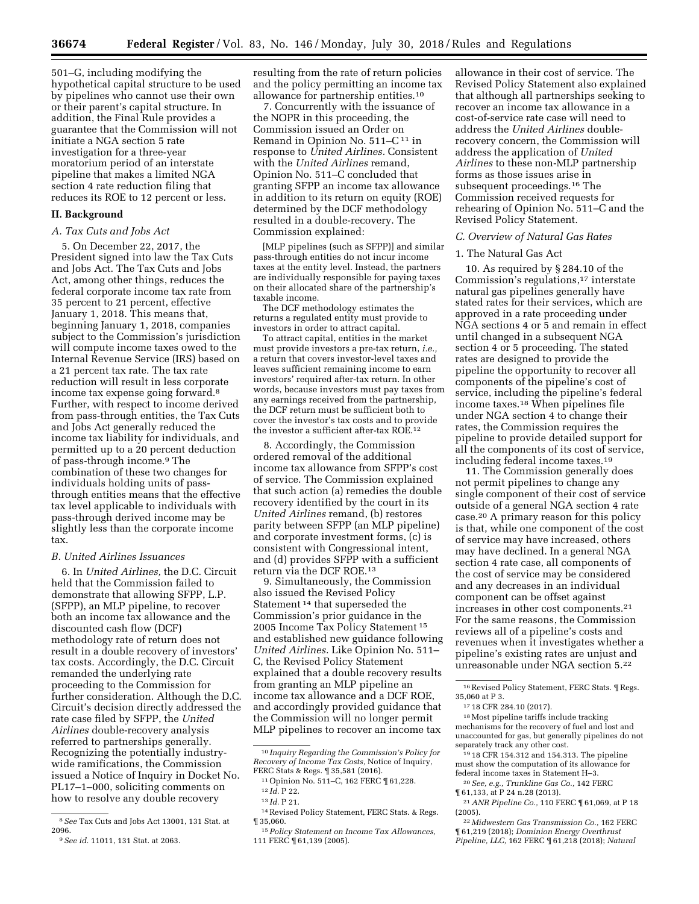501–G, including modifying the hypothetical capital structure to be used by pipelines who cannot use their own or their parent's capital structure. In addition, the Final Rule provides a guarantee that the Commission will not initiate a NGA section 5 rate investigation for a three-year moratorium period of an interstate pipeline that makes a limited NGA section 4 rate reduction filing that reduces its ROE to 12 percent or less.

## II. Background

### A. Tax Cuts and Jobs Act

5. On December 22, 2017, the President signed into law the Tax Cuts and Jobs Act. The Tax Cuts and Jobs Act, among other things, reduces the federal corporate income tax rate from 35 percent to 21 percent, effective January 1, 2018. This means that, beginning January 1, 2018, companies subject to the Commission's jurisdiction will compute income taxes owed to the Internal Revenue Service (IRS) based on a 21 percent tax rate. The tax rate reduction will result in less corporate income tax expense going forward.[8] Further, with respect to income derived from pass-through entities, the Tax Cuts and Jobs Act generally reduced the income tax liability for individuals, and permitted up to a 20 percent deduction of pass-through income.[9] The combination of these two changes for individuals holding units of pass-through entities means that the effective tax level applicable to individuals with pass-through derived income may be slightly less than the corporate income tax.

### B. United Airlines Issuances

6. In *United Airlines,* the D.C. Circuit held that the Commission failed to demonstrate that allowing SFPP, L.P. (SFPP), an MLP pipeline, to recover both an income tax allowance and the discounted cash flow (DCF) methodology rate of return does not result in a double recovery of investors' tax costs. Accordingly, the D.C. Circuit remanded the underlying rate proceeding to the Commission for further consideration. Although the D.C. Circuit's decision directly addressed the rate case filed by SFPP, the *United Airlines* double-recovery analysis referred to partnerships generally. Recognizing the potentially industry-wide ramifications, the Commission issued a Notice of Inquiry in Docket No. PL17–1–000, soliciting comments on how to resolve any double recovery resulting from the rate of return policies and the policy permitting an income tax allowance for partnership entities.[10]

7. Concurrently with the issuance of the NOPR in this proceeding, the Commission issued an Order on Remand in Opinion No. 511–C[11] in response to *United Airlines.* Consistent with the *United Airlines* remand, Opinion No. 511–C concluded that granting SFPP an income tax allowance in addition to its return on equity (ROE) determined by the DCF methodology resulted in a double-recovery. The Commission explained:

> [MLP pipelines (such as SFPP)] and similar pass-through entities do not incur income taxes at the entity level. Instead, the partners are individually responsible for paying taxes on their allocated share of the partnership's taxable income.
>
> The DCF methodology estimates the returns a regulated entity must provide to investors in order to attract capital.
>
> To attract capital, entities in the market must provide investors a pre-tax return, *i.e.,* a return that covers investor-level taxes and leaves sufficient remaining income to earn investors' required after-tax return. In other words, because investors must pay taxes from any earnings received from the partnership, the DCF return must be sufficient both to cover the investor's tax costs and to provide the investor a sufficient after-tax ROE.[12]

8. Accordingly, the Commission ordered removal of the additional income tax allowance from SFPP's cost of service. The Commission explained that such action (a) remedies the double recovery identified by the court in its *United Airlines* remand, (b) restores parity between SFPP (an MLP pipeline) and corporate investment forms, (c) is consistent with Congressional intent, and (d) provides SFPP with a sufficient return via the DCF ROE.[13]

9. Simultaneously, the Commission also issued the Revised Policy Statement[14] that superseded the Commission's prior guidance in the 2005 Income Tax Policy Statement[15] and established new guidance following *United Airlines.* Like Opinion No. 511–C, the Revised Policy Statement explained that a double recovery results from granting an MLP pipeline an income tax allowance and a DCF ROE, and accordingly provided guidance that the Commission will no longer permit MLP pipelines to recover an income tax allowance in their cost of service. The Revised Policy Statement also explained that although all partnerships seeking to recover an income tax allowance in a cost-of-service rate case will need to address the *United Airlines* double-recovery concern, the Commission will address the application of *United Airlines* to these non-MLP partnership forms as those issues arise in subsequent proceedings.[16] The Commission received requests for rehearing of Opinion No. 511–C and the Revised Policy Statement.

### C. Overview of Natural Gas Rates

#### 1. The Natural Gas Act

10. As required by § 284.10 of the Commission's regulations,[17] interstate natural gas pipelines generally have stated rates for their services, which are approved in a rate proceeding under NGA sections 4 or 5 and remain in effect until changed in a subsequent NGA section 4 or 5 proceeding. The stated rates are designed to provide the pipeline the opportunity to recover all components of the pipeline's cost of service, including the pipeline's federal income taxes.[18] When pipelines file under NGA section 4 to change their rates, the Commission requires the pipeline to provide detailed support for all the components of its cost of service, including federal income taxes.[19]

11. The Commission generally does not permit pipelines to change any single component of their cost of service outside of a general NGA section 4 rate case.[20] A primary reason for this policy is that, while one component of the cost of service may have increased, others may have declined. In a general NGA section 4 rate case, all components of the cost of service may be considered and any decreases in an individual component can be offset against increases in other cost components.[21] For the same reasons, the Commission reviews all of a pipeline's costs and revenues when it investigates whether a pipeline's existing rates are unjust and unreasonable under NGA section 5.[22]

---

[8] *See* Tax Cuts and Jobs Act 13001, 131 Stat. at 2096.

[9] *See id.* 11011, 131 Stat. at 2063.

[10] *Inquiry Regarding the Commission's Policy for Recovery of Income Tax Costs,* Notice of Inquiry, FERC Stats & Regs. ¶ 35,581 (2016).

[11] Opinion No. 511–C, 162 FERC ¶ 61,228.

[12] *Id.* P 22.

[13] *Id.* P 21.

[14] Revised Policy Statement, FERC Stats. & Regs. ¶ 35,060.

[15] *Policy Statement on Income Tax Allowances,* 111 FERC ¶ 61,139 (2005).

[16] Revised Policy Statement, FERC Stats. ¶ Regs. 35,060 at P 3.

[17] 18 CFR 284.10 (2017).

[18] Most pipeline tariffs include tracking mechanisms for the recovery of fuel and lost and unaccounted for gas, but generally pipelines do not separately track any other cost.

[19] 18 CFR 154.312 and 154.313. The pipeline must show the computation of its allowance for federal income taxes in Statement H–3.

[20] *See, e.g., Trunkline Gas Co.,* 142 FERC ¶ 61,133, at P 24 n.28 (2013).

[21] *ANR Pipeline Co.,* 110 FERC ¶ 61,069, at P 18 (2005).

[22] *Midwestern Gas Transmission Co.,* 162 FERC ¶ 61,219 (2018); *Dominion Energy Overthrust Pipeline, LLC,* 162 FERC ¶ 61,218 (2018); *Natural*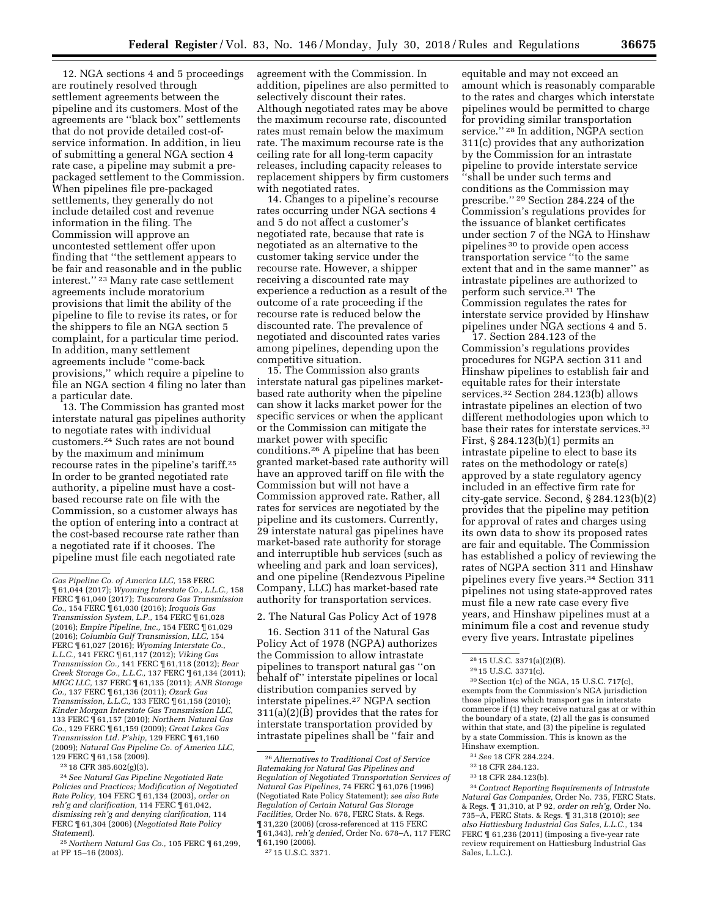12. NGA sections 4 and 5 proceedings are routinely resolved through settlement agreements between the pipeline and its customers. Most of the agreements are "black box" settlements that do not provide detailed cost-of-service information. In addition, in lieu of submitting a general NGA section 4 rate case, a pipeline may submit a pre-packaged settlement to the Commission. When pipelines file pre-packaged settlements, they generally do not include detailed cost and revenue information in the filing. The Commission will approve an uncontested settlement offer upon finding that "the settlement appears to be fair and reasonable and in the public interest." [23] Many rate case settlement agreements include moratorium provisions that limit the ability of the pipeline to file to revise its rates, or for the shippers to file an NGA section 5 complaint, for a particular time period. In addition, many settlement agreements include "come-back provisions," which require a pipeline to file an NGA section 4 filing no later than a particular date.

13. The Commission has granted most interstate natural gas pipelines authority to negotiate rates with individual customers.[24] Such rates are not bound by the maximum and minimum recourse rates in the pipeline's tariff.[25] In order to be granted negotiated rate authority, a pipeline must have a cost-based recourse rate on file with the Commission, so a customer always has the option of entering into a contract at the cost-based recourse rate rather than a negotiated rate if it chooses. The pipeline must file each negotiated rate agreement with the Commission. In addition, pipelines are also permitted to selectively discount their rates. Although negotiated rates may be above the maximum recourse rate, discounted rates must remain below the maximum rate. The maximum recourse rate is the ceiling rate for all long-term capacity releases, including capacity releases to replacement shippers by firm customers with negotiated rates.

14. Changes to a pipeline's recourse rates occurring under NGA sections 4 and 5 do not affect a customer's negotiated rate, because that rate is negotiated as an alternative to the customer taking service under the recourse rate. However, a shipper receiving a discounted rate may experience a reduction as a result of the outcome of a rate proceeding if the recourse rate is reduced below the discounted rate. The prevalence of negotiated and discounted rates varies among pipelines, depending upon the competitive situation.

15. The Commission also grants interstate natural gas pipelines market-based rate authority when the pipeline can show it lacks market power for the specific services or when the applicant or the Commission can mitigate the market power with specific conditions.[26] A pipeline that has been granted market-based rate authority will have an approved tariff on file with the Commission but will not have a Commission approved rate. Rather, all rates for services are negotiated by the pipeline and its customers. Currently, 29 interstate natural gas pipelines have market-based rate authority for storage and interruptible hub services (such as wheeling and park and loan services), and one pipeline (Rendezvous Pipeline Company, LLC) has market-based rate authority for transportation services.

## 2. The Natural Gas Policy Act of 1978

16. Section 311 of the Natural Gas Policy Act of 1978 (NGPA) authorizes the Commission to allow intrastate pipelines to transport natural gas "on behalf of" interstate pipelines or local distribution companies served by interstate pipelines.[27] NGPA section 311(a)(2)(B) provides that the rates for interstate transportation provided by intrastate pipelines shall be "fair and equitable and may not exceed an amount which is reasonably comparable to the rates and charges which interstate pipelines would be permitted to charge for providing similar transportation service." [28] In addition, NGPA section 311(c) provides that any authorization by the Commission for an intrastate pipeline to provide interstate service "shall be under such terms and conditions as the Commission may prescribe." [29] Section 284.224 of the Commission's regulations provides for the issuance of blanket certificates under section 7 of the NGA to Hinshaw pipelines [30] to provide open access transportation service "to the same extent that and in the same manner" as intrastate pipelines are authorized to perform such service.[31] The Commission regulates the rates for interstate service provided by Hinshaw pipelines under NGA sections 4 and 5.

17. Section 284.123 of the Commission's regulations provides procedures for NGPA section 311 and Hinshaw pipelines to establish fair and equitable rates for their interstate services.[32] Section 284.123(b) allows intrastate pipelines an election of two different methodologies upon which to base their rates for interstate services.[33] First, § 284.123(b)(1) permits an intrastate pipeline to elect to base its rates on the methodology or rate(s) approved by a state regulatory agency included in an effective firm rate for city-gate service. Second, § 284.123(b)(2) provides that the pipeline may petition for approval of rates and charges using its own data to show its proposed rates are fair and equitable. The Commission has established a policy of reviewing the rates of NGPA section 311 and Hinshaw pipelines every five years.[34] Section 311 pipelines not using state-approved rates must file a new rate case every five years, and Hinshaw pipelines must at a minimum file a cost and revenue study every five years. Intrastate pipelines

---

*Gas Pipeline Co. of America LLC*, 158 FERC ¶ 61,044 (2017); *Wyoming Interstate Co., L.L.C.*, 158 FERC ¶ 61,040 (2017); *Tuscarora Gas Transmission Co.*, 154 FERC ¶ 61,030 (2016); *Iroquois Gas Transmission System, L.P.*, 154 FERC ¶ 61,028 (2016); *Empire Pipeline, Inc.*, 154 FERC ¶ 61,029 (2016); *Columbia Gulf Transmission, LLC*, 154 FERC ¶ 61,027 (2016); *Wyoming Interstate Co., L.L.C.*, 141 FERC ¶ 61,117 (2012); *Viking Gas Transmission Co.*, 141 FERC ¶ 61,118 (2012); *Bear Creek Storage Co., L.L.C.*, 137 FERC ¶ 61,134 (2011); *MIGC LLC*, 137 FERC ¶ 61,135 (2011); *ANR Storage Co.*, 137 FERC ¶ 61,136 (2011); *Ozark Gas Transmission, L.L.C.*, 133 FERC ¶ 61,158 (2010); *Kinder Morgan Interstate Gas Transmission LLC*, 133 FERC ¶ 61,157 (2010); *Northern Natural Gas Co.*, 129 FERC ¶ 61,159 (2009); *Great Lakes Gas Transmission Ltd. P'ship*, 129 FERC ¶ 61,160 (2009); *Natural Gas Pipeline Co. of America LLC*, 129 FERC ¶ 61,158 (2009).

[23] 18 CFR 385.602(g)(3).

[24] *See Natural Gas Pipeline Negotiated Rate Policies and Practices; Modification of Negotiated Rate Policy*, 104 FERC ¶ 61,134 (2003), *order on reh'g and clarification*, 114 FERC ¶ 61,042, *dismissing reh'g and denying clarification*, 114 FERC ¶ 61,304 (2006) (*Negotiated Rate Policy Statement*).

[25] *Northern Natural Gas Co.*, 105 FERC ¶ 61,299, at PP 15–16 (2003).

[26] *Alternatives to Traditional Cost of Service Ratemaking for Natural Gas Pipelines and Regulation of Negotiated Transportation Services of Natural Gas Pipelines*, 74 FERC ¶ 61,076 (1996) (Negotiated Rate Policy Statement); *see also Rate Regulation of Certain Natural Gas Storage Facilities*, Order No. 678, FERC Stats. & Regs. ¶ 31,220 (2006) (cross-referenced at 115 FERC ¶ 61,343), *reh'g denied*, Order No. 678–A, 117 FERC ¶ 61,190 (2006).

[27] 15 U.S.C. 3371.

[28] 15 U.S.C. 3371(a)(2)(B).

[29] 15 U.S.C. 3371(c).

[30] Section 1(c) of the NGA, 15 U.S.C. 717(c), exempts from the Commission's NGA jurisdiction those pipelines which transport gas in interstate commerce if (1) they receive natural gas at or within the boundary of a state, (2) all the gas is consumed within that state, and (3) the pipeline is regulated by a state Commission. This is known as the Hinshaw exemption.

[31] *See* 18 CFR 284.224.

[32] 18 CFR 284.123.

[33] 18 CFR 284.123(b).

[34] *Contract Reporting Requirements of Intrastate Natural Gas Companies*, Order No. 735, FERC Stats. & Regs. ¶ 31,310, at P 92, *order on reh'g*, Order No. 735–A, FERC Stats. & Regs. ¶ 31,318 (2010); *see also Hattiesburg Industrial Gas Sales, L.L.C.*, 134 FERC ¶ 61,236 (2011) (imposing a five-year rate review requirement on Hattiesburg Industrial Gas Sales, L.L.C.).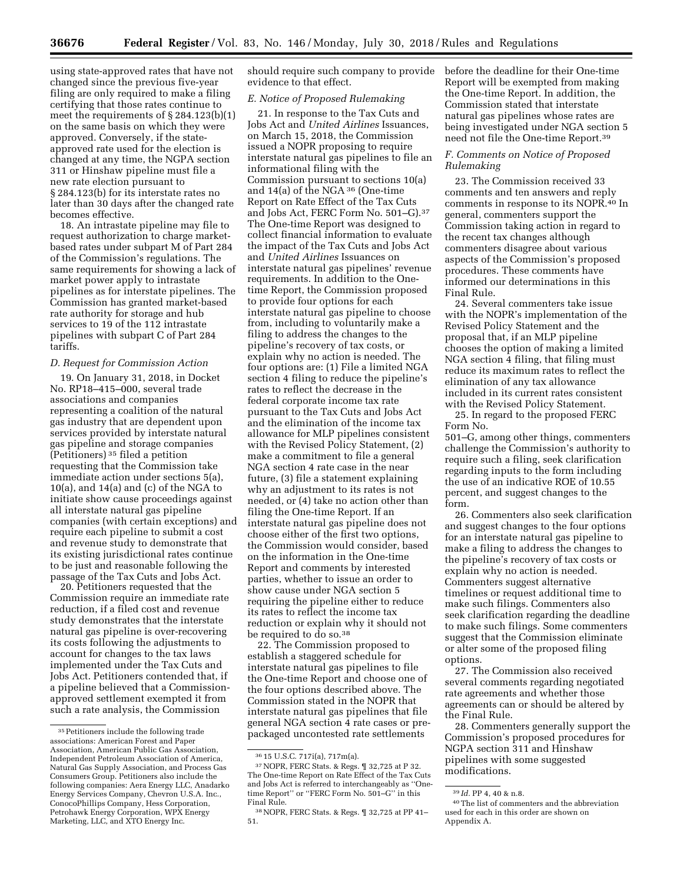using state-approved rates that have not changed since the previous five-year filing are only required to make a filing certifying that those rates continue to meet the requirements of § 284.123(b)(1) on the same basis on which they were approved. Conversely, if the state-approved rate used for the election is changed at any time, the NGPA section 311 or Hinshaw pipeline must file a new rate election pursuant to § 284.123(b) for its interstate rates no later than 30 days after the changed rate becomes effective.

18. An intrastate pipeline may file to request authorization to charge market-based rates under subpart M of Part 284 of the Commission's regulations. The same requirements for showing a lack of market power apply to intrastate pipelines as for interstate pipelines. The Commission has granted market-based rate authority for storage and hub services to 19 of the 112 intrastate pipelines with subpart C of Part 284 tariffs.

### *D. Request for Commission Action*

19. On January 31, 2018, in Docket No. RP18–415–000, several trade associations and companies representing a coalition of the natural gas industry that are dependent upon services provided by interstate natural gas pipeline and storage companies (Petitioners) [35] filed a petition requesting that the Commission take immediate action under sections 5(a), 10(a), and 14(a) and (c) of the NGA to initiate show cause proceedings against all interstate natural gas pipeline companies (with certain exceptions) and require each pipeline to submit a cost and revenue study to demonstrate that its existing jurisdictional rates continue to be just and reasonable following the passage of the Tax Cuts and Jobs Act.

20. Petitioners requested that the Commission require an immediate rate reduction, if a filed cost and revenue study demonstrates that the interstate natural gas pipeline is over-recovering its costs following the adjustments to account for changes to the tax laws implemented under the Tax Cuts and Jobs Act. Petitioners contended that, if a pipeline believed that a Commission-approved settlement exempted it from such a rate analysis, the Commission should require such company to provide evidence to that effect.

### *E. Notice of Proposed Rulemaking*

21. In response to the Tax Cuts and Jobs Act and *United Airlines* Issuances, on March 15, 2018, the Commission issued a NOPR proposing to require interstate natural gas pipelines to file an informational filing with the Commission pursuant to sections 10(a) and 14(a) of the NGA [36] (One-time Report on Rate Effect of the Tax Cuts and Jobs Act, FERC Form No. 501–G).[37] The One-time Report was designed to collect financial information to evaluate the impact of the Tax Cuts and Jobs Act and *United Airlines* Issuances on interstate natural gas pipelines' revenue requirements. In addition to the One-time Report, the Commission proposed to provide four options for each interstate natural gas pipeline to choose from, including to voluntarily make a filing to address the changes to the pipeline's recovery of tax costs, or explain why no action is needed. The four options are: (1) File a limited NGA section 4 filing to reduce the pipeline's rates to reflect the decrease in the federal corporate income tax rate pursuant to the Tax Cuts and Jobs Act and the elimination of the income tax allowance for MLP pipelines consistent with the Revised Policy Statement, (2) make a commitment to file a general NGA section 4 rate case in the near future, (3) file a statement explaining why an adjustment to its rates is not needed, or (4) take no action other than filing the One-time Report. If an interstate natural gas pipeline does not choose either of the first two options, the Commission would consider, based on the information in the One-time Report and comments by interested parties, whether to issue an order to show cause under NGA section 5 requiring the pipeline either to reduce its rates to reflect the income tax reduction or explain why it should not be required to do so.[38]

22. The Commission proposed to establish a staggered schedule for interstate natural gas pipelines to file the One-time Report and choose one of the four options described above. The Commission stated in the NOPR that interstate natural gas pipelines that file general NGA section 4 rate cases or pre-packaged uncontested rate settlements before the deadline for their One-time Report will be exempted from making the One-time Report. In addition, the Commission stated that interstate natural gas pipelines whose rates are being investigated under NGA section 5 need not file the One-time Report.[39]

### *F. Comments on Notice of Proposed Rulemaking*

23. The Commission received 33 comments and ten answers and reply comments in response to its NOPR.[40] In general, commenters support the Commission taking action in regard to the recent tax changes although commenters disagree about various aspects of the Commission's proposed procedures. These comments have informed our determinations in this Final Rule.

24. Several commenters take issue with the NOPR's implementation of the Revised Policy Statement and the proposal that, if an MLP pipeline chooses the option of making a limited NGA section 4 filing, that filing must reduce its maximum rates to reflect the elimination of any tax allowance included in its current rates consistent with the Revised Policy Statement.

25. In regard to the proposed FERC Form No. 501–G, among other things, commenters challenge the Commission's authority to require such a filing, seek clarification regarding inputs to the form including the use of an indicative ROE of 10.55 percent, and suggest changes to the form.

26. Commenters also seek clarification and suggest changes to the four options for an interstate natural gas pipeline to make a filing to address the changes to the pipeline's recovery of tax costs or explain why no action is needed. Commenters suggest alternative timelines or request additional time to make such filings. Commenters also seek clarification regarding the deadline to make such filings. Some commenters suggest that the Commission eliminate or alter some of the proposed filing options.

27. The Commission also received several comments regarding negotiated rate agreements and whether those agreements can or should be altered by the Final Rule.

28. Commenters generally support the Commission's proposed procedures for NGPA section 311 and Hinshaw pipelines with some suggested modifications.

---

[35] Petitioners include the following trade associations: American Forest and Paper Association, American Public Gas Association, Independent Petroleum Association of America, Natural Gas Supply Association, and Process Gas Consumers Group. Petitioners also include the following companies: Aera Energy LLC, Anadarko Energy Services Company, Chevron U.S.A. Inc., ConocoPhillips Company, Hess Corporation, Petrohawk Energy Corporation, WPX Energy Marketing, LLC, and XTO Energy Inc.

[36] 15 U.S.C. 717i(a), 717m(a).

[37] NOPR, FERC Stats. & Regs. ¶ 32,725 at P 32. The One-time Report on Rate Effect of the Tax Cuts and Jobs Act is referred to interchangeably as "One-time Report" or "FERC Form No. 501–G" in this Final Rule.

[38] NOPR, FERC Stats. & Regs. ¶ 32,725 at PP 41–51.

[39] *Id.* PP 4, 40 & n.8.

[40] The list of commenters and the abbreviation used for each in this order are shown on Appendix A.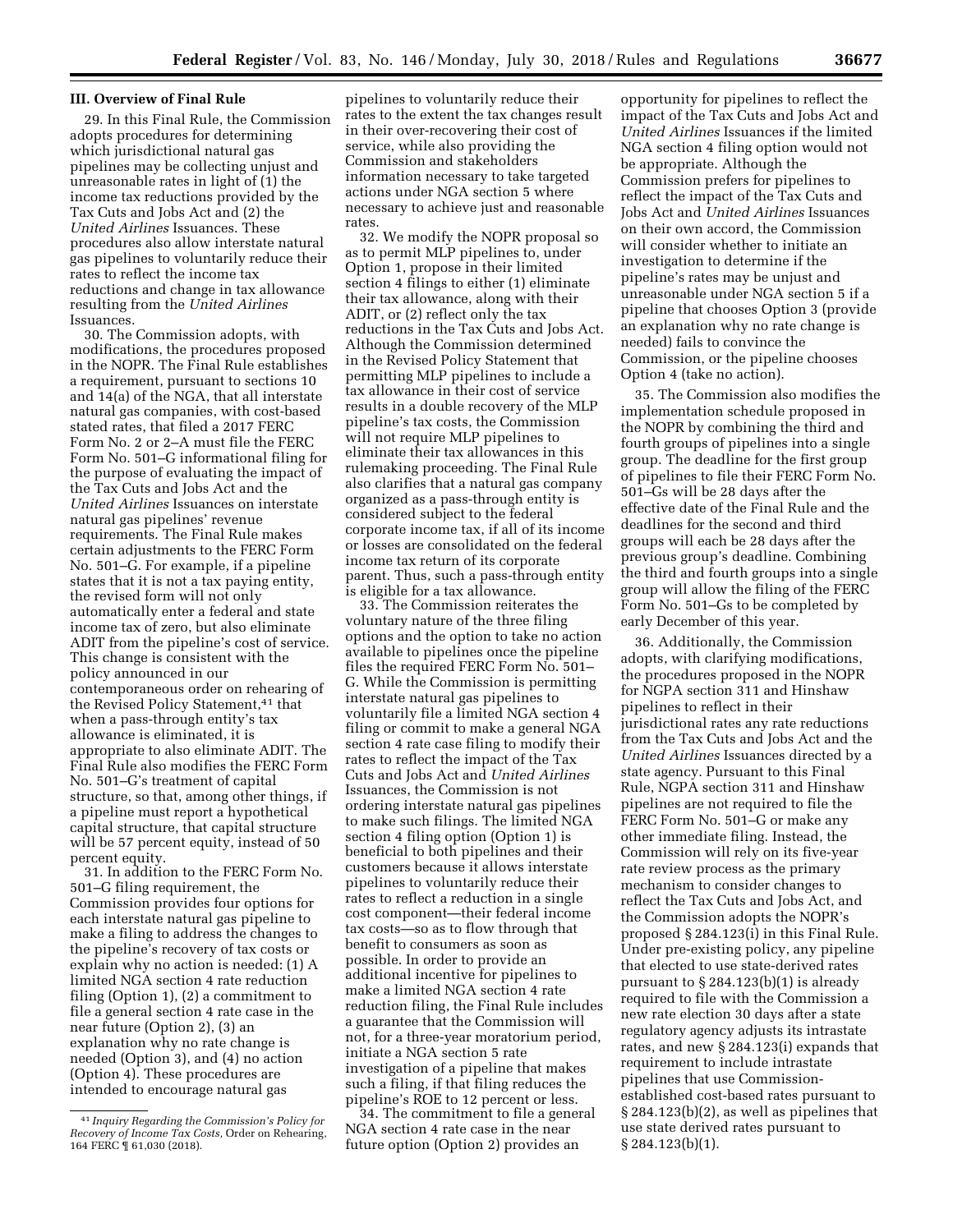## III. Overview of Final Rule

29. In this Final Rule, the Commission adopts procedures for determining which jurisdictional natural gas pipelines may be collecting unjust and unreasonable rates in light of (1) the income tax reductions provided by the Tax Cuts and Jobs Act and (2) the *United Airlines* Issuances. These procedures also allow interstate natural gas pipelines to voluntarily reduce their rates to reflect the income tax reductions and change in tax allowance resulting from the *United Airlines* Issuances.

30. The Commission adopts, with modifications, the procedures proposed in the NOPR. The Final Rule establishes a requirement, pursuant to sections 10 and 14(a) of the NGA, that all interstate natural gas companies, with cost-based stated rates, that filed a 2017 FERC Form No. 2 or 2–A must file the FERC Form No. 501–G informational filing for the purpose of evaluating the impact of the Tax Cuts and Jobs Act and the *United Airlines* Issuances on interstate natural gas pipelines' revenue requirements. The Final Rule makes certain adjustments to the FERC Form No. 501–G. For example, if a pipeline states that it is not a tax paying entity, the revised form will not only automatically enter a federal and state income tax of zero, but also eliminate ADIT from the pipeline's cost of service. This change is consistent with the policy announced in our contemporaneous order on rehearing of the Revised Policy Statement,[41] that when a pass-through entity's tax allowance is eliminated, it is appropriate to also eliminate ADIT. The Final Rule also modifies the FERC Form No. 501–G's treatment of capital structure, so that, among other things, if a pipeline must report a hypothetical capital structure, that capital structure will be 57 percent equity, instead of 50 percent equity.

31. In addition to the FERC Form No. 501–G filing requirement, the Commission provides four options for each interstate natural gas pipeline to make a filing to address the changes to the pipeline's recovery of tax costs or explain why no action is needed: (1) A limited NGA section 4 rate reduction filing (Option 1), (2) a commitment to file a general section 4 rate case in the near future (Option 2), (3) an explanation why no rate change is needed (Option 3), and (4) no action (Option 4). These procedures are intended to encourage natural gas pipelines to voluntarily reduce their rates to the extent the tax changes result in their over-recovering their cost of service, while also providing the Commission and stakeholders information necessary to take targeted actions under NGA section 5 where necessary to achieve just and reasonable rates.

32. We modify the NOPR proposal so as to permit MLP pipelines to, under Option 1, propose in their limited section 4 filings to either (1) eliminate their tax allowance, along with their ADIT, or (2) reflect only the tax reductions in the Tax Cuts and Jobs Act. Although the Commission determined in the Revised Policy Statement that permitting MLP pipelines to include a tax allowance in their cost of service results in a double recovery of the MLP pipeline's tax costs, the Commission will not require MLP pipelines to eliminate their tax allowances in this rulemaking proceeding. The Final Rule also clarifies that a natural gas company organized as a pass-through entity is considered subject to the federal corporate income tax, if all of its income or losses are consolidated on the federal income tax return of its corporate parent. Thus, such a pass-through entity is eligible for a tax allowance.

33. The Commission reiterates the voluntary nature of the three filing options and the option to take no action available to pipelines once the pipeline files the required FERC Form No. 501–G. While the Commission is permitting interstate natural gas pipelines to voluntarily file a limited NGA section 4 filing or commit to make a general NGA section 4 rate case filing to modify their rates to reflect the impact of the Tax Cuts and Jobs Act and *United Airlines* Issuances, the Commission is not ordering interstate natural gas pipelines to make such filings. The limited NGA section 4 filing option (Option 1) is beneficial to both pipelines and their customers because it allows interstate pipelines to voluntarily reduce their rates to reflect a reduction in a single cost component—their federal income tax costs—so as to flow through that benefit to consumers as soon as possible. In order to provide an additional incentive for pipelines to make a limited NGA section 4 rate reduction filing, the Final Rule includes a guarantee that the Commission will not, for a three-year moratorium period, initiate a NGA section 5 rate investigation of a pipeline that makes such a filing, if that filing reduces the pipeline's ROE to 12 percent or less.

34. The commitment to file a general NGA section 4 rate case in the near future option (Option 2) provides an opportunity for pipelines to reflect the impact of the Tax Cuts and Jobs Act and *United Airlines* Issuances if the limited NGA section 4 filing option would not be appropriate. Although the Commission prefers for pipelines to reflect the impact of the Tax Cuts and Jobs Act and *United Airlines* Issuances on their own accord, the Commission will consider whether to initiate an investigation to determine if the pipeline's rates may be unjust and unreasonable under NGA section 5 if a pipeline that chooses Option 3 (provide an explanation why no rate change is needed) fails to convince the Commission, or the pipeline chooses Option 4 (take no action).

35. The Commission also modifies the implementation schedule proposed in the NOPR by combining the third and fourth groups of pipelines into a single group. The deadline for the first group of pipelines to file their FERC Form No. 501–Gs will be 28 days after the effective date of the Final Rule and the deadlines for the second and third groups will each be 28 days after the previous group's deadline. Combining the third and fourth groups into a single group will allow the filing of the FERC Form No. 501–Gs to be completed by early December of this year.

36. Additionally, the Commission adopts, with clarifying modifications, the procedures proposed in the NOPR for NGPA section 311 and Hinshaw pipelines to reflect in their jurisdictional rates any rate reductions from the Tax Cuts and Jobs Act and the *United Airlines* Issuances directed by a state agency. Pursuant to this Final Rule, NGPA section 311 and Hinshaw pipelines are not required to file the FERC Form No. 501–G or make any other immediate filing. Instead, the Commission will rely on its five-year rate review process as the primary mechanism to consider changes to reflect the Tax Cuts and Jobs Act, and the Commission adopts the NOPR's proposed § 284.123(i) in this Final Rule. Under pre-existing policy, any pipeline that elected to use state-derived rates pursuant to § 284.123(b)(1) is already required to file with the Commission a new rate election 30 days after a state regulatory agency adjusts its intrastate rates, and new § 284.123(i) expands that requirement to include intrastate pipelines that use Commission-established cost-based rates pursuant to § 284.123(b)(2), as well as pipelines that use state derived rates pursuant to § 284.123(b)(1).

[41] *Inquiry Regarding the Commission's Policy for Recovery of Income Tax Costs,* Order on Rehearing, 164 FERC ¶ 61,030 (2018).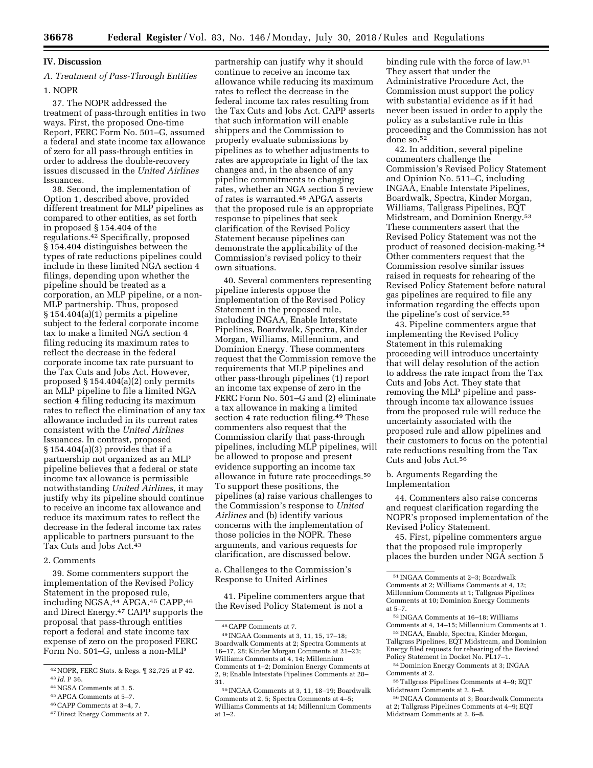## IV. Discussion

### A. Treatment of Pass-Through Entities

#### 1. NOPR

37. The NOPR addressed the treatment of pass-through entities in two ways. First, the proposed One-time Report, FERC Form No. 501–G, assumed a federal and state income tax allowance of zero for all pass-through entities in order to address the double-recovery issues discussed in the *United Airlines* Issuances.

38. Second, the implementation of Option 1, described above, provided different treatment for MLP pipelines as compared to other entities, as set forth in proposed § 154.404 of the regulations.[42] Specifically, proposed § 154.404 distinguishes between the types of rate reductions pipelines could include in these limited NGA section 4 filings, depending upon whether the pipeline should be treated as a corporation, an MLP pipeline, or a non-MLP partnership. Thus, proposed § 154.404(a)(1) permits a pipeline subject to the federal corporate income tax to make a limited NGA section 4 filing reducing its maximum rates to reflect the decrease in the federal corporate income tax rate pursuant to the Tax Cuts and Jobs Act. However, proposed § 154.404(a)(2) only permits an MLP pipeline to file a limited NGA section 4 filing reducing its maximum rates to reflect the elimination of any tax allowance included in its current rates consistent with the *United Airlines* Issuances. In contrast, proposed § 154.404(a)(3) provides that if a partnership not organized as an MLP pipeline believes that a federal or state income tax allowance is permissible notwithstanding *United Airlines,* it may justify why its pipeline should continue to receive an income tax allowance and reduce its maximum rates to reflect the decrease in the federal income tax rates applicable to partners pursuant to the Tax Cuts and Jobs Act.[43]

#### 2. Comments

39. Some commenters support the implementation of the Revised Policy Statement in the proposed rule, including NGSA,[44] APGA,[45] CAPP,[46] and Direct Energy.[47] CAPP supports the proposal that pass-through entities report a federal and state income tax expense of zero on the proposed FERC Form No. 501–G, unless a non-MLP partnership can justify why it should continue to receive an income tax allowance while reducing its maximum rates to reflect the decrease in the federal income tax rates resulting from the Tax Cuts and Jobs Act. CAPP asserts that such information will enable shippers and the Commission to properly evaluate submissions by pipelines as to whether adjustments to rates are appropriate in light of the tax changes and, in the absence of any pipeline commitments to changing rates, whether an NGA section 5 review of rates is warranted.[48] APGA asserts that the proposed rule is an appropriate response to pipelines that seek clarification of the Revised Policy Statement because pipelines can demonstrate the applicability of the Commission's revised policy to their own situations.

40. Several commenters representing pipeline interests oppose the implementation of the Revised Policy Statement in the proposed rule, including INGAA, Enable Interstate Pipelines, Boardwalk, Spectra, Kinder Morgan, Williams, Millennium, and Dominion Energy. These commenters request that the Commission remove the requirements that MLP pipelines and other pass-through pipelines (1) report an income tax expense of zero in the FERC Form No. 501–G and (2) eliminate a tax allowance in making a limited section 4 rate reduction filing.[49] These commenters also request that the Commission clarify that pass-through pipelines, including MLP pipelines, will be allowed to propose and present evidence supporting an income tax allowance in future rate proceedings.[50] To support these positions, the pipelines (a) raise various challenges to the Commission's response to *United Airlines* and (b) identify various concerns with the implementation of those policies in the NOPR. These arguments, and various requests for clarification, are discussed below.

a. Challenges to the Commission's Response to United Airlines

41. Pipeline commenters argue that the Revised Policy Statement is not a binding rule with the force of law.[51] They assert that under the Administrative Procedure Act, the Commission must support the policy with substantial evidence as if it had never been issued in order to apply the policy as a substantive rule in this proceeding and the Commission has not done so.[52]

42. In addition, several pipeline commenters challenge the Commission's Revised Policy Statement and Opinion No. 511–C, including INGAA, Enable Interstate Pipelines, Boardwalk, Spectra, Kinder Morgan, Williams, Tallgrass Pipelines, EQT Midstream, and Dominion Energy.[53] These commenters assert that the Revised Policy Statement was not the product of reasoned decision-making.[54] Other commenters request that the Commission resolve similar issues raised in requests for rehearing of the Revised Policy Statement before natural gas pipelines are required to file any information regarding the effects upon the pipeline's cost of service.[55]

43. Pipeline commenters argue that implementing the Revised Policy Statement in this rulemaking proceeding will introduce uncertainty that will delay resolution of the action to address the rate impact from the Tax Cuts and Jobs Act. They state that removing the MLP pipeline and pass-through income tax allowance issues from the proposed rule will reduce the uncertainty associated with the proposed rule and allow pipelines and their customers to focus on the potential rate reductions resulting from the Tax Cuts and Jobs Act.[56]

b. Arguments Regarding the Implementation

44. Commenters also raise concerns and request clarification regarding the NOPR's proposed implementation of the Revised Policy Statement.

45. First, pipeline commenters argue that the proposed rule improperly places the burden under NGA section 5

---

[42] NOPR, FERC Stats. & Regs. ¶ 32,725 at P 42.

[43] *Id.* P 36.

[44] NGSA Comments at 3, 5.

[45] APGA Comments at 5–7.

[46] CAPP Comments at 3–4, 7.

[47] Direct Energy Comments at 7.

[48] CAPP Comments at 7.

[49] INGAA Comments at 3, 11, 15, 17–18; Boardwalk Comments at 2; Spectra Comments at 16–17, 28; Kinder Morgan Comments at 21–23; Williams Comments at 4, 14; Millennium Comments at 1–2; Dominion Energy Comments at 2, 9; Enable Interstate Pipelines Comments at 28–31.

[50] INGAA Comments at 3, 11, 18–19; Boardwalk Comments at 2, 5; Spectra Comments at 4–5; Williams Comments at 14; Millennium Comments at 1–2.

[51] INGAA Comments at 2–3; Boardwalk Comments at 2; Williams Comments at 4, 12; Millennium Comments at 1; Tallgrass Pipelines Comments at 10; Dominion Energy Comments at 5–7.

[52] INGAA Comments at 16–18; Williams Comments at 4, 14–15; Millennium Comments at 1.

[53] INGAA, Enable, Spectra, Kinder Morgan, Tallgrass Pipelines, EQT Midstream, and Dominion Energy filed requests for rehearing of the Revised Policy Statement in Docket No. PL17–1.

[54] Dominion Energy Comments at 3; INGAA Comments at 2.

[55] Tallgrass Pipelines Comments at 4–9; EQT Midstream Comments at 2, 6–8.

[56] INGAA Comments at 3; Boardwalk Comments at 2; Tallgrass Pipelines Comments at 4–9; EQT Midstream Comments at 2, 6–8.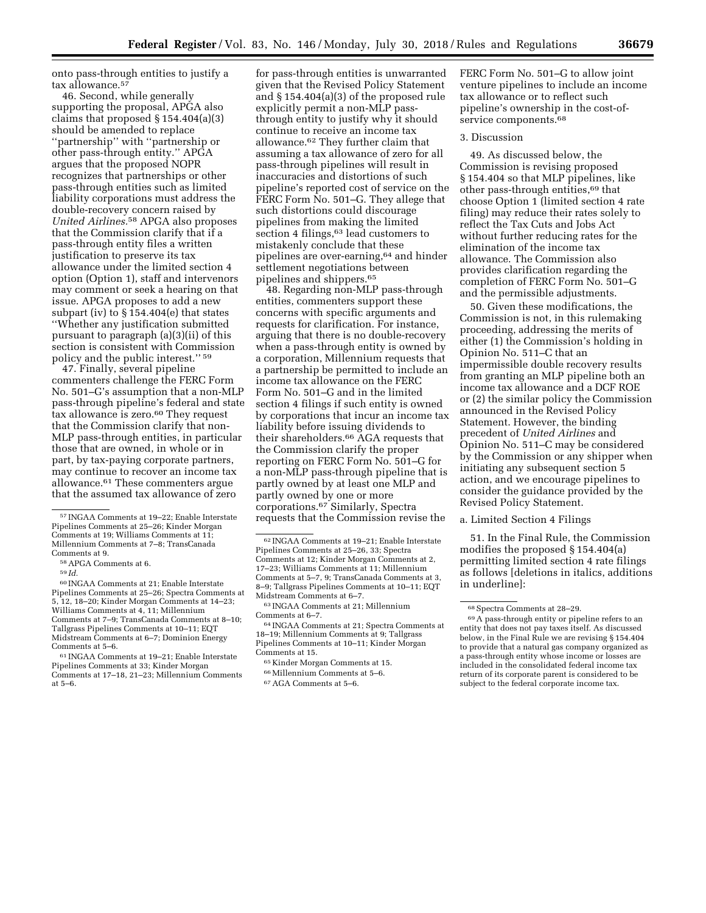onto pass-through entities to justify a tax allowance.[57]

46. Second, while generally supporting the proposal, APGA also claims that proposed § 154.404(a)(3) should be amended to replace ''partnership'' with ''partnership or other pass-through entity.'' APGA argues that the proposed NOPR recognizes that partnerships or other pass-through entities such as limited liability corporations must address the double-recovery concern raised by *United Airlines.*[58] APGA also proposes that the Commission clarify that if a pass-through entity files a written justification to preserve its tax allowance under the limited section 4 option (Option 1), staff and intervenors may comment or seek a hearing on that issue. APGA proposes to add a new subpart (iv) to § 154.404(e) that states ''Whether any justification submitted pursuant to paragraph (a)(3)(ii) of this section is consistent with Commission policy and the public interest.'' [59]

47. Finally, several pipeline commenters challenge the FERC Form No. 501–G's assumption that a non-MLP pass-through pipeline's federal and state tax allowance is zero.[60] They request that the Commission clarify that non-MLP pass-through entities, in particular those that are owned, in whole or in part, by tax-paying corporate partners, may continue to recover an income tax allowance.[61] These commenters argue that the assumed tax allowance of zero for pass-through entities is unwarranted given that the Revised Policy Statement and § 154.404(a)(3) of the proposed rule explicitly permit a non-MLP pass-through entity to justify why it should continue to receive an income tax allowance.[62] They further claim that assuming a tax allowance of zero for all pass-through pipelines will result in inaccuracies and distortions of such pipeline's reported cost of service on the FERC Form No. 501–G. They allege that such distortions could discourage pipelines from making the limited section 4 filings,[63] lead customers to mistakenly conclude that these pipelines are over-earning,[64] and hinder settlement negotiations between pipelines and shippers.[65]

48. Regarding non-MLP pass-through entities, commenters support these concerns with specific arguments and requests for clarification. For instance, arguing that there is no double-recovery when a pass-through entity is owned by a corporation, Millennium requests that a partnership be permitted to include an income tax allowance on the FERC Form No. 501–G and in the limited section 4 filings if such entity is owned by corporations that incur an income tax liability before issuing dividends to their shareholders.[66] AGA requests that the Commission clarify the proper reporting on FERC Form No. 501–G for a non-MLP pass-through pipeline that is partly owned by at least one MLP and partly owned by one or more corporations.[67] Similarly, Spectra requests that the Commission revise the FERC Form No. 501–G to allow joint venture pipelines to include an income tax allowance or to reflect such pipeline's ownership in the cost-of-service components.[68]

### 3. Discussion

49. As discussed below, the Commission is revising proposed § 154.404 so that MLP pipelines, like other pass-through entities,[69] that choose Option 1 (limited section 4 rate filing) may reduce their rates solely to reflect the Tax Cuts and Jobs Act without further reducing rates for the elimination of the income tax allowance. The Commission also provides clarification regarding the completion of FERC Form No. 501–G and the permissible adjustments.

50. Given these modifications, the Commission is not, in this rulemaking proceeding, addressing the merits of either (1) the Commission's holding in Opinion No. 511–C that an impermissible double recovery results from granting an MLP pipeline both an income tax allowance and a DCF ROE or (2) the similar policy the Commission announced in the Revised Policy Statement. However, the binding precedent of *United Airlines* and Opinion No. 511–C may be considered by the Commission or any shipper when initiating any subsequent section 5 action, and we encourage pipelines to consider the guidance provided by the Revised Policy Statement.

#### a. Limited Section 4 Filings

51. In the Final Rule, the Commission modifies the proposed § 154.404(a) permitting limited section 4 rate filings as follows [deletions in italics, additions in underline]:

---

[57] INGAA Comments at 19–22; Enable Interstate Pipelines Comments at 25–26; Kinder Morgan Comments at 19; Williams Comments at 11; Millennium Comments at 7–8; TransCanada Comments at 9.

[58] APGA Comments at 6.

[59] *Id.*

[60] INGAA Comments at 21; Enable Interstate Pipelines Comments at 25–26; Spectra Comments at 5, 12, 18–20; Kinder Morgan Comments at 14–23; Williams Comments at 4, 11; Millennium Comments at 7–9; TransCanada Comments at 8–10; Tallgrass Pipelines Comments at 10–11; EQT Midstream Comments at 6–7; Dominion Energy Comments at 5–6.

[61] INGAA Comments at 19–21; Enable Interstate Pipelines Comments at 33; Kinder Morgan Comments at 17–18, 21–23; Millennium Comments at 5–6.

[62] INGAA Comments at 19–21; Enable Interstate Pipelines Comments at 25–26, 33; Spectra Comments at 12; Kinder Morgan Comments at 2, 17–23; Williams Comments at 11; Millennium Comments at 5–7, 9; TransCanada Comments at 3, 8–9; Tallgrass Pipelines Comments at 10–11; EQT Midstream Comments at 6–7.

[63] INGAA Comments at 21; Millennium Comments at 6–7.

[64] INGAA Comments at 21; Spectra Comments at 18–19; Millennium Comments at 9; Tallgrass Pipelines Comments at 10–11; Kinder Morgan Comments at 15.

[65] Kinder Morgan Comments at 15.

[66] Millennium Comments at 5–6.

[67] AGA Comments at 5–6.

[68] Spectra Comments at 28–29.

[69] A pass-through entity or pipeline refers to an entity that does not pay taxes itself. As discussed below, in the Final Rule we are revising § 154.404 to provide that a natural gas company organized as a pass-through entity whose income or losses are included in the consolidated federal income tax return of its corporate parent is considered to be subject to the federal corporate income tax.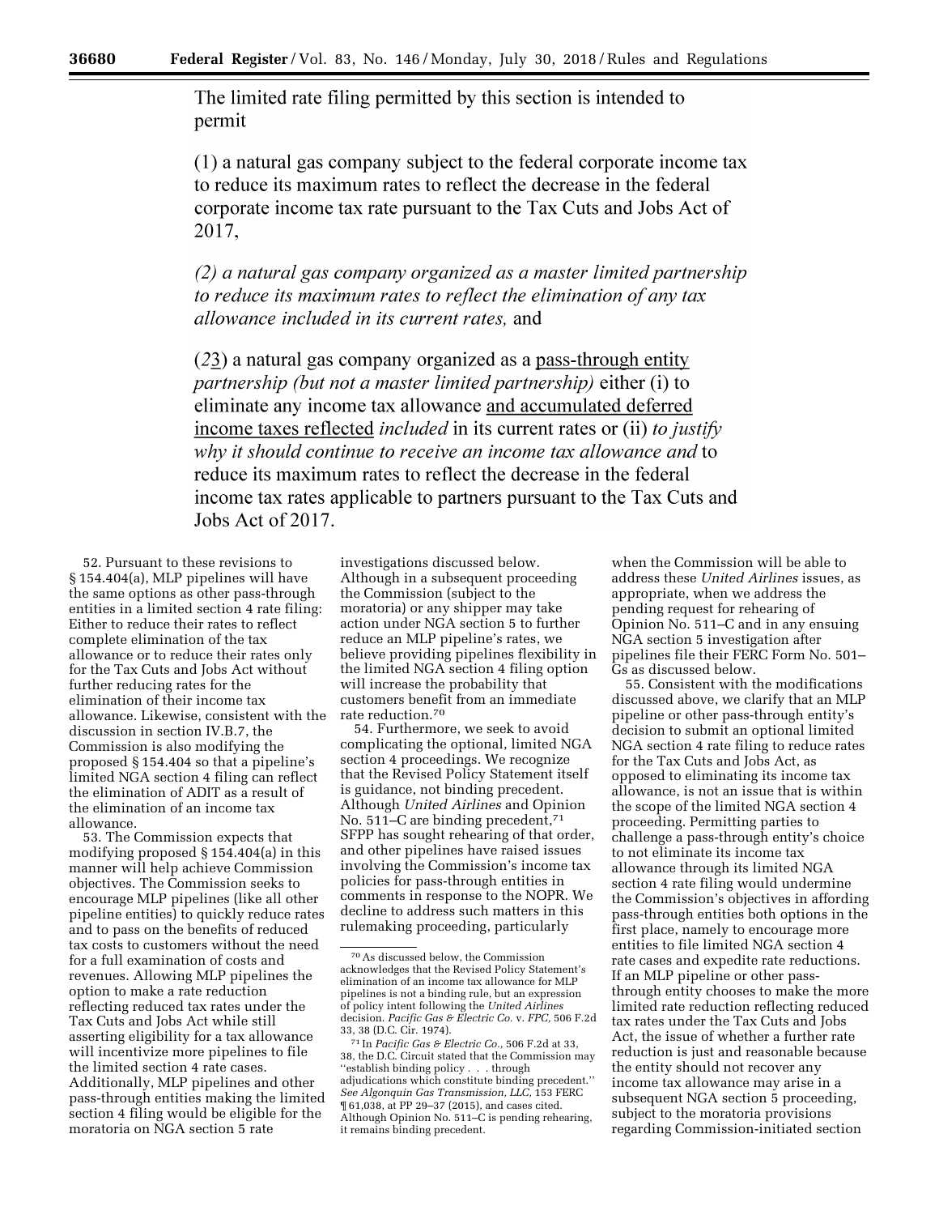The limited rate filing permitted by this section is intended to permit

(1) a natural gas company subject to the federal corporate income tax to reduce its maximum rates to reflect the decrease in the federal corporate income tax rate pursuant to the Tax Cuts and Jobs Act of 2017,

*(2) a natural gas company organized as a master limited partnership to reduce its maximum rates to reflect the elimination of any tax allowance included in its current rates,* and

(*2*3) a natural gas company organized as a pass-through entity *partnership (but not a master limited partnership)* either (i) to eliminate any income tax allowance and accumulated deferred income taxes reflected *included* in its current rates or (ii) *to justify why it should continue to receive an income tax allowance and* to reduce its maximum rates to reflect the decrease in the federal income tax rates applicable to partners pursuant to the Tax Cuts and Jobs Act of 2017.

52. Pursuant to these revisions to § 154.404(a), MLP pipelines will have the same options as other pass-through entities in a limited section 4 rate filing: Either to reduce their rates to reflect complete elimination of the tax allowance or to reduce their rates only for the Tax Cuts and Jobs Act without further reducing rates for the elimination of their income tax allowance. Likewise, consistent with the discussion in section IV.B.7, the Commission is also modifying the proposed § 154.404 so that a pipeline's limited NGA section 4 filing can reflect the elimination of ADIT as a result of the elimination of an income tax allowance.

53. The Commission expects that modifying proposed § 154.404(a) in this manner will help achieve Commission objectives. The Commission seeks to encourage MLP pipelines (like all other pipeline entities) to quickly reduce rates and to pass on the benefits of reduced tax costs to customers without the need for a full examination of costs and revenues. Allowing MLP pipelines the option to make a rate reduction reflecting reduced tax rates under the Tax Cuts and Jobs Act while still asserting eligibility for a tax allowance will incentivize more pipelines to file the limited section 4 rate cases. Additionally, MLP pipelines and other pass-through entities making the limited section 4 filing would be eligible for the moratoria on NGA section 5 rate investigations discussed below. Although in a subsequent proceeding the Commission (subject to the moratoria) or any shipper may take action under NGA section 5 to further reduce an MLP pipeline's rates, we believe providing pipelines flexibility in the limited NGA section 4 filing option will increase the probability that customers benefit from an immediate rate reduction.[70]

54. Furthermore, we seek to avoid complicating the optional, limited NGA section 4 proceedings. We recognize that the Revised Policy Statement itself is guidance, not binding precedent. Although *United Airlines* and Opinion No. 511–C are binding precedent,[71] SFPP has sought rehearing of that order, and other pipelines have raised issues involving the Commission's income tax policies for pass-through entities in comments in response to the NOPR. We decline to address such matters in this rulemaking proceeding, particularly when the Commission will be able to address these *United Airlines* issues, as appropriate, when we address the pending request for rehearing of Opinion No. 511–C and in any ensuing NGA section 5 investigation after pipelines file their FERC Form No. 501–Gs as discussed below.

55. Consistent with the modifications discussed above, we clarify that an MLP pipeline or other pass-through entity's decision to submit an optional limited NGA section 4 rate filing to reduce rates for the Tax Cuts and Jobs Act, as opposed to eliminating its income tax allowance, is not an issue that is within the scope of the limited NGA section 4 proceeding. Permitting parties to challenge a pass-through entity's choice to not eliminate its income tax allowance through its limited NGA section 4 rate filing would undermine the Commission's objectives in affording pass-through entities both options in the first place, namely to encourage more entities to file limited NGA section 4 rate cases and expedite rate reductions. If an MLP pipeline or other pass-through entity chooses to make the more limited rate reduction reflecting reduced tax rates under the Tax Cuts and Jobs Act, the issue of whether a further rate reduction is just and reasonable because the entity should not recover any income tax allowance may arise in a subsequent NGA section 5 proceeding, subject to the moratoria provisions regarding Commission-initiated section

[70] As discussed below, the Commission acknowledges that the Revised Policy Statement's elimination of an income tax allowance for MLP pipelines is not a binding rule, but an expression of policy intent following the *United Airlines* decision. *Pacific Gas & Electric Co.* v. *FPC*, 506 F.2d 33, 38 (D.C. Cir. 1974).

[71] In *Pacific Gas & Electric Co.*, 506 F.2d at 33, 38, the D.C. Circuit stated that the Commission may "establish binding policy . . . through adjudications which constitute binding precedent." *See Algonquin Gas Transmission, LLC*, 153 FERC ¶ 61,038, at PP 29–37 (2015), and cases cited. Although Opinion No. 511–C is pending rehearing, it remains binding precedent.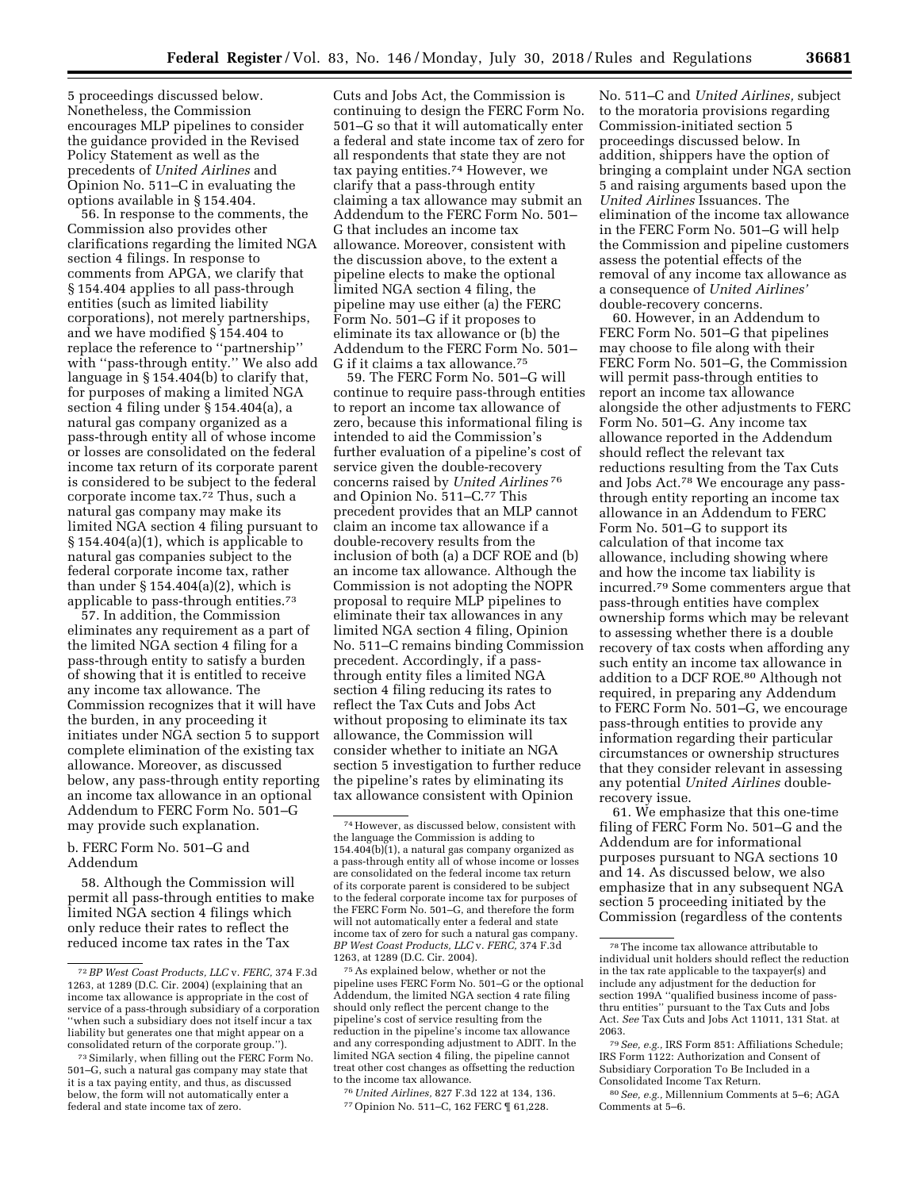5 proceedings discussed below. Nonetheless, the Commission encourages MLP pipelines to consider the guidance provided in the Revised Policy Statement as well as the precedents of *United Airlines* and Opinion No. 511–C in evaluating the options available in § 154.404.

56. In response to the comments, the Commission also provides other clarifications regarding the limited NGA section 4 filings. In response to comments from APGA, we clarify that § 154.404 applies to all pass-through entities (such as limited liability corporations), not merely partnerships, and we have modified § 154.404 to replace the reference to ''partnership'' with ''pass-through entity.'' We also add language in § 154.404(b) to clarify that, for purposes of making a limited NGA section 4 filing under § 154.404(a), a natural gas company organized as a pass-through entity all of whose income or losses are consolidated on the federal income tax return of its corporate parent is considered to be subject to the federal corporate income tax.[72] Thus, such a natural gas company may make its limited NGA section 4 filing pursuant to § 154.404(a)(1), which is applicable to natural gas companies subject to the federal corporate income tax, rather than under § 154.404(a)(2), which is applicable to pass-through entities.[73]

57. In addition, the Commission eliminates any requirement as a part of the limited NGA section 4 filing for a pass-through entity to satisfy a burden of showing that it is entitled to receive any income tax allowance. The Commission recognizes that it will have the burden, in any proceeding it initiates under NGA section 5 to support complete elimination of the existing tax allowance. Moreover, as discussed below, any pass-through entity reporting an income tax allowance in an optional Addendum to FERC Form No. 501–G may provide such explanation.

### b. FERC Form No. 501–G and Addendum

58. Although the Commission will permit all pass-through entities to make limited NGA section 4 filings which only reduce their rates to reflect the reduced income tax rates in the Tax Cuts and Jobs Act, the Commission is continuing to design the FERC Form No. 501–G so that it will automatically enter a federal and state income tax of zero for all respondents that state they are not tax paying entities.[74] However, we clarify that a pass-through entity claiming a tax allowance may submit an Addendum to the FERC Form No. 501–G that includes an income tax allowance. Moreover, consistent with the discussion above, to the extent a pipeline elects to make the optional limited NGA section 4 filing, the pipeline may use either (a) the FERC Form No. 501–G if it proposes to eliminate its tax allowance or (b) the Addendum to the FERC Form No. 501–G if it claims a tax allowance.[75]

59. The FERC Form No. 501–G will continue to require pass-through entities to report an income tax allowance of zero, because this informational filing is intended to aid the Commission's further evaluation of a pipeline's cost of service given the double-recovery concerns raised by *United Airlines*[76] and Opinion No. 511–C.[77] This precedent provides that an MLP cannot claim an income tax allowance if a double-recovery results from the inclusion of both (a) a DCF ROE and (b) an income tax allowance. Although the Commission is not adopting the NOPR proposal to require MLP pipelines to eliminate their tax allowances in any limited NGA section 4 filing, Opinion No. 511–C remains binding Commission precedent. Accordingly, if a pass-through entity files a limited NGA section 4 filing reducing its rates to reflect the Tax Cuts and Jobs Act without proposing to eliminate its tax allowance, the Commission will consider whether to initiate an NGA section 5 investigation to further reduce the pipeline's rates by eliminating its tax allowance consistent with Opinion No. 511–C and *United Airlines,* subject to the moratoria provisions regarding Commission-initiated section 5 proceedings discussed below. In addition, shippers have the option of bringing a complaint under NGA section 5 and raising arguments based upon the *United Airlines* Issuances. The elimination of the income tax allowance in the FERC Form No. 501–G will help the Commission and pipeline customers assess the potential effects of the removal of any income tax allowance as a consequence of *United Airlines'* double-recovery concerns.

60. However, in an Addendum to FERC Form No. 501–G that pipelines may choose to file along with their FERC Form No. 501–G, the Commission will permit pass-through entities to report an income tax allowance alongside the other adjustments to FERC Form No. 501–G. Any income tax allowance reported in the Addendum should reflect the relevant tax reductions resulting from the Tax Cuts and Jobs Act.[78] We encourage any pass-through entity reporting an income tax allowance in an Addendum to FERC Form No. 501–G to support its calculation of that income tax allowance, including showing where and how the income tax liability is incurred.[79] Some commenters argue that pass-through entities have complex ownership forms which may be relevant to assessing whether there is a double recovery of tax costs when affording any such entity an income tax allowance in addition to a DCF ROE.[80] Although not required, in preparing any Addendum to FERC Form No. 501–G, we encourage pass-through entities to provide any information regarding their particular circumstances or ownership structures that they consider relevant in assessing any potential *United Airlines* double-recovery issue.

61. We emphasize that this one-time filing of FERC Form No. 501–G and the Addendum are for informational purposes pursuant to NGA sections 10 and 14. As discussed below, we also emphasize that in any subsequent NGA section 5 proceeding initiated by the Commission (regardless of the contents

---

[72] *BP West Coast Products, LLC* v. *FERC,* 374 F.3d 1263, at 1289 (D.C. Cir. 2004) (explaining that an income tax allowance is appropriate in the cost of service of a pass-through subsidiary of a corporation ''when such a subsidiary does not itself incur a tax liability but generates one that might appear on a consolidated return of the corporate group.'').

[73] Similarly, when filling out the FERC Form No. 501–G, such a natural gas company may state that it is a tax paying entity, and thus, as discussed below, the form will not automatically enter a federal and state income tax of zero.

[74] However, as discussed below, consistent with the language the Commission is adding to 154.404(b)(1), a natural gas company organized as a pass-through entity all of whose income or losses are consolidated on the federal income tax return of its corporate parent is considered to be subject to the federal corporate income tax for purposes of the FERC Form No. 501–G, and therefore the form will not automatically enter a federal and state income tax of zero for such a natural gas company. *BP West Coast Products, LLC* v. *FERC,* 374 F.3d 1263, at 1289 (D.C. Cir. 2004).

[75] As explained below, whether or not the pipeline uses FERC Form No. 501–G or the optional Addendum, the limited NGA section 4 rate filing should only reflect the percent change to the pipeline's cost of service resulting from the reduction in the pipeline's income tax allowance and any corresponding adjustment to ADIT. In the limited NGA section 4 filing, the pipeline cannot treat other cost changes as offsetting the reduction to the income tax allowance.

[76] *United Airlines,* 827 F.3d 122 at 134, 136.

[77] Opinion No. 511–C, 162 FERC ¶ 61,228.

[78] The income tax allowance attributable to individual unit holders should reflect the reduction in the tax rate applicable to the taxpayer(s) and include any adjustment for the deduction for section 199A ''qualified business income of pass-thru entities'' pursuant to the Tax Cuts and Jobs Act. *See* Tax Cuts and Jobs Act 11011, 131 Stat. at 2063.

[79] *See, e.g.,* IRS Form 851: Affiliations Schedule; IRS Form 1122: Authorization and Consent of Subsidiary Corporation To Be Included in a Consolidated Income Tax Return.

[80] *See, e.g.,* Millennium Comments at 5–6; AGA Comments at 5–6.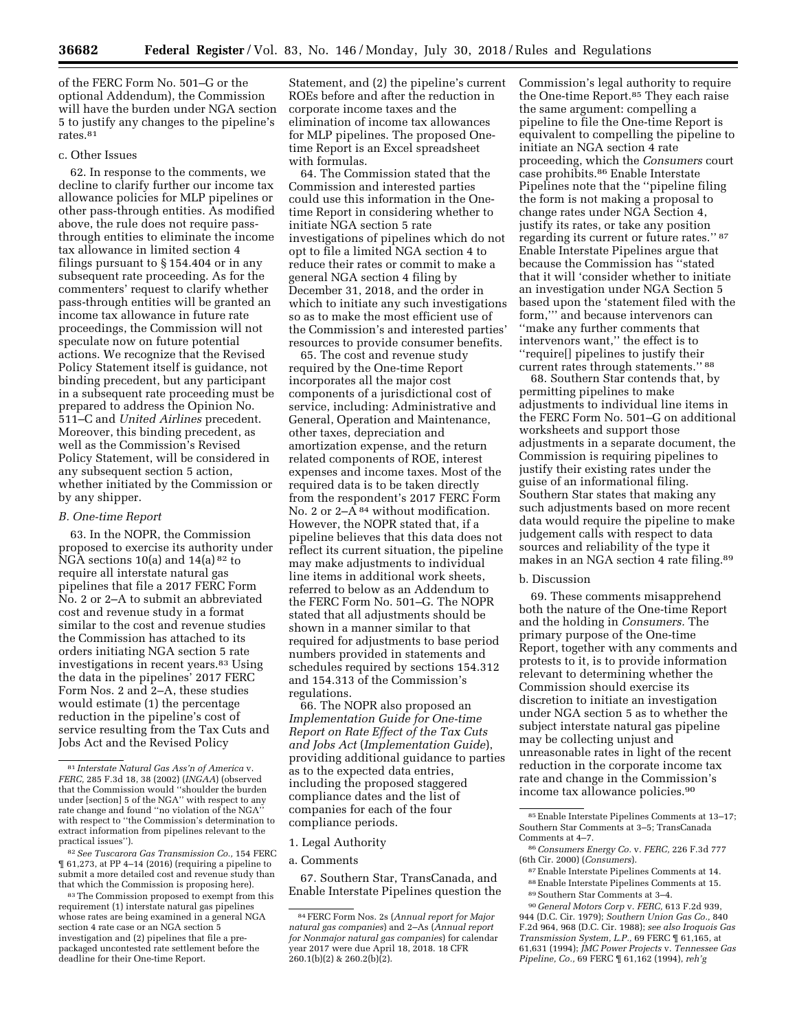of the FERC Form No. 501–G or the optional Addendum), the Commission will have the burden under NGA section 5 to justify any changes to the pipeline's rates.[81]

c. Other Issues

62. In response to the comments, we decline to clarify further our income tax allowance policies for MLP pipelines or other pass-through entities. As modified above, the rule does not require pass-through entities to eliminate the income tax allowance in limited section 4 filings pursuant to § 154.404 or in any subsequent rate proceeding. As for the commenters' request to clarify whether pass-through entities will be granted an income tax allowance in future rate proceedings, the Commission will not speculate now on future potential actions. We recognize that the Revised Policy Statement itself is guidance, not binding precedent, but any participant in a subsequent rate proceeding must be prepared to address the Opinion No. 511–C and *United Airlines* precedent. Moreover, this binding precedent, as well as the Commission's Revised Policy Statement, will be considered in any subsequent section 5 action, whether initiated by the Commission or by any shipper.

### *B. One-time Report*

63. In the NOPR, the Commission proposed to exercise its authority under NGA sections 10(a) and 14(a)[82] to require all interstate natural gas pipelines that file a 2017 FERC Form No. 2 or 2–A to submit an abbreviated cost and revenue study in a format similar to the cost and revenue studies the Commission has attached to its orders initiating NGA section 5 rate investigations in recent years.[83] Using the data in the pipelines' 2017 FERC Form Nos. 2 and 2–A, these studies would estimate (1) the percentage reduction in the pipeline's cost of service resulting from the Tax Cuts and Jobs Act and the Revised Policy Statement, and (2) the pipeline's current ROEs before and after the reduction in corporate income taxes and the elimination of income tax allowances for MLP pipelines. The proposed One-time Report is an Excel spreadsheet with formulas.

64. The Commission stated that the Commission and interested parties could use this information in the One-time Report in considering whether to initiate NGA section 5 rate investigations of pipelines which do not opt to file a limited NGA section 4 to reduce their rates or commit to make a general NGA section 4 filing by December 31, 2018, and the order in which to initiate any such investigations so as to make the most efficient use of the Commission's and interested parties' resources to provide consumer benefits.

65. The cost and revenue study required by the One-time Report incorporates all the major cost components of a jurisdictional cost of service, including: Administrative and General, Operation and Maintenance, other taxes, depreciation and amortization expense, and the return related components of ROE, interest expenses and income taxes. Most of the required data is to be taken directly from the respondent's 2017 FERC Form No. 2 or 2–A[84] without modification. However, the NOPR stated that, if a pipeline believes that this data does not reflect its current situation, the pipeline may make adjustments to individual line items in additional work sheets, referred to below as an Addendum to the FERC Form No. 501–G. The NOPR stated that all adjustments should be shown in a manner similar to that required for adjustments to base period numbers provided in statements and schedules required by sections 154.312 and 154.313 of the Commission's regulations.

66. The NOPR also proposed an *Implementation Guide for One-time Report on Rate Effect of the Tax Cuts and Jobs Act* (*Implementation Guide*), providing additional guidance to parties as to the expected data entries, including the proposed staggered compliance dates and the list of companies for each of the four compliance periods.

1. Legal Authority

a. Comments

67. Southern Star, TransCanada, and Enable Interstate Pipelines question the Commission's legal authority to require the One-time Report.[85] They each raise the same argument: compelling a pipeline to file the One-time Report is equivalent to compelling the pipeline to initiate an NGA section 4 rate proceeding, which the *Consumers* court case prohibits.[86] Enable Interstate Pipelines note that the ''pipeline filing the form is not making a proposal to change rates under NGA Section 4, justify its rates, or take any position regarding its current or future rates.'' [87] Enable Interstate Pipelines argue that because the Commission has ''stated that it will 'consider whether to initiate an investigation under NGA Section 5 based upon the 'statement filed with the form,''' and because intervenors can ''make any further comments that intervenors want,'' the effect is to ''require[] pipelines to justify their current rates through statements.'' [88]

68. Southern Star contends that, by permitting pipelines to make adjustments to individual line items in the FERC Form No. 501–G on additional worksheets and support those adjustments in a separate document, the Commission is requiring pipelines to justify their existing rates under the guise of an informational filing. Southern Star states that making any such adjustments based on more recent data would require the pipeline to make judgement calls with respect to data sources and reliability of the type it makes in an NGA section 4 rate filing.[89]

b. Discussion

69. These comments misapprehend both the nature of the One-time Report and the holding in *Consumers.* The primary purpose of the One-time Report, together with any comments and protests to it, is to provide information relevant to determining whether the Commission should exercise its discretion to initiate an investigation under NGA section 5 as to whether the subject interstate natural gas pipeline may be collecting unjust and unreasonable rates in light of the recent reduction in the corporate income tax rate and change in the Commission's income tax allowance policies.[90]

---

[81] *Interstate Natural Gas Ass'n of America* v. *FERC,* 285 F.3d 18, 38 (2002) (*INGAA*) (observed that the Commission would ''shoulder the burden under [section] 5 of the NGA'' with respect to any rate change and found ''no violation of the NGA'' with respect to ''the Commission's determination to extract information from pipelines relevant to the practical issues'').

[82] *See Tuscarora Gas Transmission Co.,* 154 FERC ¶ 61,273, at PP 4–14 (2016) (requiring a pipeline to submit a more detailed cost and revenue study than that which the Commission is proposing here).

[83] The Commission proposed to exempt from this requirement (1) interstate natural gas pipelines whose rates are being examined in a general NGA section 4 rate case or an NGA section 5 investigation and (2) pipelines that file a pre-packaged uncontested rate settlement before the deadline for their One-time Report.

[84] FERC Form Nos. 2s (*Annual report for Major natural gas companies*) and 2–As (*Annual report for Nonmajor natural gas companies*) for calendar year 2017 were due April 18, 2018. 18 CFR 260.1(b)(2) & 260.2(b)(2).

[85] Enable Interstate Pipelines Comments at 13–17; Southern Star Comments at 3–5; TransCanada Comments at 4–7.

[86] *Consumers Energy Co.* v. *FERC,* 226 F.3d 777 (6th Cir. 2000) (*Consumers*).

[87] Enable Interstate Pipelines Comments at 14.

[88] Enable Interstate Pipelines Comments at 15.

[89] Southern Star Comments at 3–4.

[90] *General Motors Corp* v. *FERC,* 613 F.2d 939, 944 (D.C. Cir. 1979); *Southern Union Gas Co.,* 840 F.2d 964, 968 (D.C. Cir. 1988); *see also Iroquois Gas Transmission System, L.P.,* 69 FERC ¶ 61,165, at 61,631 (1994); *JMC Power Projects* v. *Tennessee Gas Pipeline, Co.,* 69 FERC ¶ 61,162 (1994), *reh'g*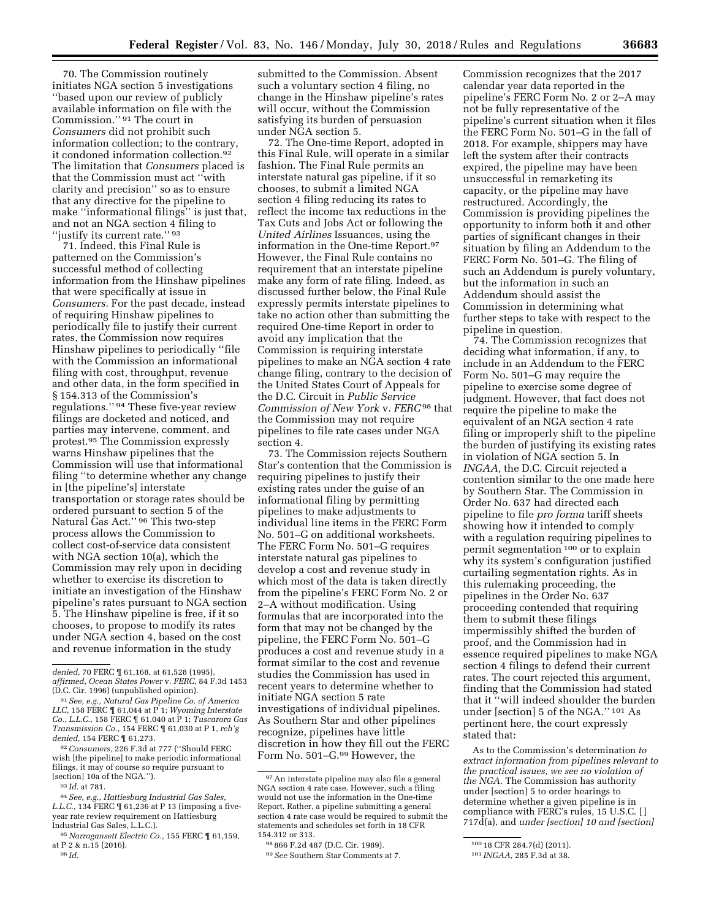70. The Commission routinely initiates NGA section 5 investigations ''based upon our review of publicly available information on file with the Commission.'' [91] The court in *Consumers* did not prohibit such information collection; to the contrary, it condoned information collection.[92] The limitation that *Consumers* placed is that the Commission must act ''with clarity and precision'' so as to ensure that any directive for the pipeline to make ''informational filings'' is just that, and not an NGA section 4 filing to ''justify its current rate.'' [93]

71. Indeed, this Final Rule is patterned on the Commission's successful method of collecting information from the Hinshaw pipelines that were specifically at issue in *Consumers.* For the past decade, instead of requiring Hinshaw pipelines to periodically file to justify their current rates, the Commission now requires Hinshaw pipelines to periodically ''file with the Commission an informational filing with cost, throughput, revenue and other data, in the form specified in § 154.313 of the Commission's regulations.'' [94] These five-year review filings are docketed and noticed, and parties may intervene, comment, and protest.[95] The Commission expressly warns Hinshaw pipelines that the Commission will use that informational filing ''to determine whether any change in [the pipeline's] interstate transportation or storage rates should be ordered pursuant to section 5 of the Natural Gas Act.'' [96] This two-step process allows the Commission to collect cost-of-service data consistent with NGA section 10(a), which the Commission may rely upon in deciding whether to exercise its discretion to initiate an investigation of the Hinshaw pipeline's rates pursuant to NGA section 5. The Hinshaw pipeline is free, if it so chooses, to propose to modify its rates under NGA section 4, based on the cost and revenue information in the study submitted to the Commission. Absent such a voluntary section 4 filing, no change in the Hinshaw pipeline's rates will occur, without the Commission satisfying its burden of persuasion under NGA section 5.

72. The One-time Report, adopted in this Final Rule, will operate in a similar fashion. The Final Rule permits an interstate natural gas pipeline, if it so chooses, to submit a limited NGA section 4 filing reducing its rates to reflect the income tax reductions in the Tax Cuts and Jobs Act or following the *United Airlines* Issuances, using the information in the One-time Report.[97] However, the Final Rule contains no requirement that an interstate pipeline make any form of rate filing. Indeed, as discussed further below, the Final Rule expressly permits interstate pipelines to take no action other than submitting the required One-time Report in order to avoid any implication that the Commission is requiring interstate pipelines to make an NGA section 4 rate change filing, contrary to the decision of the United States Court of Appeals for the D.C. Circuit in *Public Service Commission of New York* v. *FERC* [98] that the Commission may not require pipelines to file rate cases under NGA section 4.

73. The Commission rejects Southern Star's contention that the Commission is requiring pipelines to justify their existing rates under the guise of an informational filing by permitting pipelines to make adjustments to individual line items in the FERC Form No. 501–G on additional worksheets. The FERC Form No. 501–G requires interstate natural gas pipelines to develop a cost and revenue study in which most of the data is taken directly from the pipeline's FERC Form No. 2 or 2–A without modification. Using formulas that are incorporated into the form that may not be changed by the pipeline, the FERC Form No. 501–G produces a cost and revenue study in a format similar to the cost and revenue studies the Commission has used in recent years to determine whether to initiate NGA section 5 rate investigations of individual pipelines. As Southern Star and other pipelines recognize, pipelines have little discretion in how they fill out the FERC Form No. 501–G.[99] However, the Commission recognizes that the 2017 calendar year data reported in the pipeline's FERC Form No. 2 or 2–A may not be fully representative of the pipeline's current situation when it files the FERC Form No. 501–G in the fall of 2018. For example, shippers may have left the system after their contracts expired, the pipeline may have been unsuccessful in remarketing its capacity, or the pipeline may have restructured. Accordingly, the Commission is providing pipelines the opportunity to inform both it and other parties of significant changes in their situation by filing an Addendum to the FERC Form No. 501–G. The filing of such an Addendum is purely voluntary, but the information in such an Addendum should assist the Commission in determining what further steps to take with respect to the pipeline in question.

74. The Commission recognizes that deciding what information, if any, to include in an Addendum to the FERC Form No. 501–G may require the pipeline to exercise some degree of judgment. However, that fact does not require the pipeline to make the equivalent of an NGA section 4 rate filing or improperly shift to the pipeline the burden of justifying its existing rates in violation of NGA section 5. In *INGAA,* the D.C. Circuit rejected a contention similar to the one made here by Southern Star. The Commission in Order No. 637 had directed each pipeline to file *pro forma* tariff sheets showing how it intended to comply with a regulation requiring pipelines to permit segmentation [100] or to explain why its system's configuration justified curtailing segmentation rights. As in this rulemaking proceeding, the pipelines in the Order No. 637 proceeding contended that requiring them to submit these filings impermissibly shifted the burden of proof, and the Commission had in essence required pipelines to make NGA section 4 filings to defend their current rates. The court rejected this argument, finding that the Commission had stated that it ''will indeed shoulder the burden under [section] 5 of the NGA.'' [101] As pertinent here, the court expressly stated that:

> As to the Commission's determination *to extract information from pipelines relevant to the practical issues, we see no violation of the NGA.* The Commission has authority under [section] 5 to order hearings to determine whether a given pipeline is in compliance with FERC's rules, 15 U.S.C. [ ] 717d(a), and *under [section] 10 and [section]*

---

*denied,* 70 FERC ¶ 61,168, at 61,528 (1995), *affirmed, Ocean States Power* v. *FERC,* 84 F.3d 1453 (D.C. Cir. 1996) (unpublished opinion).

[91] *See, e.g., Natural Gas Pipeline Co. of America LLC,* 158 FERC ¶ 61,044 at P 1; *Wyoming Interstate Co., L.L.C.,* 158 FERC ¶ 61,040 at P 1; *Tuscarora Gas Transmission Co.,* 154 FERC ¶ 61,030 at P 1, *reh'g denied,* 154 FERC ¶ 61,273.

[92] *Consumers,* 226 F.3d at 777 (''Should FERC wish [the pipeline] to make periodic informational filings, it may of course so require pursuant to [section] 10a of the NGA.'').

[93] *Id.* at 781.

[94] *See, e.g., Hattiesburg Industrial Gas Sales, L.L.C.,* 134 FERC ¶ 61,236 at P 13 (imposing a five-year rate review requirement on Hattiesburg Industrial Gas Sales, L.L.C.).

[95] *Narragansett Electric Co.,* 155 FERC ¶ 61,159, at P 2 & n.15 (2016).

[96] *Id.*

[97] An interstate pipeline may also file a general NGA section 4 rate case. However, such a filing would not use the information in the One-time Report. Rather, a pipeline submitting a general section 4 rate case would be required to submit the statements and schedules set forth in 18 CFR 154.312 or 313.

[98] 866 F.2d 487 (D.C. Cir. 1989).

[99] *See* Southern Star Comments at 7.

[100] 18 CFR 284.7(d) (2011).

[101] *INGAA,* 285 F.3d at 38.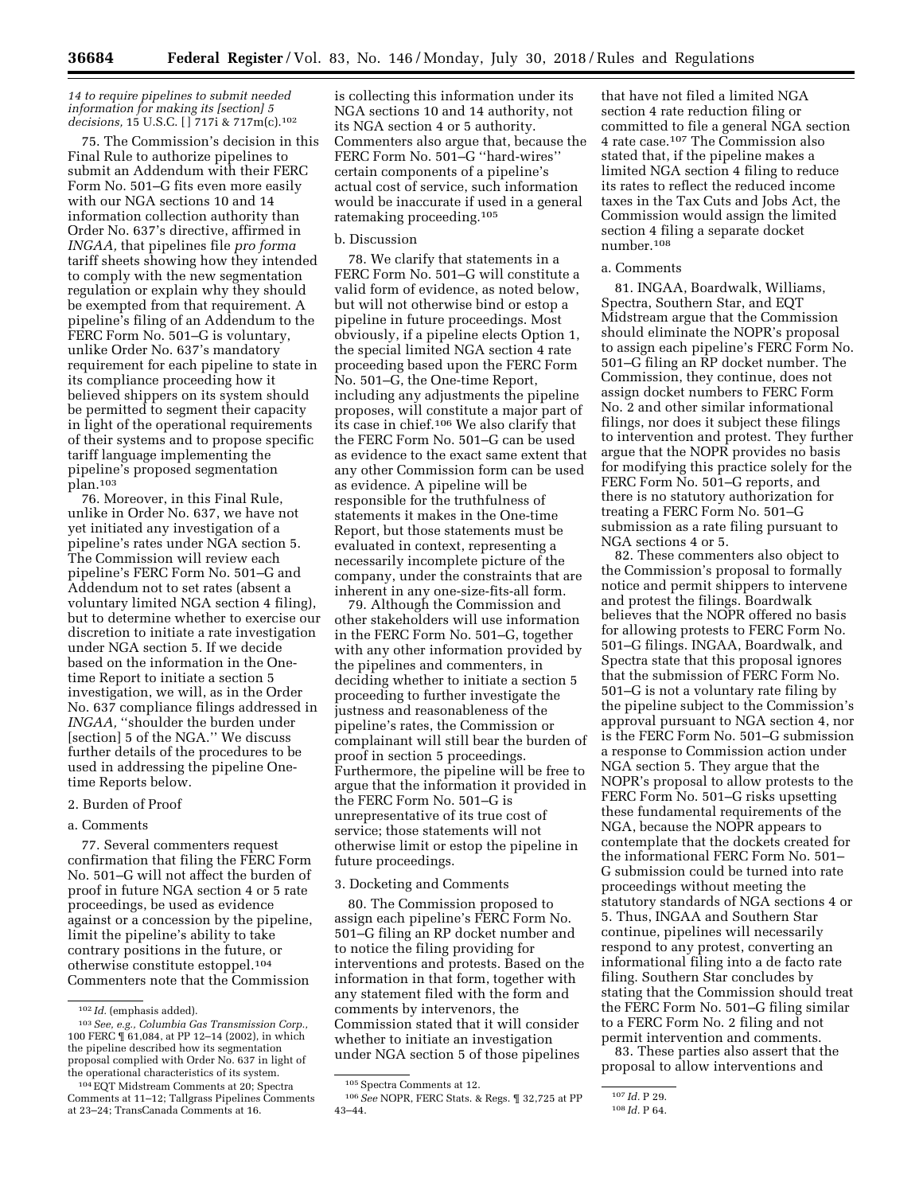*14 to require pipelines to submit needed information for making its [section] 5 decisions,* 15 U.S.C. [ ] 717i & 717m(c).[102]

75. The Commission's decision in this Final Rule to authorize pipelines to submit an Addendum with their FERC Form No. 501–G fits even more easily with our NGA sections 10 and 14 information collection authority than Order No. 637's directive, affirmed in *INGAA,* that pipelines file *pro forma* tariff sheets showing how they intended to comply with the new segmentation regulation or explain why they should be exempted from that requirement. A pipeline's filing of an Addendum to the FERC Form No. 501–G is voluntary, unlike Order No. 637's mandatory requirement for each pipeline to state in its compliance proceeding how it believed shippers on its system should be permitted to segment their capacity in light of the operational requirements of their systems and to propose specific tariff language implementing the pipeline's proposed segmentation plan.[103]

76. Moreover, in this Final Rule, unlike in Order No. 637, we have not yet initiated any investigation of a pipeline's rates under NGA section 5. The Commission will review each pipeline's FERC Form No. 501–G and Addendum not to set rates (absent a voluntary limited NGA section 4 filing), but to determine whether to exercise our discretion to initiate a rate investigation under NGA section 5. If we decide based on the information in the One-time Report to initiate a section 5 investigation, we will, as in the Order No. 637 compliance filings addressed in *INGAA,* ''shoulder the burden under [section] 5 of the NGA.'' We discuss further details of the procedures to be used in addressing the pipeline One-time Reports below.

2. Burden of Proof

a. Comments

77. Several commenters request confirmation that filing the FERC Form No. 501–G will not affect the burden of proof in future NGA section 4 or 5 rate proceedings, be used as evidence against or a concession by the pipeline, limit the pipeline's ability to take contrary positions in the future, or otherwise constitute estoppel.[104] Commenters note that the Commission is collecting this information under its NGA sections 10 and 14 authority, not its NGA section 4 or 5 authority. Commenters also argue that, because the FERC Form No. 501–G ''hard-wires'' certain components of a pipeline's actual cost of service, such information would be inaccurate if used in a general ratemaking proceeding.[105]

b. Discussion

78. We clarify that statements in a FERC Form No. 501–G will constitute a valid form of evidence, as noted below, but will not otherwise bind or estop a pipeline in future proceedings. Most obviously, if a pipeline elects Option 1, the special limited NGA section 4 rate proceeding based upon the FERC Form No. 501–G, the One-time Report, including any adjustments the pipeline proposes, will constitute a major part of its case in chief.[106] We also clarify that the FERC Form No. 501–G can be used as evidence to the exact same extent that any other Commission form can be used as evidence. A pipeline will be responsible for the truthfulness of statements it makes in the One-time Report, but those statements must be evaluated in context, representing a necessarily incomplete picture of the company, under the constraints that are inherent in any one-size-fits-all form.

79. Although the Commission and other stakeholders will use information in the FERC Form No. 501–G, together with any other information provided by the pipelines and commenters, in deciding whether to initiate a section 5 proceeding to further investigate the justness and reasonableness of the pipeline's rates, the Commission or complainant will still bear the burden of proof in section 5 proceedings. Furthermore, the pipeline will be free to argue that the information it provided in the FERC Form No. 501–G is unrepresentative of its true cost of service; those statements will not otherwise limit or estop the pipeline in future proceedings.

3. Docketing and Comments

80. The Commission proposed to assign each pipeline's FERC Form No. 501–G filing an RP docket number and to notice the filing providing for interventions and protests. Based on the information in that form, together with any statement filed with the form and comments by intervenors, the Commission stated that it will consider whether to initiate an investigation under NGA section 5 of those pipelines that have not filed a limited NGA section 4 rate reduction filing or committed to file a general NGA section 4 rate case.[107] The Commission also stated that, if the pipeline makes a limited NGA section 4 filing to reduce its rates to reflect the reduced income taxes in the Tax Cuts and Jobs Act, the Commission would assign the limited section 4 filing a separate docket number.[108]

a. Comments

81. INGAA, Boardwalk, Williams, Spectra, Southern Star, and EQT Midstream argue that the Commission should eliminate the NOPR's proposal to assign each pipeline's FERC Form No. 501–G filing an RP docket number. The Commission, they continue, does not assign docket numbers to FERC Form No. 2 and other similar informational filings, nor does it subject these filings to intervention and protest. They further argue that the NOPR provides no basis for modifying this practice solely for the FERC Form No. 501–G reports, and there is no statutory authorization for treating a FERC Form No. 501–G submission as a rate filing pursuant to NGA sections 4 or 5.

82. These commenters also object to the Commission's proposal to formally notice and permit shippers to intervene and protest the filings. Boardwalk believes that the NOPR offered no basis for allowing protests to FERC Form No. 501–G filings. INGAA, Boardwalk, and Spectra state that this proposal ignores that the submission of FERC Form No. 501–G is not a voluntary rate filing by the pipeline subject to the Commission's approval pursuant to NGA section 4, nor is the FERC Form No. 501–G submission a response to Commission action under NGA section 5. They argue that the NOPR's proposal to allow protests to the FERC Form No. 501–G risks upsetting these fundamental requirements of the NGA, because the NOPR appears to contemplate that the dockets created for the informational FERC Form No. 501–G submission could be turned into rate proceedings without meeting the statutory standards of NGA sections 4 or 5. Thus, INGAA and Southern Star continue, pipelines will necessarily respond to any protest, converting an informational filing into a de facto rate filing. Southern Star concludes by stating that the Commission should treat the FERC Form No. 501–G filing similar to a FERC Form No. 2 filing and not permit intervention and comments.

83. These parties also assert that the proposal to allow interventions and

[102] *Id.* (emphasis added).

[103] *See, e.g., Columbia Gas Transmission Corp.,* 100 FERC ¶ 61,084, at PP 12–14 (2002), in which the pipeline described how its segmentation proposal complied with Order No. 637 in light of the operational characteristics of its system.

[104] EQT Midstream Comments at 20; Spectra Comments at 11–12; Tallgrass Pipelines Comments at 23–24; TransCanada Comments at 16.

[105] Spectra Comments at 12.

[106] *See* NOPR, FERC Stats. & Regs. ¶ 32,725 at PP 43–44.

[107] *Id.* P 29.

[108] *Id.* P 64.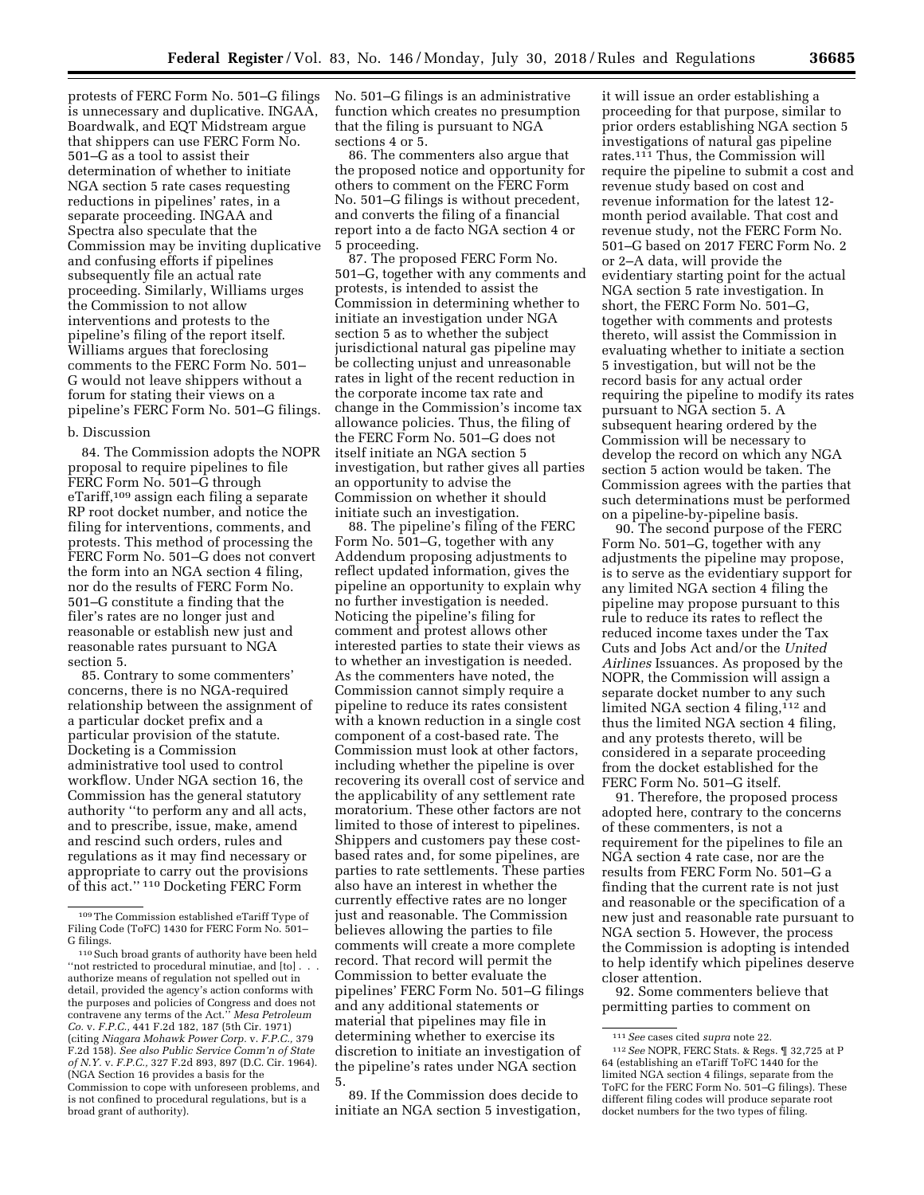protests of FERC Form No. 501–G filings is unnecessary and duplicative. INGAA, Boardwalk, and EQT Midstream argue that shippers can use FERC Form No. 501–G as a tool to assist their determination of whether to initiate NGA section 5 rate cases requesting reductions in pipelines' rates, in a separate proceeding. INGAA and Spectra also speculate that the Commission may be inviting duplicative and confusing efforts if pipelines subsequently file an actual rate proceeding. Similarly, Williams urges the Commission to not allow interventions and protests to the pipeline's filing of the report itself. Williams argues that foreclosing comments to the FERC Form No. 501–G would not leave shippers without a forum for stating their views on a pipeline's FERC Form No. 501–G filings.

b. Discussion

84. The Commission adopts the NOPR proposal to require pipelines to file FERC Form No. 501–G through eTariff,[109] assign each filing a separate RP root docket number, and notice the filing for interventions, comments, and protests. This method of processing the FERC Form No. 501–G does not convert the form into an NGA section 4 filing, nor do the results of FERC Form No. 501–G constitute a finding that the filer's rates are no longer just and reasonable or establish new just and reasonable rates pursuant to NGA section 5.

85. Contrary to some commenters' concerns, there is no NGA-required relationship between the assignment of a particular docket prefix and a particular provision of the statute. Docketing is a Commission administrative tool used to control workflow. Under NGA section 16, the Commission has the general statutory authority "to perform any and all acts, and to prescribe, issue, make, amend and rescind such orders, rules and regulations as it may find necessary or appropriate to carry out the provisions of this act." [110] Docketing FERC Form No. 501–G filings is an administrative function which creates no presumption that the filing is pursuant to NGA sections 4 or 5.

86. The commenters also argue that the proposed notice and opportunity for others to comment on the FERC Form No. 501–G filings is without precedent, and converts the filing of a financial report into a de facto NGA section 4 or 5 proceeding.

87. The proposed FERC Form No. 501–G, together with any comments and protests, is intended to assist the Commission in determining whether to initiate an investigation under NGA section 5 as to whether the subject jurisdictional natural gas pipeline may be collecting unjust and unreasonable rates in light of the recent reduction in the corporate income tax rate and change in the Commission's income tax allowance policies. Thus, the filing of the FERC Form No. 501–G does not itself initiate an NGA section 5 investigation, but rather gives all parties an opportunity to advise the Commission on whether it should initiate such an investigation.

88. The pipeline's filing of the FERC Form No. 501–G, together with any Addendum proposing adjustments to reflect updated information, gives the pipeline an opportunity to explain why no further investigation is needed. Noticing the pipeline's filing for comment and protest allows other interested parties to state their views as to whether an investigation is needed. As the commenters have noted, the Commission cannot simply require a pipeline to reduce its rates consistent with a known reduction in a single cost component of a cost-based rate. The Commission must look at other factors, including whether the pipeline is over recovering its overall cost of service and the applicability of any settlement rate moratorium. These other factors are not limited to those of interest to pipelines. Shippers and customers pay these cost-based rates and, for some pipelines, are parties to rate settlements. These parties also have an interest in whether the currently effective rates are no longer just and reasonable. The Commission believes allowing the parties to file comments will create a more complete record. That record will permit the Commission to better evaluate the pipelines' FERC Form No. 501–G filings and any additional statements or material that pipelines may file in determining whether to exercise its discretion to initiate an investigation of the pipeline's rates under NGA section 5.

89. If the Commission does decide to initiate an NGA section 5 investigation, it will issue an order establishing a proceeding for that purpose, similar to prior orders establishing NGA section 5 investigations of natural gas pipeline rates.[111] Thus, the Commission will require the pipeline to submit a cost and revenue study based on cost and revenue information for the latest 12-month period available. That cost and revenue study, not the FERC Form No. 501–G based on 2017 FERC Form No. 2 or 2–A data, will provide the evidentiary starting point for the actual NGA section 5 rate investigation. In short, the FERC Form No. 501–G, together with comments and protests thereto, will assist the Commission in evaluating whether to initiate a section 5 investigation, but will not be the record basis for any actual order requiring the pipeline to modify its rates pursuant to NGA section 5. A subsequent hearing ordered by the Commission will be necessary to develop the record on which any NGA section 5 action would be taken. The Commission agrees with the parties that such determinations must be performed on a pipeline-by-pipeline basis.

90. The second purpose of the FERC Form No. 501–G, together with any adjustments the pipeline may propose, is to serve as the evidentiary support for any limited NGA section 4 filing the pipeline may propose pursuant to this rule to reduce its rates to reflect the reduced income taxes under the Tax Cuts and Jobs Act and/or the *United Airlines* Issuances. As proposed by the NOPR, the Commission will assign a separate docket number to any such limited NGA section 4 filing,[112] and thus the limited NGA section 4 filing, and any protests thereto, will be considered in a separate proceeding from the docket established for the FERC Form No. 501–G itself.

91. Therefore, the proposed process adopted here, contrary to the concerns of these commenters, is not a requirement for the pipelines to file an NGA section 4 rate case, nor are the results from FERC Form No. 501–G a finding that the current rate is not just and reasonable or the specification of a new just and reasonable rate pursuant to NGA section 5. However, the process the Commission is adopting is intended to help identify which pipelines deserve closer attention.

92. Some commenters believe that permitting parties to comment on

---

[109] The Commission established eTariff Type of Filing Code (ToFC) 1430 for FERC Form No. 501–G filings.

[110] Such broad grants of authority have been held "not restricted to procedural minutiae, and [to] . . . authorize means of regulation not spelled out in detail, provided the agency's action conforms with the purposes and policies of Congress and does not contravene any terms of the Act." *Mesa Petroleum Co.* v. *F.P.C.,* 441 F.2d 182, 187 (5th Cir. 1971) (citing *Niagara Mohawk Power Corp.* v. *F.P.C.,* 379 F.2d 158). *See also Public Service Comm'n of State of N.Y.* v. *F.P.C.,* 327 F.2d 893, 897 (D.C. Cir. 1964). (NGA Section 16 provides a basis for the Commission to cope with unforeseen problems, and is not confined to procedural regulations, but is a broad grant of authority).

[111] *See* cases cited *supra* note 22.

[112] *See* NOPR, FERC Stats. & Regs. ¶ 32,725 at P 64 (establishing an eTariff ToFC 1440 for the limited NGA section 4 filings, separate from the ToFC for the FERC Form No. 501–G filings). These different filing codes will produce separate root docket numbers for the two types of filing.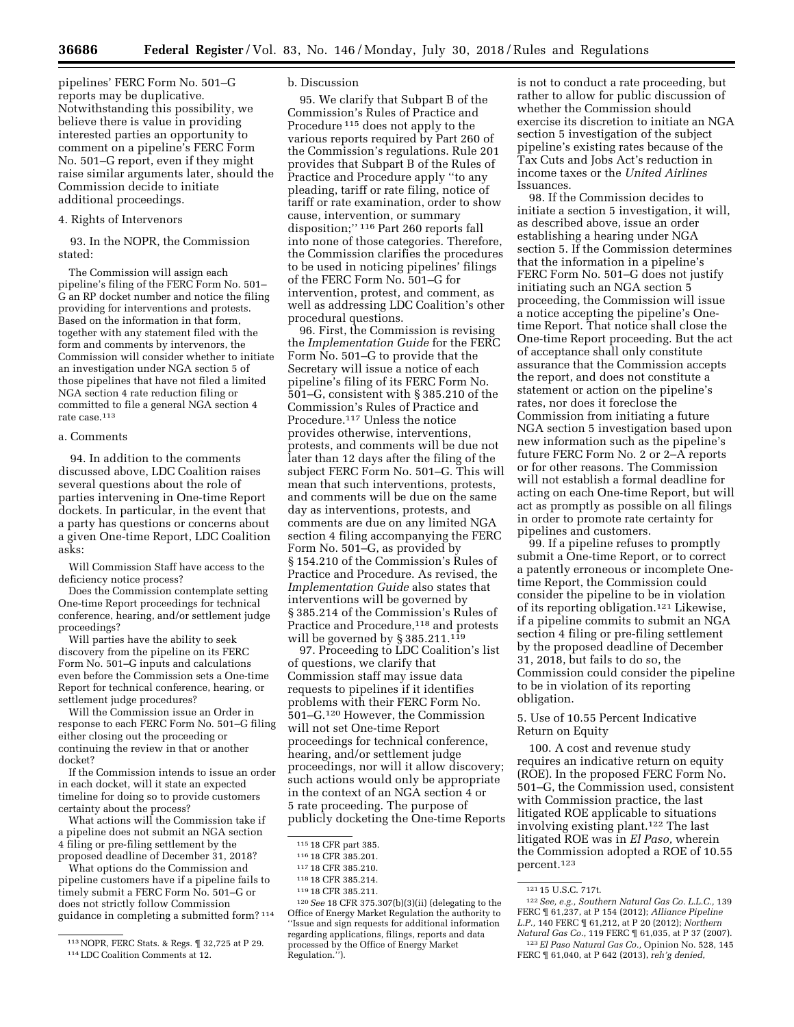pipelines' FERC Form No. 501–G reports may be duplicative. Notwithstanding this possibility, we believe there is value in providing interested parties an opportunity to comment on a pipeline's FERC Form No. 501–G report, even if they might raise similar arguments later, should the Commission decide to initiate additional proceedings.

### 4. Rights of Intervenors

93. In the NOPR, the Commission stated:

> The Commission will assign each pipeline's filing of the FERC Form No. 501–G an RP docket number and notice the filing providing for interventions and protests. Based on the information in that form, together with any statement filed with the form and comments by intervenors, the Commission will consider whether to initiate an investigation under NGA section 5 of those pipelines that have not filed a limited NGA section 4 rate reduction filing or committed to file a general NGA section 4 rate case.[113]

#### a. Comments

94. In addition to the comments discussed above, LDC Coalition raises several questions about the role of parties intervening in One-time Report dockets. In particular, in the event that a party has questions or concerns about a given One-time Report, LDC Coalition asks:

> Will Commission Staff have access to the deficiency notice process?
>
> Does the Commission contemplate setting One-time Report proceedings for technical conference, hearing, and/or settlement judge proceedings?
>
> Will parties have the ability to seek discovery from the pipeline on its FERC Form No. 501–G inputs and calculations even before the Commission sets a One-time Report for technical conference, hearing, or settlement judge procedures?
>
> Will the Commission issue an Order in response to each FERC Form No. 501–G filing either closing out the proceeding or continuing the review in that or another docket?
>
> If the Commission intends to issue an order in each docket, will it state an expected timeline for doing so to provide customers certainty about the process?
>
> What actions will the Commission take if a pipeline does not submit an NGA section 4 filing or pre-filing settlement by the proposed deadline of December 31, 2018?
>
> What options do the Commission and pipeline customers have if a pipeline fails to timely submit a FERC Form No. 501–G or does not strictly follow Commission guidance in completing a submitted form?[114]

#### b. Discussion

95. We clarify that Subpart B of the Commission's Rules of Practice and Procedure[115] does not apply to the various reports required by Part 260 of the Commission's regulations. Rule 201 provides that Subpart B of the Rules of Practice and Procedure apply "to any pleading, tariff or rate filing, notice of tariff or rate examination, order to show cause, intervention, or summary disposition;"[116] Part 260 reports fall into none of those categories. Therefore, the Commission clarifies the procedures to be used in noticing pipelines' filings of the FERC Form No. 501–G for intervention, protest, and comment, as well as addressing LDC Coalition's other procedural questions.

96. First, the Commission is revising the *Implementation Guide* for the FERC Form No. 501–G to provide that the Secretary will issue a notice of each pipeline's filing of its FERC Form No. 501–G, consistent with § 385.210 of the Commission's Rules of Practice and Procedure.[117] Unless the notice provides otherwise, interventions, protests, and comments will be due not later than 12 days after the filing of the subject FERC Form No. 501–G. This will mean that such interventions, protests, and comments will be due on the same day as interventions, protests, and comments are due on any limited NGA section 4 filing accompanying the FERC Form No. 501–G, as provided by § 154.210 of the Commission's Rules of Practice and Procedure. As revised, the *Implementation Guide* also states that interventions will be governed by § 385.214 of the Commission's Rules of Practice and Procedure,[118] and protests will be governed by § 385.211.[119]

97. Proceeding to LDC Coalition's list of questions, we clarify that Commission staff may issue data requests to pipelines if it identifies problems with their FERC Form No. 501–G.[120] However, the Commission will not set One-time Report proceedings for technical conference, hearing, and/or settlement judge proceedings, nor will it allow discovery; such actions would only be appropriate in the context of an NGA section 4 or 5 rate proceeding. The purpose of publicly docketing the One-time Reports is not to conduct a rate proceeding, but rather to allow for public discussion of whether the Commission should exercise its discretion to initiate an NGA section 5 investigation of the subject pipeline's existing rates because of the Tax Cuts and Jobs Act's reduction in income taxes or the *United Airlines* Issuances.

98. If the Commission decides to initiate a section 5 investigation, it will, as described above, issue an order establishing a hearing under NGA section 5. If the Commission determines that the information in a pipeline's FERC Form No. 501–G does not justify initiating such an NGA section 5 proceeding, the Commission will issue a notice accepting the pipeline's One-time Report. That notice shall close the One-time Report proceeding. But the act of acceptance shall only constitute assurance that the Commission accepts the report, and does not constitute a statement or action on the pipeline's rates, nor does it foreclose the Commission from initiating a future NGA section 5 investigation based upon new information such as the pipeline's future FERC Form No. 2 or 2–A reports or for other reasons. The Commission will not establish a formal deadline for acting on each One-time Report, but will act as promptly as possible on all filings in order to promote rate certainty for pipelines and customers.

99. If a pipeline refuses to promptly submit a One-time Report, or to correct a patently erroneous or incomplete One-time Report, the Commission could consider the pipeline to be in violation of its reporting obligation.[121] Likewise, if a pipeline commits to submit an NGA section 4 filing or pre-filing settlement by the proposed deadline of December 31, 2018, but fails to do so, the Commission could consider the pipeline to be in violation of its reporting obligation.

### 5. Use of 10.55 Percent Indicative Return on Equity

100. A cost and revenue study requires an indicative return on equity (ROE). In the proposed FERC Form No. 501–G, the Commission used, consistent with Commission practice, the last litigated ROE applicable to situations involving existing plant.[122] The last litigated ROE was in *El Paso,* wherein the Commission adopted a ROE of 10.55 percent.[123]

---

[113] NOPR, FERC Stats. & Regs. ¶ 32,725 at P 29.

[114] LDC Coalition Comments at 12.

[115] 18 CFR part 385.

[116] 18 CFR 385.201.

[117] 18 CFR 385.210.

[118] 18 CFR 385.214.

[119] 18 CFR 385.211.

[120] *See* 18 CFR 375.307(b)(3)(ii) (delegating to the Office of Energy Market Regulation the authority to "Issue and sign requests for additional information regarding applications, filings, reports and data processed by the Office of Energy Market Regulation.").

[121] 15 U.S.C. 717t.

[122] *See, e.g., Southern Natural Gas Co. L.L.C.,* 139 FERC ¶ 61,237, at P 154 (2012); *Alliance Pipeline L.P.,* 140 FERC ¶ 61,212, at P 20 (2012); *Northern Natural Gas Co.,* 119 FERC ¶ 61,035, at P 37 (2007).

[123] *El Paso Natural Gas Co.,* Opinion No. 528, 145 FERC ¶ 61,040, at P 642 (2013), *reh'g denied,*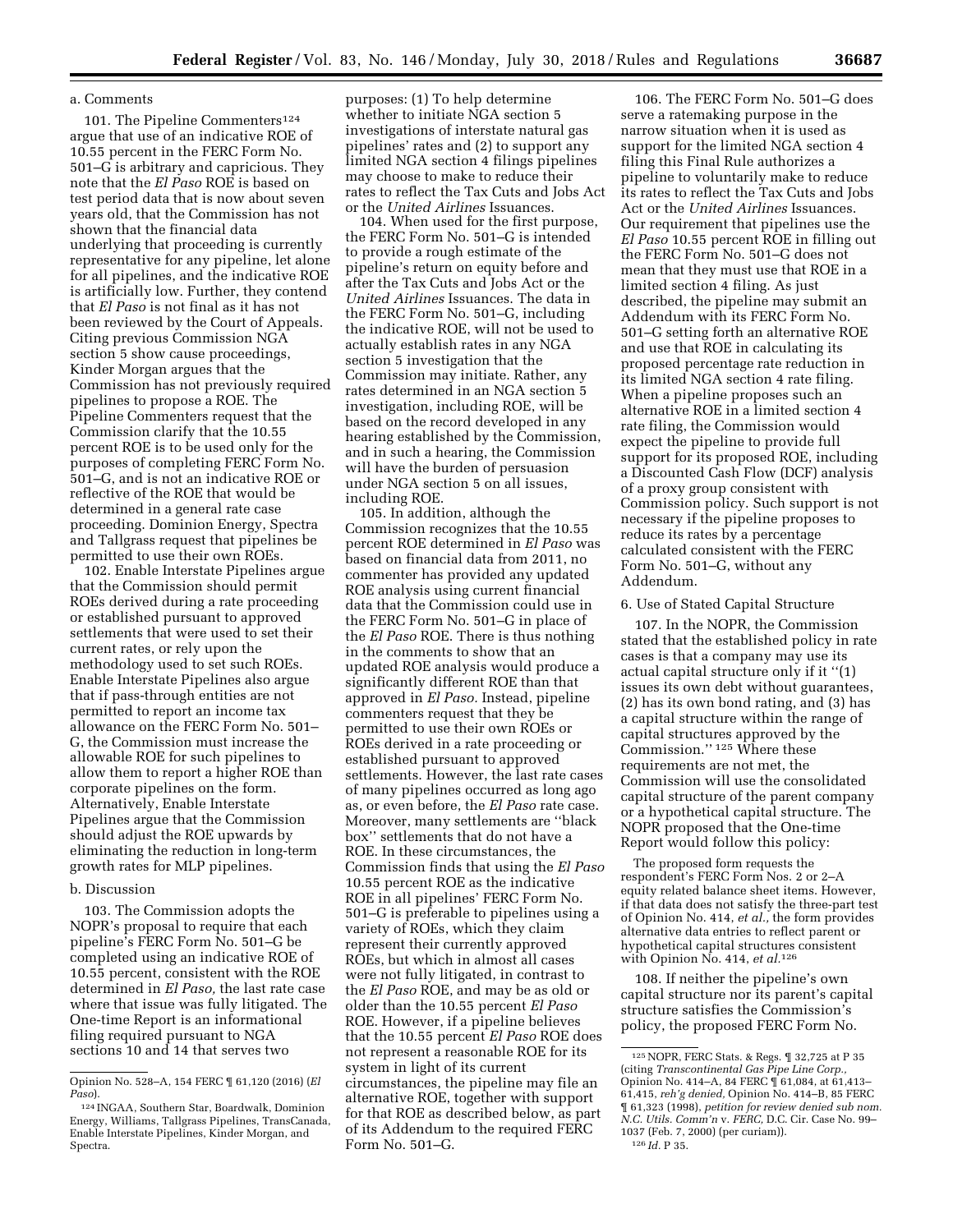a. Comments

101. The Pipeline Commenters[124] argue that use of an indicative ROE of 10.55 percent in the FERC Form No. 501–G is arbitrary and capricious. They note that the *El Paso* ROE is based on test period data that is now about seven years old, that the Commission has not shown that the financial data underlying that proceeding is currently representative for any pipeline, let alone for all pipelines, and the indicative ROE is artificially low. Further, they contend that *El Paso* is not final as it has not been reviewed by the Court of Appeals. Citing previous Commission NGA section 5 show cause proceedings, Kinder Morgan argues that the Commission has not previously required pipelines to propose a ROE. The Pipeline Commenters request that the Commission clarify that the 10.55 percent ROE is to be used only for the purposes of completing FERC Form No. 501–G, and is not an indicative ROE or reflective of the ROE that would be determined in a general rate case proceeding. Dominion Energy, Spectra and Tallgrass request that pipelines be permitted to use their own ROEs.

102. Enable Interstate Pipelines argue that the Commission should permit ROEs derived during a rate proceeding or established pursuant to approved settlements that were used to set their current rates, or rely upon the methodology used to set such ROEs. Enable Interstate Pipelines also argue that if pass-through entities are not permitted to report an income tax allowance on the FERC Form No. 501–G, the Commission must increase the allowable ROE for such pipelines to allow them to report a higher ROE than corporate pipelines on the form. Alternatively, Enable Interstate Pipelines argue that the Commission should adjust the ROE upwards by eliminating the reduction in long-term growth rates for MLP pipelines.

b. Discussion

103. The Commission adopts the NOPR's proposal to require that each pipeline's FERC Form No. 501–G be completed using an indicative ROE of 10.55 percent, consistent with the ROE determined in *El Paso,* the last rate case where that issue was fully litigated. The One-time Report is an informational filing required pursuant to NGA sections 10 and 14 that serves two purposes: (1) To help determine whether to initiate NGA section 5 investigations of interstate natural gas pipelines' rates and (2) to support any limited NGA section 4 filings pipelines may choose to make to reduce their rates to reflect the Tax Cuts and Jobs Act or the *United Airlines* Issuances.

104. When used for the first purpose, the FERC Form No. 501–G is intended to provide a rough estimate of the pipeline's return on equity before and after the Tax Cuts and Jobs Act or the *United Airlines* Issuances. The data in the FERC Form No. 501–G, including the indicative ROE, will not be used to actually establish rates in any NGA section 5 investigation that the Commission may initiate. Rather, any rates determined in an NGA section 5 investigation, including ROE, will be based on the record developed in any hearing established by the Commission, and in such a hearing, the Commission will have the burden of persuasion under NGA section 5 on all issues, including ROE.

105. In addition, although the Commission recognizes that the 10.55 percent ROE determined in *El Paso* was based on financial data from 2011, no commenter has provided any updated ROE analysis using current financial data that the Commission could use in the FERC Form No. 501–G in place of the *El Paso* ROE. There is thus nothing in the comments to show that an updated ROE analysis would produce a significantly different ROE than that approved in *El Paso.* Instead, pipeline commenters request that they be permitted to use their own ROEs or ROEs derived in a rate proceeding or established pursuant to approved settlements. However, the last rate cases of many pipelines occurred as long ago as, or even before, the *El Paso* rate case. Moreover, many settlements are ''black box'' settlements that do not have a ROE. In these circumstances, the Commission finds that using the *El Paso* 10.55 percent ROE as the indicative ROE in all pipelines' FERC Form No. 501–G is preferable to pipelines using a variety of ROEs, which they claim represent their currently approved ROEs, but which in almost all cases were not fully litigated, in contrast to the *El Paso* ROE, and may be as old or older than the 10.55 percent *El Paso* ROE. However, if a pipeline believes that the 10.55 percent *El Paso* ROE does not represent a reasonable ROE for its system in light of its current circumstances, the pipeline may file an alternative ROE, together with support for that ROE as described below, as part of its Addendum to the required FERC Form No. 501–G.

106. The FERC Form No. 501–G does serve a ratemaking purpose in the narrow situation when it is used as support for the limited NGA section 4 filing this Final Rule authorizes a pipeline to voluntarily make to reduce its rates to reflect the Tax Cuts and Jobs Act or the *United Airlines* Issuances. Our requirement that pipelines use the *El Paso* 10.55 percent ROE in filling out the FERC Form No. 501–G does not mean that they must use that ROE in a limited section 4 filing. As just described, the pipeline may submit an Addendum with its FERC Form No. 501–G setting forth an alternative ROE and use that ROE in calculating its proposed percentage rate reduction in its limited NGA section 4 rate filing. When a pipeline proposes such an alternative ROE in a limited section 4 rate filing, the Commission would expect the pipeline to provide full support for its proposed ROE, including a Discounted Cash Flow (DCF) analysis of a proxy group consistent with Commission policy. Such support is not necessary if the pipeline proposes to reduce its rates by a percentage calculated consistent with the FERC Form No. 501–G, without any Addendum.

6. Use of Stated Capital Structure

107. In the NOPR, the Commission stated that the established policy in rate cases is that a company may use its actual capital structure only if it ''(1) issues its own debt without guarantees, (2) has its own bond rating, and (3) has a capital structure within the range of capital structures approved by the Commission.'' [125] Where these requirements are not met, the Commission will use the consolidated capital structure of the parent company or a hypothetical capital structure. The NOPR proposed that the One-time Report would follow this policy:

> The proposed form requests the respondent's FERC Form Nos. 2 or 2–A equity related balance sheet items. However, if that data does not satisfy the three-part test of Opinion No. 414, *et al.,* the form provides alternative data entries to reflect parent or hypothetical capital structures consistent with Opinion No. 414, *et al.*[126]

108. If neither the pipeline's own capital structure nor its parent's capital structure satisfies the Commission's policy, the proposed FERC Form No.

---

Opinion No. 528–A, 154 FERC ¶ 61,120 (2016) (*El Paso*).

[124] INGAA, Southern Star, Boardwalk, Dominion Energy, Williams, Tallgrass Pipelines, TransCanada, Enable Interstate Pipelines, Kinder Morgan, and Spectra.

[125] NOPR, FERC Stats. & Regs. ¶ 32,725 at P 35 (citing *Transcontinental Gas Pipe Line Corp.,* Opinion No. 414–A, 84 FERC ¶ 61,084, at 61,413–61,415, *reh'g denied,* Opinion No. 414–B, 85 FERC ¶ 61,323 (1998), *petition for review denied sub nom. N.C. Utils. Comm'n* v. *FERC,* D.C. Cir. Case No. 99–1037 (Feb. 7, 2000) (per curiam)).

[126] *Id.* P 35.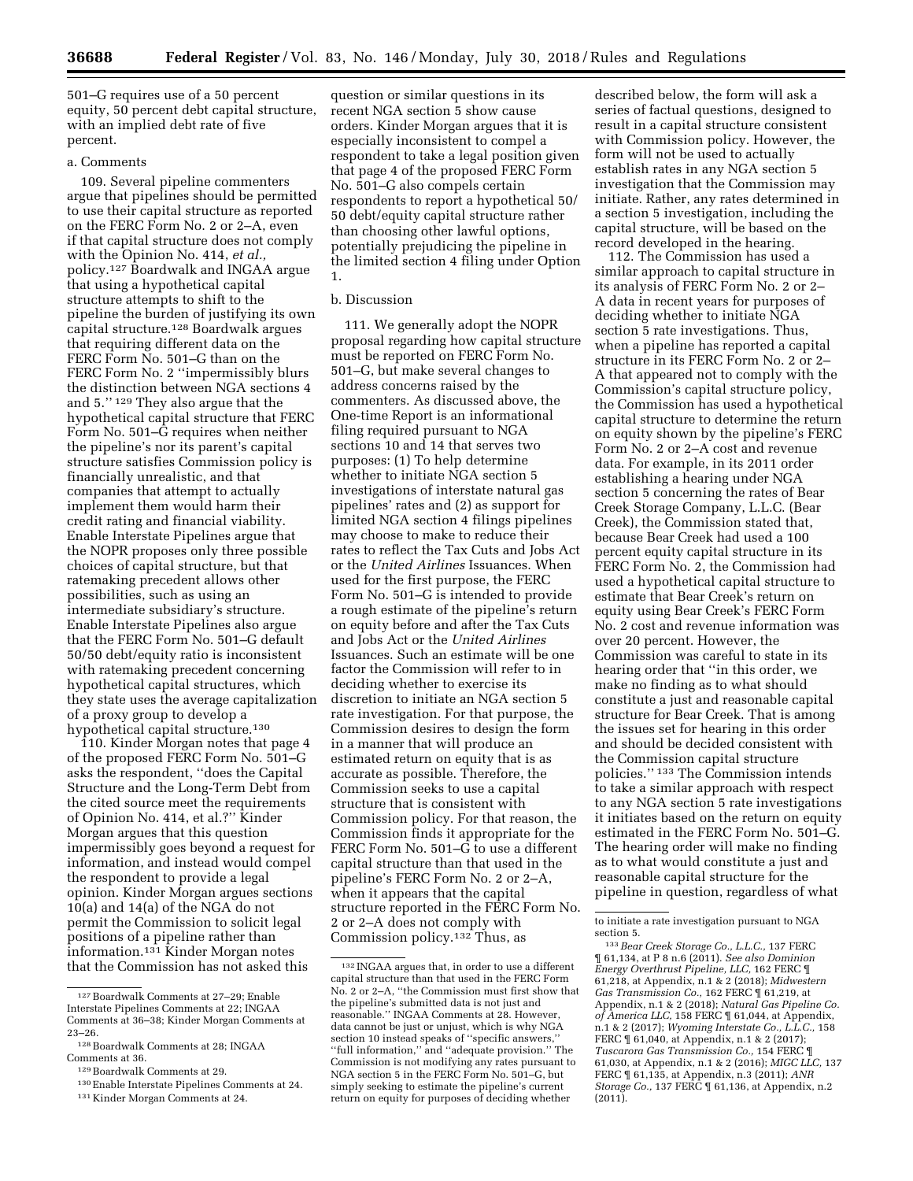501–G requires use of a 50 percent equity, 50 percent debt capital structure, with an implied debt rate of five percent.

a. Comments

109. Several pipeline commenters argue that pipelines should be permitted to use their capital structure as reported on the FERC Form No. 2 or 2–A, even if that capital structure does not comply with the Opinion No. 414, *et al.,* policy.[127] Boardwalk and INGAA argue that using a hypothetical capital structure attempts to shift to the pipeline the burden of justifying its own capital structure.[128] Boardwalk argues that requiring different data on the FERC Form No. 501–G than on the FERC Form No. 2 ''impermissibly blurs the distinction between NGA sections 4 and 5.'' [129] They also argue that the hypothetical capital structure that FERC Form No. 501–G requires when neither the pipeline's nor its parent's capital structure satisfies Commission policy is financially unrealistic, and that companies that attempt to actually implement them would harm their credit rating and financial viability. Enable Interstate Pipelines argue that the NOPR proposes only three possible choices of capital structure, but that ratemaking precedent allows other possibilities, such as using an intermediate subsidiary's structure. Enable Interstate Pipelines also argue that the FERC Form No. 501–G default 50/50 debt/equity ratio is inconsistent with ratemaking precedent concerning hypothetical capital structures, which they state uses the average capitalization of a proxy group to develop a hypothetical capital structure.[130]

110. Kinder Morgan notes that page 4 of the proposed FERC Form No. 501–G asks the respondent, ''does the Capital Structure and the Long-Term Debt from the cited source meet the requirements of Opinion No. 414, et al.?'' Kinder Morgan argues that this question impermissibly goes beyond a request for information, and instead would compel the respondent to provide a legal opinion. Kinder Morgan argues sections 10(a) and 14(a) of the NGA do not permit the Commission to solicit legal positions of a pipeline rather than information.[131] Kinder Morgan notes that the Commission has not asked this question or similar questions in its recent NGA section 5 show cause orders. Kinder Morgan argues that it is especially inconsistent to compel a respondent to take a legal position given that page 4 of the proposed FERC Form No. 501–G also compels certain respondents to report a hypothetical 50/50 debt/equity capital structure rather than choosing other lawful options, potentially prejudicing the pipeline in the limited section 4 filing under Option 1.

b. Discussion

111. We generally adopt the NOPR proposal regarding how capital structure must be reported on FERC Form No. 501–G, but make several changes to address concerns raised by the commenters. As discussed above, the One-time Report is an informational filing required pursuant to NGA sections 10 and 14 that serves two purposes: (1) To help determine whether to initiate NGA section 5 investigations of interstate natural gas pipelines' rates and (2) as support for limited NGA section 4 filings pipelines may choose to make to reduce their rates to reflect the Tax Cuts and Jobs Act or the *United Airlines* Issuances. When used for the first purpose, the FERC Form No. 501–G is intended to provide a rough estimate of the pipeline's return on equity before and after the Tax Cuts and Jobs Act or the *United Airlines* Issuances. Such an estimate will be one factor the Commission will refer to in deciding whether to exercise its discretion to initiate an NGA section 5 rate investigation. For that purpose, the Commission desires to design the form in a manner that will produce an estimated return on equity that is as accurate as possible. Therefore, the Commission seeks to use a capital structure that is consistent with Commission policy. For that reason, the Commission finds it appropriate for the FERC Form No. 501–G to use a different capital structure than that used in the pipeline's FERC Form No. 2 or 2–A, when it appears that the capital structure reported in the FERC Form No. 2 or 2–A does not comply with Commission policy.[132] Thus, as described below, the form will ask a series of factual questions, designed to result in a capital structure consistent with Commission policy. However, the form will not be used to actually establish rates in any NGA section 5 investigation that the Commission may initiate. Rather, any rates determined in a section 5 investigation, including the capital structure, will be based on the record developed in the hearing.

112. The Commission has used a similar approach to capital structure in its analysis of FERC Form No. 2 or 2–A data in recent years for purposes of deciding whether to initiate NGA section 5 rate investigations. Thus, when a pipeline has reported a capital structure in its FERC Form No. 2 or 2–A that appeared not to comply with the Commission's capital structure policy, the Commission has used a hypothetical capital structure to determine the return on equity shown by the pipeline's FERC Form No. 2 or 2–A cost and revenue data. For example, in its 2011 order establishing a hearing under NGA section 5 concerning the rates of Bear Creek Storage Company, L.L.C. (Bear Creek), the Commission stated that, because Bear Creek had used a 100 percent equity capital structure in its FERC Form No. 2, the Commission had used a hypothetical capital structure to estimate that Bear Creek's return on equity using Bear Creek's FERC Form No. 2 cost and revenue information was over 20 percent. However, the Commission was careful to state in its hearing order that ''in this order, we make no finding as to what should constitute a just and reasonable capital structure for Bear Creek. That is among the issues set for hearing in this order and should be decided consistent with the Commission capital structure policies.'' [133] The Commission intends to take a similar approach with respect to any NGA section 5 rate investigations it initiates based on the return on equity estimated in the FERC Form No. 501–G. The hearing order will make no finding as to what would constitute a just and reasonable capital structure for the pipeline in question, regardless of what

---

[127] Boardwalk Comments at 27–29; Enable Interstate Pipelines Comments at 22; INGAA Comments at 36–38; Kinder Morgan Comments at 23–26.

[128] Boardwalk Comments at 28; INGAA Comments at 36.

[129] Boardwalk Comments at 29.

[130] Enable Interstate Pipelines Comments at 24.

[131] Kinder Morgan Comments at 24.

[132] INGAA argues that, in order to use a different capital structure than that used in the FERC Form No. 2 or 2–A, ''the Commission must first show that the pipeline's submitted data is not just and reasonable.'' INGAA Comments at 28. However, data cannot be just or unjust, which is why NGA section 10 instead speaks of ''specific answers,'' ''full information,'' and ''adequate provision.'' The Commission is not modifying any rates pursuant to NGA section 5 in the FERC Form No. 501–G, but simply seeking to estimate the pipeline's current return on equity for purposes of deciding whether to initiate a rate investigation pursuant to NGA section 5.

[133] *Bear Creek Storage Co., L.L.C.,* 137 FERC ¶ 61,134, at P 8 n.6 (2011). *See also Dominion Energy Overthrust Pipeline, LLC,* 162 FERC ¶ 61,218, at Appendix, n.1 & 2 (2018); *Midwestern Gas Transmission Co.,* 162 FERC ¶ 61,219, at Appendix, n.1 & 2 (2018); *Natural Gas Pipeline Co. of America LLC,* 158 FERC ¶ 61,044, at Appendix, n.1 & 2 (2017); *Wyoming Interstate Co., L.L.C.,* 158 FERC ¶ 61,040, at Appendix, n.1 & 2 (2017); *Tuscarora Gas Transmission Co.,* 154 FERC ¶ 61,030, at Appendix, n.1 & 2 (2016); *MIGC LLC,* 137 FERC ¶ 61,135, at Appendix, n.3 (2011); *ANR Storage Co.,* 137 FERC ¶ 61,136, at Appendix, n.2 (2011).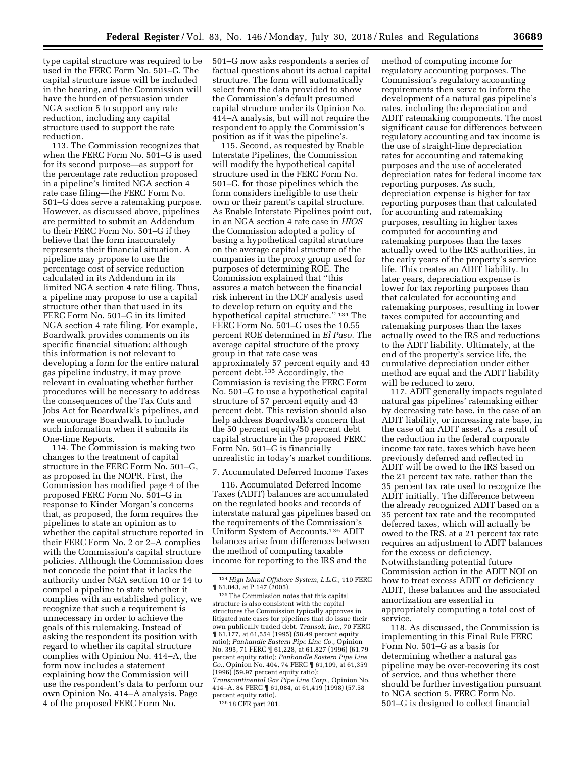type capital structure was required to be used in the FERC Form No. 501–G. The capital structure issue will be included in the hearing, and the Commission will have the burden of persuasion under NGA section 5 to support any rate reduction, including any capital structure used to support the rate reduction.

113. The Commission recognizes that when the FERC Form No. 501–G is used for its second purpose—as support for the percentage rate reduction proposed in a pipeline's limited NGA section 4 rate case filing—the FERC Form No. 501–G does serve a ratemaking purpose. However, as discussed above, pipelines are permitted to submit an Addendum to their FERC Form No. 501–G if they believe that the form inaccurately represents their financial situation. A pipeline may propose to use the percentage cost of service reduction calculated in its Addendum in its limited NGA section 4 rate filing. Thus, a pipeline may propose to use a capital structure other than that used in its FERC Form No. 501–G in its limited NGA section 4 rate filing. For example, Boardwalk provides comments on its specific financial situation; although this information is not relevant to developing a form for the entire natural gas pipeline industry, it may prove relevant in evaluating whether further procedures will be necessary to address the consequences of the Tax Cuts and Jobs Act for Boardwalk's pipelines, and we encourage Boardwalk to include such information when it submits its One-time Reports.

114. The Commission is making two changes to the treatment of capital structure in the FERC Form No. 501–G, as proposed in the NOPR. First, the Commission has modified page 4 of the proposed FERC Form No. 501–G in response to Kinder Morgan's concerns that, as proposed, the form requires the pipelines to state an opinion as to whether the capital structure reported in their FERC Form No. 2 or 2–A complies with the Commission's capital structure policies. Although the Commission does not concede the point that it lacks the authority under NGA section 10 or 14 to compel a pipeline to state whether it complies with an established policy, we recognize that such a requirement is unnecessary in order to achieve the goals of this rulemaking. Instead of asking the respondent its position with regard to whether its capital structure complies with Opinion No. 414–A, the form now includes a statement explaining how the Commission will use the respondent's data to perform our own Opinion No. 414–A analysis. Page 4 of the proposed FERC Form No. 501–G now asks respondents a series of factual questions about its actual capital structure. The form will automatically select from the data provided to show the Commission's default presumed capital structure under its Opinion No. 414–A analysis, but will not require the respondent to apply the Commission's position as if it was the pipeline's.

115. Second, as requested by Enable Interstate Pipelines, the Commission will modify the hypothetical capital structure used in the FERC Form No. 501–G, for those pipelines which the form considers ineligible to use their own or their parent's capital structure. As Enable Interstate Pipelines point out, in an NGA section 4 rate case in *HIOS* the Commission adopted a policy of basing a hypothetical capital structure on the average capital structure of the companies in the proxy group used for purposes of determining ROE. The Commission explained that "this assures a match between the financial risk inherent in the DCF analysis used to develop return on equity and the hypothetical capital structure." [134] The FERC Form No. 501–G uses the 10.55 percent ROE determined in *El Paso*. The average capital structure of the proxy group in that rate case was approximately 57 percent equity and 43 percent debt.[135] Accordingly, the Commission is revising the FERC Form No. 501–G to use a hypothetical capital structure of 57 percent equity and 43 percent debt. This revision should also help address Boardwalk's concern that the 50 percent equity/50 percent debt capital structure in the proposed FERC Form No. 501–G is financially unrealistic in today's market conditions.

7. Accumulated Deferred Income Taxes

116. Accumulated Deferred Income Taxes (ADIT) balances are accumulated on the regulated books and records of interstate natural gas pipelines based on the requirements of the Commission's Uniform System of Accounts.[136] ADIT balances arise from differences between the method of computing taxable income for reporting to the IRS and the method of computing income for regulatory accounting purposes. The Commission's regulatory accounting requirements then serve to inform the development of a natural gas pipeline's rates, including the depreciation and ADIT ratemaking components. The most significant cause for differences between regulatory accounting and tax income is the use of straight-line depreciation rates for accounting and ratemaking purposes and the use of accelerated depreciation rates for federal income tax reporting purposes. As such, depreciation expense is higher for tax reporting purposes than that calculated for accounting and ratemaking purposes, resulting in higher taxes computed for accounting and ratemaking purposes than the taxes actually owed to the IRS authorities, in the early years of the property's service life. This creates an ADIT liability. In later years, depreciation expense is lower for tax reporting purposes than that calculated for accounting and ratemaking purposes, resulting in lower taxes computed for accounting and ratemaking purposes than the taxes actually owed to the IRS and reductions to the ADIT liability. Ultimately, at the end of the property's service life, the cumulative depreciation under either method are equal and the ADIT liability will be reduced to zero.

117. ADIT generally impacts regulated natural gas pipelines' ratemaking either by decreasing rate base, in the case of an ADIT liability, or increasing rate base, in the case of an ADIT asset. As a result of the reduction in the federal corporate income tax rate, taxes which have been previously deferred and reflected in ADIT will be owed to the IRS based on the 21 percent tax rate, rather than the 35 percent tax rate used to recognize the ADIT initially. The difference between the already recognized ADIT based on a 35 percent tax rate and the recomputed deferred taxes, which will actually be owed to the IRS, at a 21 percent tax rate requires an adjustment to ADIT balances for the excess or deficiency. Notwithstanding potential future Commission action in the ADIT NOI on how to treat excess ADIT or deficiency ADIT, these balances and the associated amortization are essential in appropriately computing a total cost of service.

118. As discussed, the Commission is implementing in this Final Rule FERC Form No. 501–G as a basis for determining whether a natural gas pipeline may be over-recovering its cost of service, and thus whether there should be further investigation pursuant to NGA section 5. FERC Form No. 501–G is designed to collect financial

[134] *High Island Offshore System, L.L.C.*, 110 FERC ¶ 61,043, at P 147 (2005).

[135] The Commission notes that this capital structure is also consistent with the capital structures the Commission typically approves in litigated rate cases for pipelines that do issue their own publically traded debt. *Transok, Inc.*, 70 FERC ¶ 61,177, at 61,554 (1995) (58.49 percent equity ratio); *Panhandle Eastern Pipe Line Co.*, Opinion No. 395, 71 FERC ¶ 61,228, at 61,827 (1996) (61.79 percent equity ratio); *Panhandle Eastern Pipe Line Co.*, Opinion No. 404, 74 FERC ¶ 61,109, at 61,359 (1996) (59.97 percent equity ratio); *Transcontinental Gas Pipe Line Corp.*, Opinion No. 414–A, 84 FERC ¶ 61,084, at 61,419 (1998) (57.58 percent equity ratio).

[136] 18 CFR part 201.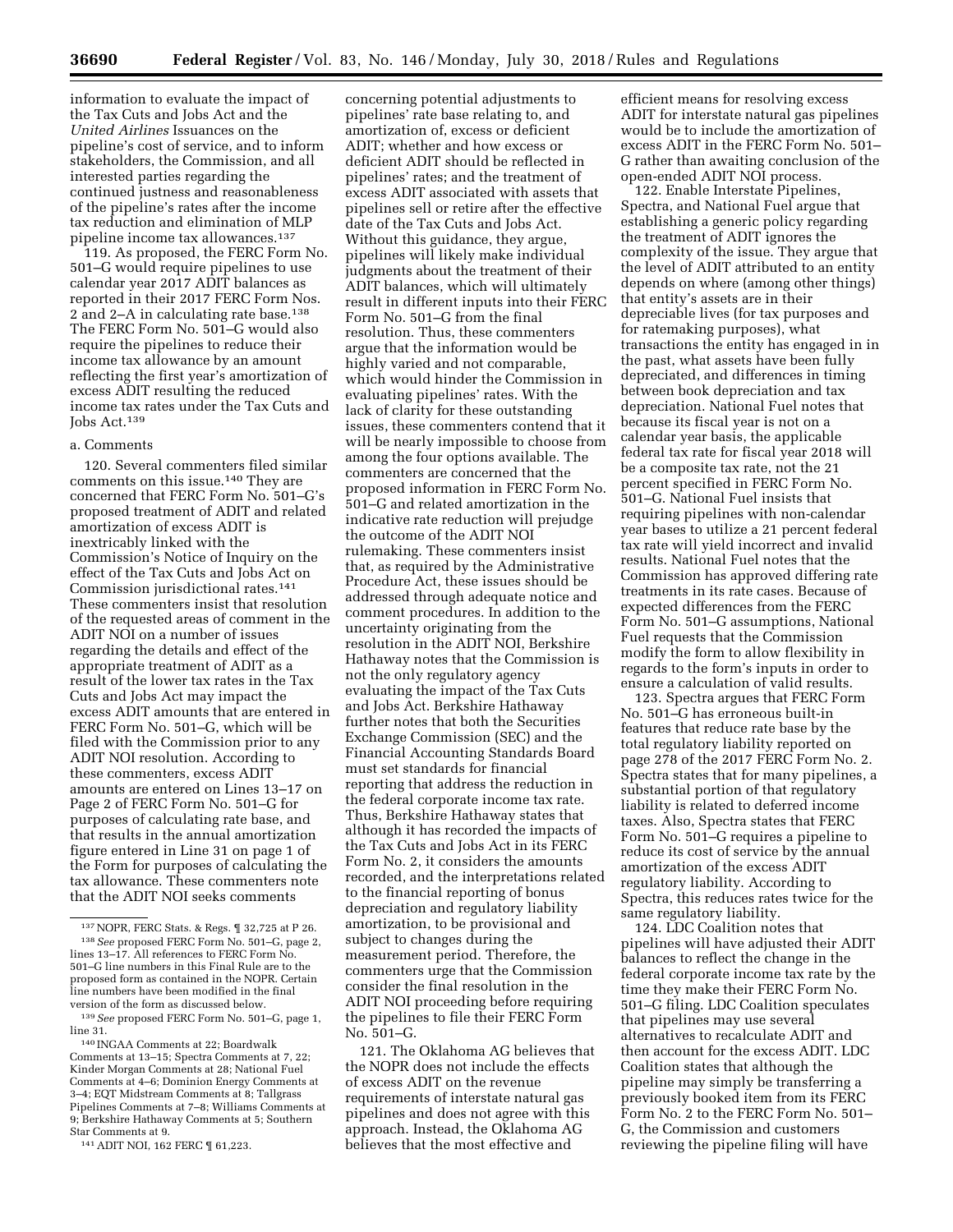information to evaluate the impact of the Tax Cuts and Jobs Act and the *United Airlines* Issuances on the pipeline's cost of service, and to inform stakeholders, the Commission, and all interested parties regarding the continued justness and reasonableness of the pipeline's rates after the income tax reduction and elimination of MLP pipeline income tax allowances.[137]

119. As proposed, the FERC Form No. 501–G would require pipelines to use calendar year 2017 ADIT balances as reported in their 2017 FERC Form Nos. 2 and 2–A in calculating rate base.[138] The FERC Form No. 501–G would also require the pipelines to reduce their income tax allowance by an amount reflecting the first year's amortization of excess ADIT resulting the reduced income tax rates under the Tax Cuts and Jobs Act.[139]

a. Comments

120. Several commenters filed similar comments on this issue.[140] They are concerned that FERC Form No. 501–G's proposed treatment of ADIT and related amortization of excess ADIT is inextricably linked with the Commission's Notice of Inquiry on the effect of the Tax Cuts and Jobs Act on Commission jurisdictional rates.[141] These commenters insist that resolution of the requested areas of comment in the ADIT NOI on a number of issues regarding the details and effect of the appropriate treatment of ADIT as a result of the lower tax rates in the Tax Cuts and Jobs Act may impact the excess ADIT amounts that are entered in FERC Form No. 501–G, which will be filed with the Commission prior to any ADIT NOI resolution. According to these commenters, excess ADIT amounts are entered on Lines 13–17 on Page 2 of FERC Form No. 501–G for purposes of calculating rate base, and that results in the annual amortization figure entered in Line 31 on page 1 of the Form for purposes of calculating the tax allowance. These commenters note that the ADIT NOI seeks comments concerning potential adjustments to pipelines' rate base relating to, and amortization of, excess or deficient ADIT; whether and how excess or deficient ADIT should be reflected in pipelines' rates; and the treatment of excess ADIT associated with assets that pipelines sell or retire after the effective date of the Tax Cuts and Jobs Act. Without this guidance, they argue, pipelines will likely make individual judgments about the treatment of their ADIT balances, which will ultimately result in different inputs into their FERC Form No. 501–G from the final resolution. Thus, these commenters argue that the information would be highly varied and not comparable, which would hinder the Commission in evaluating pipelines' rates. With the lack of clarity for these outstanding issues, these commenters contend that it will be nearly impossible to choose from among the four options available. The commenters are concerned that the proposed information in FERC Form No. 501–G and related amortization in the indicative rate reduction will prejudge the outcome of the ADIT NOI rulemaking. These commenters insist that, as required by the Administrative Procedure Act, these issues should be addressed through adequate notice and comment procedures. In addition to the uncertainty originating from the resolution in the ADIT NOI, Berkshire Hathaway notes that the Commission is not the only regulatory agency evaluating the impact of the Tax Cuts and Jobs Act. Berkshire Hathaway further notes that both the Securities Exchange Commission (SEC) and the Financial Accounting Standards Board must set standards for financial reporting that address the reduction in the federal corporate income tax rate. Thus, Berkshire Hathaway states that although it has recorded the impacts of the Tax Cuts and Jobs Act in its FERC Form No. 2, it considers the amounts recorded, and the interpretations related to the financial reporting of bonus depreciation and regulatory liability amortization, to be provisional and subject to changes during the measurement period. Therefore, the commenters urge that the Commission consider the final resolution in the ADIT NOI proceeding before requiring the pipelines to file their FERC Form No. 501–G.

121. The Oklahoma AG believes that the NOPR does not include the effects of excess ADIT on the revenue requirements of interstate natural gas pipelines and does not agree with this approach. Instead, the Oklahoma AG believes that the most effective and efficient means for resolving excess ADIT for interstate natural gas pipelines would be to include the amortization of excess ADIT in the FERC Form No. 501–G rather than awaiting conclusion of the open-ended ADIT NOI process.

122. Enable Interstate Pipelines, Spectra, and National Fuel argue that establishing a generic policy regarding the treatment of ADIT ignores the complexity of the issue. They argue that the level of ADIT attributed to an entity depends on where (among other things) that entity's assets are in their depreciable lives (for tax purposes and for ratemaking purposes), what transactions the entity has engaged in in the past, what assets have been fully depreciated, and differences in timing between book depreciation and tax depreciation. National Fuel notes that because its fiscal year is not on a calendar year basis, the applicable federal tax rate for fiscal year 2018 will be a composite tax rate, not the 21 percent specified in FERC Form No. 501–G. National Fuel insists that requiring pipelines with non-calendar year bases to utilize a 21 percent federal tax rate will yield incorrect and invalid results. National Fuel notes that the Commission has approved differing rate treatments in its rate cases. Because of expected differences from the FERC Form No. 501–G assumptions, National Fuel requests that the Commission modify the form to allow flexibility in regards to the form's inputs in order to ensure a calculation of valid results.

123. Spectra argues that FERC Form No. 501–G has erroneous built-in features that reduce rate base by the total regulatory liability reported on page 278 of the 2017 FERC Form No. 2. Spectra states that for many pipelines, a substantial portion of that regulatory liability is related to deferred income taxes. Also, Spectra states that FERC Form No. 501–G requires a pipeline to reduce its cost of service by the annual amortization of the excess ADIT regulatory liability. According to Spectra, this reduces rates twice for the same regulatory liability.

124. LDC Coalition notes that pipelines will have adjusted their ADIT balances to reflect the change in the federal corporate income tax rate by the time they make their FERC Form No. 501–G filing. LDC Coalition speculates that pipelines may use several alternatives to recalculate ADIT and then account for the excess ADIT. LDC Coalition states that although the pipeline may simply be transferring a previously booked item from its FERC Form No. 2 to the FERC Form No. 501–G, the Commission and customers reviewing the pipeline filing will have

---

[137] NOPR, FERC Stats. & Regs. ¶ 32,725 at P 26.

[138] *See* proposed FERC Form No. 501–G, page 2, lines 13–17. All references to FERC Form No. 501–G line numbers in this Final Rule are to the proposed form as contained in the NOPR. Certain line numbers have been modified in the final version of the form as discussed below.

[139] *See* proposed FERC Form No. 501–G, page 1, line 31.

[140] INGAA Comments at 22; Boardwalk Comments at 13–15; Spectra Comments at 7, 22; Kinder Morgan Comments at 28; National Fuel Comments at 4–6; Dominion Energy Comments at 3–4; EQT Midstream Comments at 8; Tallgrass Pipelines Comments at 7–8; Williams Comments at 9; Berkshire Hathaway Comments at 5; Southern Star Comments at 9.

[141] ADIT NOI, 162 FERC ¶ 61,223.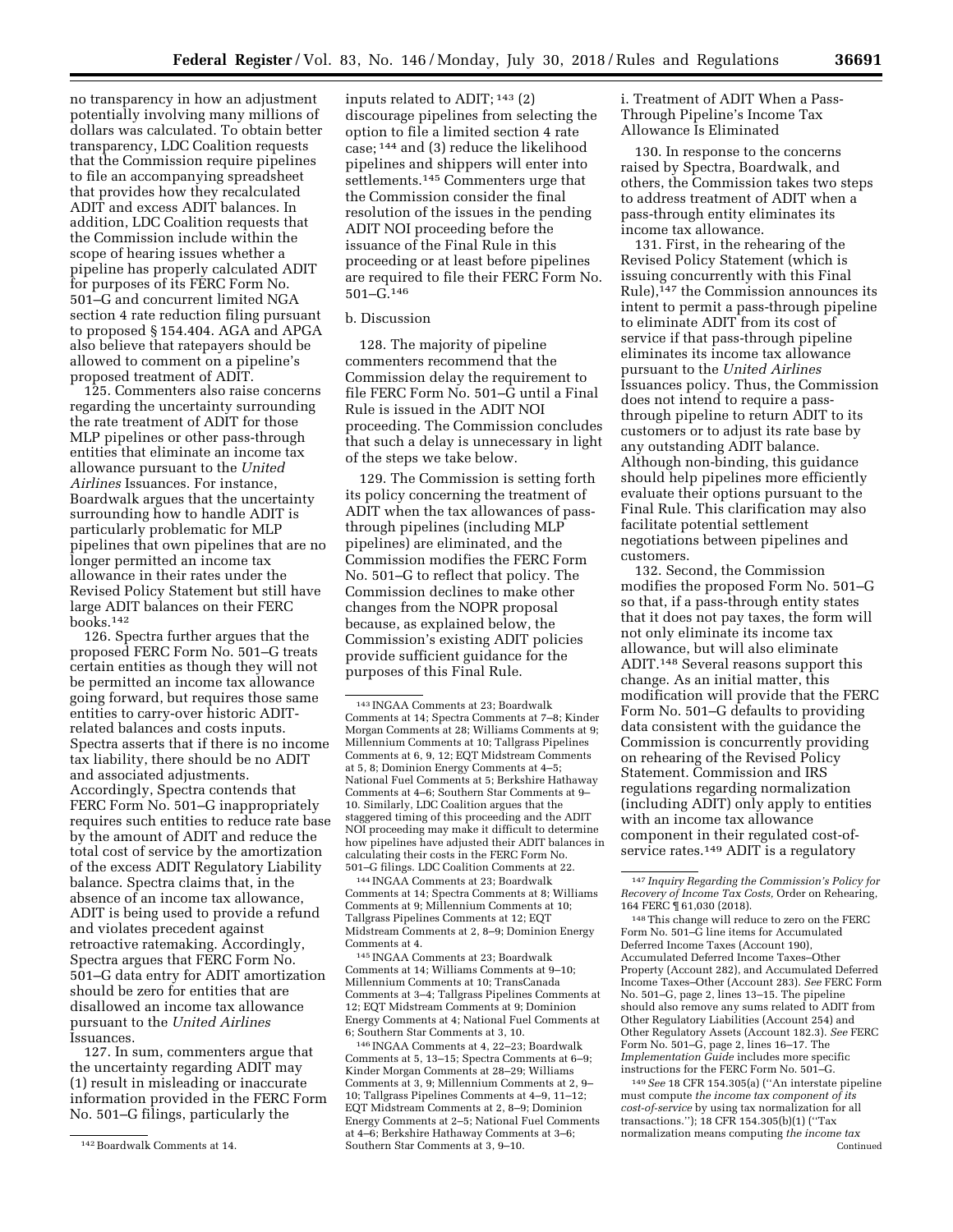no transparency in how an adjustment potentially involving many millions of dollars was calculated. To obtain better transparency, LDC Coalition requests that the Commission require pipelines to file an accompanying spreadsheet that provides how they recalculated ADIT and excess ADIT balances. In addition, LDC Coalition requests that the Commission include within the scope of hearing issues whether a pipeline has properly calculated ADIT for purposes of its FERC Form No. 501–G and concurrent limited NGA section 4 rate reduction filing pursuant to proposed § 154.404. AGA and APGA also believe that ratepayers should be allowed to comment on a pipeline's proposed treatment of ADIT.

125. Commenters also raise concerns regarding the uncertainty surrounding the rate treatment of ADIT for those MLP pipelines or other pass-through entities that eliminate an income tax allowance pursuant to the *United Airlines* Issuances. For instance, Boardwalk argues that the uncertainty surrounding how to handle ADIT is particularly problematic for MLP pipelines that own pipelines that are no longer permitted an income tax allowance in their rates under the Revised Policy Statement but still have large ADIT balances on their FERC books.[142]

126. Spectra further argues that the proposed FERC Form No. 501–G treats certain entities as though they will not be permitted an income tax allowance going forward, but requires those same entities to carry-over historic ADIT-related balances and costs inputs. Spectra asserts that if there is no income tax liability, there should be no ADIT and associated adjustments. Accordingly, Spectra contends that FERC Form No. 501–G inappropriately requires such entities to reduce rate base by the amount of ADIT and reduce the total cost of service by the amortization of the excess ADIT Regulatory Liability balance. Spectra claims that, in the absence of an income tax allowance, ADIT is being used to provide a refund and violates precedent against retroactive ratemaking. Accordingly, Spectra argues that FERC Form No. 501–G data entry for ADIT amortization should be zero for entities that are disallowed an income tax allowance pursuant to the *United Airlines* Issuances.

127. In sum, commenters argue that the uncertainty regarding ADIT may (1) result in misleading or inaccurate information provided in the FERC Form No. 501–G filings, particularly the inputs related to ADIT;[143] (2) discourage pipelines from selecting the option to file a limited section 4 rate case;[144] and (3) reduce the likelihood pipelines and shippers will enter into settlements.[145] Commenters urge that the Commission consider the final resolution of the issues in the pending ADIT NOI proceeding before the issuance of the Final Rule in this proceeding or at least before pipelines are required to file their FERC Form No. 501–G.[146]

b. Discussion

128. The majority of pipeline commenters recommend that the Commission delay the requirement to file FERC Form No. 501–G until a Final Rule is issued in the ADIT NOI proceeding. The Commission concludes that such a delay is unnecessary in light of the steps we take below.

129. The Commission is setting forth its policy concerning the treatment of ADIT when the tax allowances of pass-through pipelines (including MLP pipelines) are eliminated, and the Commission modifies the FERC Form No. 501–G to reflect that policy. The Commission declines to make other changes from the NOPR proposal because, as explained below, the Commission's existing ADIT policies provide sufficient guidance for the purposes of this Final Rule.

i. Treatment of ADIT When a Pass-Through Pipeline's Income Tax Allowance Is Eliminated

130. In response to the concerns raised by Spectra, Boardwalk, and others, the Commission takes two steps to address treatment of ADIT when a pass-through entity eliminates its income tax allowance.

131. First, in the rehearing of the Revised Policy Statement (which is issuing concurrently with this Final Rule),[147] the Commission announces its intent to permit a pass-through pipeline to eliminate ADIT from its cost of service if that pass-through pipeline eliminates its income tax allowance pursuant to the *United Airlines* Issuances policy. Thus, the Commission does not intend to require a pass-through pipeline to return ADIT to its customers or to adjust its rate base by any outstanding ADIT balance. Although non-binding, this guidance should help pipelines more efficiently evaluate their options pursuant to the Final Rule. This clarification may also facilitate potential settlement negotiations between pipelines and customers.

132. Second, the Commission modifies the proposed Form No. 501–G so that, if a pass-through entity states that it does not pay taxes, the form will not only eliminate its income tax allowance, but will also eliminate ADIT.[148] Several reasons support this change. As an initial matter, this modification will provide that the FERC Form No. 501–G defaults to providing data consistent with the guidance the Commission is concurrently providing on rehearing of the Revised Policy Statement. Commission and IRS regulations regarding normalization (including ADIT) only apply to entities with an income tax allowance component in their regulated cost-of-service rates.[149] ADIT is a regulatory

[142] Boardwalk Comments at 14.

[143] INGAA Comments at 23; Boardwalk Comments at 14; Spectra Comments at 7–8; Kinder Morgan Comments at 28; Williams Comments at 9; Millennium Comments at 10; Tallgrass Pipelines Comments at 6, 9, 12; EQT Midstream Comments at 5, 8; Dominion Energy Comments at 4–5; National Fuel Comments at 5; Berkshire Hathaway Comments at 4–6; Southern Star Comments at 9–10. Similarly, LDC Coalition argues that the staggered timing of this proceeding and the ADIT NOI proceeding may make it difficult to determine how pipelines have adjusted their ADIT balances in calculating their costs in the FERC Form No. 501–G filings. LDC Coalition Comments at 22.

[144] INGAA Comments at 23; Boardwalk Comments at 14; Spectra Comments at 8; Williams Comments at 9; Millennium Comments at 10; Tallgrass Pipelines Comments at 12; EQT Midstream Comments at 2, 8–9; Dominion Energy Comments at 4.

[145] INGAA Comments at 23; Boardwalk Comments at 14; Williams Comments at 9–10; Millennium Comments at 10; TransCanada Comments at 3–4; Tallgrass Pipelines Comments at 12; EQT Midstream Comments at 9; Dominion Energy Comments at 4; National Fuel Comments at 6; Southern Star Comments at 3, 10.

[146] INGAA Comments at 4, 22–23; Boardwalk Comments at 5, 13–15; Spectra Comments at 6–9; Kinder Morgan Comments at 28–29; Williams Comments at 3, 9; Millennium Comments at 2, 9–10; Tallgrass Pipelines Comments at 4–9, 11–12; EQT Midstream Comments at 2, 8–9; Dominion Energy Comments at 2–5; National Fuel Comments at 4–6; Berkshire Hathaway Comments at 3–6; Southern Star Comments at 3, 9–10.

[147] *Inquiry Regarding the Commission's Policy for Recovery of Income Tax Costs,* Order on Rehearing, 164 FERC ¶ 61,030 (2018).

[148] This change will reduce to zero on the FERC Form No. 501–G line items for Accumulated Deferred Income Taxes (Account 190), Accumulated Deferred Income Taxes–Other Property (Account 282), and Accumulated Deferred Income Taxes–Other (Account 283). *See* FERC Form No. 501–G, page 2, lines 13–15. The pipeline should also remove any sums related to ADIT from Other Regulatory Liabilities (Account 254) and Other Regulatory Assets (Account 182.3). *See* FERC Form No. 501–G, page 2, lines 16–17. The *Implementation Guide* includes more specific instructions for the FERC Form No. 501–G.

[149] *See* 18 CFR 154.305(a) (''An interstate pipeline must compute *the income tax component of its cost-of-service* by using tax normalization for all transactions.''); 18 CFR 154.305(b)(1) (''Tax normalization means computing *the income tax* Continued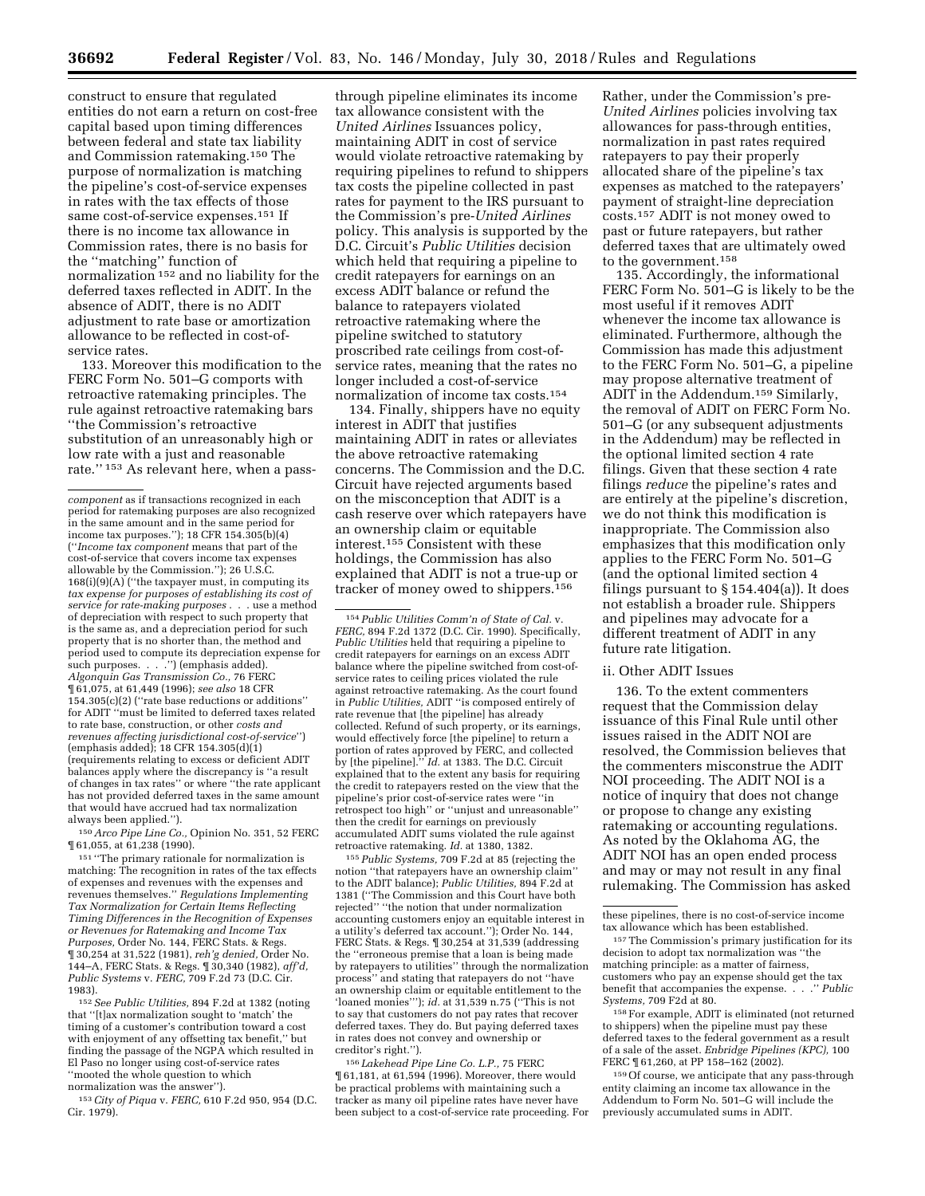construct to ensure that regulated entities do not earn a return on cost-free capital based upon timing differences between federal and state tax liability and Commission ratemaking.[150] The purpose of normalization is matching the pipeline's cost-of-service expenses in rates with the tax effects of those same cost-of-service expenses.[151] If there is no income tax allowance in Commission rates, there is no basis for the ''matching'' function of normalization [152] and no liability for the deferred taxes reflected in ADIT. In the absence of ADIT, there is no ADIT adjustment to rate base or amortization allowance to be reflected in cost-of-service rates.

133. Moreover this modification to the FERC Form No. 501–G comports with retroactive ratemaking principles. The rule against retroactive ratemaking bars ''the Commission's retroactive substitution of an unreasonably high or low rate with a just and reasonable rate.'' [153] As relevant here, when a pass-through pipeline eliminates its income tax allowance consistent with the *United Airlines* Issuances policy, maintaining ADIT in cost of service would violate retroactive ratemaking by requiring pipelines to refund to shippers tax costs the pipeline collected in past rates for payment to the IRS pursuant to the Commission's pre-*United Airlines* policy. This analysis is supported by the D.C. Circuit's *Public Utilities* decision which held that requiring a pipeline to credit ratepayers for earnings on an excess ADIT balance or refund the balance to ratepayers violated retroactive ratemaking where the pipeline switched to statutory proscribed rate ceilings from cost-of-service rates, meaning that the rates no longer included a cost-of-service normalization of income tax costs.[154]

134. Finally, shippers have no equity interest in ADIT that justifies maintaining ADIT in rates or alleviates the above retroactive ratemaking concerns. The Commission and the D.C. Circuit have rejected arguments based on the misconception that ADIT is a cash reserve over which ratepayers have an ownership claim or equitable interest.[155] Consistent with these holdings, the Commission has also explained that ADIT is not a true-up or tracker of money owed to shippers.[156] Rather, under the Commission's pre-*United Airlines* policies involving tax allowances for pass-through entities, normalization in past rates required ratepayers to pay their properly allocated share of the pipeline's tax expenses as matched to the ratepayers' payment of straight-line depreciation costs.[157] ADIT is not money owed to past or future ratepayers, but rather deferred taxes that are ultimately owed to the government.[158]

135. Accordingly, the informational FERC Form No. 501–G is likely to be the most useful if it removes ADIT whenever the income tax allowance is eliminated. Furthermore, although the Commission has made this adjustment to the FERC Form No. 501–G, a pipeline may propose alternative treatment of ADIT in the Addendum.[159] Similarly, the removal of ADIT on FERC Form No. 501–G (or any subsequent adjustments in the Addendum) may be reflected in the optional limited section 4 rate filings. Given that these section 4 rate filings *reduce* the pipeline's rates and are entirely at the pipeline's discretion, we do not think this modification is inappropriate. The Commission also emphasizes that this modification only applies to the FERC Form No. 501–G (and the optional limited section 4 filings pursuant to § 154.404(a)). It does not establish a broader rule. Shippers and pipelines may advocate for a different treatment of ADIT in any future rate litigation.

ii. Other ADIT Issues

136. To the extent commenters request that the Commission delay issuance of this Final Rule until other issues raised in the ADIT NOI are resolved, the Commission believes that the commenters misconstrue the ADIT NOI proceeding. The ADIT NOI is a notice of inquiry that does not change or propose to change any existing ratemaking or accounting regulations. As noted by the Oklahoma AG, the ADIT NOI has an open ended process and may or may not result in any final rulemaking. The Commission has asked

---

*component* as if transactions recognized in each period for ratemaking purposes are also recognized in the same amount and in the same period for income tax purposes.''); 18 CFR 154.305(b)(4) (''*Income tax component* means that part of the cost-of-service that covers income tax expenses allowable by the Commission.''); 26 U.S.C. 168(i)(9)(A) (''the taxpayer must, in computing its *tax expense for purposes of establishing its cost of service for rate-making purposes* . . . use a method of depreciation with respect to such property that is the same as, and a depreciation period for such property that is no shorter than, the method and period used to compute its depreciation expense for such purposes. . . .'') (emphasis added). *Algonquin Gas Transmission Co.,* 76 FERC ¶ 61,075, at 61,449 (1996); *see also* 18 CFR 154.305(c)(2) (''rate base reductions or additions'' for ADIT ''must be limited to deferred taxes related to rate base, construction, or other *costs and revenues affecting jurisdictional cost-of-service*'') (emphasis added); 18 CFR 154.305(d)(1) (requirements relating to excess or deficient ADIT balances apply where the discrepancy is ''a result of changes in tax rates'' or where ''the rate applicant has not provided deferred taxes in the same amount that would have accrued had tax normalization always been applied.'').

[150] *Arco Pipe Line Co.,* Opinion No. 351, 52 FERC ¶ 61,055, at 61,238 (1990).

[151] ''The primary rationale for normalization is matching: The recognition in rates of the tax effects of expenses and revenues with the expenses and revenues themselves.'' *Regulations Implementing Tax Normalization for Certain Items Reflecting Timing Differences in the Recognition of Expenses or Revenues for Ratemaking and Income Tax Purposes,* Order No. 144, FERC Stats. & Regs. ¶ 30,254 at 31,522 (1981), *reh'g denied,* Order No. 144–A, FERC Stats. & Regs. ¶ 30,340 (1982), *aff'd, Public Systems* v. *FERC,* 709 F.2d 73 (D.C. Cir. 1983).

[152] *See Public Utilities,* 894 F.2d at 1382 (noting that ''[t]ax normalization sought to 'match' the timing of a customer's contribution toward a cost with enjoyment of any offsetting tax benefit,'' but finding the passage of the NGPA which resulted in El Paso no longer using cost-of-service rates ''mooted the whole question to which normalization was the answer'').

[153] *City of Piqua* v. *FERC,* 610 F.2d 950, 954 (D.C. Cir. 1979).

[154] *Public Utilities Comm'n of State of Cal.* v. *FERC,* 894 F.2d 1372 (D.C. Cir. 1990). Specifically, *Public Utilities* held that requiring a pipeline to credit ratepayers for earnings on an excess ADIT balance where the pipeline switched from cost-of-service rates to ceiling prices violated the rule against retroactive ratemaking. As the court found in *Public Utilities,* ADIT ''is composed entirely of rate revenue that [the pipeline] has already collected. Refund of such property, or its earnings, would effectively force [the pipeline] to return a portion of rates approved by FERC, and collected by [the pipeline].'' *Id.* at 1383. The D.C. Circuit explained that to the extent any basis for requiring the credit to ratepayers rested on the view that the pipeline's prior cost-of-service rates were ''in retrospect too high'' or ''unjust and unreasonable'' then the credit for earnings on previously accumulated ADIT sums violated the rule against retroactive ratemaking. *Id.* at 1380, 1382.

[155] *Public Systems,* 709 F.2d at 85 (rejecting the notion ''that ratepayers have an ownership claim'' to the ADIT balance); *Public Utilities,* 894 F.2d at 1381 (''The Commission and this Court have both rejected'' ''the notion that under normalization accounting customers enjoy an equitable interest in a utility's deferred tax account.''); Order No. 144, FERC Stats. & Regs. ¶ 30,254 at 31,539 (addressing the ''erroneous premise that a loan is being made by ratepayers to utilities'' through the normalization process'' and stating that ratepayers do not ''have an ownership claim or equitable entitlement to the 'loaned monies'''); *id.* at 31,539 n.75 (''This is not to say that customers do not pay rates that recover deferred taxes. They do. But paying deferred taxes in rates does not convey and ownership or creditor's right.'').

[156] *Lakehead Pipe Line Co. L.P.,* 75 FERC ¶ 61,181, at 61,594 (1996). Moreover, there would be practical problems with maintaining such a tracker as many oil pipeline rates have never have been subject to a cost-of-service rate proceeding. For these pipelines, there is no cost-of-service income tax allowance which has been established.

[157] The Commission's primary justification for its decision to adopt tax normalization was ''the matching principle: as a matter of fairness, customers who pay an expense should get the tax benefit that accompanies the expense. . . .'' *Public Systems,* 709 F2d at 80.

[158] For example, ADIT is eliminated (not returned to shippers) when the pipeline must pay these deferred taxes to the federal government as a result of a sale of the asset. *Enbridge Pipelines (KPC),* 100 FERC ¶ 61,260, at PP 158–162 (2002).

[159] Of course, we anticipate that any pass-through entity claiming an income tax allowance in the Addendum to Form No. 501–G will include the previously accumulated sums in ADIT.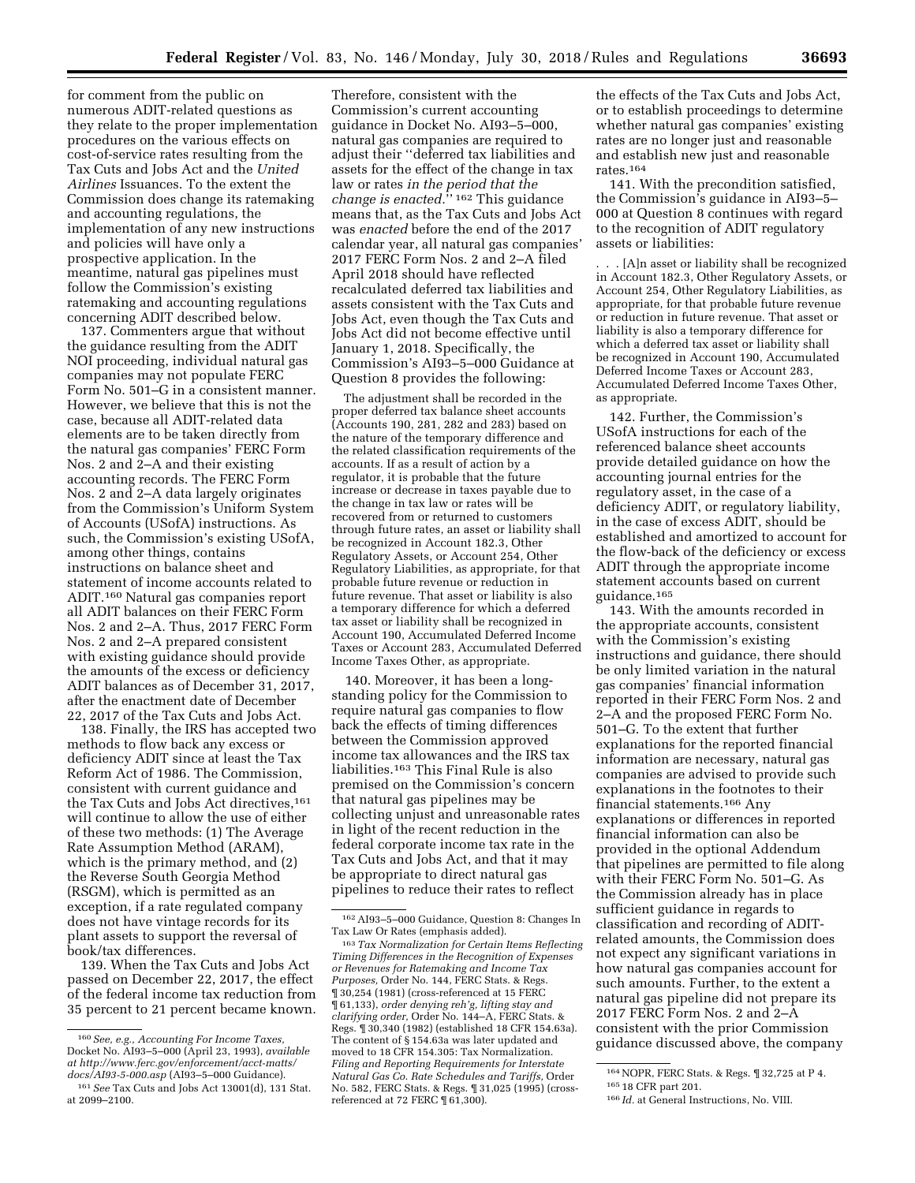for comment from the public on numerous ADIT-related questions as they relate to the proper implementation procedures on the various effects on cost-of-service rates resulting from the Tax Cuts and Jobs Act and the *United Airlines* Issuances. To the extent the Commission does change its ratemaking and accounting regulations, the implementation of any new instructions and policies will have only a prospective application. In the meantime, natural gas pipelines must follow the Commission's existing ratemaking and accounting regulations concerning ADIT described below.

137. Commenters argue that without the guidance resulting from the ADIT NOI proceeding, individual natural gas companies may not populate FERC Form No. 501–G in a consistent manner. However, we believe that this is not the case, because all ADIT-related data elements are to be taken directly from the natural gas companies' FERC Form Nos. 2 and 2–A and their existing accounting records. The FERC Form Nos. 2 and 2–A data largely originates from the Commission's Uniform System of Accounts (USofA) instructions. As such, the Commission's existing USofA, among other things, contains instructions on balance sheet and statement of income accounts related to ADIT.[160] Natural gas companies report all ADIT balances on their FERC Form Nos. 2 and 2–A. Thus, 2017 FERC Form Nos. 2 and 2–A prepared consistent with existing guidance should provide the amounts of the excess or deficiency ADIT balances as of December 31, 2017, after the enactment date of December 22, 2017 of the Tax Cuts and Jobs Act.

138. Finally, the IRS has accepted two methods to flow back any excess or deficiency ADIT since at least the Tax Reform Act of 1986. The Commission, consistent with current guidance and the Tax Cuts and Jobs Act directives,[161] will continue to allow the use of either of these two methods: (1) The Average Rate Assumption Method (ARAM), which is the primary method, and (2) the Reverse South Georgia Method (RSGM), which is permitted as an exception, if a rate regulated company does not have vintage records for its plant assets to support the reversal of book/tax differences.

139. When the Tax Cuts and Jobs Act passed on December 22, 2017, the effect of the federal income tax reduction from 35 percent to 21 percent became known. Therefore, consistent with the Commission's current accounting guidance in Docket No. AI93–5–000, natural gas companies are required to adjust their ''deferred tax liabilities and assets for the effect of the change in tax law or rates *in the period that the change is enacted*.''[162] This guidance means that, as the Tax Cuts and Jobs Act was *enacted* before the end of the 2017 calendar year, all natural gas companies' 2017 FERC Form Nos. 2 and 2–A filed April 2018 should have reflected recalculated deferred tax liabilities and assets consistent with the Tax Cuts and Jobs Act, even though the Tax Cuts and Jobs Act did not become effective until January 1, 2018. Specifically, the Commission's AI93–5–000 Guidance at Question 8 provides the following:

> The adjustment shall be recorded in the proper deferred tax balance sheet accounts (Accounts 190, 281, 282 and 283) based on the nature of the temporary difference and the related classification requirements of the accounts. If as a result of action by a regulator, it is probable that the future increase or decrease in taxes payable due to the change in tax law or rates will be recovered from or returned to customers through future rates, an asset or liability shall be recognized in Account 182.3, Other Regulatory Assets, or Account 254, Other Regulatory Liabilities, as appropriate, for that probable future revenue or reduction in future revenue. That asset or liability is also a temporary difference for which a deferred tax asset or liability shall be recognized in Account 190, Accumulated Deferred Income Taxes or Account 283, Accumulated Deferred Income Taxes Other, as appropriate.

140. Moreover, it has been a long-standing policy for the Commission to require natural gas companies to flow back the effects of timing differences between the Commission approved income tax allowances and the IRS tax liabilities.[163] This Final Rule is also premised on the Commission's concern that natural gas pipelines may be collecting unjust and unreasonable rates in light of the recent reduction in the federal corporate income tax rate in the Tax Cuts and Jobs Act, and that it may be appropriate to direct natural gas pipelines to reduce their rates to reflect the effects of the Tax Cuts and Jobs Act, or to establish proceedings to determine whether natural gas companies' existing rates are no longer just and reasonable and establish new just and reasonable rates.[164]

141. With the precondition satisfied, the Commission's guidance in AI93–5–000 at Question 8 continues with regard to the recognition of ADIT regulatory assets or liabilities:

> . . . [A]n asset or liability shall be recognized in Account 182.3, Other Regulatory Assets, or Account 254, Other Regulatory Liabilities, as appropriate, for that probable future revenue or reduction in future revenue. That asset or liability is also a temporary difference for which a deferred tax asset or liability shall be recognized in Account 190, Accumulated Deferred Income Taxes or Account 283, Accumulated Deferred Income Taxes Other, as appropriate.

142. Further, the Commission's USofA instructions for each of the referenced balance sheet accounts provide detailed guidance on how the accounting journal entries for the regulatory asset, in the case of a deficiency ADIT, or regulatory liability, in the case of excess ADIT, should be established and amortized to account for the flow-back of the deficiency or excess ADIT through the appropriate income statement accounts based on current guidance.[165]

143. With the amounts recorded in the appropriate accounts, consistent with the Commission's existing instructions and guidance, there should be only limited variation in the natural gas companies' financial information reported in their FERC Form Nos. 2 and 2–A and the proposed FERC Form No. 501–G. To the extent that further explanations for the reported financial information are necessary, natural gas companies are advised to provide such explanations in the footnotes to their financial statements.[166] Any explanations or differences in reported financial information can also be provided in the optional Addendum that pipelines are permitted to file along with their FERC Form No. 501–G. As the Commission already has in place sufficient guidance in regards to classification and recording of ADIT-related amounts, the Commission does not expect any significant variations in how natural gas companies account for such amounts. Further, to the extent a natural gas pipeline did not prepare its 2017 FERC Form Nos. 2 and 2–A consistent with the prior Commission guidance discussed above, the company

---

[160] *See, e.g., Accounting For Income Taxes,* Docket No. AI93–5–000 (April 23, 1993), *available at http://www.ferc.gov/enforcement/acct-matts/docs/AI93-5-000.asp* (AI93–5–000 Guidance).

[161] *See* Tax Cuts and Jobs Act 13001(d), 131 Stat. at 2099–2100.

[162] AI93–5–000 Guidance, Question 8: Changes In Tax Law Or Rates (emphasis added).

[163] *Tax Normalization for Certain Items Reflecting Timing Differences in the Recognition of Expenses or Revenues for Ratemaking and Income Tax Purposes,* Order No. 144, FERC Stats. & Regs. ¶ 30,254 (1981) (cross-referenced at 15 FERC ¶ 61,133), *order denying reh'g, lifting stay and clarifying order,* Order No. 144–A, FERC Stats. & Regs. ¶ 30,340 (1982) (established 18 CFR 154.63a). The content of § 154.63a was later updated and moved to 18 CFR 154.305: Tax Normalization. *Filing and Reporting Requirements for Interstate Natural Gas Co. Rate Schedules and Tariffs,* Order No. 582, FERC Stats. & Regs. ¶ 31,025 (1995) (cross-referenced at 72 FERC ¶ 61,300).

[164] NOPR, FERC Stats. & Regs. ¶ 32,725 at P 4.

[165] 18 CFR part 201.

[166] *Id.* at General Instructions, No. VIII.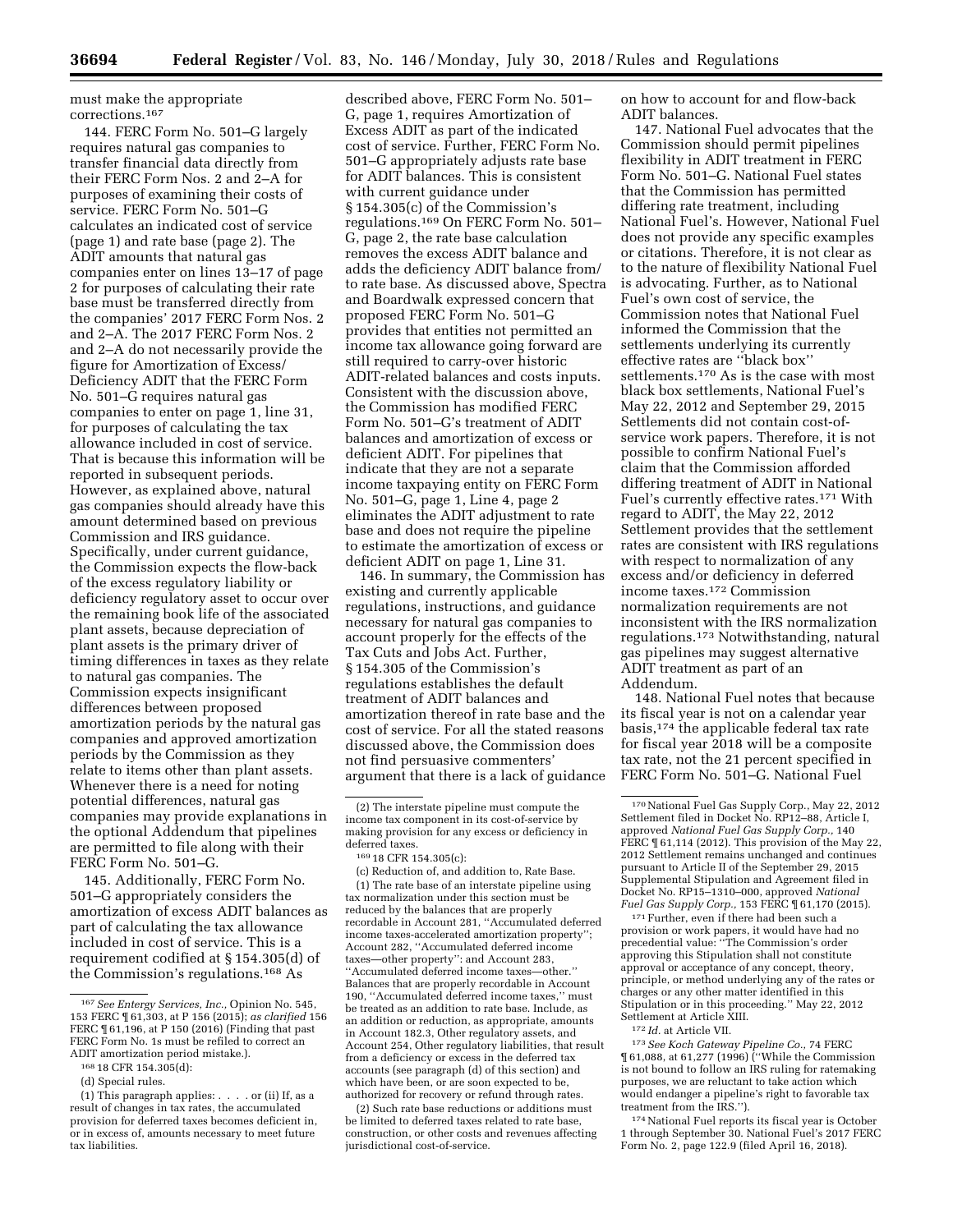must make the appropriate corrections.[167]

144. FERC Form No. 501–G largely requires natural gas companies to transfer financial data directly from their FERC Form Nos. 2 and 2–A for purposes of examining their costs of service. FERC Form No. 501–G calculates an indicated cost of service (page 1) and rate base (page 2). The ADIT amounts that natural gas companies enter on lines 13–17 of page 2 for purposes of calculating their rate base must be transferred directly from the companies' 2017 FERC Form Nos. 2 and 2–A. The 2017 FERC Form Nos. 2 and 2–A do not necessarily provide the figure for Amortization of Excess/Deficiency ADIT that the FERC Form No. 501–G requires natural gas companies to enter on page 1, line 31, for purposes of calculating the tax allowance included in cost of service. That is because this information will be reported in subsequent periods. However, as explained above, natural gas companies should already have this amount determined based on previous Commission and IRS guidance. Specifically, under current guidance, the Commission expects the flow-back of the excess regulatory liability or deficiency regulatory asset to occur over the remaining book life of the associated plant assets, because depreciation of plant assets is the primary driver of timing differences in taxes as they relate to natural gas companies. The Commission expects insignificant differences between proposed amortization periods by the natural gas companies and approved amortization periods by the Commission as they relate to items other than plant assets. Whenever there is a need for noting potential differences, natural gas companies may provide explanations in the optional Addendum that pipelines are permitted to file along with their FERC Form No. 501–G.

145. Additionally, FERC Form No. 501–G appropriately considers the amortization of excess ADIT balances as part of calculating the tax allowance included in cost of service. This is a requirement codified at § 154.305(d) of the Commission's regulations.[168] As described above, FERC Form No. 501–G, page 1, requires Amortization of Excess ADIT as part of the indicated cost of service. Further, FERC Form No. 501–G appropriately adjusts rate base for ADIT balances. This is consistent with current guidance under § 154.305(c) of the Commission's regulations.[169] On FERC Form No. 501–G, page 2, the rate base calculation removes the excess ADIT balance and adds the deficiency ADIT balance from/to rate base. As discussed above, Spectra and Boardwalk expressed concern that proposed FERC Form No. 501–G provides that entities not permitted an income tax allowance going forward are still required to carry-over historic ADIT-related balances and costs inputs. Consistent with the discussion above, the Commission has modified FERC Form No. 501–G's treatment of ADIT balances and amortization of excess or deficient ADIT. For pipelines that indicate that they are not a separate income taxpaying entity on FERC Form No. 501–G, page 1, Line 4, page 2 eliminates the ADIT adjustment to rate base and does not require the pipeline to estimate the amortization of excess or deficient ADIT on page 1, Line 31.

146. In summary, the Commission has existing and currently applicable regulations, instructions, and guidance necessary for natural gas companies to account properly for the effects of the Tax Cuts and Jobs Act. Further, § 154.305 of the Commission's regulations establishes the default treatment of ADIT balances and amortization thereof in rate base and the cost of service. For all the stated reasons discussed above, the Commission does not find persuasive commenters' argument that there is a lack of guidance on how to account for and flow-back ADIT balances.

147. National Fuel advocates that the Commission should permit pipelines flexibility in ADIT treatment in FERC Form No. 501–G. National Fuel states that the Commission has permitted differing rate treatment, including National Fuel's. However, National Fuel does not provide any specific examples or citations. Therefore, it is not clear as to the nature of flexibility National Fuel is advocating. Further, as to National Fuel's own cost of service, the Commission notes that National Fuel informed the Commission that the settlements underlying its currently effective rates are "black box" settlements.[170] As is the case with most black box settlements, National Fuel's May 22, 2012 and September 29, 2015 Settlements did not contain cost-of-service work papers. Therefore, it is not possible to confirm National Fuel's claim that the Commission afforded differing treatment of ADIT in National Fuel's currently effective rates.[171] With regard to ADIT, the May 22, 2012 Settlement provides that the settlement rates are consistent with IRS regulations with respect to normalization of any excess and/or deficiency in deferred income taxes.[172] Commission normalization requirements are not inconsistent with the IRS normalization regulations.[173] Notwithstanding, natural gas pipelines may suggest alternative ADIT treatment as part of an Addendum.

148. National Fuel notes that because its fiscal year is not on a calendar year basis,[174] the applicable federal tax rate for fiscal year 2018 will be a composite tax rate, not the 21 percent specified in FERC Form No. 501–G. National Fuel

---

[167] *See Entergy Services, Inc.,* Opinion No. 545, 153 FERC ¶ 61,303, at P 156 (2015); *as clarified* 156 FERC ¶ 61,196, at P 150 (2016) (Finding that past FERC Form No. 1s must be refiled to correct an ADIT amortization period mistake.).

[168] 18 CFR 154.305(d):

(d) Special rules.

(1) This paragraph applies: . . . . or (ii) If, as a result of changes in tax rates, the accumulated provision for deferred taxes becomes deficient in, or in excess of, amounts necessary to meet future tax liabilities.

(2) The interstate pipeline must compute the income tax component in its cost-of-service by making provision for any excess or deficiency in deferred taxes.

[169] 18 CFR 154.305(c):

(c) Reduction of, and addition to, Rate Base.

(1) The rate base of an interstate pipeline using tax normalization under this section must be reduced by the balances that are properly recordable in Account 281, "Accumulated deferred income taxes-accelerated amortization property"; Account 282, "Accumulated deferred income taxes—other property": and Account 283, "Accumulated deferred income taxes—other." Balances that are properly recordable in Account 190, "Accumulated deferred income taxes," must be treated as an addition to rate base. Include, as an addition or reduction, as appropriate, amounts in Account 182.3, Other regulatory assets, and Account 254, Other regulatory liabilities, that result from a deficiency or excess in the deferred tax accounts (see paragraph (d) of this section) and which have been, or are soon expected to be, authorized for recovery or refund through rates.

(2) Such rate base reductions or additions must be limited to deferred taxes related to rate base, construction, or other costs and revenues affecting jurisdictional cost-of-service.

[170] National Fuel Gas Supply Corp., May 22, 2012 Settlement filed in Docket No. RP12–88, Article I, approved *National Fuel Gas Supply Corp.,* 140 FERC ¶ 61,114 (2012). This provision of the May 22, 2012 Settlement remains unchanged and continues pursuant to Article II of the September 29, 2015 Supplemental Stipulation and Agreement filed in Docket No. RP15–1310–000, approved *National Fuel Gas Supply Corp.,* 153 FERC ¶ 61,170 (2015).

[171] Further, even if there had been such a provision or work papers, it would have had no precedential value: "The Commission's order approving this Stipulation shall not constitute approval or acceptance of any concept, theory, principle, or method underlying any of the rates or charges or any other matter identified in this Stipulation or in this proceeding." May 22, 2012 Settlement at Article XIII.

[172] *Id.* at Article VII.

[173] *See Koch Gateway Pipeline Co.,* 74 FERC ¶ 61,088, at 61,277 (1996) ("While the Commission is not bound to follow an IRS ruling for ratemaking purposes, we are reluctant to take action which would endanger a pipeline's right to favorable tax treatment from the IRS.").

[174] National Fuel reports its fiscal year is October 1 through September 30. National Fuel's 2017 FERC Form No. 2, page 122.9 (filed April 16, 2018).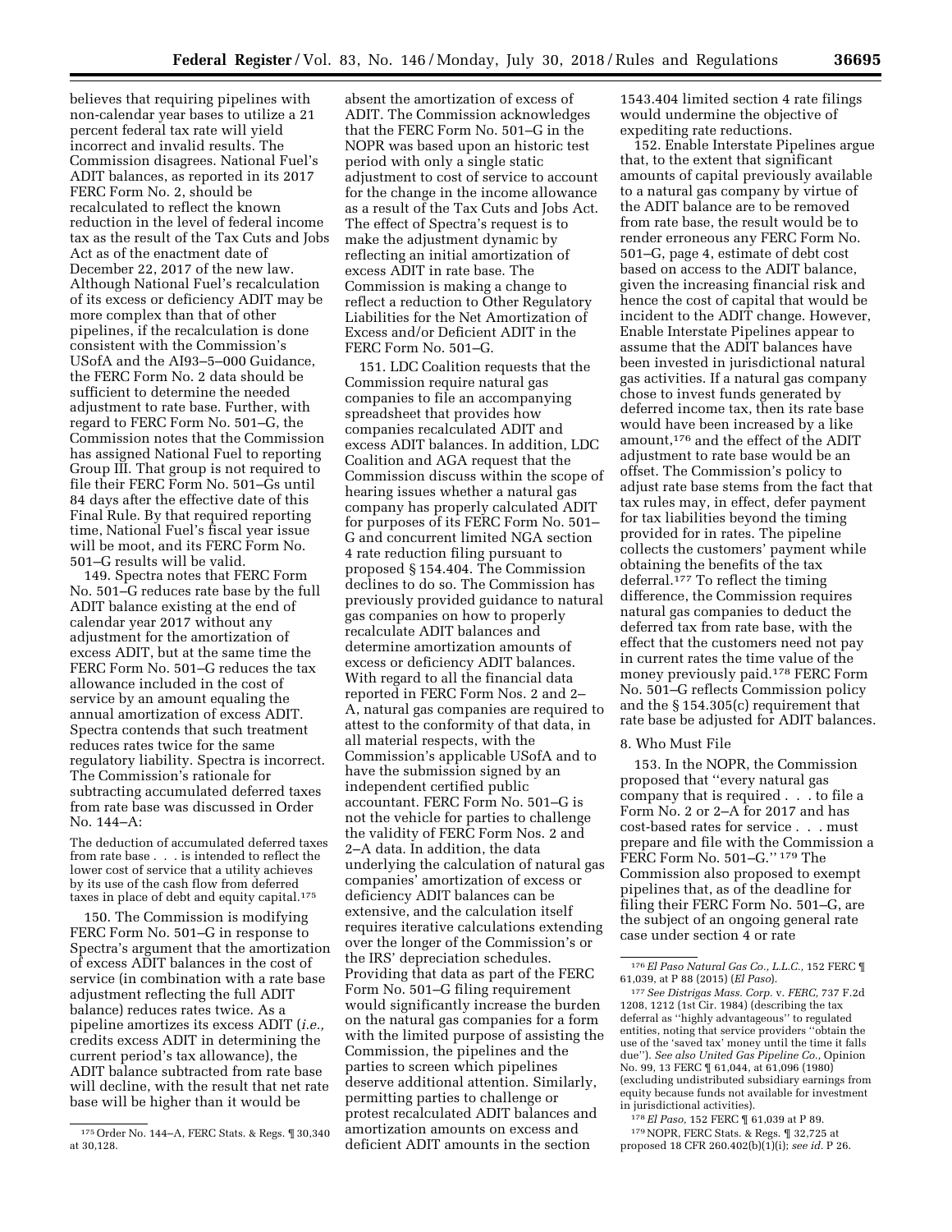believes that requiring pipelines with non-calendar year bases to utilize a 21 percent federal tax rate will yield incorrect and invalid results. The Commission disagrees. National Fuel's ADIT balances, as reported in its 2017 FERC Form No. 2, should be recalculated to reflect the known reduction in the level of federal income tax as the result of the Tax Cuts and Jobs Act as of the enactment date of December 22, 2017 of the new law. Although National Fuel's recalculation of its excess or deficiency ADIT may be more complex than that of other pipelines, if the recalculation is done consistent with the Commission's USofA and the AI93–5–000 Guidance, the FERC Form No. 2 data should be sufficient to determine the needed adjustment to rate base. Further, with regard to FERC Form No. 501–G, the Commission notes that the Commission has assigned National Fuel to reporting Group III. That group is not required to file their FERC Form No. 501–Gs until 84 days after the effective date of this Final Rule. By that required reporting time, National Fuel's fiscal year issue will be moot, and its FERC Form No. 501–G results will be valid.

149. Spectra notes that FERC Form No. 501–G reduces rate base by the full ADIT balance existing at the end of calendar year 2017 without any adjustment for the amortization of excess ADIT, but at the same time the FERC Form No. 501–G reduces the tax allowance included in the cost of service by an amount equaling the annual amortization of excess ADIT. Spectra contends that such treatment reduces rates twice for the same regulatory liability. Spectra is incorrect. The Commission's rationale for subtracting accumulated deferred taxes from rate base was discussed in Order No. 144–A:

> The deduction of accumulated deferred taxes from rate base . . . is intended to reflect the lower cost of service that a utility achieves by its use of the cash flow from deferred taxes in place of debt and equity capital.[175]

150. The Commission is modifying FERC Form No. 501–G in response to Spectra's argument that the amortization of excess ADIT balances in the cost of service (in combination with a rate base adjustment reflecting the full ADIT balance) reduces rates twice. As a pipeline amortizes its excess ADIT (*i.e.,* credits excess ADIT in determining the current period's tax allowance), the ADIT balance subtracted from rate base will decline, with the result that net rate base will be higher than it would be absent the amortization of excess of ADIT. The Commission acknowledges that the FERC Form No. 501–G in the NOPR was based upon an historic test period with only a single static adjustment to cost of service to account for the change in the income allowance as a result of the Tax Cuts and Jobs Act. The effect of Spectra's request is to make the adjustment dynamic by reflecting an initial amortization of excess ADIT in rate base. The Commission is making a change to reflect a reduction to Other Regulatory Liabilities for the Net Amortization of Excess and/or Deficient ADIT in the FERC Form No. 501–G.

151. LDC Coalition requests that the Commission require natural gas companies to file an accompanying spreadsheet that provides how companies recalculated ADIT and excess ADIT balances. In addition, LDC Coalition and AGA request that the Commission discuss within the scope of hearing issues whether a natural gas company has properly calculated ADIT for purposes of its FERC Form No. 501–G and concurrent limited NGA section 4 rate reduction filing pursuant to proposed § 154.404. The Commission declines to do so. The Commission has previously provided guidance to natural gas companies on how to properly recalculate ADIT balances and determine amortization amounts of excess or deficiency ADIT balances. With regard to all the financial data reported in FERC Form Nos. 2 and 2–A, natural gas companies are required to attest to the conformity of that data, in all material respects, with the Commission's applicable USofA and to have the submission signed by an independent certified public accountant. FERC Form No. 501–G is not the vehicle for parties to challenge the validity of FERC Form Nos. 2 and 2–A data. In addition, the data underlying the calculation of natural gas companies' amortization of excess or deficiency ADIT balances can be extensive, and the calculation itself requires iterative calculations extending over the longer of the Commission's or the IRS' depreciation schedules. Providing that data as part of the FERC Form No. 501–G filing requirement would significantly increase the burden on the natural gas companies for a form with the limited purpose of assisting the Commission, the pipelines and the parties to screen which pipelines deserve additional attention. Similarly, permitting parties to challenge or protest recalculated ADIT balances and amortization amounts on excess and deficient ADIT amounts in the section 1543.404 limited section 4 rate filings would undermine the objective of expediting rate reductions.

152. Enable Interstate Pipelines argue that, to the extent that significant amounts of capital previously available to a natural gas company by virtue of the ADIT balance are to be removed from rate base, the result would be to render erroneous any FERC Form No. 501–G, page 4, estimate of debt cost based on access to the ADIT balance, given the increasing financial risk and hence the cost of capital that would be incident to the ADIT change. However, Enable Interstate Pipelines appear to assume that the ADIT balances have been invested in jurisdictional natural gas activities. If a natural gas company chose to invest funds generated by deferred income tax, then its rate base would have been increased by a like amount,[176] and the effect of the ADIT adjustment to rate base would be an offset. The Commission's policy to adjust rate base stems from the fact that tax rules may, in effect, defer payment for tax liabilities beyond the timing provided for in rates. The pipeline collects the customers' payment while obtaining the benefits of the tax deferral.[177] To reflect the timing difference, the Commission requires natural gas companies to deduct the deferred tax from rate base, with the effect that the customers need not pay in current rates the time value of the money previously paid.[178] FERC Form No. 501–G reflects Commission policy and the § 154.305(c) requirement that rate base be adjusted for ADIT balances.

### 8. Who Must File

153. In the NOPR, the Commission proposed that ''every natural gas company that is required . . . to file a Form No. 2 or 2–A for 2017 and has cost-based rates for service . . . must prepare and file with the Commission a FERC Form No. 501–G.'' [179] The Commission also proposed to exempt pipelines that, as of the deadline for filing their FERC Form No. 501–G, are the subject of an ongoing general rate case under section 4 or rate

---

[175] Order No. 144–A, FERC Stats. & Regs. ¶ 30,340 at 30,128.

[176] *El Paso Natural Gas Co., L.L.C.,* 152 FERC ¶ 61,039, at P 88 (2015) (*El Paso*).

[177] *See Distrigas Mass. Corp.* v. *FERC,* 737 F.2d 1208, 1212 (1st Cir. 1984) (describing the tax deferral as ''highly advantageous'' to regulated entities, noting that service providers ''obtain the use of the 'saved tax' money until the time it falls due''). *See also United Gas Pipeline Co.,* Opinion No. 99, 13 FERC ¶ 61,044, at 61,096 (1980) (excluding undistributed subsidiary earnings from equity because funds not available for investment in jurisdictional activities).

[178] *El Paso,* 152 FERC ¶ 61,039 at P 89.

[179] NOPR, FERC Stats. & Regs. ¶ 32,725 at proposed 18 CFR 260.402(b)(1)(i); *see id.* P 26.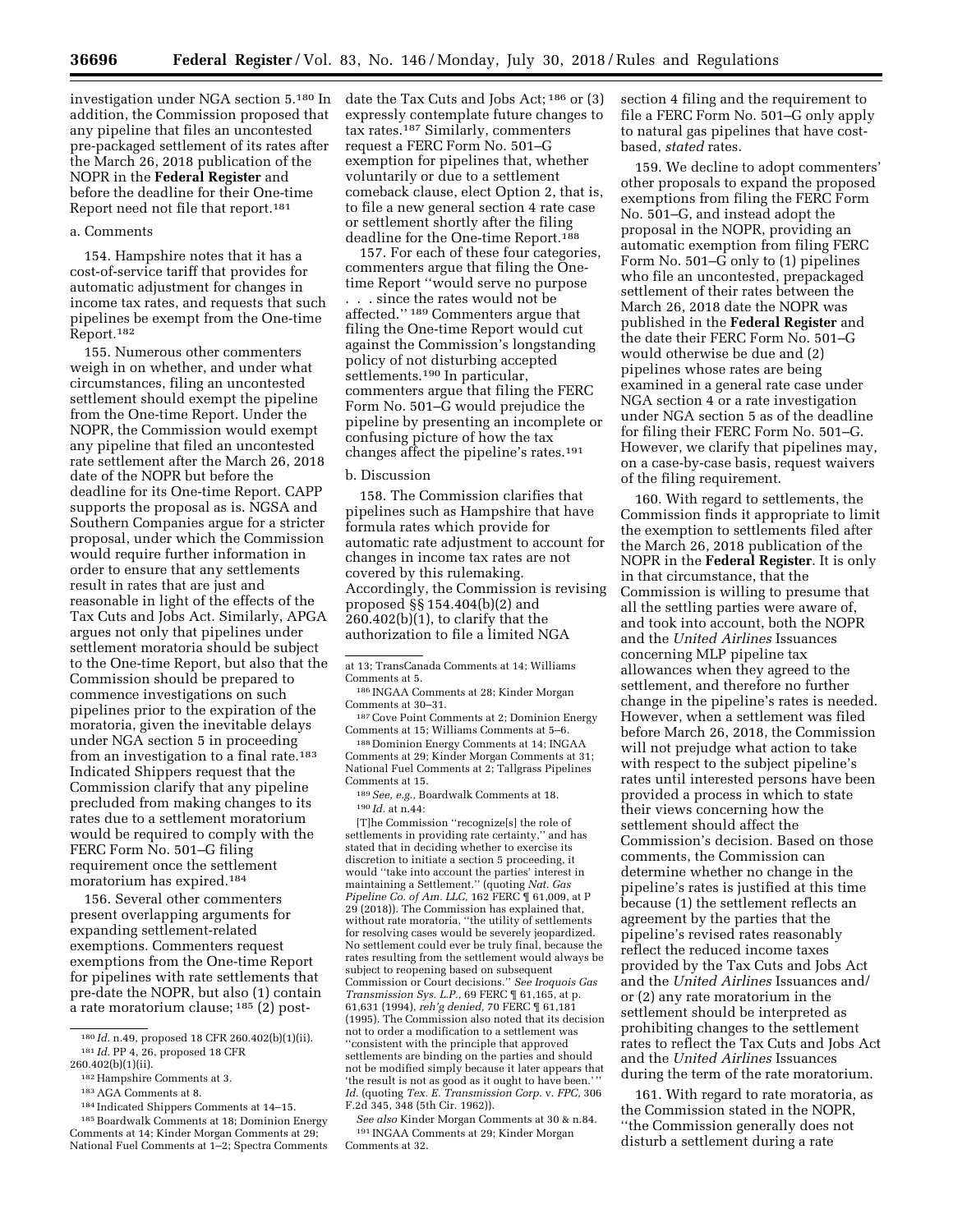investigation under NGA section 5.[180] In addition, the Commission proposed that any pipeline that files an uncontested pre-packaged settlement of its rates after the March 26, 2018 publication of the NOPR in the **Federal Register** and before the deadline for their One-time Report need not file that report.[181]

a. Comments

154. Hampshire notes that it has a cost-of-service tariff that provides for automatic adjustment for changes in income tax rates, and requests that such pipelines be exempt from the One-time Report.[182]

155. Numerous other commenters weigh in on whether, and under what circumstances, filing an uncontested settlement should exempt the pipeline from the One-time Report. Under the NOPR, the Commission would exempt any pipeline that filed an uncontested rate settlement after the March 26, 2018 date of the NOPR but before the deadline for its One-time Report. CAPP supports the proposal as is. NGSA and Southern Companies argue for a stricter proposal, under which the Commission would require further information in order to ensure that any settlements result in rates that are just and reasonable in light of the effects of the Tax Cuts and Jobs Act. Similarly, APGA argues not only that pipelines under settlement moratoria should be subject to the One-time Report, but also that the Commission should be prepared to commence investigations on such pipelines prior to the expiration of the moratoria, given the inevitable delays under NGA section 5 in proceeding from an investigation to a final rate.[183] Indicated Shippers request that the Commission clarify that any pipeline precluded from making changes to its rates due to a settlement moratorium would be required to comply with the FERC Form No. 501–G filing requirement once the settlement moratorium has expired.[184]

156. Several other commenters present overlapping arguments for expanding settlement-related exemptions. Commenters request exemptions from the One-time Report for pipelines with rate settlements that pre-date the NOPR, but also (1) contain a rate moratorium clause;[185] (2) post-date the Tax Cuts and Jobs Act;[186] or (3) expressly contemplate future changes to tax rates.[187] Similarly, commenters request a FERC Form No. 501–G exemption for pipelines that, whether voluntarily or due to a settlement comeback clause, elect Option 2, that is, to file a new general section 4 rate case or settlement shortly after the filing deadline for the One-time Report.[188]

157. For each of these four categories, commenters argue that filing the One-time Report "would serve no purpose . . . since the rates would not be affected."[189] Commenters argue that filing the One-time Report would cut against the Commission's longstanding policy of not disturbing accepted settlements.[190] In particular, commenters argue that filing the FERC Form No. 501–G would prejudice the pipeline by presenting an incomplete or confusing picture of how the tax changes affect the pipeline's rates.[191]

b. Discussion

158. The Commission clarifies that pipelines such as Hampshire that have formula rates which provide for automatic rate adjustment to account for changes in income tax rates are not covered by this rulemaking. Accordingly, the Commission is revising proposed §§ 154.404(b)(2) and 260.402(b)(1), to clarify that the authorization to file a limited NGA section 4 filing and the requirement to file a FERC Form No. 501–G only apply to natural gas pipelines that have cost-based, *stated* rates.

159. We decline to adopt commenters' other proposals to expand the proposed exemptions from filing the FERC Form No. 501–G, and instead adopt the proposal in the NOPR, providing an automatic exemption from filing FERC Form No. 501–G only to (1) pipelines who file an uncontested, prepackaged settlement of their rates between the March 26, 2018 date the NOPR was published in the **Federal Register** and the date their FERC Form No. 501–G would otherwise be due and (2) pipelines whose rates are being examined in a general rate case under NGA section 4 or a rate investigation under NGA section 5 as of the deadline for filing their FERC Form No. 501–G. However, we clarify that pipelines may, on a case-by-case basis, request waivers of the filing requirement.

160. With regard to settlements, the Commission finds it appropriate to limit the exemption to settlements filed after the March 26, 2018 publication of the NOPR in the **Federal Register**. It is only in that circumstance, that the Commission is willing to presume that all the settling parties were aware of, and took into account, both the NOPR and the *United Airlines* Issuances concerning MLP pipeline tax allowances when they agreed to the settlement, and therefore no further change in the pipeline's rates is needed. However, when a settlement was filed before March 26, 2018, the Commission will not prejudge what action to take with respect to the subject pipeline's rates until interested persons have been provided a process in which to state their views concerning how the settlement should affect the Commission's decision. Based on those comments, the Commission can determine whether no change in the pipeline's rates is justified at this time because (1) the settlement reflects an agreement by the parties that the pipeline's revised rates reasonably reflect the reduced income taxes provided by the Tax Cuts and Jobs Act and the *United Airlines* Issuances and/or (2) any rate moratorium in the settlement should be interpreted as prohibiting changes to the settlement rates to reflect the Tax Cuts and Jobs Act and the *United Airlines* Issuances during the term of the rate moratorium.

161. With regard to rate moratoria, as the Commission stated in the NOPR, "the Commission generally does not disturb a settlement during a rate

---

[180] *Id.* n.49, proposed 18 CFR 260.402(b)(1)(ii).

[181] *Id.* PP 4, 26, proposed 18 CFR 260.402(b)(1)(ii).

[182] Hampshire Comments at 3.

[183] AGA Comments at 8.

[184] Indicated Shippers Comments at 14–15.

[185] Boardwalk Comments at 18; Dominion Energy Comments at 14; Kinder Morgan Comments at 29; National Fuel Comments at 1–2; Spectra Comments at 13; TransCanada Comments at 14; Williams Comments at 5.

[186] INGAA Comments at 28; Kinder Morgan Comments at 30–31.

[187] Cove Point Comments at 2; Dominion Energy Comments at 15; Williams Comments at 5–6.

[188] Dominion Energy Comments at 14; INGAA Comments at 29; Kinder Morgan Comments at 31; National Fuel Comments at 2; Tallgrass Pipelines Comments at 15.

[189] *See, e.g.,* Boardwalk Comments at 18.

[190] *Id.* at n.44:

[T]he Commission "recognize[s] the role of settlements in providing rate certainty," and has stated that in deciding whether to exercise its discretion to initiate a section 5 proceeding, it would "take into account the parties' interest in maintaining a Settlement." (quoting *Nat. Gas Pipeline Co. of Am. LLC,* 162 FERC ¶ 61,009, at P 29 (2018)). The Commission has explained that, without rate moratoria, "the utility of settlements for resolving cases would be severely jeopardized. No settlement could ever be truly final, because the rates resulting from the settlement would always be subject to reopening based on subsequent Commission or Court decisions." *See Iroquois Gas Transmission Sys. L.P.,* 69 FERC ¶ 61,165, at p. 61,631 (1994), *reh'g denied,* 70 FERC ¶ 61,181 (1995). The Commission also noted that its decision not to order a modification to a settlement was "consistent with the principle that approved settlements are binding on the parties and should not be modified simply because it later appears that 'the result is not as good as it ought to have been.'" *Id.* (quoting *Tex. E. Transmission Corp.* v. *FPC,* 306 F.2d 345, 348 (5th Cir. 1962)).

*See also* Kinder Morgan Comments at 30 & n.84.

[191] INGAA Comments at 29; Kinder Morgan Comments at 32.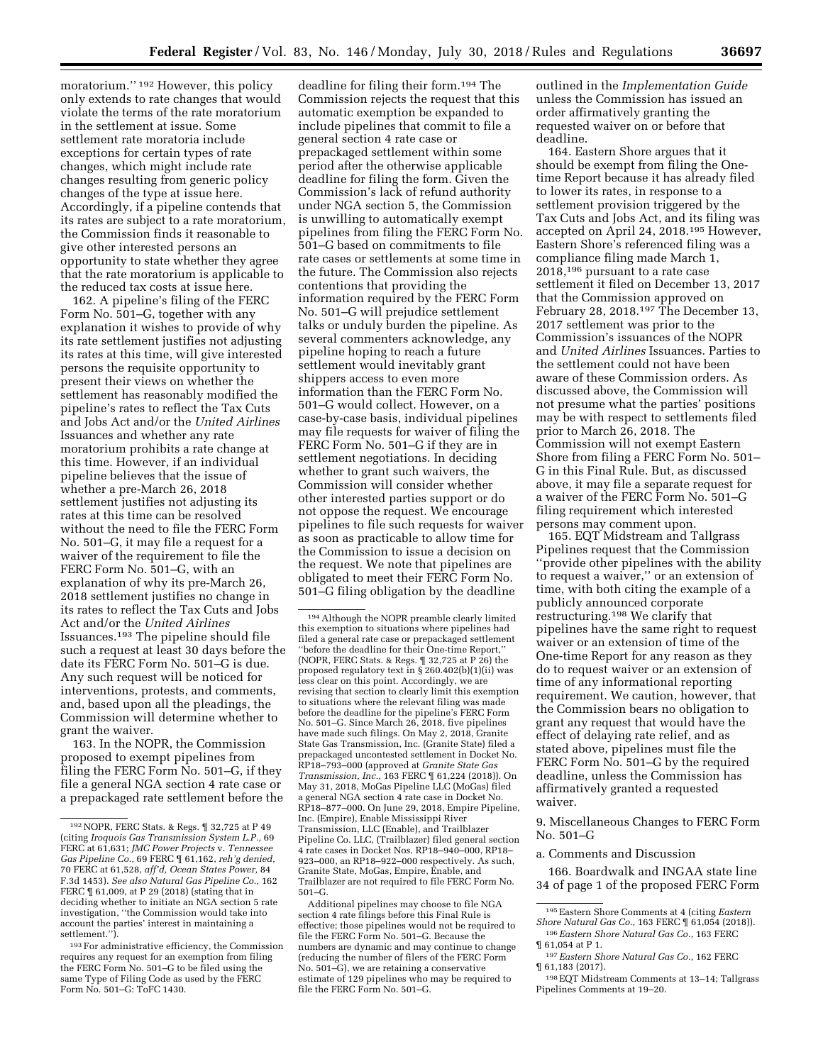moratorium.'' [192] However, this policy only extends to rate changes that would violate the terms of the rate moratorium in the settlement at issue. Some settlement rate moratoria include exceptions for certain types of rate changes, which might include rate changes resulting from generic policy changes of the type at issue here. Accordingly, if a pipeline contends that its rates are subject to a rate moratorium, the Commission finds it reasonable to give other interested persons an opportunity to state whether they agree that the rate moratorium is applicable to the reduced tax costs at issue here.

162. A pipeline's filing of the FERC Form No. 501–G, together with any explanation it wishes to provide of why its rate settlement justifies not adjusting its rates at this time, will give interested persons the requisite opportunity to present their views on whether the settlement has reasonably modified the pipeline's rates to reflect the Tax Cuts and Jobs Act and/or the *United Airlines* Issuances and whether any rate moratorium prohibits a rate change at this time. However, if an individual pipeline believes that the issue of whether a pre-March 26, 2018 settlement justifies not adjusting its rates at this time can be resolved without the need to file the FERC Form No. 501–G, it may file a request for a waiver of the requirement to file the FERC Form No. 501–G, with an explanation of why its pre-March 26, 2018 settlement justifies no change in its rates to reflect the Tax Cuts and Jobs Act and/or the *United Airlines* Issuances.[193] The pipeline should file such a request at least 30 days before the date its FERC Form No. 501–G is due. Any such request will be noticed for interventions, protests, and comments, and, based upon all the pleadings, the Commission will determine whether to grant the waiver.

163. In the NOPR, the Commission proposed to exempt pipelines from filing the FERC Form No. 501–G, if they file a general NGA section 4 rate case or a prepackaged rate settlement before the deadline for filing their form.[194] The Commission rejects the request that this automatic exemption be expanded to include pipelines that commit to file a general section 4 rate case or prepackaged settlement within some period after the otherwise applicable deadline for filing the form. Given the Commission's lack of refund authority under NGA section 5, the Commission is unwilling to automatically exempt pipelines from filing the FERC Form No. 501–G based on commitments to file rate cases or settlements at some time in the future. The Commission also rejects contentions that providing the information required by the FERC Form No. 501–G will prejudice settlement talks or unduly burden the pipeline. As several commenters acknowledge, any pipeline hoping to reach a future settlement would inevitably grant shippers access to even more information than the FERC Form No. 501–G would collect. However, on a case-by-case basis, individual pipelines may file requests for waiver of filing the FERC Form No. 501–G if they are in settlement negotiations. In deciding whether to grant such waivers, the Commission will consider whether other interested parties support or do not oppose the request. We encourage pipelines to file such requests for waiver as soon as practicable to allow time for the Commission to issue a decision on the request. We note that pipelines are obligated to meet their FERC Form No. 501–G filing obligation by the deadline outlined in the *Implementation Guide* unless the Commission has issued an order affirmatively granting the requested waiver on or before that deadline.

164. Eastern Shore argues that it should be exempt from filing the One-time Report because it has already filed to lower its rates, in response to a settlement provision triggered by the Tax Cuts and Jobs Act, and its filing was accepted on April 24, 2018.[195] However, Eastern Shore's referenced filing was a compliance filing made March 1, 2018,[196] pursuant to a rate case settlement it filed on December 13, 2017 that the Commission approved on February 28, 2018.[197] The December 13, 2017 settlement was prior to the Commission's issuances of the NOPR and *United Airlines* Issuances. Parties to the settlement could not have been aware of these Commission orders. As discussed above, the Commission will not presume what the parties' positions may be with respect to settlements filed prior to March 26, 2018. The Commission will not exempt Eastern Shore from filing a FERC Form No. 501–G in this Final Rule. But, as discussed above, it may file a separate request for a waiver of the FERC Form No. 501–G filing requirement which interested persons may comment upon.

165. EQT Midstream and Tallgrass Pipelines request that the Commission ''provide other pipelines with the ability to request a waiver,'' or an extension of time, with both citing the example of a publicly announced corporate restructuring.[198] We clarify that pipelines have the same right to request waiver or an extension of time of the One-time Report for any reason as they do to request waiver or an extension of time of any informational reporting requirement. We caution, however, that the Commission bears no obligation to grant any request that would have the effect of delaying rate relief, and as stated above, pipelines must file the FERC Form No. 501–G by the required deadline, unless the Commission has affirmatively granted a requested waiver.

9. Miscellaneous Changes to FERC Form No. 501–G

a. Comments and Discussion

166. Boardwalk and INGAA state line 34 of page 1 of the proposed FERC Form

---

[192] NOPR, FERC Stats. & Regs. ¶ 32,725 at P 49 (citing *Iroquois Gas Transmission System L.P.,* 69 FERC at 61,631; *JMC Power Projects* v. *Tennessee Gas Pipeline Co.,* 69 FERC ¶ 61,162, *reh'g denied,* 70 FERC at 61,528, *aff'd, Ocean States Power,* 84 F.3d 1453). *See also Natural Gas Pipeline Co.,* 162 FERC ¶ 61,009, at P 29 (2018) (stating that in deciding whether to initiate an NGA section 5 rate investigation, ''the Commission would take into account the parties' interest in maintaining a settlement.'').

[193] For administrative efficiency, the Commission requires any request for an exemption from filing the FERC Form No. 501–G to be filed using the same Type of Filing Code as used by the FERC Form No. 501–G: ToFC 1430.

[194] Although the NOPR preamble clearly limited this exemption to situations where pipelines had filed a general rate case or prepackaged settlement ''before the deadline for their One-time Report,'' (NOPR, FERC Stats. & Regs. ¶ 32,725 at P 26) the proposed regulatory text in § 260.402(b)(1)(ii) was less clear on this point. Accordingly, we are revising that section to clearly limit this exemption to situations where the relevant filing was made before the deadline for the pipeline's FERC Form No. 501–G. Since March 26, 2018, five pipelines have made such filings. On May 2, 2018, Granite State Gas Transmission, Inc. (Granite State) filed a prepackaged uncontested settlement in Docket No. RP18–793–000 (approved at *Granite State Gas Transmission, Inc.,* 163 FERC ¶ 61,224 (2018)). On May 31, 2018, MoGas Pipeline LLC (MoGas) filed a general NGA section 4 rate case in Docket No. RP18–877–000. On June 29, 2018, Empire Pipeline, Inc. (Empire), Enable Mississippi River Transmission, LLC (Enable), and Trailblazer Pipeline Co. LLC, (Trailblazer) filed general section 4 rate cases in Docket Nos. RP18–940–000, RP18–923–000, an RP18–922–000 respectively. As such, Granite State, MoGas, Empire, Enable, and Trailblazer are not required to file FERC Form No. 501–G.

Additional pipelines may choose to file NGA section 4 rate filings before this Final Rule is effective; those pipelines would not be required to file the FERC Form No. 501–G. Because the numbers are dynamic and may continue to change (reducing the number of filers of the FERC Form No. 501–G), we are retaining a conservative estimate of 129 pipelines who may be required to file the FERC Form No. 501–G.

[195] Eastern Shore Comments at 4 (citing *Eastern Shore Natural Gas Co.,* 163 FERC ¶ 61,054 (2018)).

[196] *Eastern Shore Natural Gas Co.,* 163 FERC ¶ 61,054 at P 1.

[197] *Eastern Shore Natural Gas Co.,* 162 FERC ¶ 61,183 (2017).

[198] EQT Midstream Comments at 13–14; Tallgrass Pipelines Comments at 19–20.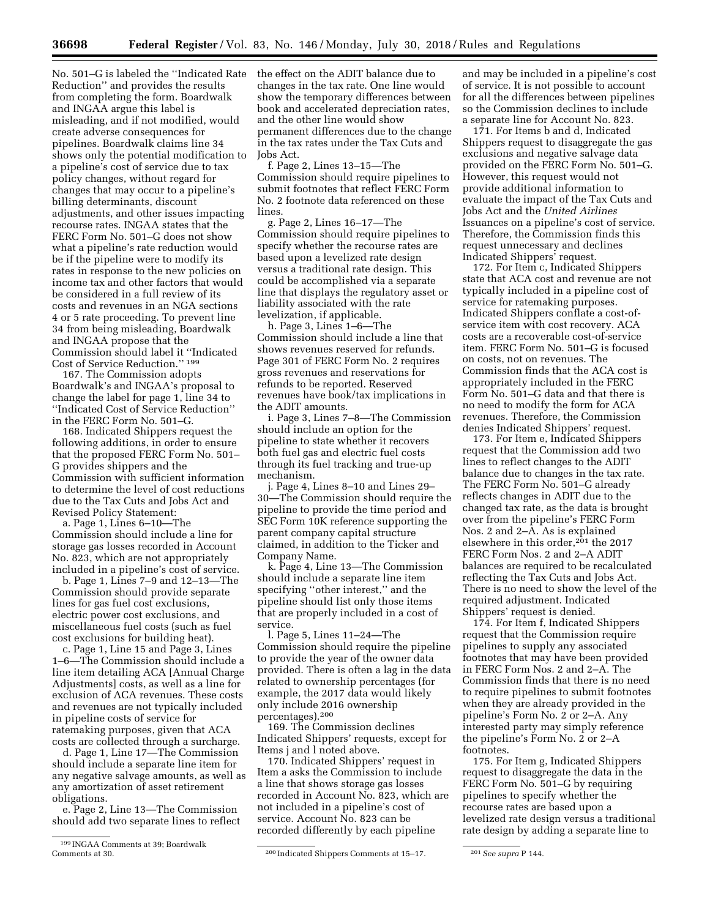No. 501–G is labeled the ''Indicated Rate Reduction'' and provides the results from completing the form. Boardwalk and INGAA argue this label is misleading, and if not modified, would create adverse consequences for pipelines. Boardwalk claims line 34 shows only the potential modification to a pipeline's cost of service due to tax policy changes, without regard for changes that may occur to a pipeline's billing determinants, discount adjustments, and other issues impacting recourse rates. INGAA states that the FERC Form No. 501–G does not show what a pipeline's rate reduction would be if the pipeline were to modify its rates in response to the new policies on income tax and other factors that would be considered in a full review of its costs and revenues in an NGA sections 4 or 5 rate proceeding. To prevent line 34 from being misleading, Boardwalk and INGAA propose that the Commission should label it ''Indicated Cost of Service Reduction.'' [199]

167. The Commission adopts Boardwalk's and INGAA's proposal to change the label for page 1, line 34 to ''Indicated Cost of Service Reduction'' in the FERC Form No. 501–G.

168. Indicated Shippers request the following additions, in order to ensure that the proposed FERC Form No. 501–G provides shippers and the Commission with sufficient information to determine the level of cost reductions due to the Tax Cuts and Jobs Act and Revised Policy Statement:

a. Page 1, Lines 6–10—The Commission should include a line for storage gas losses recorded in Account No. 823, which are not appropriately included in a pipeline's cost of service.

b. Page 1, Lines 7–9 and 12–13—The Commission should provide separate lines for gas fuel cost exclusions, electric power cost exclusions, and miscellaneous fuel costs (such as fuel cost exclusions for building heat).

c. Page 1, Line 15 and Page 3, Lines 1–6—The Commission should include a line item detailing ACA [Annual Charge Adjustments] costs, as well as a line for exclusion of ACA revenues. These costs and revenues are not typically included in pipeline costs of service for ratemaking purposes, given that ACA costs are collected through a surcharge.

d. Page 1, Line 17—The Commission should include a separate line item for any negative salvage amounts, as well as any amortization of asset retirement obligations.

e. Page 2, Line 13—The Commission should add two separate lines to reflect the effect on the ADIT balance due to changes in the tax rate. One line would show the temporary differences between book and accelerated depreciation rates, and the other line would show permanent differences due to the change in the tax rates under the Tax Cuts and Jobs Act.

f. Page 2, Lines 13–15—The Commission should require pipelines to submit footnotes that reflect FERC Form No. 2 footnote data referenced on these lines.

g. Page 2, Lines 16–17—The Commission should require pipelines to specify whether the recourse rates are based upon a levelized rate design versus a traditional rate design. This could be accomplished via a separate line that displays the regulatory asset or liability associated with the rate levelization, if applicable.

h. Page 3, Lines 1–6—The Commission should include a line that shows revenues reserved for refunds. Page 301 of FERC Form No. 2 requires gross revenues and reservations for refunds to be reported. Reserved revenues have book/tax implications in the ADIT amounts.

i. Page 3, Lines 7–8—The Commission should include an option for the pipeline to state whether it recovers both fuel gas and electric fuel costs through its fuel tracking and true-up mechanism.

j. Page 4, Lines 8–10 and Lines 29–30—The Commission should require the pipeline to provide the time period and SEC Form 10K reference supporting the parent company capital structure claimed, in addition to the Ticker and Company Name.

k. Page 4, Line 13—The Commission should include a separate line item specifying ''other interest,'' and the pipeline should list only those items that are properly included in a cost of service.

l. Page 5, Lines 11–24—The Commission should require the pipeline to provide the year of the owner data provided. There is often a lag in the data related to ownership percentages (for example, the 2017 data would likely only include 2016 ownership percentages).[200]

169. The Commission declines Indicated Shippers' requests, except for Items j and l noted above.

170. Indicated Shippers' request in Item a asks the Commission to include a line that shows storage gas losses recorded in Account No. 823, which are not included in a pipeline's cost of service. Account No. 823 can be recorded differently by each pipeline and may be included in a pipeline's cost of service. It is not possible to account for all the differences between pipelines so the Commission declines to include a separate line for Account No. 823.

171. For Items b and d, Indicated Shippers request to disaggregate the gas exclusions and negative salvage data provided on the FERC Form No. 501–G. However, this request would not provide additional information to evaluate the impact of the Tax Cuts and Jobs Act and the *United Airlines* Issuances on a pipeline's cost of service. Therefore, the Commission finds this request unnecessary and declines Indicated Shippers' request.

172. For Item c, Indicated Shippers state that ACA cost and revenue are not typically included in a pipeline cost of service for ratemaking purposes. Indicated Shippers conflate a cost-of-service item with cost recovery. ACA costs are a recoverable cost-of-service item. FERC Form No. 501–G is focused on costs, not on revenues. The Commission finds that the ACA cost is appropriately included in the FERC Form No. 501–G data and that there is no need to modify the form for ACA revenues. Therefore, the Commission denies Indicated Shippers' request.

173. For Item e, Indicated Shippers request that the Commission add two lines to reflect changes to the ADIT balance due to changes in the tax rate. The FERC Form No. 501–G already reflects changes in ADIT due to the changed tax rate, as the data is brought over from the pipeline's FERC Form Nos. 2 and 2–A. As is explained elsewhere in this order,[201] the 2017 FERC Form Nos. 2 and 2–A ADIT balances are required to be recalculated reflecting the Tax Cuts and Jobs Act. There is no need to show the level of the required adjustment. Indicated Shippers' request is denied.

174. For Item f, Indicated Shippers request that the Commission require pipelines to supply any associated footnotes that may have been provided in FERC Form Nos. 2 and 2–A. The Commission finds that there is no need to require pipelines to submit footnotes when they are already provided in the pipeline's Form No. 2 or 2–A. Any interested party may simply reference the pipeline's Form No. 2 or 2–A footnotes.

175. For Item g, Indicated Shippers request to disaggregate the data in the FERC Form No. 501–G by requiring pipelines to specify whether the recourse rates are based upon a levelized rate design versus a traditional rate design by adding a separate line to

---

[199] INGAA Comments at 39; Boardwalk Comments at 30.

[200] Indicated Shippers Comments at 15–17.

[201] *See supra* P 144.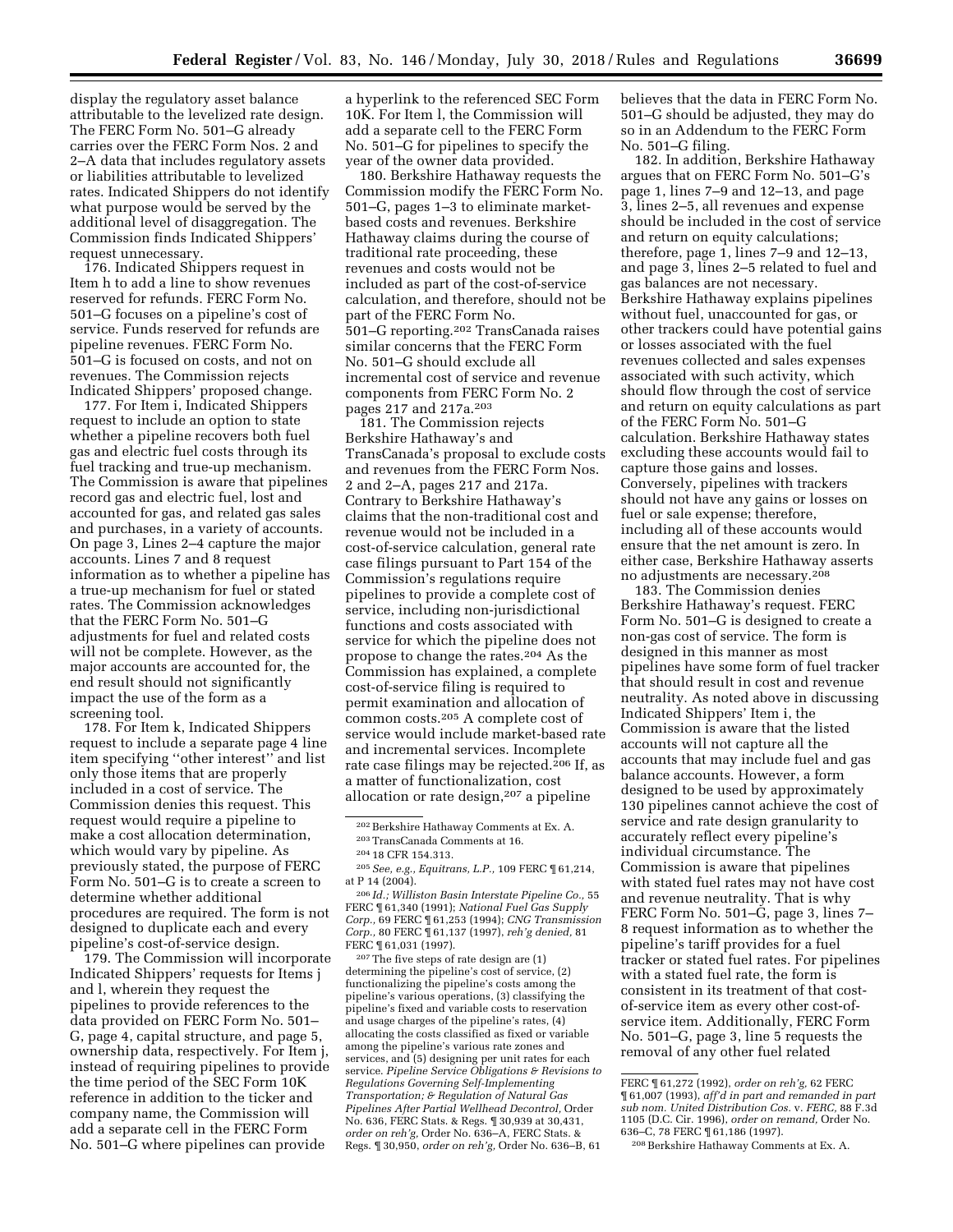display the regulatory asset balance attributable to the levelized rate design. The FERC Form No. 501–G already carries over the FERC Form Nos. 2 and 2–A data that includes regulatory assets or liabilities attributable to levelized rates. Indicated Shippers do not identify what purpose would be served by the additional level of disaggregation. The Commission finds Indicated Shippers' request unnecessary.

176. Indicated Shippers request in Item h to add a line to show revenues reserved for refunds. FERC Form No. 501–G focuses on a pipeline's cost of service. Funds reserved for refunds are pipeline revenues. FERC Form No. 501–G is focused on costs, and not on revenues. The Commission rejects Indicated Shippers' proposed change.

177. For Item i, Indicated Shippers request to include an option to state whether a pipeline recovers both fuel gas and electric fuel costs through its fuel tracking and true-up mechanism. The Commission is aware that pipelines record gas and electric fuel, lost and accounted for gas, and related gas sales and purchases, in a variety of accounts. On page 3, Lines 2–4 capture the major accounts. Lines 7 and 8 request information as to whether a pipeline has a true-up mechanism for fuel or stated rates. The Commission acknowledges that the FERC Form No. 501–G adjustments for fuel and related costs will not be complete. However, as the major accounts are accounted for, the end result should not significantly impact the use of the form as a screening tool.

178. For Item k, Indicated Shippers request to include a separate page 4 line item specifying ''other interest'' and list only those items that are properly included in a cost of service. The Commission denies this request. This request would require a pipeline to make a cost allocation determination, which would vary by pipeline. As previously stated, the purpose of FERC Form No. 501–G is to create a screen to determine whether additional procedures are required. The form is not designed to duplicate each and every pipeline's cost-of-service design.

179. The Commission will incorporate Indicated Shippers' requests for Items j and l, wherein they request the pipelines to provide references to the data provided on FERC Form No. 501–G, page 4, capital structure, and page 5, ownership data, respectively. For Item j, instead of requiring pipelines to provide the time period of the SEC Form 10K reference in addition to the ticker and company name, the Commission will add a separate cell in the FERC Form No. 501–G where pipelines can provide a hyperlink to the referenced SEC Form 10K. For Item l, the Commission will add a separate cell to the FERC Form No. 501–G for pipelines to specify the year of the owner data provided.

180. Berkshire Hathaway requests the Commission modify the FERC Form No. 501–G, pages 1–3 to eliminate market-based costs and revenues. Berkshire Hathaway claims during the course of traditional rate proceeding, these revenues and costs would not be included as part of the cost-of-service calculation, and therefore, should not be part of the FERC Form No. 501–G reporting.[202] TransCanada raises similar concerns that the FERC Form No. 501–G should exclude all incremental cost of service and revenue components from FERC Form No. 2 pages 217 and 217a.[203]

181. The Commission rejects Berkshire Hathaway's and TransCanada's proposal to exclude costs and revenues from the FERC Form Nos. 2 and 2–A, pages 217 and 217a. Contrary to Berkshire Hathaway's claims that the non-traditional cost and revenue would not be included in a cost-of-service calculation, general rate case filings pursuant to Part 154 of the Commission's regulations require pipelines to provide a complete cost of service, including non-jurisdictional functions and costs associated with service for which the pipeline does not propose to change the rates.[204] As the Commission has explained, a complete cost-of-service filing is required to permit examination and allocation of common costs.[205] A complete cost of service would include market-based rate and incremental services. Incomplete rate case filings may be rejected.[206] If, as a matter of functionalization, cost allocation or rate design,[207] a pipeline believes that the data in FERC Form No. 501–G should be adjusted, they may do so in an Addendum to the FERC Form No. 501–G filing.

182. In addition, Berkshire Hathaway argues that on FERC Form No. 501–G's page 1, lines 7–9 and 12–13, and page 3, lines 2–5, all revenues and expense should be included in the cost of service and return on equity calculations; therefore, page 1, lines 7–9 and 12–13, and page 3, lines 2–5 related to fuel and gas balances are not necessary. Berkshire Hathaway explains pipelines without fuel, unaccounted for gas, or other trackers could have potential gains or losses associated with the fuel revenues collected and sales expenses associated with such activity, which should flow through the cost of service and return on equity calculations as part of the FERC Form No. 501–G calculation. Berkshire Hathaway states excluding these accounts would fail to capture those gains and losses. Conversely, pipelines with trackers should not have any gains or losses on fuel or sale expense; therefore, including all of these accounts would ensure that the net amount is zero. In either case, Berkshire Hathaway asserts no adjustments are necessary.[208]

183. The Commission denies Berkshire Hathaway's request. FERC Form No. 501–G is designed to create a non-gas cost of service. The form is designed in this manner as most pipelines have some form of fuel tracker that should result in cost and revenue neutrality. As noted above in discussing Indicated Shippers' Item i, the Commission is aware that the listed accounts will not capture all the accounts that may include fuel and gas balance accounts. However, a form designed to be used by approximately 130 pipelines cannot achieve the cost of service and rate design granularity to accurately reflect every pipeline's individual circumstance. The Commission is aware that pipelines with stated fuel rates may not have cost and revenue neutrality. That is why FERC Form No. 501–G, page 3, lines 7–8 request information as to whether the pipeline's tariff provides for a fuel tracker or stated fuel rates. For pipelines with a stated fuel rate, the form is consistent in its treatment of that cost-of-service item as every other cost-of-service item. Additionally, FERC Form No. 501–G, page 3, line 5 requests the removal of any other fuel related

[202] Berkshire Hathaway Comments at Ex. A.

[203] TransCanada Comments at 16.

[204] 18 CFR 154.313.

[205] *See, e.g., Equitrans, L.P.,* 109 FERC ¶ 61,214, at P 14 (2004).

[206] *Id.; Williston Basin Interstate Pipeline Co.,* 55 FERC ¶ 61,340 (1991); *National Fuel Gas Supply Corp.,* 69 FERC ¶ 61,253 (1994); *CNG Transmission Corp.,* 80 FERC ¶ 61,137 (1997), *reh'g denied,* 81 FERC ¶ 61,031 (1997).

[207] The five steps of rate design are (1) determining the pipeline's cost of service, (2) functionalizing the pipeline's costs among the pipeline's various operations, (3) classifying the pipeline's fixed and variable costs to reservation and usage charges of the pipeline's rates, (4) allocating the costs classified as fixed or variable among the pipeline's various rate zones and services, and (5) designing per unit rates for each service. *Pipeline Service Obligations & Revisions to Regulations Governing Self-Implementing Transportation; & Regulation of Natural Gas Pipelines After Partial Wellhead Decontrol,* Order No. 636, FERC Stats. & Regs. ¶ 30,939 at 30,431, *order on reh'g,* Order No. 636–A, FERC Stats. & Regs. ¶ 30,950, *order on reh'g,* Order No. 636–B, 61 FERC ¶ 61,272 (1992), *order on reh'g,* 62 FERC ¶ 61,007 (1993), *aff'd in part and remanded in part sub nom. United Distribution Cos.* v. *FERC,* 88 F.3d 1105 (D.C. Cir. 1996), *order on remand,* Order No. 636–C, 78 FERC ¶ 61,186 (1997).

[208] Berkshire Hathaway Comments at Ex. A.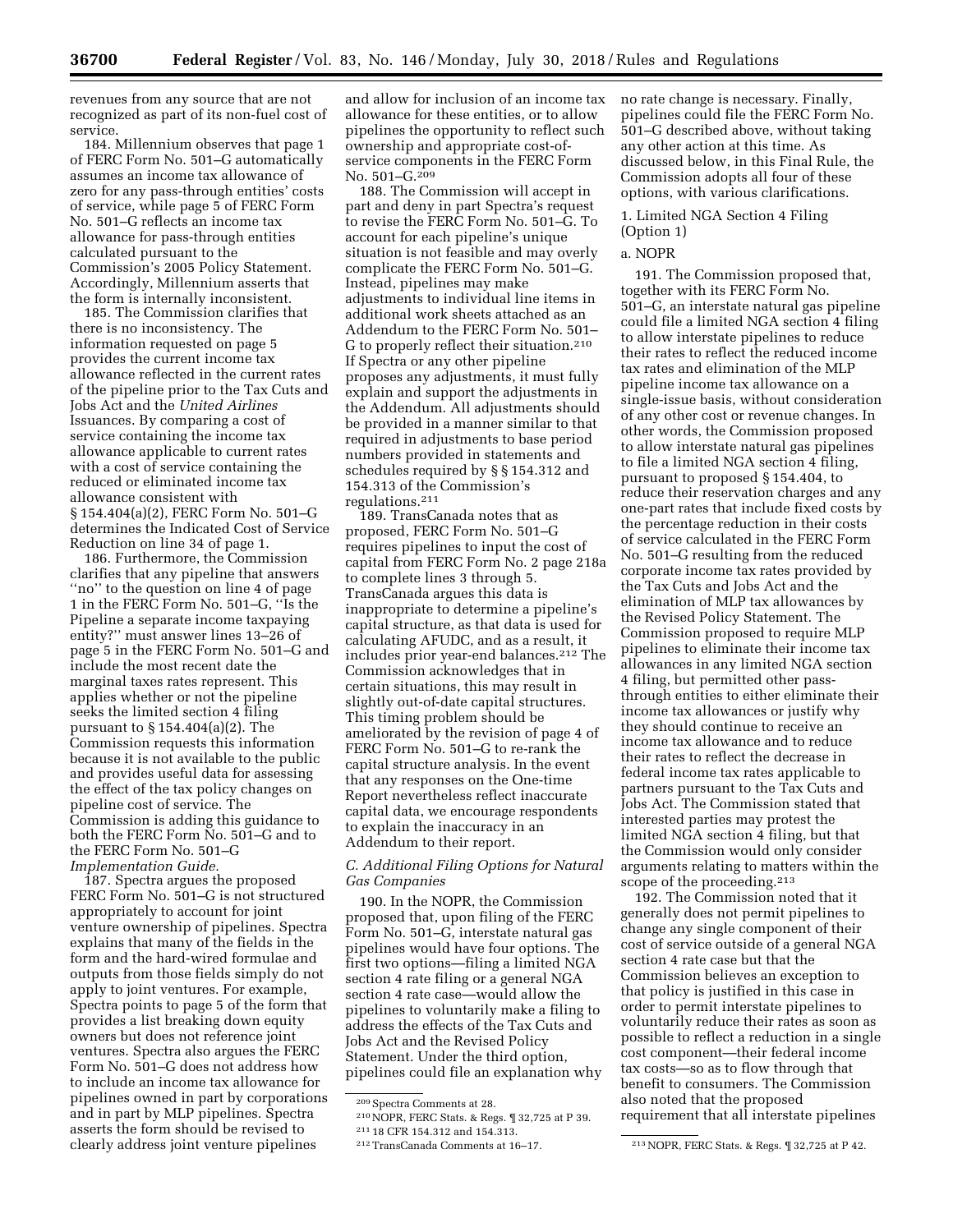revenues from any source that are not recognized as part of its non-fuel cost of service.

184. Millennium observes that page 1 of FERC Form No. 501–G automatically assumes an income tax allowance of zero for any pass-through entities' costs of service, while page 5 of FERC Form No. 501–G reflects an income tax allowance for pass-through entities calculated pursuant to the Commission's 2005 Policy Statement. Accordingly, Millennium asserts that the form is internally inconsistent.

185. The Commission clarifies that there is no inconsistency. The information requested on page 5 provides the current income tax allowance reflected in the current rates of the pipeline prior to the Tax Cuts and Jobs Act and the *United Airlines* Issuances. By comparing a cost of service containing the income tax allowance applicable to current rates with a cost of service containing the reduced or eliminated income tax allowance consistent with § 154.404(a)(2), FERC Form No. 501–G determines the Indicated Cost of Service Reduction on line 34 of page 1.

186. Furthermore, the Commission clarifies that any pipeline that answers ''no'' to the question on line 4 of page 1 in the FERC Form No. 501–G, ''Is the Pipeline a separate income taxpaying entity?'' must answer lines 13–26 of page 5 in the FERC Form No. 501–G and include the most recent date the marginal taxes rates represent. This applies whether or not the pipeline seeks the limited section 4 filing pursuant to § 154.404(a)(2). The Commission requests this information because it is not available to the public and provides useful data for assessing the effect of the tax policy changes on pipeline cost of service. The Commission is adding this guidance to both the FERC Form No. 501–G and to the FERC Form No. 501–G *Implementation Guide*.

187. Spectra argues the proposed FERC Form No. 501–G is not structured appropriately to account for joint venture ownership of pipelines. Spectra explains that many of the fields in the form and the hard-wired formulae and outputs from those fields simply do not apply to joint ventures. For example, Spectra points to page 5 of the form that provides a list breaking down equity owners but does not reference joint ventures. Spectra also argues the FERC Form No. 501–G does not address how to include an income tax allowance for pipelines owned in part by corporations and in part by MLP pipelines. Spectra asserts the form should be revised to clearly address joint venture pipelines and allow for inclusion of an income tax allowance for these entities, or to allow pipelines the opportunity to reflect such ownership and appropriate cost-of-service components in the FERC Form No. 501–G.[209]

188. The Commission will accept in part and deny in part Spectra's request to revise the FERC Form No. 501–G. To account for each pipeline's unique situation is not feasible and may overly complicate the FERC Form No. 501–G. Instead, pipelines may make adjustments to individual line items in additional work sheets attached as an Addendum to the FERC Form No. 501–G to properly reflect their situation.[210] If Spectra or any other pipeline proposes any adjustments, it must fully explain and support the adjustments in the Addendum. All adjustments should be provided in a manner similar to that required in adjustments to base period numbers provided in statements and schedules required by §§ 154.312 and 154.313 of the Commission's regulations.[211]

189. TransCanada notes that as proposed, FERC Form No. 501–G requires pipelines to input the cost of capital from FERC Form No. 2 page 218a to complete lines 3 through 5. TransCanada argues this data is inappropriate to determine a pipeline's capital structure, as that data is used for calculating AFUDC, and as a result, it includes prior year-end balances.[212] The Commission acknowledges that in certain situations, this may result in slightly out-of-date capital structures. This timing problem should be ameliorated by the revision of page 4 of FERC Form No. 501–G to re-rank the capital structure analysis. In the event that any responses on the One-time Report nevertheless reflect inaccurate capital data, we encourage respondents to explain the inaccuracy in an Addendum to their report.

### *C. Additional Filing Options for Natural Gas Companies*

190. In the NOPR, the Commission proposed that, upon filing of the FERC Form No. 501–G, interstate natural gas pipelines would have four options. The first two options—filing a limited NGA section 4 rate filing or a general NGA section 4 rate case—would allow the pipelines to voluntarily make a filing to address the effects of the Tax Cuts and Jobs Act and the Revised Policy Statement. Under the third option, pipelines could file an explanation why no rate change is necessary. Finally, pipelines could file the FERC Form No. 501–G described above, without taking any other action at this time. As discussed below, in this Final Rule, the Commission adopts all four of these options, with various clarifications.

#### 1. Limited NGA Section 4 Filing (Option 1)

##### a. NOPR

191. The Commission proposed that, together with its FERC Form No. 501–G, an interstate natural gas pipeline could file a limited NGA section 4 filing to allow interstate pipelines to reduce their rates to reflect the reduced income tax rates and elimination of the MLP pipeline income tax allowance on a single-issue basis, without consideration of any other cost or revenue changes. In other words, the Commission proposed to allow interstate natural gas pipelines to file a limited NGA section 4 filing, pursuant to proposed § 154.404, to reduce their reservation charges and any one-part rates that include fixed costs by the percentage reduction in their costs of service calculated in the FERC Form No. 501–G resulting from the reduced corporate income tax rates provided by the Tax Cuts and Jobs Act and the elimination of MLP tax allowances by the Revised Policy Statement. The Commission proposed to require MLP pipelines to eliminate their income tax allowances in any limited NGA section 4 filing, but permitted other pass-through entities to either eliminate their income tax allowances or justify why they should continue to receive an income tax allowance and to reduce their rates to reflect the decrease in federal income tax rates applicable to partners pursuant to the Tax Cuts and Jobs Act. The Commission stated that interested parties may protest the limited NGA section 4 filing, but that the Commission would only consider arguments relating to matters within the scope of the proceeding.[213]

192. The Commission noted that it generally does not permit pipelines to change any single component of their cost of service outside of a general NGA section 4 rate case but that the Commission believes an exception to that policy is justified in this case in order to permit interstate pipelines to voluntarily reduce their rates as soon as possible to reflect a reduction in a single cost component—their federal income tax costs—so as to flow through that benefit to consumers. The Commission also noted that the proposed requirement that all interstate pipelines

[209] Spectra Comments at 28.

[210] NOPR, FERC Stats. & Regs. ¶ 32,725 at P 39.

[211] 18 CFR 154.312 and 154.313.

[212] TransCanada Comments at 16–17.

[213] NOPR, FERC Stats. & Regs. ¶ 32,725 at P 42.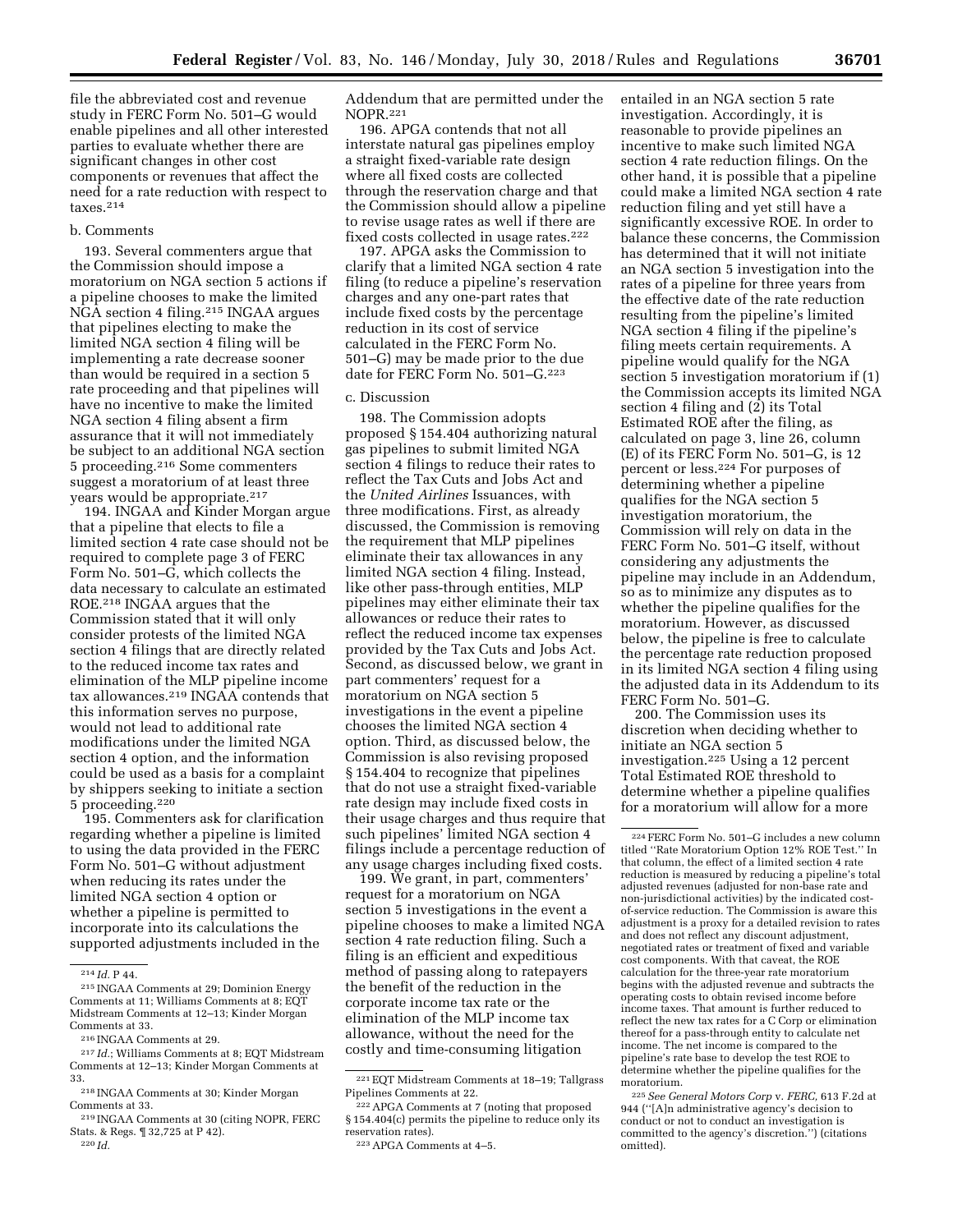file the abbreviated cost and revenue study in FERC Form No. 501–G would enable pipelines and all other interested parties to evaluate whether there are significant changes in other cost components or revenues that affect the need for a rate reduction with respect to taxes.[214]

b. Comments

193. Several commenters argue that the Commission should impose a moratorium on NGA section 5 actions if a pipeline chooses to make the limited NGA section 4 filing.[215] INGAA argues that pipelines electing to make the limited NGA section 4 filing will be implementing a rate decrease sooner than would be required in a section 5 rate proceeding and that pipelines will have no incentive to make the limited NGA section 4 filing absent a firm assurance that it will not immediately be subject to an additional NGA section 5 proceeding.[216] Some commenters suggest a moratorium of at least three years would be appropriate.[217]

194. INGAA and Kinder Morgan argue that a pipeline that elects to file a limited section 4 rate case should not be required to complete page 3 of FERC Form No. 501–G, which collects the data necessary to calculate an estimated ROE.[218] INGAA argues that the Commission stated that it will only consider protests of the limited NGA section 4 filings that are directly related to the reduced income tax rates and elimination of the MLP pipeline income tax allowances.[219] INGAA contends that this information serves no purpose, would not lead to additional rate modifications under the limited NGA section 4 option, and the information could be used as a basis for a complaint by shippers seeking to initiate a section 5 proceeding.[220]

195. Commenters ask for clarification regarding whether a pipeline is limited to using the data provided in the FERC Form No. 501–G without adjustment when reducing its rates under the limited NGA section 4 option or whether a pipeline is permitted to incorporate into its calculations the supported adjustments included in the Addendum that are permitted under the NOPR.[221]

196. APGA contends that not all interstate natural gas pipelines employ a straight fixed-variable rate design where all fixed costs are collected through the reservation charge and that the Commission should allow a pipeline to revise usage rates as well if there are fixed costs collected in usage rates.[222]

197. APGA asks the Commission to clarify that a limited NGA section 4 rate filing (to reduce a pipeline's reservation charges and any one-part rates that include fixed costs by the percentage reduction in its cost of service calculated in the FERC Form No. 501–G) may be made prior to the due date for FERC Form No. 501–G.[223]

c. Discussion

198. The Commission adopts proposed § 154.404 authorizing natural gas pipelines to submit limited NGA section 4 filings to reduce their rates to reflect the Tax Cuts and Jobs Act and the *United Airlines* Issuances, with three modifications. First, as already discussed, the Commission is removing the requirement that MLP pipelines eliminate their tax allowances in any limited NGA section 4 filing. Instead, like other pass-through entities, MLP pipelines may either eliminate their tax allowances or reduce their rates to reflect the reduced income tax expenses provided by the Tax Cuts and Jobs Act. Second, as discussed below, we grant in part commenters' request for a moratorium on NGA section 5 investigations in the event a pipeline chooses the limited NGA section 4 option. Third, as discussed below, the Commission is also revising proposed § 154.404 to recognize that pipelines that do not use a straight fixed-variable rate design may include fixed costs in their usage charges and thus require that such pipelines' limited NGA section 4 filings include a percentage reduction of any usage charges including fixed costs.

199. We grant, in part, commenters' request for a moratorium on NGA section 5 investigations in the event a pipeline chooses to make a limited NGA section 4 rate reduction filing. Such a filing is an efficient and expeditious method of passing along to ratepayers the benefit of the reduction in the corporate income tax rate or the elimination of the MLP income tax allowance, without the need for the costly and time-consuming litigation entailed in an NGA section 5 rate investigation. Accordingly, it is reasonable to provide pipelines an incentive to make such limited NGA section 4 rate reduction filings. On the other hand, it is possible that a pipeline could make a limited NGA section 4 rate reduction filing and yet still have a significantly excessive ROE. In order to balance these concerns, the Commission has determined that it will not initiate an NGA section 5 investigation into the rates of a pipeline for three years from the effective date of the rate reduction resulting from the pipeline's limited NGA section 4 filing if the pipeline's filing meets certain requirements. A pipeline would qualify for the NGA section 5 investigation moratorium if (1) the Commission accepts its limited NGA section 4 filing and (2) its Total Estimated ROE after the filing, as calculated on page 3, line 26, column (E) of its FERC Form No. 501–G, is 12 percent or less.[224] For purposes of determining whether a pipeline qualifies for the NGA section 5 investigation moratorium, the Commission will rely on data in the FERC Form No. 501–G itself, without considering any adjustments the pipeline may include in an Addendum, so as to minimize any disputes as to whether the pipeline qualifies for the moratorium. However, as discussed below, the pipeline is free to calculate the percentage rate reduction proposed in its limited NGA section 4 filing using the adjusted data in its Addendum to its FERC Form No. 501–G.

200. The Commission uses its discretion when deciding whether to initiate an NGA section 5 investigation.[225] Using a 12 percent Total Estimated ROE threshold to determine whether a pipeline qualifies for a moratorium will allow for a more

---

[214] *Id.* P 44.

[215] INGAA Comments at 29; Dominion Energy Comments at 11; Williams Comments at 8; EQT Midstream Comments at 12–13; Kinder Morgan Comments at 33.

[216] INGAA Comments at 29.

[217] *Id.*; Williams Comments at 8; EQT Midstream Comments at 12–13; Kinder Morgan Comments at 33.

[218] INGAA Comments at 30; Kinder Morgan Comments at 33.

[219] INGAA Comments at 30 (citing NOPR, FERC Stats. & Regs. ¶ 32,725 at P 42).

[220] *Id.*

[221] EQT Midstream Comments at 18–19; Tallgrass Pipelines Comments at 22.

[222] APGA Comments at 7 (noting that proposed § 154.404(c) permits the pipeline to reduce only its reservation rates).

[223] APGA Comments at 4–5.

[224] FERC Form No. 501–G includes a new column titled "Rate Moratorium Option 12% ROE Test." In that column, the effect of a limited section 4 rate reduction is measured by reducing a pipeline's total adjusted revenues (adjusted for non-base rate and non-jurisdictional activities) by the indicated cost-of-service reduction. The Commission is aware this adjustment is a proxy for a detailed revision to rates and does not reflect any discount adjustment, negotiated rates or treatment of fixed and variable cost components. With that caveat, the ROE calculation for the three-year rate moratorium begins with the adjusted revenue and subtracts the operating costs to obtain revised income before income taxes. That amount is further reduced to reflect the new tax rates for a C Corp or elimination thereof for a pass-through entity to calculate net income. The net income is compared to the pipeline's rate base to develop the test ROE to determine whether the pipeline qualifies for the moratorium.

[225] *See General Motors Corp* v. *FERC*, 613 F.2d at 944 ("[A]n administrative agency's decision to conduct or not to conduct an investigation is committed to the agency's discretion.") (citations omitted).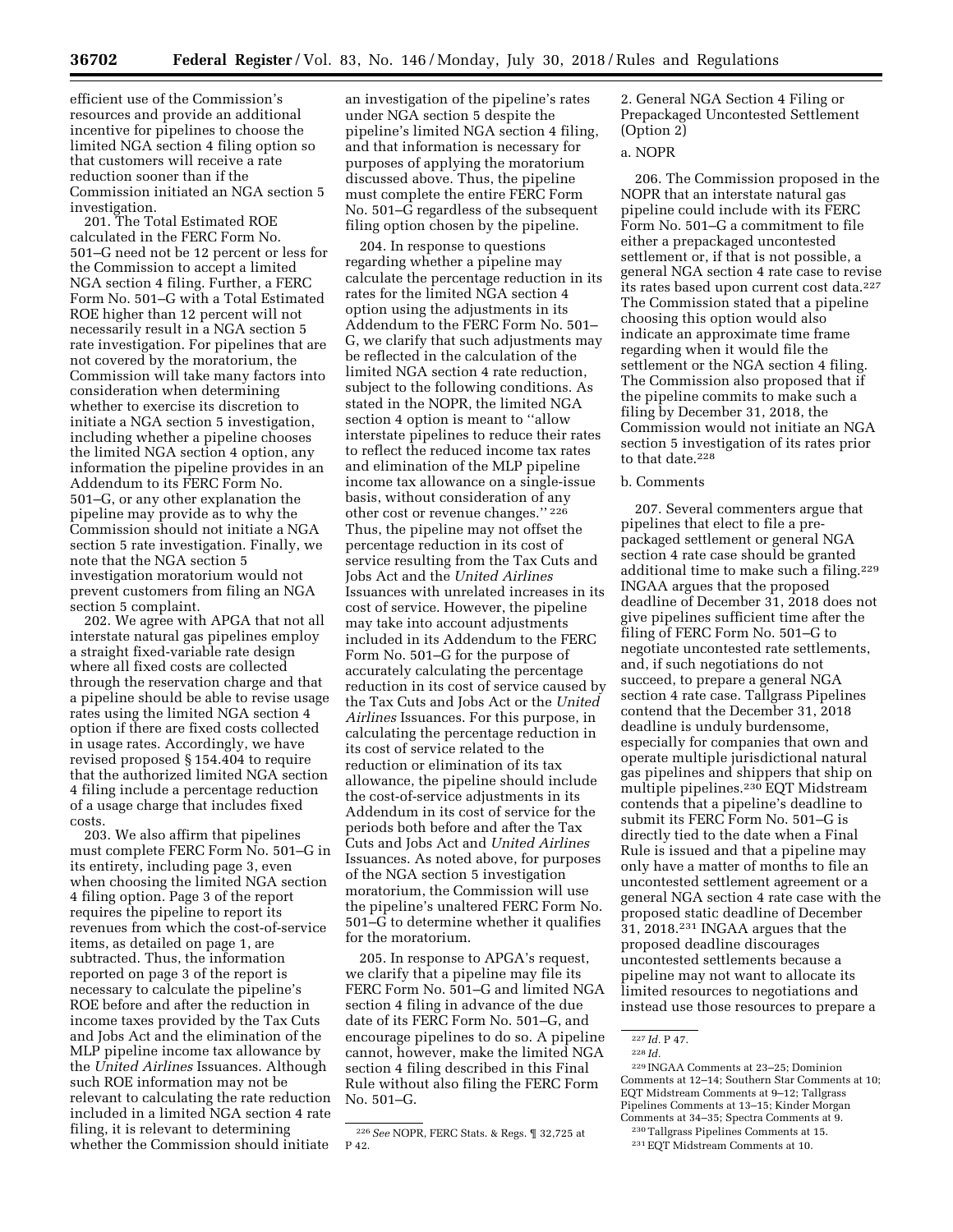efficient use of the Commission's resources and provide an additional incentive for pipelines to choose the limited NGA section 4 filing option so that customers will receive a rate reduction sooner than if the Commission initiated an NGA section 5 investigation.

201. The Total Estimated ROE calculated in the FERC Form No. 501–G need not be 12 percent or less for the Commission to accept a limited NGA section 4 filing. Further, a FERC Form No. 501–G with a Total Estimated ROE higher than 12 percent will not necessarily result in a NGA section 5 rate investigation. For pipelines that are not covered by the moratorium, the Commission will take many factors into consideration when determining whether to exercise its discretion to initiate a NGA section 5 investigation, including whether a pipeline chooses the limited NGA section 4 option, any information the pipeline provides in an Addendum to its FERC Form No. 501–G, or any other explanation the pipeline may provide as to why the Commission should not initiate a NGA section 5 rate investigation. Finally, we note that the NGA section 5 investigation moratorium would not prevent customers from filing an NGA section 5 complaint.

202. We agree with APGA that not all interstate natural gas pipelines employ a straight fixed-variable rate design where all fixed costs are collected through the reservation charge and that a pipeline should be able to revise usage rates using the limited NGA section 4 option if there are fixed costs collected in usage rates. Accordingly, we have revised proposed § 154.404 to require that the authorized limited NGA section 4 filing include a percentage reduction of a usage charge that includes fixed costs.

203. We also affirm that pipelines must complete FERC Form No. 501–G in its entirety, including page 3, even when choosing the limited NGA section 4 filing option. Page 3 of the report requires the pipeline to report its revenues from which the cost-of-service items, as detailed on page 1, are subtracted. Thus, the information reported on page 3 of the report is necessary to calculate the pipeline's ROE before and after the reduction in income taxes provided by the Tax Cuts and Jobs Act and the elimination of the MLP pipeline income tax allowance by the *United Airlines* Issuances. Although such ROE information may not be relevant to calculating the rate reduction included in a limited NGA section 4 rate filing, it is relevant to determining whether the Commission should initiate an investigation of the pipeline's rates under NGA section 5 despite the pipeline's limited NGA section 4 filing, and that information is necessary for purposes of applying the moratorium discussed above. Thus, the pipeline must complete the entire FERC Form No. 501–G regardless of the subsequent filing option chosen by the pipeline.

204. In response to questions regarding whether a pipeline may calculate the percentage reduction in its rates for the limited NGA section 4 option using the adjustments in its Addendum to the FERC Form No. 501–G, we clarify that such adjustments may be reflected in the calculation of the limited NGA section 4 rate reduction, subject to the following conditions. As stated in the NOPR, the limited NGA section 4 option is meant to "allow interstate pipelines to reduce their rates to reflect the reduced income tax rates and elimination of the MLP pipeline income tax allowance on a single-issue basis, without consideration of any other cost or revenue changes." [226] Thus, the pipeline may not offset the percentage reduction in its cost of service resulting from the Tax Cuts and Jobs Act and the *United Airlines* Issuances with unrelated increases in its cost of service. However, the pipeline may take into account adjustments included in its Addendum to the FERC Form No. 501–G for the purpose of accurately calculating the percentage reduction in its cost of service caused by the Tax Cuts and Jobs Act or the *United Airlines* Issuances. For this purpose, in calculating the percentage reduction in its cost of service related to the reduction or elimination of its tax allowance, the pipeline should include the cost-of-service adjustments in its Addendum in its cost of service for the periods both before and after the Tax Cuts and Jobs Act and *United Airlines* Issuances. As noted above, for purposes of the NGA section 5 investigation moratorium, the Commission will use the pipeline's unaltered FERC Form No. 501–G to determine whether it qualifies for the moratorium.

205. In response to APGA's request, we clarify that a pipeline may file its FERC Form No. 501–G and limited NGA section 4 filing in advance of the due date of its FERC Form No. 501–G, and encourage pipelines to do so. A pipeline cannot, however, make the limited NGA section 4 filing described in this Final Rule without also filing the FERC Form No. 501–G.

2. General NGA Section 4 Filing or Prepackaged Uncontested Settlement (Option 2)

a. NOPR

206. The Commission proposed in the NOPR that an interstate natural gas pipeline could include with its FERC Form No. 501–G a commitment to file either a prepackaged uncontested settlement or, if that is not possible, a general NGA section 4 rate case to revise its rates based upon current cost data.[227] The Commission stated that a pipeline choosing this option would also indicate an approximate time frame regarding when it would file the settlement or the NGA section 4 filing. The Commission also proposed that if the pipeline commits to make such a filing by December 31, 2018, the Commission would not initiate an NGA section 5 investigation of its rates prior to that date.[228]

b. Comments

207. Several commenters argue that pipelines that elect to file a pre-packaged settlement or general NGA section 4 rate case should be granted additional time to make such a filing.[229] INGAA argues that the proposed deadline of December 31, 2018 does not give pipelines sufficient time after the filing of FERC Form No. 501–G to negotiate uncontested rate settlements, and, if such negotiations do not succeed, to prepare a general NGA section 4 rate case. Tallgrass Pipelines contend that the December 31, 2018 deadline is unduly burdensome, especially for companies that own and operate multiple jurisdictional natural gas pipelines and shippers that ship on multiple pipelines.[230] EQT Midstream contends that a pipeline's deadline to submit its FERC Form No. 501–G is directly tied to the date when a Final Rule is issued and that a pipeline may only have a matter of months to file an uncontested settlement agreement or a general NGA section 4 rate case with the proposed static deadline of December 31, 2018.[231] INGAA argues that the proposed deadline discourages uncontested settlements because a pipeline may not want to allocate its limited resources to negotiations and instead use those resources to prepare a

---

[226] *See* NOPR, FERC Stats. & Regs. ¶ 32,725 at P 42.

[227] *Id.* P 47.

[228] *Id.*

[229] INGAA Comments at 23–25; Dominion Comments at 12–14; Southern Star Comments at 10; EQT Midstream Comments at 9–12; Tallgrass Pipelines Comments at 13–15; Kinder Morgan Comments at 34–35; Spectra Comments at 9.

[230] Tallgrass Pipelines Comments at 15.

[231] EQT Midstream Comments at 10.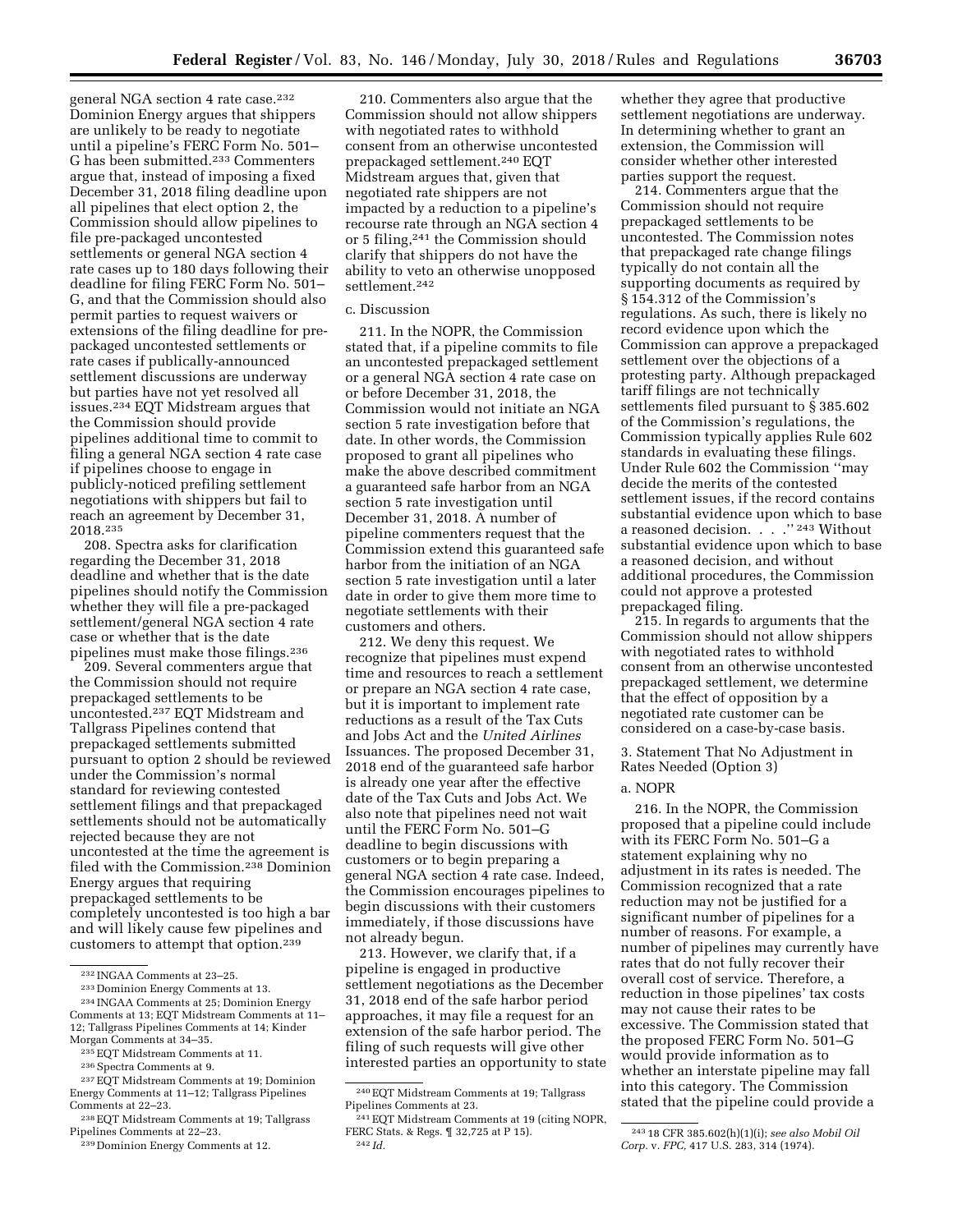general NGA section 4 rate case.[232] Dominion Energy argues that shippers are unlikely to be ready to negotiate until a pipeline's FERC Form No. 501–G has been submitted.[233] Commenters argue that, instead of imposing a fixed December 31, 2018 filing deadline upon all pipelines that elect option 2, the Commission should allow pipelines to file pre-packaged uncontested settlements or general NGA section 4 rate cases up to 180 days following their deadline for filing FERC Form No. 501–G, and that the Commission should also permit parties to request waivers or extensions of the filing deadline for pre-packaged uncontested settlements or rate cases if publically-announced settlement discussions are underway but parties have not yet resolved all issues.[234] EQT Midstream argues that the Commission should provide pipelines additional time to commit to filing a general NGA section 4 rate case if pipelines choose to engage in publicly-noticed prefiling settlement negotiations with shippers but fail to reach an agreement by December 31, 2018.[235]

208. Spectra asks for clarification regarding the December 31, 2018 deadline and whether that is the date pipelines should notify the Commission whether they will file a pre-packaged settlement/general NGA section 4 rate case or whether that is the date pipelines must make those filings.[236]

209. Several commenters argue that the Commission should not require prepackaged settlements to be uncontested.[237] EQT Midstream and Tallgrass Pipelines contend that prepackaged settlements submitted pursuant to option 2 should be reviewed under the Commission's normal standard for reviewing contested settlement filings and that prepackaged settlements should not be automatically rejected because they are not uncontested at the time the agreement is filed with the Commission.[238] Dominion Energy argues that requiring prepackaged settlements to be completely uncontested is too high a bar and will likely cause few pipelines and customers to attempt that option.[239]

210. Commenters also argue that the Commission should not allow shippers with negotiated rates to withhold consent from an otherwise uncontested prepackaged settlement.[240] EQT Midstream argues that, given that negotiated rate shippers are not impacted by a reduction to a pipeline's recourse rate through an NGA section 4 or 5 filing,[241] the Commission should clarify that shippers do not have the ability to veto an otherwise unopposed settlement.[242]

c. Discussion

211. In the NOPR, the Commission stated that, if a pipeline commits to file an uncontested prepackaged settlement or a general NGA section 4 rate case on or before December 31, 2018, the Commission would not initiate an NGA section 5 rate investigation before that date. In other words, the Commission proposed to grant all pipelines who make the above described commitment a guaranteed safe harbor from an NGA section 5 rate investigation until December 31, 2018. A number of pipeline commenters request that the Commission extend this guaranteed safe harbor from the initiation of an NGA section 5 rate investigation until a later date in order to give them more time to negotiate settlements with their customers and others.

212. We deny this request. We recognize that pipelines must expend time and resources to reach a settlement or prepare an NGA section 4 rate case, but it is important to implement rate reductions as a result of the Tax Cuts and Jobs Act and the *United Airlines* Issuances. The proposed December 31, 2018 end of the guaranteed safe harbor is already one year after the effective date of the Tax Cuts and Jobs Act. We also note that pipelines need not wait until the FERC Form No. 501–G deadline to begin discussions with customers or to begin preparing a general NGA section 4 rate case. Indeed, the Commission encourages pipelines to begin discussions with their customers immediately, if those discussions have not already begun.

213. However, we clarify that, if a pipeline is engaged in productive settlement negotiations as the December 31, 2018 end of the safe harbor period approaches, it may file a request for an extension of the safe harbor period. The filing of such requests will give other interested parties an opportunity to state whether they agree that productive settlement negotiations are underway. In determining whether to grant an extension, the Commission will consider whether other interested parties support the request.

214. Commenters argue that the Commission should not require prepackaged settlements to be uncontested. The Commission notes that prepackaged rate change filings typically do not contain all the supporting documents as required by § 154.312 of the Commission's regulations. As such, there is likely no record evidence upon which the Commission can approve a prepackaged settlement over the objections of a protesting party. Although prepackaged tariff filings are not technically settlements filed pursuant to § 385.602 of the Commission's regulations, the Commission typically applies Rule 602 standards in evaluating these filings. Under Rule 602 the Commission ''may decide the merits of the contested settlement issues, if the record contains substantial evidence upon which to base a reasoned decision. . . .'' [243] Without substantial evidence upon which to base a reasoned decision, and without additional procedures, the Commission could not approve a protested prepackaged filing.

215. In regards to arguments that the Commission should not allow shippers with negotiated rates to withhold consent from an otherwise uncontested prepackaged settlement, we determine that the effect of opposition by a negotiated rate customer can be considered on a case-by-case basis.

3. Statement That No Adjustment in Rates Needed (Option 3)

a. NOPR

216. In the NOPR, the Commission proposed that a pipeline could include with its FERC Form No. 501–G a statement explaining why no adjustment in its rates is needed. The Commission recognized that a rate reduction may not be justified for a significant number of pipelines for a number of reasons. For example, a number of pipelines may currently have rates that do not fully recover their overall cost of service. Therefore, a reduction in those pipelines' tax costs may not cause their rates to be excessive. The Commission stated that the proposed FERC Form No. 501–G would provide information as to whether an interstate pipeline may fall into this category. The Commission stated that the pipeline could provide a

[232] INGAA Comments at 23–25.

[233] Dominion Energy Comments at 13.

[234] INGAA Comments at 25; Dominion Energy Comments at 13; EQT Midstream Comments at 11–12; Tallgrass Pipelines Comments at 14; Kinder Morgan Comments at 34–35.

[235] EQT Midstream Comments at 11.

[236] Spectra Comments at 9.

[237] EQT Midstream Comments at 19; Dominion Energy Comments at 11–12; Tallgrass Pipelines Comments at 22–23.

[238] EQT Midstream Comments at 19; Tallgrass Pipelines Comments at 22–23.

[239] Dominion Energy Comments at 12.

[240] EQT Midstream Comments at 19; Tallgrass Pipelines Comments at 23.

[241] EQT Midstream Comments at 19 (citing NOPR, FERC Stats. & Regs. ¶ 32,725 at P 15).

[242] *Id.*

[243] 18 CFR 385.602(h)(1)(i); *see also Mobil Oil Corp.* v. *FPC,* 417 U.S. 283, 314 (1974).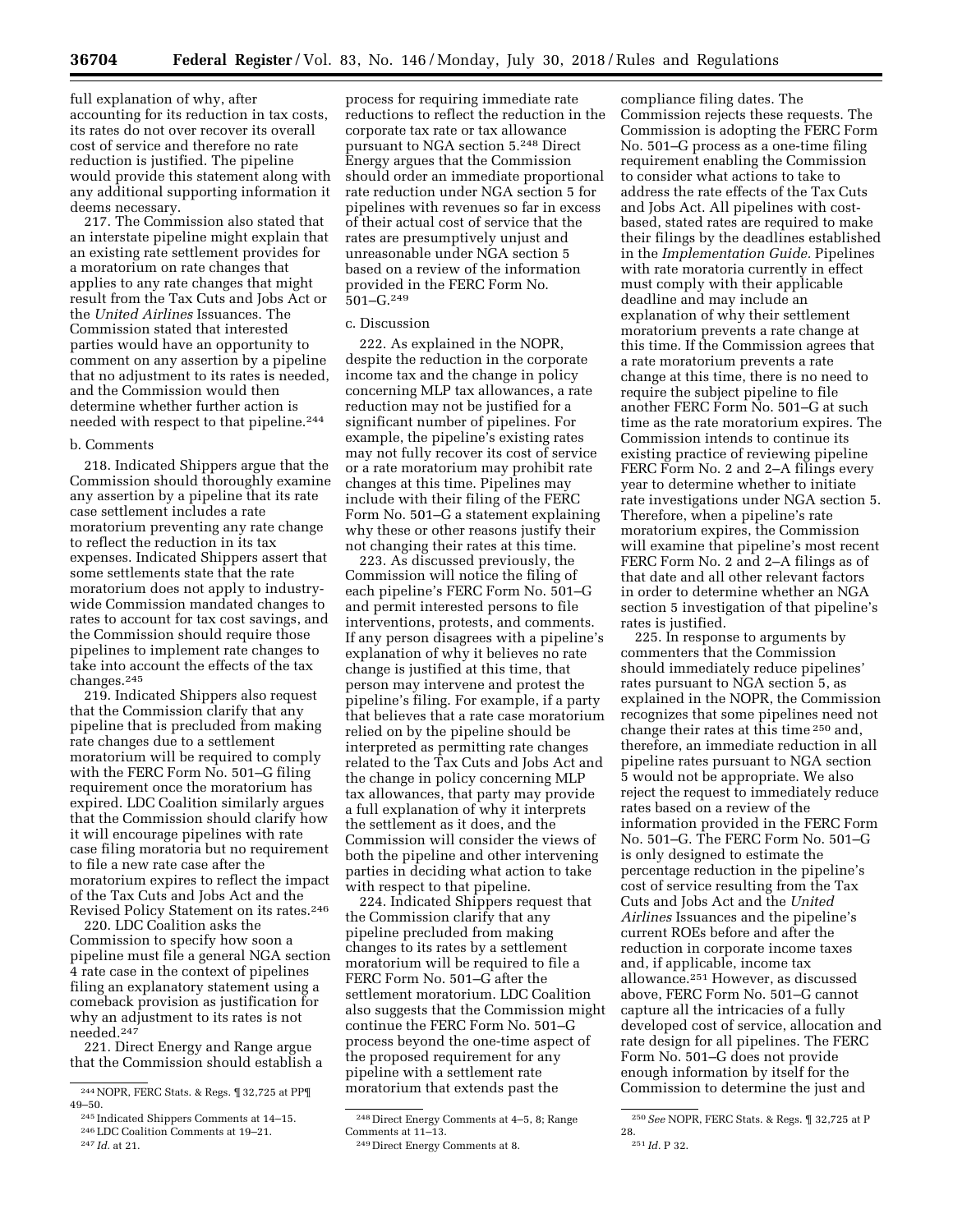full explanation of why, after accounting for its reduction in tax costs, its rates do not over recover its overall cost of service and therefore no rate reduction is justified. The pipeline would provide this statement along with any additional supporting information it deems necessary.

217. The Commission also stated that an interstate pipeline might explain that an existing rate settlement provides for a moratorium on rate changes that applies to any rate changes that might result from the Tax Cuts and Jobs Act or the *United Airlines* Issuances. The Commission stated that interested parties would have an opportunity to comment on any assertion by a pipeline that no adjustment to its rates is needed, and the Commission would then determine whether further action is needed with respect to that pipeline.[244]

b. Comments

218. Indicated Shippers argue that the Commission should thoroughly examine any assertion by a pipeline that its rate case settlement includes a rate moratorium preventing any rate change to reflect the reduction in its tax expenses. Indicated Shippers assert that some settlements state that the rate moratorium does not apply to industry-wide Commission mandated changes to rates to account for tax cost savings, and the Commission should require those pipelines to implement rate changes to take into account the effects of the tax changes.[245]

219. Indicated Shippers also request that the Commission clarify that any pipeline that is precluded from making rate changes due to a settlement moratorium will be required to comply with the FERC Form No. 501–G filing requirement once the moratorium has expired. LDC Coalition similarly argues that the Commission should clarify how it will encourage pipelines with rate case filing moratoria but no requirement to file a new rate case after the moratorium expires to reflect the impact of the Tax Cuts and Jobs Act and the Revised Policy Statement on its rates.[246]

220. LDC Coalition asks the Commission to specify how soon a pipeline must file a general NGA section 4 rate case in the context of pipelines filing an explanatory statement using a comeback provision as justification for why an adjustment to its rates is not needed.[247]

221. Direct Energy and Range argue that the Commission should establish a process for requiring immediate rate reductions to reflect the reduction in the corporate tax rate or tax allowance pursuant to NGA section 5.[248] Direct Energy argues that the Commission should order an immediate proportional rate reduction under NGA section 5 for pipelines with revenues so far in excess of their actual cost of service that the rates are presumptively unjust and unreasonable under NGA section 5 based on a review of the information provided in the FERC Form No. 501–G.[249]

c. Discussion

222. As explained in the NOPR, despite the reduction in the corporate income tax and the change in policy concerning MLP tax allowances, a rate reduction may not be justified for a significant number of pipelines. For example, the pipeline's existing rates may not fully recover its cost of service or a rate moratorium may prohibit rate changes at this time. Pipelines may include with their filing of the FERC Form No. 501–G a statement explaining why these or other reasons justify their not changing their rates at this time.

223. As discussed previously, the Commission will notice the filing of each pipeline's FERC Form No. 501–G and permit interested persons to file interventions, protests, and comments. If any person disagrees with a pipeline's explanation of why it believes no rate change is justified at this time, that person may intervene and protest the pipeline's filing. For example, if a party that believes that a rate case moratorium relied on by the pipeline should be interpreted as permitting rate changes related to the Tax Cuts and Jobs Act and the change in policy concerning MLP tax allowances, that party may provide a full explanation of why it interprets the settlement as it does, and the Commission will consider the views of both the pipeline and other intervening parties in deciding what action to take with respect to that pipeline.

224. Indicated Shippers request that the Commission clarify that any pipeline precluded from making changes to its rates by a settlement moratorium will be required to file a FERC Form No. 501–G after the settlement moratorium. LDC Coalition also suggests that the Commission might continue the FERC Form No. 501–G process beyond the one-time aspect of the proposed requirement for any pipeline with a settlement rate moratorium that extends past the compliance filing dates. The Commission rejects these requests. The Commission is adopting the FERC Form No. 501–G process as a one-time filing requirement enabling the Commission to consider what actions to take to address the rate effects of the Tax Cuts and Jobs Act. All pipelines with cost-based, stated rates are required to make their filings by the deadlines established in the *Implementation Guide.* Pipelines with rate moratoria currently in effect must comply with their applicable deadline and may include an explanation of why their settlement moratorium prevents a rate change at this time. If the Commission agrees that a rate moratorium prevents a rate change at this time, there is no need to require the subject pipeline to file another FERC Form No. 501–G at such time as the rate moratorium expires. The Commission intends to continue its existing practice of reviewing pipeline FERC Form No. 2 and 2–A filings every year to determine whether to initiate rate investigations under NGA section 5. Therefore, when a pipeline's rate moratorium expires, the Commission will examine that pipeline's most recent FERC Form No. 2 and 2–A filings as of that date and all other relevant factors in order to determine whether an NGA section 5 investigation of that pipeline's rates is justified.

225. In response to arguments by commenters that the Commission should immediately reduce pipelines' rates pursuant to NGA section 5, as explained in the NOPR, the Commission recognizes that some pipelines need not change their rates at this time[250] and, therefore, an immediate reduction in all pipeline rates pursuant to NGA section 5 would not be appropriate. We also reject the request to immediately reduce rates based on a review of the information provided in the FERC Form No. 501–G. The FERC Form No. 501–G is only designed to estimate the percentage reduction in the pipeline's cost of service resulting from the Tax Cuts and Jobs Act and the *United Airlines* Issuances and the pipeline's current ROEs before and after the reduction in corporate income taxes and, if applicable, income tax allowance.[251] However, as discussed above, FERC Form No. 501–G cannot capture all the intricacies of a fully developed cost of service, allocation and rate design for all pipelines. The FERC Form No. 501–G does not provide enough information by itself for the Commission to determine the just and

---

[244] NOPR, FERC Stats. & Regs. ¶ 32,725 at PP¶ 49–50.

[245] Indicated Shippers Comments at 14–15.

[246] LDC Coalition Comments at 19–21.

[247] *Id.* at 21.

[248] Direct Energy Comments at 4–5, 8; Range Comments at 11–13.

[249] Direct Energy Comments at 8.

[250] *See* NOPR, FERC Stats. & Regs. ¶ 32,725 at P 28.

[251] *Id.* P 32.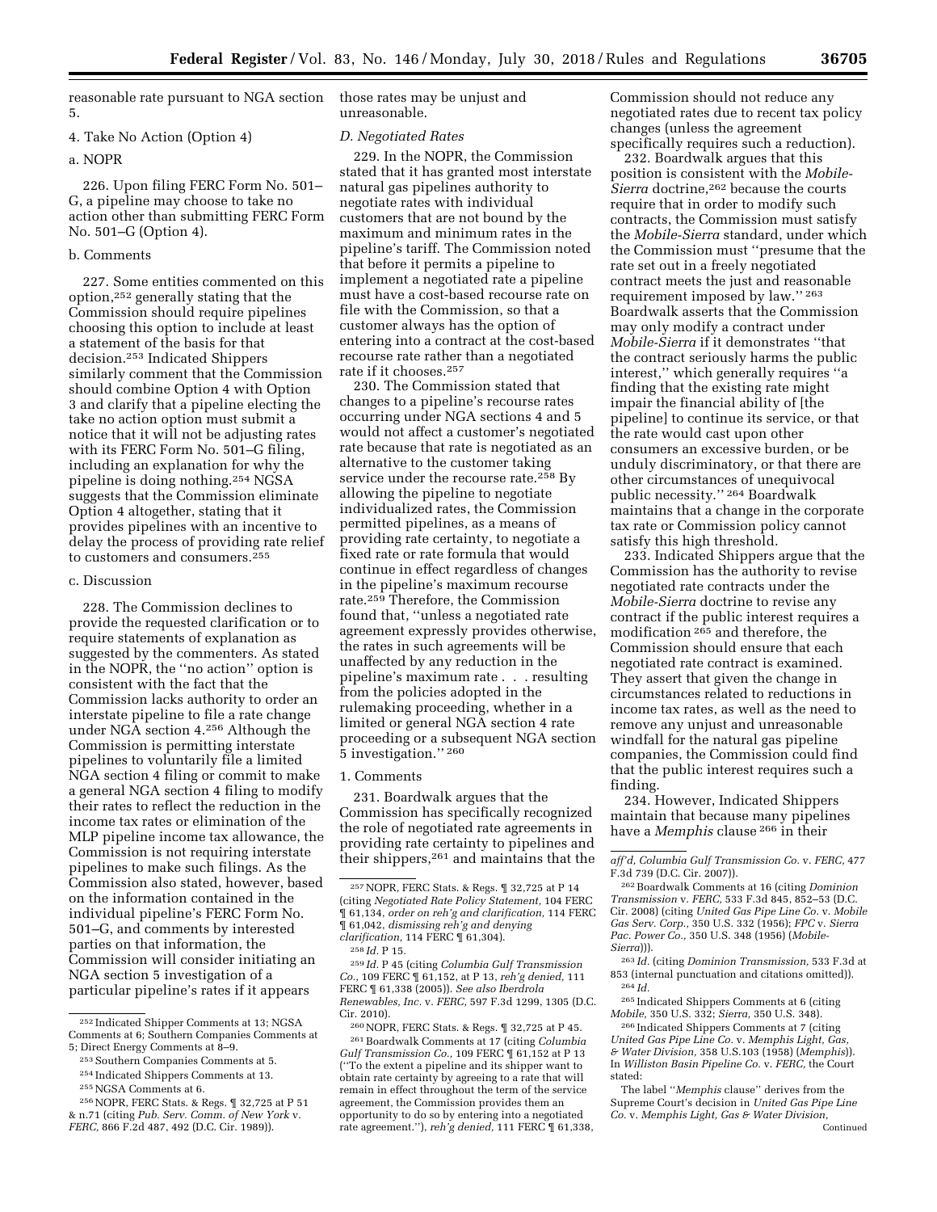reasonable rate pursuant to NGA section 5.

4. Take No Action (Option 4)

a. NOPR

226. Upon filing FERC Form No. 501–G, a pipeline may choose to take no action other than submitting FERC Form No. 501–G (Option 4).

b. Comments

227. Some entities commented on this option,[252] generally stating that the Commission should require pipelines choosing this option to include at least a statement of the basis for that decision.[253] Indicated Shippers similarly comment that the Commission should combine Option 4 with Option 3 and clarify that a pipeline electing the take no action option must submit a notice that it will not be adjusting rates with its FERC Form No. 501–G filing, including an explanation for why the pipeline is doing nothing.[254] NGSA suggests that the Commission eliminate Option 4 altogether, stating that it provides pipelines with an incentive to delay the process of providing rate relief to customers and consumers.[255]

c. Discussion

228. The Commission declines to provide the requested clarification or to require statements of explanation as suggested by the commenters. As stated in the NOPR, the ''no action'' option is consistent with the fact that the Commission lacks authority to order an interstate pipeline to file a rate change under NGA section 4.[256] Although the Commission is permitting interstate pipelines to voluntarily file a limited NGA section 4 filing or commit to make a general NGA section 4 filing to modify their rates to reflect the reduction in the income tax rates or elimination of the MLP pipeline income tax allowance, the Commission is not requiring interstate pipelines to make such filings. As the Commission also stated, however, based on the information contained in the individual pipeline's FERC Form No. 501–G, and comments by interested parties on that information, the Commission will consider initiating an NGA section 5 investigation of a particular pipeline's rates if it appears those rates may be unjust and unreasonable.

*D. Negotiated Rates*

229. In the NOPR, the Commission stated that it has granted most interstate natural gas pipelines authority to negotiate rates with individual customers that are not bound by the maximum and minimum rates in the pipeline's tariff. The Commission noted that before it permits a pipeline to implement a negotiated rate a pipeline must have a cost-based recourse rate on file with the Commission, so that a customer always has the option of entering into a contract at the cost-based recourse rate rather than a negotiated rate if it chooses.[257]

230. The Commission stated that changes to a pipeline's recourse rates occurring under NGA sections 4 and 5 would not affect a customer's negotiated rate because that rate is negotiated as an alternative to the customer taking service under the recourse rate.[258] By allowing the pipeline to negotiate individualized rates, the Commission permitted pipelines, as a means of providing rate certainty, to negotiate a fixed rate or rate formula that would continue in effect regardless of changes in the pipeline's maximum recourse rate.[259] Therefore, the Commission found that, ''unless a negotiated rate agreement expressly provides otherwise, the rates in such agreements will be unaffected by any reduction in the pipeline's maximum rate . . . resulting from the policies adopted in the rulemaking proceeding, whether in a limited or general NGA section 4 rate proceeding or a subsequent NGA section 5 investigation.'' [260]

1. Comments

231. Boardwalk argues that the Commission has specifically recognized the role of negotiated rate agreements in providing rate certainty to pipelines and their shippers,[261] and maintains that the Commission should not reduce any negotiated rates due to recent tax policy changes (unless the agreement specifically requires such a reduction).

232. Boardwalk argues that this position is consistent with the *Mobile-Sierra* doctrine,[262] because the courts require that in order to modify such contracts, the Commission must satisfy the *Mobile-Sierra* standard, under which the Commission must ''presume that the rate set out in a freely negotiated contract meets the just and reasonable requirement imposed by law.'' [263] Boardwalk asserts that the Commission may only modify a contract under *Mobile-Sierra* if it demonstrates ''that the contract seriously harms the public interest,'' which generally requires ''a finding that the existing rate might impair the financial ability of [the pipeline] to continue its service, or that the rate would cast upon other consumers an excessive burden, or be unduly discriminatory, or that there are other circumstances of unequivocal public necessity.'' [264] Boardwalk maintains that a change in the corporate tax rate or Commission policy cannot satisfy this high threshold.

233. Indicated Shippers argue that the Commission has the authority to revise negotiated rate contracts under the *Mobile-Sierra* doctrine to revise any contract if the public interest requires a modification [265] and therefore, the Commission should ensure that each negotiated rate contract is examined. They assert that given the change in circumstances related to reductions in income tax rates, as well as the need to remove any unjust and unreasonable windfall for the natural gas pipeline companies, the Commission could find that the public interest requires such a finding.

234. However, Indicated Shippers maintain that because many pipelines have a *Memphis* clause [266] in their

---

[252] Indicated Shipper Comments at 13; NGSA Comments at 6; Southern Companies Comments at 5; Direct Energy Comments at 8–9.

[253] Southern Companies Comments at 5.

[254] Indicated Shippers Comments at 13.

[255] NGSA Comments at 6.

[256] NOPR, FERC Stats. & Regs. ¶ 32,725 at P 51 & n.71 (citing *Pub. Serv. Comm. of New York* v. *FERC,* 866 F.2d 487, 492 (D.C. Cir. 1989)).

[257] NOPR, FERC Stats. & Regs. ¶ 32,725 at P 14 (citing *Negotiated Rate Policy Statement,* 104 FERC ¶ 61,134, *order on reh'g and clarification,* 114 FERC ¶ 61,042, *dismissing reh'g and denying clarification,* 114 FERC ¶ 61,304).

[258] *Id.* P 15.

[259] *Id.* P 45 (citing *Columbia Gulf Transmission Co.,* 109 FERC ¶ 61,152, at P 13, *reh'g denied,* 111 FERC ¶ 61,338 (2005)). *See also Iberdrola Renewables, Inc.* v. *FERC,* 597 F.3d 1299, 1305 (D.C. Cir. 2010).

[260] NOPR, FERC Stats. & Regs. ¶ 32,725 at P 45.

[261] Boardwalk Comments at 17 (citing *Columbia Gulf Transmission Co.,* 109 FERC ¶ 61,152 at P 13 (''To the extent a pipeline and its shipper want to obtain rate certainty by agreeing to a rate that will remain in effect throughout the term of the service agreement, the Commission provides them an opportunity to do so by entering into a negotiated rate agreement.''), *reh'g denied,* 111 FERC ¶ 61,338, *aff'd, Columbia Gulf Transmission Co.* v. *FERC,* 477 F.3d 739 (D.C. Cir. 2007)).

[262] Boardwalk Comments at 16 (citing *Dominion Transmission* v. *FERC,* 533 F.3d 845, 852–53 (D.C. Cir. 2008) (citing *United Gas Pipe Line Co.* v. *Mobile Gas Serv. Corp.,* 350 U.S. 332 (1956); *FPC* v. *Sierra Pac. Power Co.,* 350 U.S. 348 (1956) (*Mobile-Sierra*))).

[263] *Id.* (citing *Dominion Transmission,* 533 F.3d at 853 (internal punctuation and citations omitted)).

[264] *Id.*

[265] Indicated Shippers Comments at 6 (citing *Mobile,* 350 U.S. 332; *Sierra,* 350 U.S. 348).

[266] Indicated Shippers Comments at 7 (citing *United Gas Pipe Line Co.* v. *Memphis Light, Gas, & Water Division,* 358 U.S.103 (1958) (*Memphis*)). In *Williston Basin Pipeline Co.* v. *FERC,* the Court stated:

The label ''*Memphis* clause'' derives from the Supreme Court's decision in *United Gas Pipe Line Co.* v. *Memphis Light, Gas & Water Division,*

Continued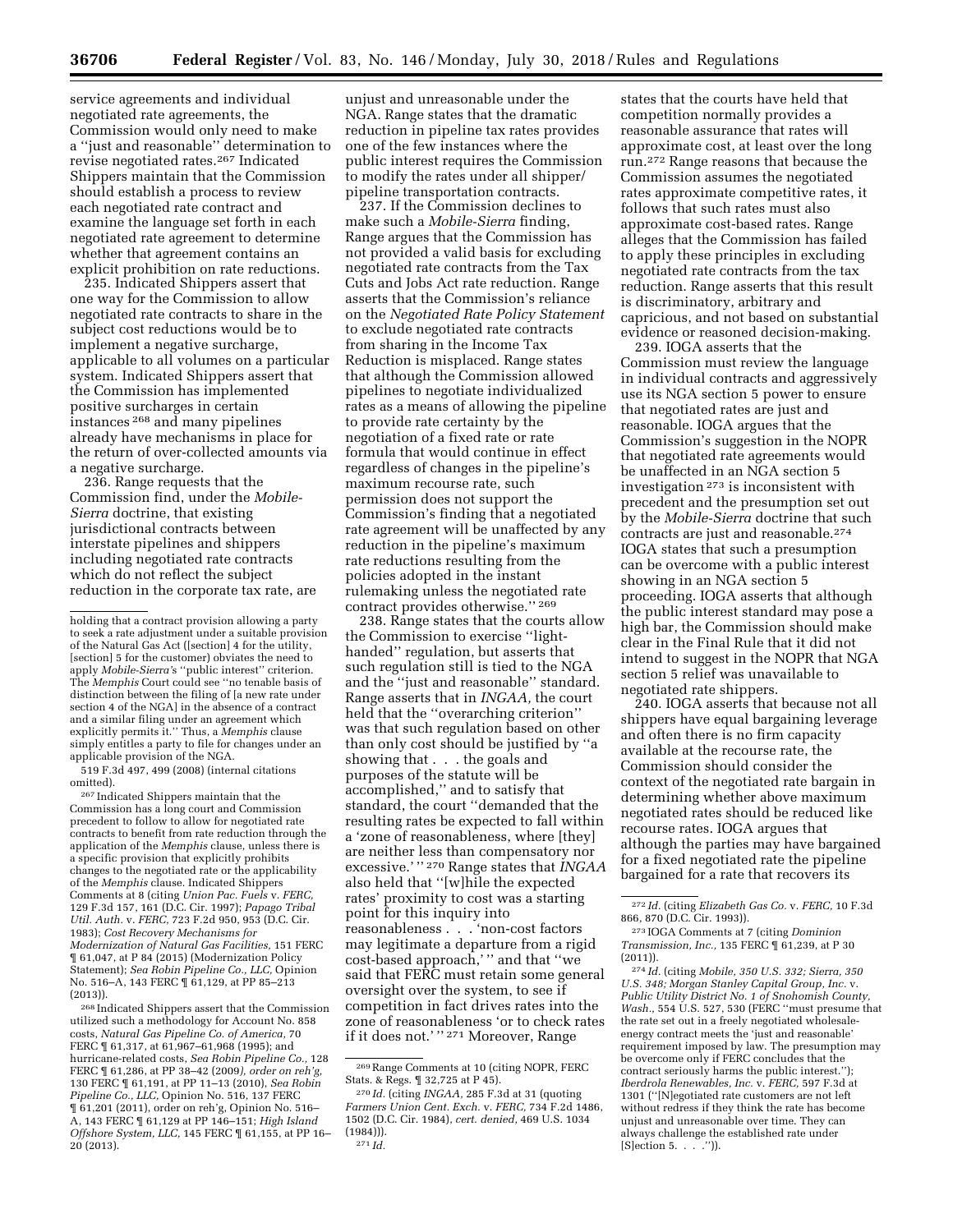service agreements and individual negotiated rate agreements, the Commission would only need to make a ''just and reasonable'' determination to revise negotiated rates.[267] Indicated Shippers maintain that the Commission should establish a process to review each negotiated rate contract and examine the language set forth in each negotiated rate agreement to determine whether that agreement contains an explicit prohibition on rate reductions.

235. Indicated Shippers assert that one way for the Commission to allow negotiated rate contracts to share in the subject cost reductions would be to implement a negative surcharge, applicable to all volumes on a particular system. Indicated Shippers assert that the Commission has implemented positive surcharges in certain instances [268] and many pipelines already have mechanisms in place for the return of over-collected amounts via a negative surcharge.

236. Range requests that the Commission find, under the *Mobile-Sierra* doctrine, that existing jurisdictional contracts between interstate pipelines and shippers including negotiated rate contracts which do not reflect the subject reduction in the corporate tax rate, are unjust and unreasonable under the NGA. Range states that the dramatic reduction in pipeline tax rates provides one of the few instances where the public interest requires the Commission to modify the rates under all shipper/pipeline transportation contracts.

237. If the Commission declines to make such a *Mobile-Sierra* finding, Range argues that the Commission has not provided a valid basis for excluding negotiated rate contracts from the Tax Cuts and Jobs Act rate reduction. Range asserts that the Commission's reliance on the *Negotiated Rate Policy Statement* to exclude negotiated rate contracts from sharing in the Income Tax Reduction is misplaced. Range states that although the Commission allowed pipelines to negotiate individualized rates as a means of allowing the pipeline to provide rate certainty by the negotiation of a fixed rate or rate formula that would continue in effect regardless of changes in the pipeline's maximum recourse rate, such permission does not support the Commission's finding that a negotiated rate agreement will be unaffected by any reduction in the pipeline's maximum rate reductions resulting from the policies adopted in the instant rulemaking unless the negotiated rate contract provides otherwise.'' [269]

238. Range states that the courts allow the Commission to exercise ''light-handed'' regulation, but asserts that such regulation still is tied to the NGA and the ''just and reasonable'' standard. Range asserts that in *INGAA*, the court held that the ''overarching criterion'' was that such regulation based on other than only cost should be justified by ''a showing that . . . the goals and purposes of the statute will be accomplished,'' and to satisfy that standard, the court ''demanded that the resulting rates be expected to fall within a 'zone of reasonableness, where [they] are neither less than compensatory nor excessive.' '' [270] Range states that *INGAA* also held that ''[w]hile the expected rates' proximity to cost was a starting point for this inquiry into reasonableness . . . 'non-cost factors may legitimate a departure from a rigid cost-based approach,' '' and that ''we said that FERC must retain some general oversight over the system, to see if competition in fact drives rates into the zone of reasonableness 'or to check rates if it does not.' '' [271] Moreover, Range states that the courts have held that competition normally provides a reasonable assurance that rates will approximate cost, at least over the long run.[272] Range reasons that because the Commission assumes the negotiated rates approximate competitive rates, it follows that such rates must also approximate cost-based rates. Range alleges that the Commission has failed to apply these principles in excluding negotiated rate contracts from the tax reduction. Range asserts that this result is discriminatory, arbitrary and capricious, and not based on substantial evidence or reasoned decision-making.

239. IOGA asserts that the Commission must review the language in individual contracts and aggressively use its NGA section 5 power to ensure that negotiated rates are just and reasonable. IOGA argues that the Commission's suggestion in the NOPR that negotiated rate agreements would be unaffected in an NGA section 5 investigation [273] is inconsistent with precedent and the presumption set out by the *Mobile-Sierra* doctrine that such contracts are just and reasonable.[274] IOGA states that such a presumption can be overcome with a public interest showing in an NGA section 5 proceeding. IOGA asserts that although the public interest standard may pose a high bar, the Commission should make clear in the Final Rule that it did not intend to suggest in the NOPR that NGA section 5 relief was unavailable to negotiated rate shippers.

240. IOGA asserts that because not all shippers have equal bargaining leverage and often there is no firm capacity available at the recourse rate, the Commission should consider the context of the negotiated rate bargain in determining whether above maximum negotiated rates should be reduced like recourse rates. IOGA argues that although the parties may have bargained for a fixed negotiated rate the pipeline bargained for a rate that recovers its

---

holding that a contract provision allowing a party to seek a rate adjustment under a suitable provision of the Natural Gas Act ([section] 4 for the utility, [section] 5 for the customer) obviates the need to apply *Mobile-Sierra's* ''public interest'' criterion. The *Memphis* Court could see ''no tenable basis of distinction between the filing of [a new rate under section 4 of the NGA] in the absence of a contract and a similar filing under an agreement which explicitly permits it.'' Thus, a *Memphis* clause simply entitles a party to file for changes under an applicable provision of the NGA.

519 F.3d 497, 499 (2008) (internal citations omitted).

[267] Indicated Shippers maintain that the Commission has a long court and Commission precedent to follow to allow for negotiated rate contracts to benefit from rate reduction through the application of the *Memphis* clause, unless there is a specific provision that explicitly prohibits changes to the negotiated rate or the applicability of the *Memphis* clause. Indicated Shippers Comments at 8 (citing *Union Pac. Fuels* v. *FERC,* 129 F.3d 157, 161 (D.C. Cir. 1997); *Papago Tribal Util. Auth.* v. *FERC,* 723 F.2d 950, 953 (D.C. Cir. 1983); *Cost Recovery Mechanisms for Modernization of Natural Gas Facilities,* 151 FERC ¶ 61,047, at P 84 (2015) (Modernization Policy Statement); *Sea Robin Pipeline Co., LLC,* Opinion No. 516–A, 143 FERC ¶ 61,129, at PP 85–213 (2013)).

[268] Indicated Shippers assert that the Commission utilized such a methodology for Account No. 858 costs, *Natural Gas Pipeline Co. of America,* 70 FERC ¶ 61,317, at 61,967–61,968 (1995); and hurricane-related costs, *Sea Robin Pipeline Co.,* 128 FERC ¶ 61,286, at PP 38–42 (2009*), order on reh'g,* 130 FERC ¶ 61,191, at PP 11–13 (2010), *Sea Robin Pipeline Co., LLC,* Opinion No. 516, 137 FERC ¶ 61,201 (2011), order on reh'g, Opinion No. 516–A, 143 FERC ¶ 61,129 at PP 146–151; *High Island Offshore System, LLC,* 145 FERC ¶ 61,155, at PP 16–20 (2013).

[269] Range Comments at 10 (citing NOPR, FERC Stats. & Regs. ¶ 32,725 at P 45).

[270] *Id.* (citing *INGAA,* 285 F.3d at 31 (quoting *Farmers Union Cent. Exch.* v. *FERC,* 734 F.2d 1486, 1502 (D.C. Cir. 1984), *cert. denied,* 469 U.S. 1034 (1984))).

[271] *Id.*

[272] *Id.* (citing *Elizabeth Gas Co.* v. *FERC,* 10 F.3d 866, 870 (D.C. Cir. 1993)).

[273] IOGA Comments at 7 (citing *Dominion Transmission, Inc.,* 135 FERC ¶ 61,239, at P 30 (2011)).

[274] *Id.* (citing *Mobile, 350 U.S. 332; Sierra, 350 U.S. 348; Morgan Stanley Capital Group, Inc.* v. *Public Utility District No. 1 of Snohomish County, Wash.,* 554 U.S. 527, 530 (FERC ''must presume that the rate set out in a freely negotiated wholesale-energy contract meets the 'just and reasonable' requirement imposed by law. The presumption may be overcome only if FERC concludes that the contract seriously harms the public interest.''); *Iberdrola Renewables, Inc.* v. *FERC,* 597 F.3d at 1301 (''[N]egotiated rate customers are not left without redress if they think the rate has become unjust and unreasonable over time. They can always challenge the established rate under [S]ection 5. . . .'')).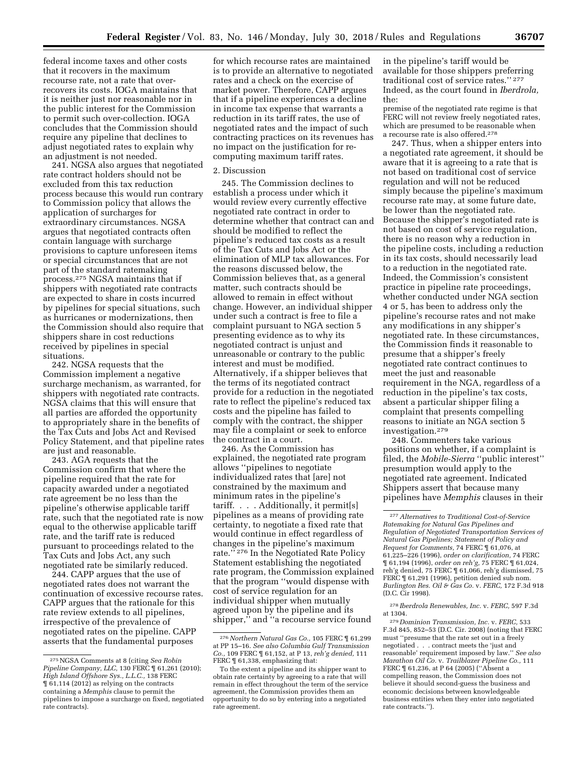federal income taxes and other costs that it recovers in the maximum recourse rate, not a rate that over-recovers its costs. IOGA maintains that it is neither just nor reasonable nor in the public interest for the Commission to permit such over-collection. IOGA concludes that the Commission should require any pipeline that declines to adjust negotiated rates to explain why an adjustment is not needed.

241. NGSA also argues that negotiated rate contract holders should not be excluded from this tax reduction process because this would run contrary to Commission policy that allows the application of surcharges for extraordinary circumstances. NGSA argues that negotiated contracts often contain language with surcharge provisions to capture unforeseen items or special circumstances that are not part of the standard ratemaking process.[275] NGSA maintains that if shippers with negotiated rate contracts are expected to share in costs incurred by pipelines for special situations, such as hurricanes or modernizations, then the Commission should also require that shippers share in cost reductions received by pipelines in special situations.

242. NGSA requests that the Commission implement a negative surcharge mechanism, as warranted, for shippers with negotiated rate contracts. NGSA claims that this will ensure that all parties are afforded the opportunity to appropriately share in the benefits of the Tax Cuts and Jobs Act and Revised Policy Statement, and that pipeline rates are just and reasonable.

243. AGA requests that the Commission confirm that where the pipeline required that the rate for capacity awarded under a negotiated rate agreement be no less than the pipeline's otherwise applicable tariff rate, such that the negotiated rate is now equal to the otherwise applicable tariff rate, and the tariff rate is reduced pursuant to proceedings related to the Tax Cuts and Jobs Act, any such negotiated rate be similarly reduced.

244. CAPP argues that the use of negotiated rates does not warrant the continuation of excessive recourse rates. CAPP argues that the rationale for this rate review extends to all pipelines, irrespective of the prevalence of negotiated rates on the pipeline. CAPP asserts that the fundamental purposes for which recourse rates are maintained is to provide an alternative to negotiated rates and a check on the exercise of market power. Therefore, CAPP argues that if a pipeline experiences a decline in income tax expense that warrants a reduction in its tariff rates, the use of negotiated rates and the impact of such contracting practices on its revenues has no impact on the justification for re-computing maximum tariff rates.

2. Discussion

245. The Commission declines to establish a process under which it would review every currently effective negotiated rate contract in order to determine whether that contract can and should be modified to reflect the pipeline's reduced tax costs as a result of the Tax Cuts and Jobs Act or the elimination of MLP tax allowances. For the reasons discussed below, the Commission believes that, as a general matter, such contracts should be allowed to remain in effect without change. However, an individual shipper under such a contract is free to file a complaint pursuant to NGA section 5 presenting evidence as to why its negotiated contract is unjust and unreasonable or contrary to the public interest and must be modified. Alternatively, if a shipper believes that the terms of its negotiated contract provide for a reduction in the negotiated rate to reflect the pipeline's reduced tax costs and the pipeline has failed to comply with the contract, the shipper may file a complaint or seek to enforce the contract in a court.

246. As the Commission has explained, the negotiated rate program allows ''pipelines to negotiate individualized rates that [are] not constrained by the maximum and minimum rates in the pipeline's tariff. . . . Additionally, it permit[s] pipelines as a means of providing rate certainty, to negotiate a fixed rate that would continue in effect regardless of changes in the pipeline's maximum rate.'' [276] In the Negotiated Rate Policy Statement establishing the negotiated rate program, the Commission explained that the program ''would dispense with cost of service regulation for an individual shipper when mutually agreed upon by the pipeline and its shipper,'' and ''a recourse service found in the pipeline's tariff would be available for those shippers preferring traditional cost of service rates.'' [277] Indeed, as the court found in *Iberdrola,* the:

premise of the negotiated rate regime is that FERC will not review freely negotiated rates, which are presumed to be reasonable when a recourse rate is also offered.[278]

247. Thus, when a shipper enters into a negotiated rate agreement, it should be aware that it is agreeing to a rate that is not based on traditional cost of service regulation and will not be reduced simply because the pipeline's maximum recourse rate may, at some future date, be lower than the negotiated rate. Because the shipper's negotiated rate is not based on cost of service regulation, there is no reason why a reduction in the pipeline costs, including a reduction in its tax costs, should necessarily lead to a reduction in the negotiated rate. Indeed, the Commission's consistent practice in pipeline rate proceedings, whether conducted under NGA section 4 or 5, has been to address only the pipeline's recourse rates and not make any modifications in any shipper's negotiated rate. In these circumstances, the Commission finds it reasonable to presume that a shipper's freely negotiated rate contract continues to meet the just and reasonable requirement in the NGA, regardless of a reduction in the pipeline's tax costs, absent a particular shipper filing a complaint that presents compelling reasons to initiate an NGA section 5 investigation.[279]

248. Commenters take various positions on whether, if a complaint is filed, the *Mobile-Sierra* ''public interest'' presumption would apply to the negotiated rate agreement. Indicated Shippers assert that because many pipelines have *Memphis* clauses in their

---

[275] NGSA Comments at 8 (citing *Sea Robin Pipeline Company, LLC,* 130 FERC ¶ 61,261 (2010); *High Island Offshore Sys., L.L.C.,* 138 FERC ¶ 61,114 (2012) as relying on the contracts containing a *Memphis* clause to permit the pipelines to impose a surcharge on fixed, negotiated rate contracts).

[276] *Northern Natural Gas Co.,* 105 FERC ¶ 61,299 at PP 15–16. *See also Columbia Gulf Transmission Co.,* 109 FERC ¶ 61,152, at P 13, *reh'g denied,* 111 FERC ¶ 61,338, emphasizing that:

To the extent a pipeline and its shipper want to obtain rate certainty by agreeing to a rate that will remain in effect throughout the term of the service agreement, the Commission provides them an opportunity to do so by entering into a negotiated rate agreement.

[277] *Alternatives to Traditional Cost-of-Service Ratemaking for Natural Gas Pipelines and Regulation of Negotiated Transportation Services of Natural Gas Pipelines; Statement of Policy and Request for Comments,* 74 FERC ¶ 61,076, at 61,225–226 (1996), *order on clarification,* 74 FERC ¶ 61,194 (1996), *order on reh'g,* 75 FERC ¶ 61,024, reh'g denied, 75 FERC ¶ 61,066, reh'g dismissed, 75 FERC ¶ 61,291 (1996), petition denied sub nom. *Burlington Res. Oil & Gas Co.* v. *FERC,* 172 F.3d 918 (D.C. Cir 1998).

[278] *Iberdrola Renewables, Inc.* v. *FERC,* 597 F.3d at 1304.

[279] *Dominion Transmission, Inc.* v. *FERC,* 533 F.3d 845, 852–53 (D.C. Cir. 2008) (noting that FERC must ''presume that the rate set out in a freely negotiated . . . contract meets the 'just and reasonable' requirement imposed by law.'' *See also Marathon Oil Co.* v. *Trailblazer Pipeline Co.,* 111 FERC ¶ 61,236, at P 64 (2005) (''Absent a compelling reason, the Commission does not believe it should second-guess the business and economic decisions between knowledgeable business entities when they enter into negotiated rate contracts.'').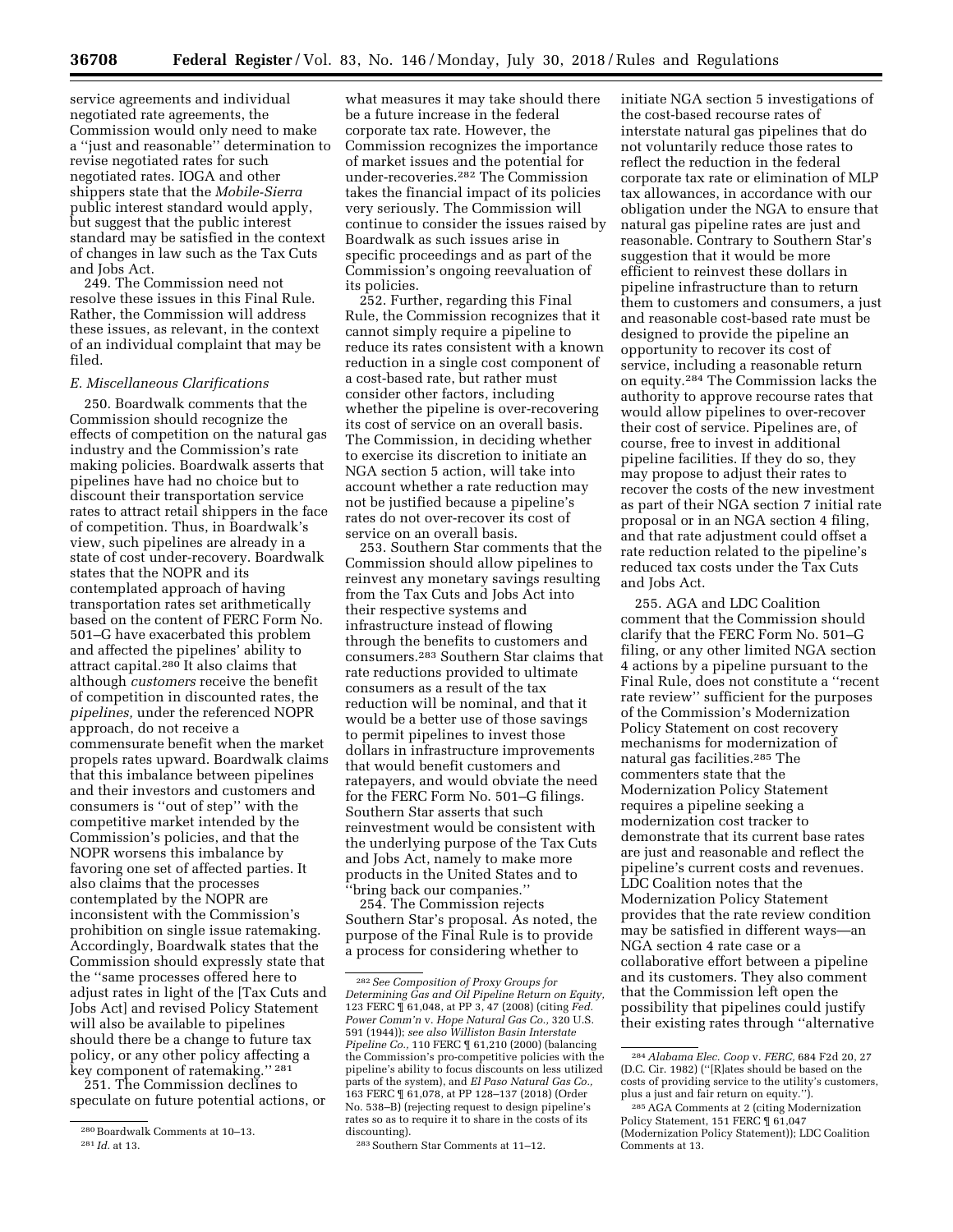service agreements and individual negotiated rate agreements, the Commission would only need to make a ''just and reasonable'' determination to revise negotiated rates for such negotiated rates. IOGA and other shippers state that the *Mobile-Sierra* public interest standard would apply, but suggest that the public interest standard may be satisfied in the context of changes in law such as the Tax Cuts and Jobs Act.

249. The Commission need not resolve these issues in this Final Rule. Rather, the Commission will address these issues, as relevant, in the context of an individual complaint that may be filed.

*E. Miscellaneous Clarifications*

250. Boardwalk comments that the Commission should recognize the effects of competition on the natural gas industry and the Commission's rate making policies. Boardwalk asserts that pipelines have had no choice but to discount their transportation service rates to attract retail shippers in the face of competition. Thus, in Boardwalk's view, such pipelines are already in a state of cost under-recovery. Boardwalk states that the NOPR and its contemplated approach of having transportation rates set arithmetically based on the content of FERC Form No. 501–G have exacerbated this problem and affected the pipelines' ability to attract capital.[280] It also claims that although *customers* receive the benefit of competition in discounted rates, the *pipelines,* under the referenced NOPR approach, do not receive a commensurate benefit when the market propels rates upward. Boardwalk claims that this imbalance between pipelines and their investors and customers and consumers is ''out of step'' with the competitive market intended by the Commission's policies, and that the NOPR worsens this imbalance by favoring one set of affected parties. It also claims that the processes contemplated by the NOPR are inconsistent with the Commission's prohibition on single issue ratemaking. Accordingly, Boardwalk states that the Commission should expressly state that the ''same processes offered here to adjust rates in light of the [Tax Cuts and Jobs Act] and revised Policy Statement will also be available to pipelines should there be a change to future tax policy, or any other policy affecting a key component of ratemaking.'' [281]

251. The Commission declines to speculate on future potential actions, or what measures it may take should there be a future increase in the federal corporate tax rate. However, the Commission recognizes the importance of market issues and the potential for under-recoveries.[282] The Commission takes the financial impact of its policies very seriously. The Commission will continue to consider the issues raised by Boardwalk as such issues arise in specific proceedings and as part of the Commission's ongoing reevaluation of its policies.

252. Further, regarding this Final Rule, the Commission recognizes that it cannot simply require a pipeline to reduce its rates consistent with a known reduction in a single cost component of a cost-based rate, but rather must consider other factors, including whether the pipeline is over-recovering its cost of service on an overall basis. The Commission, in deciding whether to exercise its discretion to initiate an NGA section 5 action, will take into account whether a rate reduction may not be justified because a pipeline's rates do not over-recover its cost of service on an overall basis.

253. Southern Star comments that the Commission should allow pipelines to reinvest any monetary savings resulting from the Tax Cuts and Jobs Act into their respective systems and infrastructure instead of flowing through the benefits to customers and consumers.[283] Southern Star claims that rate reductions provided to ultimate consumers as a result of the tax reduction will be nominal, and that it would be a better use of those savings to permit pipelines to invest those dollars in infrastructure improvements that would benefit customers and ratepayers, and would obviate the need for the FERC Form No. 501–G filings. Southern Star asserts that such reinvestment would be consistent with the underlying purpose of the Tax Cuts and Jobs Act, namely to make more products in the United States and to ''bring back our companies.''

254. The Commission rejects Southern Star's proposal. As noted, the purpose of the Final Rule is to provide a process for considering whether to initiate NGA section 5 investigations of the cost-based recourse rates of interstate natural gas pipelines that do not voluntarily reduce those rates to reflect the reduction in the federal corporate tax rate or elimination of MLP tax allowances, in accordance with our obligation under the NGA to ensure that natural gas pipeline rates are just and reasonable. Contrary to Southern Star's suggestion that it would be more efficient to reinvest these dollars in pipeline infrastructure than to return them to customers and consumers, a just and reasonable cost-based rate must be designed to provide the pipeline an opportunity to recover its cost of service, including a reasonable return on equity.[284] The Commission lacks the authority to approve recourse rates that would allow pipelines to over-recover their cost of service. Pipelines are, of course, free to invest in additional pipeline facilities. If they do so, they may propose to adjust their rates to recover the costs of the new investment as part of their NGA section 7 initial rate proposal or in an NGA section 4 filing, and that rate adjustment could offset a rate reduction related to the pipeline's reduced tax costs under the Tax Cuts and Jobs Act.

255. AGA and LDC Coalition comment that the Commission should clarify that the FERC Form No. 501–G filing, or any other limited NGA section 4 actions by a pipeline pursuant to the Final Rule, does not constitute a ''recent rate review'' sufficient for the purposes of the Commission's Modernization Policy Statement on cost recovery mechanisms for modernization of natural gas facilities.[285] The commenters state that the Modernization Policy Statement requires a pipeline seeking a modernization cost tracker to demonstrate that its current base rates are just and reasonable and reflect the pipeline's current costs and revenues. LDC Coalition notes that the Modernization Policy Statement provides that the rate review condition may be satisfied in different ways—an NGA section 4 rate case or a collaborative effort between a pipeline and its customers. They also comment that the Commission left open the possibility that pipelines could justify their existing rates through ''alternative

---

[280] Boardwalk Comments at 10–13.

[281] *Id.* at 13.

[282] *See Composition of Proxy Groups for Determining Gas and Oil Pipeline Return on Equity,* 123 FERC ¶ 61,048, at PP 3, 47 (2008) (citing *Fed. Power Comm'n* v. *Hope Natural Gas Co.,* 320 U.S. 591 (1944)); *see also Williston Basin Interstate Pipeline Co.,* 110 FERC ¶ 61,210 (2000) (balancing the Commission's pro-competitive policies with the pipeline's ability to focus discounts on less utilized parts of the system), and *El Paso Natural Gas Co.,* 163 FERC ¶ 61,078, at PP 128–137 (2018) (Order No. 538–B) (rejecting request to design pipeline's rates so as to require it to share in the costs of its discounting).

[283] Southern Star Comments at 11–12.

[284] *Alabama Elec. Coop* v. *FERC,* 684 F2d 20, 27 (D.C. Cir. 1982) (''[R]ates should be based on the costs of providing service to the utility's customers, plus a just and fair return on equity.'').

[285] AGA Comments at 2 (citing Modernization Policy Statement, 151 FERC ¶ 61,047 (Modernization Policy Statement)); LDC Coalition Comments at 13.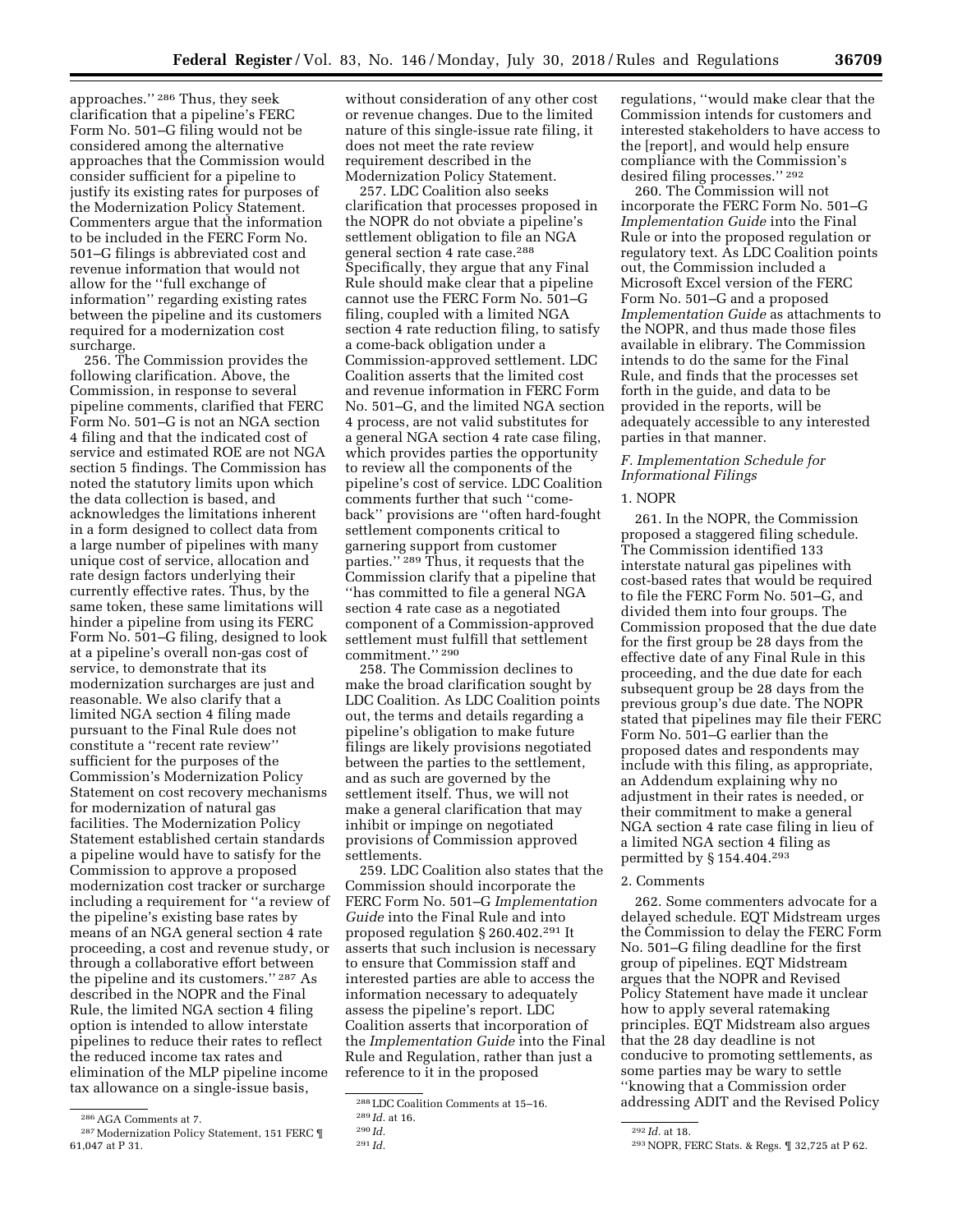approaches.'' [286] Thus, they seek clarification that a pipeline's FERC Form No. 501–G filing would not be considered among the alternative approaches that the Commission would consider sufficient for a pipeline to justify its existing rates for purposes of the Modernization Policy Statement. Commenters argue that the information to be included in the FERC Form No. 501–G filings is abbreviated cost and revenue information that would not allow for the ''full exchange of information'' regarding existing rates between the pipeline and its customers required for a modernization cost surcharge.

256. The Commission provides the following clarification. Above, the Commission, in response to several pipeline comments, clarified that FERC Form No. 501–G is not an NGA section 4 filing and that the indicated cost of service and estimated ROE are not NGA section 5 findings. The Commission has noted the statutory limits upon which the data collection is based, and acknowledges the limitations inherent in a form designed to collect data from a large number of pipelines with many unique cost of service, allocation and rate design factors underlying their currently effective rates. Thus, by the same token, these same limitations will hinder a pipeline from using its FERC Form No. 501–G filing, designed to look at a pipeline's overall non-gas cost of service, to demonstrate that its modernization surcharges are just and reasonable. We also clarify that a limited NGA section 4 filing made pursuant to the Final Rule does not constitute a ''recent rate review'' sufficient for the purposes of the Commission's Modernization Policy Statement on cost recovery mechanisms for modernization of natural gas facilities. The Modernization Policy Statement established certain standards a pipeline would have to satisfy for the Commission to approve a proposed modernization cost tracker or surcharge including a requirement for ''a review of the pipeline's existing base rates by means of an NGA general section 4 rate proceeding, a cost and revenue study, or through a collaborative effort between the pipeline and its customers.'' [287] As described in the NOPR and the Final Rule, the limited NGA section 4 filing option is intended to allow interstate pipelines to reduce their rates to reflect the reduced income tax rates and elimination of the MLP pipeline income tax allowance on a single-issue basis, without consideration of any other cost or revenue changes. Due to the limited nature of this single-issue rate filing, it does not meet the rate review requirement described in the Modernization Policy Statement.

257. LDC Coalition also seeks clarification that processes proposed in the NOPR do not obviate a pipeline's settlement obligation to file an NGA general section 4 rate case.[288] Specifically, they argue that any Final Rule should make clear that a pipeline cannot use the FERC Form No. 501–G filing, coupled with a limited NGA section 4 rate reduction filing, to satisfy a come-back obligation under a Commission-approved settlement. LDC Coalition asserts that the limited cost and revenue information in FERC Form No. 501–G, and the limited NGA section 4 process, are not valid substitutes for a general NGA section 4 rate case filing, which provides parties the opportunity to review all the components of the pipeline's cost of service. LDC Coalition comments further that such ''come-back'' provisions are ''often hard-fought settlement components critical to garnering support from customer parties.'' [289] Thus, it requests that the Commission clarify that a pipeline that ''has committed to file a general NGA section 4 rate case as a negotiated component of a Commission-approved settlement must fulfill that settlement commitment.'' [290]

258. The Commission declines to make the broad clarification sought by LDC Coalition. As LDC Coalition points out, the terms and details regarding a pipeline's obligation to make future filings are likely provisions negotiated between the parties to the settlement, and as such are governed by the settlement itself. Thus, we will not make a general clarification that may inhibit or impinge on negotiated provisions of Commission approved settlements.

259. LDC Coalition also states that the Commission should incorporate the FERC Form No. 501–G *Implementation Guide* into the Final Rule and into proposed regulation § 260.402.[291] It asserts that such inclusion is necessary to ensure that Commission staff and interested parties are able to access the information necessary to adequately assess the pipeline's report. LDC Coalition asserts that incorporation of the *Implementation Guide* into the Final Rule and Regulation, rather than just a reference to it in the proposed regulations, ''would make clear that the Commission intends for customers and interested stakeholders to have access to the [report], and would help ensure compliance with the Commission's desired filing processes.'' [292]

260. The Commission will not incorporate the FERC Form No. 501–G *Implementation Guide* into the Final Rule or into the proposed regulation or regulatory text. As LDC Coalition points out, the Commission included a Microsoft Excel version of the FERC Form No. 501–G and a proposed *Implementation Guide* as attachments to the NOPR, and thus made those files available in elibrary. The Commission intends to do the same for the Final Rule, and finds that the processes set forth in the guide, and data to be provided in the reports, will be adequately accessible to any interested parties in that manner.

### *F. Implementation Schedule for Informational Filings*

#### 1. NOPR

261. In the NOPR, the Commission proposed a staggered filing schedule. The Commission identified 133 interstate natural gas pipelines with cost-based rates that would be required to file the FERC Form No. 501–G, and divided them into four groups. The Commission proposed that the due date for the first group be 28 days from the effective date of any Final Rule in this proceeding, and the due date for each subsequent group be 28 days from the previous group's due date. The NOPR stated that pipelines may file their FERC Form No. 501–G earlier than the proposed dates and respondents may include with this filing, as appropriate, an Addendum explaining why no adjustment in their rates is needed, or their commitment to make a general NGA section 4 rate case filing in lieu of a limited NGA section 4 filing as permitted by § 154.404.[293]

#### 2. Comments

262. Some commenters advocate for a delayed schedule. EQT Midstream urges the Commission to delay the FERC Form No. 501–G filing deadline for the first group of pipelines. EQT Midstream argues that the NOPR and Revised Policy Statement have made it unclear how to apply several ratemaking principles. EQT Midstream also argues that the 28 day deadline is not conducive to promoting settlements, as some parties may be wary to settle ''knowing that a Commission order addressing ADIT and the Revised Policy

---

[286] AGA Comments at 7.

[287] Modernization Policy Statement, 151 FERC ¶ 61,047 at P 31.

[288] LDC Coalition Comments at 15–16.

[289] *Id.* at 16.

[290] *Id.*

[291] *Id.*

[292] *Id.* at 18.

[293] NOPR, FERC Stats. & Regs. ¶ 32,725 at P 62.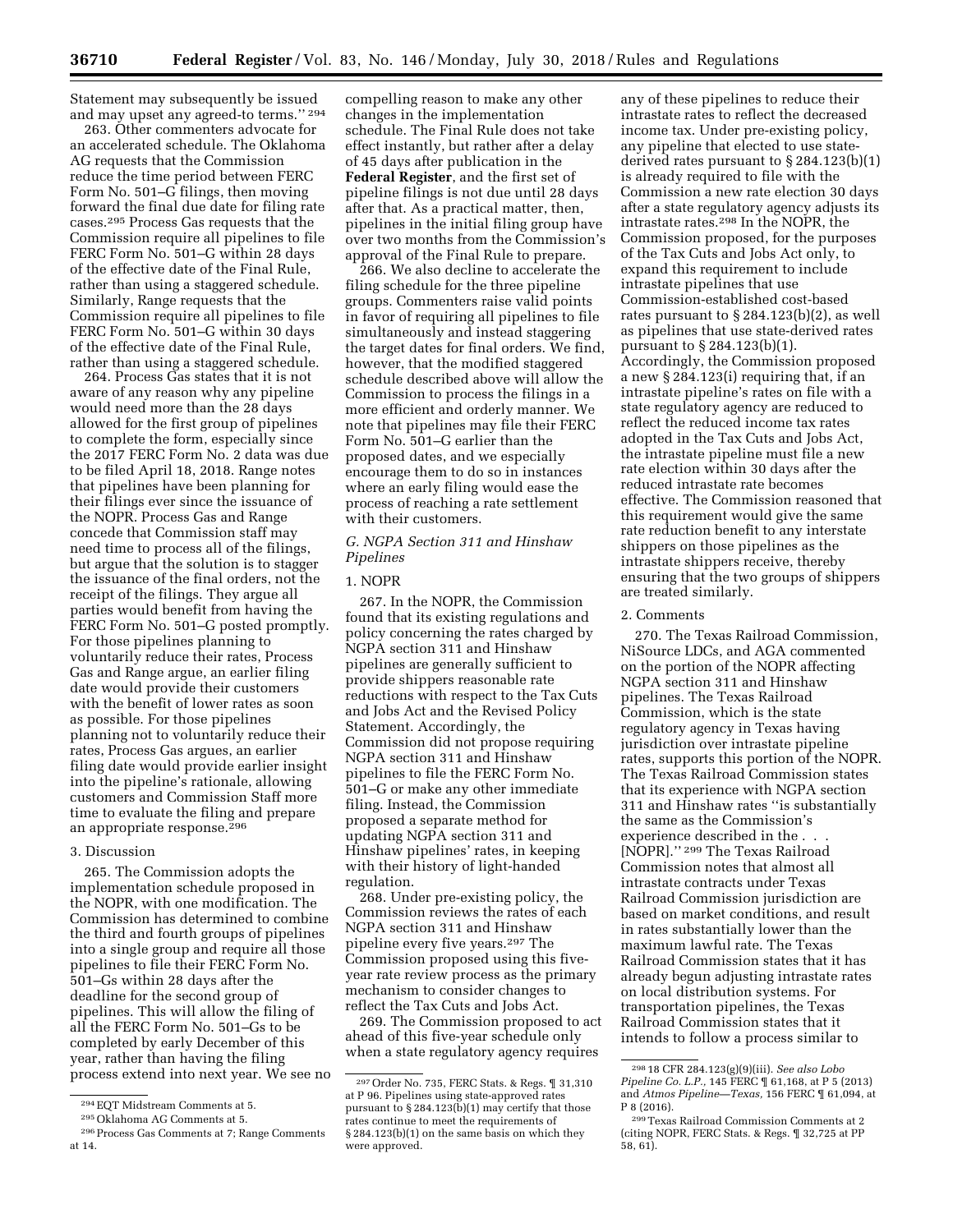Statement may subsequently be issued and may upset any agreed-to terms.'' [294]

263. Other commenters advocate for an accelerated schedule. The Oklahoma AG requests that the Commission reduce the time period between FERC Form No. 501–G filings, then moving forward the final due date for filing rate cases.[295] Process Gas requests that the Commission require all pipelines to file FERC Form No. 501–G within 28 days of the effective date of the Final Rule, rather than using a staggered schedule. Similarly, Range requests that the Commission require all pipelines to file FERC Form No. 501–G within 30 days of the effective date of the Final Rule, rather than using a staggered schedule.

264. Process Gas states that it is not aware of any reason why any pipeline would need more than the 28 days allowed for the first group of pipelines to complete the form, especially since the 2017 FERC Form No. 2 data was due to be filed April 18, 2018. Range notes that pipelines have been planning for their filings ever since the issuance of the NOPR. Process Gas and Range concede that Commission staff may need time to process all of the filings, but argue that the solution is to stagger the issuance of the final orders, not the receipt of the filings. They argue all parties would benefit from having the FERC Form No. 501–G posted promptly. For those pipelines planning to voluntarily reduce their rates, Process Gas and Range argue, an earlier filing date would provide their customers with the benefit of lower rates as soon as possible. For those pipelines planning not to voluntarily reduce their rates, Process Gas argues, an earlier filing date would provide earlier insight into the pipeline's rationale, allowing customers and Commission Staff more time to evaluate the filing and prepare an appropriate response.[296]

3. Discussion

265. The Commission adopts the implementation schedule proposed in the NOPR, with one modification. The Commission has determined to combine the third and fourth groups of pipelines into a single group and require all those pipelines to file their FERC Form No. 501–Gs within 28 days after the deadline for the second group of pipelines. This will allow the filing of all the FERC Form No. 501–Gs to be completed by early December of this year, rather than having the filing process extend into next year. We see no compelling reason to make any other changes in the implementation schedule. The Final Rule does not take effect instantly, but rather after a delay of 45 days after publication in the **Federal Register**, and the first set of pipeline filings is not due until 28 days after that. As a practical matter, then, pipelines in the initial filing group have over two months from the Commission's approval of the Final Rule to prepare.

266. We also decline to accelerate the filing schedule for the three pipeline groups. Commenters raise valid points in favor of requiring all pipelines to file simultaneously and instead staggering the target dates for final orders. We find, however, that the modified staggered schedule described above will allow the Commission to process the filings in a more efficient and orderly manner. We note that pipelines may file their FERC Form No. 501–G earlier than the proposed dates, and we especially encourage them to do so in instances where an early filing would ease the process of reaching a rate settlement with their customers.

### *G. NGPA Section 311 and Hinshaw Pipelines*

1. NOPR

267. In the NOPR, the Commission found that its existing regulations and policy concerning the rates charged by NGPA section 311 and Hinshaw pipelines are generally sufficient to provide shippers reasonable rate reductions with respect to the Tax Cuts and Jobs Act and the Revised Policy Statement. Accordingly, the Commission did not propose requiring NGPA section 311 and Hinshaw pipelines to file the FERC Form No. 501–G or make any other immediate filing. Instead, the Commission proposed a separate method for updating NGPA section 311 and Hinshaw pipelines' rates, in keeping with their history of light-handed regulation.

268. Under pre-existing policy, the Commission reviews the rates of each NGPA section 311 and Hinshaw pipeline every five years.[297] The Commission proposed using this five-year rate review process as the primary mechanism to consider changes to reflect the Tax Cuts and Jobs Act.

269. The Commission proposed to act ahead of this five-year schedule only when a state regulatory agency requires any of these pipelines to reduce their intrastate rates to reflect the decreased income tax. Under pre-existing policy, any pipeline that elected to use state-derived rates pursuant to § 284.123(b)(1) is already required to file with the Commission a new rate election 30 days after a state regulatory agency adjusts its intrastate rates.[298] In the NOPR, the Commission proposed, for the purposes of the Tax Cuts and Jobs Act only, to expand this requirement to include intrastate pipelines that use Commission-established cost-based rates pursuant to § 284.123(b)(2), as well as pipelines that use state-derived rates pursuant to § 284.123(b)(1). Accordingly, the Commission proposed a new § 284.123(i) requiring that, if an intrastate pipeline's rates on file with a state regulatory agency are reduced to reflect the reduced income tax rates adopted in the Tax Cuts and Jobs Act, the intrastate pipeline must file a new rate election within 30 days after the reduced intrastate rate becomes effective. The Commission reasoned that this requirement would give the same rate reduction benefit to any interstate shippers on those pipelines as the intrastate shippers receive, thereby ensuring that the two groups of shippers are treated similarly.

2. Comments

270. The Texas Railroad Commission, NiSource LDCs, and AGA commented on the portion of the NOPR affecting NGPA section 311 and Hinshaw pipelines. The Texas Railroad Commission, which is the state regulatory agency in Texas having jurisdiction over intrastate pipeline rates, supports this portion of the NOPR. The Texas Railroad Commission states that its experience with NGPA section 311 and Hinshaw rates ''is substantially the same as the Commission's experience described in the . . . [NOPR].'' [299] The Texas Railroad Commission notes that almost all intrastate contracts under Texas Railroad Commission jurisdiction are based on market conditions, and result in rates substantially lower than the maximum lawful rate. The Texas Railroad Commission states that it has already begun adjusting intrastate rates on local distribution systems. For transportation pipelines, the Texas Railroad Commission states that it intends to follow a process similar to

---

[294] EQT Midstream Comments at 5.

[295] Oklahoma AG Comments at 5.

[296] Process Gas Comments at 7; Range Comments at 14.

[297] Order No. 735, FERC Stats. & Regs. ¶ 31,310 at P 96. Pipelines using state-approved rates pursuant to § 284.123(b)(1) may certify that those rates continue to meet the requirements of § 284.123(b)(1) on the same basis on which they were approved.

[298] 18 CFR 284.123(g)(9)(iii). *See also Lobo Pipeline Co. L.P.*, 145 FERC ¶ 61,168, at P 5 (2013) and *Atmos Pipeline—Texas*, 156 FERC ¶ 61,094, at P 8 (2016).

[299] Texas Railroad Commission Comments at 2 (citing NOPR, FERC Stats. & Regs. ¶ 32,725 at PP 58, 61).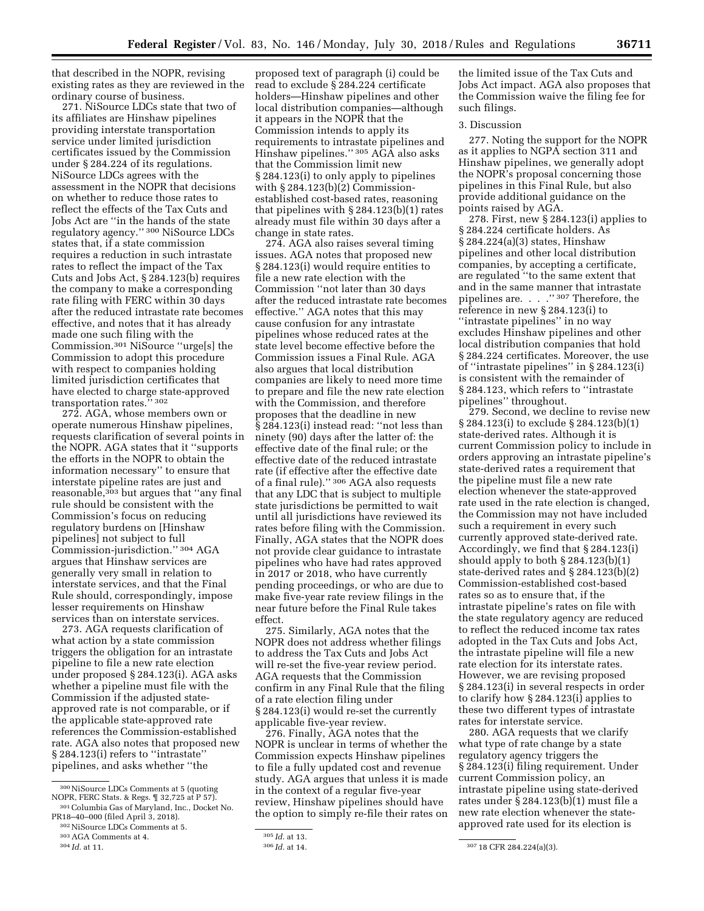that described in the NOPR, revising existing rates as they are reviewed in the ordinary course of business.

271. NiSource LDCs state that two of its affiliates are Hinshaw pipelines providing interstate transportation service under limited jurisdiction certificates issued by the Commission under § 284.224 of its regulations. NiSource LDCs agrees with the assessment in the NOPR that decisions on whether to reduce those rates to reflect the effects of the Tax Cuts and Jobs Act are ''in the hands of the state regulatory agency.'' [300] NiSource LDCs states that, if a state commission requires a reduction in such intrastate rates to reflect the impact of the Tax Cuts and Jobs Act, § 284.123(b) requires the company to make a corresponding rate filing with FERC within 30 days after the reduced intrastate rate becomes effective, and notes that it has already made one such filing with the Commission.[301] NiSource ''urge[s] the Commission to adopt this procedure with respect to companies holding limited jurisdiction certificates that have elected to charge state-approved transportation rates.'' [302]

272. AGA, whose members own or operate numerous Hinshaw pipelines, requests clarification of several points in the NOPR. AGA states that it ''supports the efforts in the NOPR to obtain the information necessary'' to ensure that interstate pipeline rates are just and reasonable,[303] but argues that ''any final rule should be consistent with the Commission's focus on reducing regulatory burdens on [Hinshaw pipelines] not subject to full Commission-jurisdiction.'' [304] AGA argues that Hinshaw services are generally very small in relation to interstate services, and that the Final Rule should, correspondingly, impose lesser requirements on Hinshaw services than on interstate services.

273. AGA requests clarification of what action by a state commission triggers the obligation for an intrastate pipeline to file a new rate election under proposed § 284.123(i). AGA asks whether a pipeline must file with the Commission if the adjusted state-approved rate is not comparable, or if the applicable state-approved rate references the Commission-established rate. AGA also notes that proposed new § 284.123(i) refers to ''intrastate'' pipelines, and asks whether ''the proposed text of paragraph (i) could be read to exclude § 284.224 certificate holders—Hinshaw pipelines and other local distribution companies—although it appears in the NOPR that the Commission intends to apply its requirements to intrastate pipelines and Hinshaw pipelines.'' [305] AGA also asks that the Commission limit new § 284.123(i) to only apply to pipelines with § 284.123(b)(2) Commission-established cost-based rates, reasoning that pipelines with § 284.123(b)(1) rates already must file within 30 days after a change in state rates.

274. AGA also raises several timing issues. AGA notes that proposed new § 284.123(i) would require entities to file a new rate election with the Commission ''not later than 30 days after the reduced intrastate rate becomes effective.'' AGA notes that this may cause confusion for any intrastate pipelines whose reduced rates at the state level become effective before the Commission issues a Final Rule. AGA also argues that local distribution companies are likely to need more time to prepare and file the new rate election with the Commission, and therefore proposes that the deadline in new § 284.123(i) instead read: ''not less than ninety (90) days after the latter of: the effective date of the final rule; or the effective date of the reduced intrastate rate (if effective after the effective date of a final rule).'' [306] AGA also requests that any LDC that is subject to multiple state jurisdictions be permitted to wait until all jurisdictions have reviewed its rates before filing with the Commission. Finally, AGA states that the NOPR does not provide clear guidance to intrastate pipelines who have had rates approved in 2017 or 2018, who have currently pending proceedings, or who are due to make five-year rate review filings in the near future before the Final Rule takes effect.

275. Similarly, AGA notes that the NOPR does not address whether filings to address the Tax Cuts and Jobs Act will re-set the five-year review period. AGA requests that the Commission confirm in any Final Rule that the filing of a rate election filing under § 284.123(i) would re-set the currently applicable five-year review.

276. Finally, AGA notes that the NOPR is unclear in terms of whether the Commission expects Hinshaw pipelines to file a fully updated cost and revenue study. AGA argues that unless it is made in the context of a regular five-year review, Hinshaw pipelines should have the option to simply re-file their rates on the limited issue of the Tax Cuts and Jobs Act impact. AGA also proposes that the Commission waive the filing fee for such filings.

3. Discussion

277. Noting the support for the NOPR as it applies to NGPA section 311 and Hinshaw pipelines, we generally adopt the NOPR's proposal concerning those pipelines in this Final Rule, but also provide additional guidance on the points raised by AGA.

278. First, new § 284.123(i) applies to § 284.224 certificate holders. As § 284.224(a)(3) states, Hinshaw pipelines and other local distribution companies, by accepting a certificate, are regulated ''to the same extent that and in the same manner that intrastate pipelines are. . . .'' [307] Therefore, the reference in new § 284.123(i) to ''intrastate pipelines'' in no way excludes Hinshaw pipelines and other local distribution companies that hold § 284.224 certificates. Moreover, the use of ''intrastate pipelines'' in § 284.123(i) is consistent with the remainder of § 284.123, which refers to ''intrastate pipelines'' throughout.

279. Second, we decline to revise new § 284.123(i) to exclude § 284.123(b)(1) state-derived rates. Although it is current Commission policy to include in orders approving an intrastate pipeline's state-derived rates a requirement that the pipeline must file a new rate election whenever the state-approved rate used in the rate election is changed, the Commission may not have included such a requirement in every such currently approved state-derived rate. Accordingly, we find that § 284.123(i) should apply to both § 284.123(b)(1) state-derived rates and § 284.123(b)(2) Commission-established cost-based rates so as to ensure that, if the intrastate pipeline's rates on file with the state regulatory agency are reduced to reflect the reduced income tax rates adopted in the Tax Cuts and Jobs Act, the intrastate pipeline will file a new rate election for its interstate rates. However, we are revising proposed § 284.123(i) in several respects in order to clarify how § 284.123(i) applies to these two different types of intrastate rates for interstate service.

280. AGA requests that we clarify what type of rate change by a state regulatory agency triggers the § 284.123(i) filing requirement. Under current Commission policy, an intrastate pipeline using state-derived rates under § 284.123(b)(1) must file a new rate election whenever the state-approved rate used for its election is

---

[300] NiSource LDCs Comments at 5 (quoting NOPR, FERC Stats. & Regs. ¶ 32,725 at P 57).

[301] Columbia Gas of Maryland, Inc., Docket No. PR18–40–000 (filed April 3, 2018).

[302] NiSource LDCs Comments at 5.

[303] AGA Comments at 4.

[304] *Id.* at 11.

[305] *Id.* at 13.

[306] *Id.* at 14.

[307] 18 CFR 284.224(a)(3).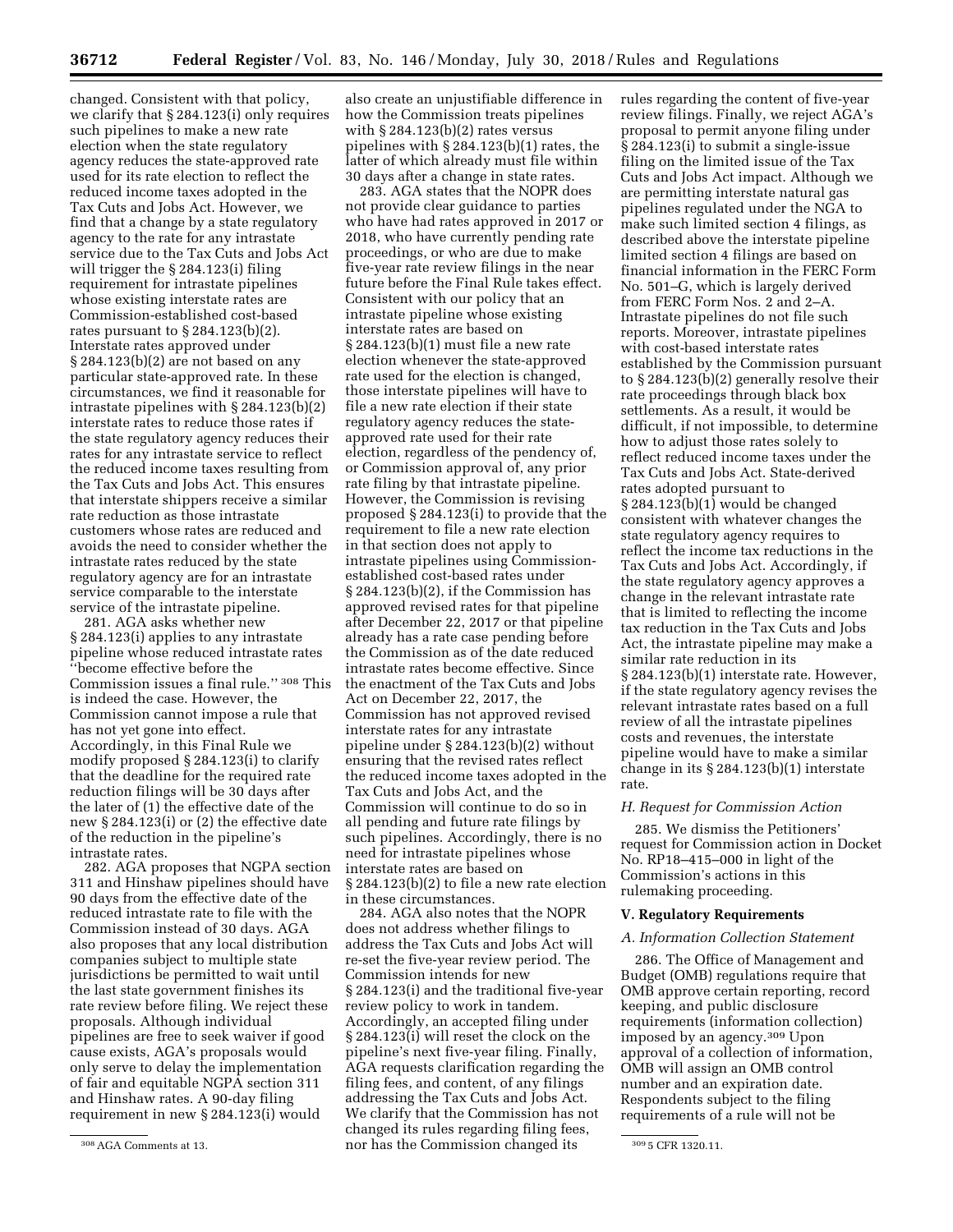changed. Consistent with that policy, we clarify that § 284.123(i) only requires such pipelines to make a new rate election when the state regulatory agency reduces the state-approved rate used for its rate election to reflect the reduced income taxes adopted in the Tax Cuts and Jobs Act. However, we find that a change by a state regulatory agency to the rate for any intrastate service due to the Tax Cuts and Jobs Act will trigger the § 284.123(i) filing requirement for intrastate pipelines whose existing interstate rates are Commission-established cost-based rates pursuant to § 284.123(b)(2). Interstate rates approved under § 284.123(b)(2) are not based on any particular state-approved rate. In these circumstances, we find it reasonable for intrastate pipelines with § 284.123(b)(2) interstate rates to reduce those rates if the state regulatory agency reduces their rates for any intrastate service to reflect the reduced income taxes resulting from the Tax Cuts and Jobs Act. This ensures that interstate shippers receive a similar rate reduction as those intrastate customers whose rates are reduced and avoids the need to consider whether the intrastate rates reduced by the state regulatory agency are for an intrastate service comparable to the interstate service of the intrastate pipeline.

281. AGA asks whether new § 284.123(i) applies to any intrastate pipeline whose reduced intrastate rates ''become effective before the Commission issues a final rule.'' [308] This is indeed the case. However, the Commission cannot impose a rule that has not yet gone into effect. Accordingly, in this Final Rule we modify proposed § 284.123(i) to clarify that the deadline for the required rate reduction filings will be 30 days after the later of (1) the effective date of the new § 284.123(i) or (2) the effective date of the reduction in the pipeline's intrastate rates.

282. AGA proposes that NGPA section 311 and Hinshaw pipelines should have 90 days from the effective date of the reduced intrastate rate to file with the Commission instead of 30 days. AGA also proposes that any local distribution companies subject to multiple state jurisdictions be permitted to wait until the last state government finishes its rate review before filing. We reject these proposals. Although individual pipelines are free to seek waiver if good cause exists, AGA's proposals would only serve to delay the implementation of fair and equitable NGPA section 311 and Hinshaw rates. A 90-day filing requirement in new § 284.123(i) would also create an unjustifiable difference in how the Commission treats pipelines with § 284.123(b)(2) rates versus pipelines with § 284.123(b)(1) rates, the latter of which already must file within 30 days after a change in state rates.

283. AGA states that the NOPR does not provide clear guidance to parties who have had rates approved in 2017 or 2018, who have currently pending rate proceedings, or who are due to make five-year rate review filings in the near future before the Final Rule takes effect. Consistent with our policy that an intrastate pipeline whose existing interstate rates are based on § 284.123(b)(1) must file a new rate election whenever the state-approved rate used for the election is changed, those interstate pipelines will have to file a new rate election if their state regulatory agency reduces the state-approved rate used for their rate election, regardless of the pendency of, or Commission approval of, any prior rate filing by that intrastate pipeline. However, the Commission is revising proposed § 284.123(i) to provide that the requirement to file a new rate election in that section does not apply to intrastate pipelines using Commission-established cost-based rates under § 284.123(b)(2), if the Commission has approved revised rates for that pipeline after December 22, 2017 or that pipeline already has a rate case pending before the Commission as of the date reduced intrastate rates become effective. Since the enactment of the Tax Cuts and Jobs Act on December 22, 2017, the Commission has not approved revised interstate rates for any intrastate pipeline under § 284.123(b)(2) without ensuring that the revised rates reflect the reduced income taxes adopted in the Tax Cuts and Jobs Act, and the Commission will continue to do so in all pending and future rate filings by such pipelines. Accordingly, there is no need for intrastate pipelines whose interstate rates are based on § 284.123(b)(2) to file a new rate election in these circumstances.

284. AGA also notes that the NOPR does not address whether filings to address the Tax Cuts and Jobs Act will re-set the five-year review period. The Commission intends for new § 284.123(i) and the traditional five-year review policy to work in tandem. Accordingly, an accepted filing under § 284.123(i) will reset the clock on the pipeline's next five-year filing. Finally, AGA requests clarification regarding the filing fees, and content, of any filings addressing the Tax Cuts and Jobs Act. We clarify that the Commission has not changed its rules regarding filing fees, nor has the Commission changed its rules regarding the content of five-year review filings. Finally, we reject AGA's proposal to permit anyone filing under § 284.123(i) to submit a single-issue filing on the limited issue of the Tax Cuts and Jobs Act impact. Although we are permitting interstate natural gas pipelines regulated under the NGA to make such limited section 4 filings, as described above the interstate pipeline limited section 4 filings are based on financial information in the FERC Form No. 501–G, which is largely derived from FERC Form Nos. 2 and 2–A. Intrastate pipelines do not file such reports. Moreover, intrastate pipelines with cost-based interstate rates established by the Commission pursuant to § 284.123(b)(2) generally resolve their rate proceedings through black box settlements. As a result, it would be difficult, if not impossible, to determine how to adjust those rates solely to reflect reduced income taxes under the Tax Cuts and Jobs Act. State-derived rates adopted pursuant to § 284.123(b)(1) would be changed consistent with whatever changes the state regulatory agency requires to reflect the income tax reductions in the Tax Cuts and Jobs Act. Accordingly, if the state regulatory agency approves a change in the relevant intrastate rate that is limited to reflecting the income tax reduction in the Tax Cuts and Jobs Act, the intrastate pipeline may make a similar rate reduction in its § 284.123(b)(1) interstate rate. However, if the state regulatory agency revises the relevant intrastate rates based on a full review of all the intrastate pipelines costs and revenues, the interstate pipeline would have to make a similar change in its § 284.123(b)(1) interstate rate.

### *H. Request for Commission Action*

285. We dismiss the Petitioners' request for Commission action in Docket No. RP18–415–000 in light of the Commission's actions in this rulemaking proceeding.

## V. Regulatory Requirements

### *A. Information Collection Statement*

286. The Office of Management and Budget (OMB) regulations require that OMB approve certain reporting, record keeping, and public disclosure requirements (information collection) imposed by an agency.[309] Upon approval of a collection of information, OMB will assign an OMB control number and an expiration date. Respondents subject to the filing requirements of a rule will not be

[308] AGA Comments at 13.

[309] 5 CFR 1320.11.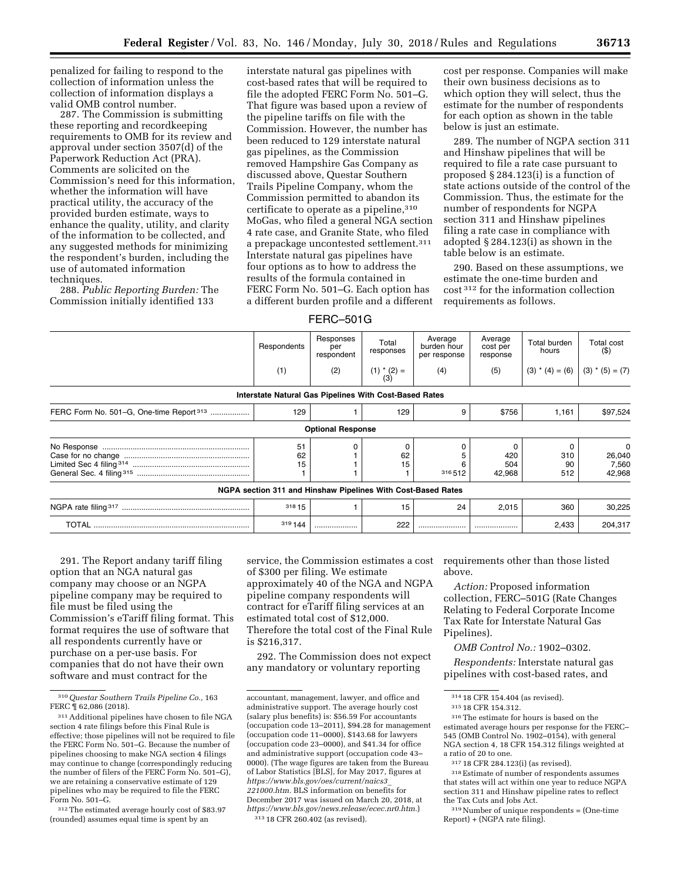penalized for failing to respond to the collection of information unless the collection of information displays a valid OMB control number.

287. The Commission is submitting these reporting and recordkeeping requirements to OMB for its review and approval under section 3507(d) of the Paperwork Reduction Act (PRA). Comments are solicited on the Commission's need for this information, whether the information will have practical utility, the accuracy of the provided burden estimate, ways to enhance the quality, utility, and clarity of the information to be collected, and any suggested methods for minimizing the respondent's burden, including the use of automated information techniques.

288. *Public Reporting Burden:* The Commission initially identified 133 interstate natural gas pipelines with cost-based rates that will be required to file the adopted FERC Form No. 501–G. That figure was based upon a review of the pipeline tariffs on file with the Commission. However, the number has been reduced to 129 interstate natural gas pipelines, as the Commission removed Hampshire Gas Company as discussed above, Questar Southern Trails Pipeline Company, whom the Commission permitted to abandon its certificate to operate as a pipeline,[310] MoGas, who filed a general NGA section 4 rate case, and Granite State, who filed a prepackage uncontested settlement.[311] Interstate natural gas pipelines have four options as to how to address the results of the formula contained in FERC Form No. 501–G. Each option has a different burden profile and a different cost per response. Companies will make their own business decisions as to which option they will select, thus the estimate for the number of respondents for each option as shown in the table below is just an estimate.

289. The number of NGPA section 311 and Hinshaw pipelines that will be required to file a rate case pursuant to proposed § 284.123(i) is a function of state actions outside of the control of the Commission. Thus, the estimate for the number of respondents for NGPA section 311 and Hinshaw pipelines filing a rate case in compliance with adopted § 284.123(i) as shown in the table below is an estimate.

290. Based on these assumptions, we estimate the one-time burden and cost[312] for the information collection requirements as follows.

FERC–501G

| | Respondents | Responses per respondent | Total responses | Average burden hour per response | Average cost per response | Total burden hours | Total cost ($) |
|---|---|---|---|---|---|---|---|
| | (1) | (2) | (1) * (2) = (3) | (4) | (5) | (3) * (4) = (6) | (3) * (5) = (7) |
| **Interstate Natural Gas Pipelines With Cost-Based Rates** | | | | | | | |
| FERC Form No. 501–G, One-time Report[313] | 129 | 1 | 129 | 9 | $756 | 1,161 | $97,524 |
| **Optional Response** | | | | | | | |
| No Response | 51 | 0 | 0 | 0 | 0 | 0 | 0 |
| Case for no change | 62 | 1 | 62 | 5 | 420 | 310 | 26,040 |
| Limited Sec 4 filing[314] | 15 | 1 | 15 | 6 | 504 | 90 | 7,560 |
| General Sec. 4 filing[315] | 1 | 1 | 1 | [316] 512 | 42,968 | 512 | 42,968 |
| **NGPA section 311 and Hinshaw Pipelines With Cost-Based Rates** | | | | | | | |
| NGPA rate filing[317] | [318] 15 | 1 | 15 | 24 | 2,015 | 360 | 30,225 |
| TOTAL | [319] 144 | | 222 | | | 2,433 | 204,317 |

291. The Report andany tariff filing option that an NGA natural gas company may choose or an NGPA pipeline company may be required to file must be filed using the Commission's eTariff filing format. This format requires the use of software that all respondents currently have or purchase on a per-use basis. For companies that do not have their own software and must contract for the service, the Commission estimates a cost of $300 per filing. We estimate approximately 40 of the NGA and NGPA pipeline company respondents will contract for eTariff filing services at an estimated total cost of $12,000. Therefore the total cost of the Final Rule is $216,317.

292. The Commission does not expect any mandatory or voluntary reporting requirements other than those listed above.

*Action:* Proposed information collection, FERC–501G (Rate Changes Relating to Federal Corporate Income Tax Rate for Interstate Natural Gas Pipelines).

*OMB Control No.:* 1902–0302.

*Respondents:* Interstate natural gas pipelines with cost-based rates, and

---

[310] *Questar Southern Trails Pipeline Co.,* 163 FERC ¶ 62,086 (2018).

[311] Additional pipelines have chosen to file NGA section 4 rate filings before this Final Rule is effective; those pipelines will not be required to file the FERC Form No. 501–G. Because the number of pipelines choosing to make NGA section 4 filings may continue to change (correspondingly reducing the number of filers of the FERC Form No. 501–G), we are retaining a conservative estimate of 129 pipelines who may be required to file the FERC Form No. 501–G.

[312] The estimated average hourly cost of $83.97 (rounded) assumes equal time is spent by an accountant, management, lawyer, and office and administrative support. The average hourly cost (salary plus benefits) is: $56.59 For accountants (occupation code 13–2011), $94.28 for management (occupation code 11–0000), $143.68 for lawyers (occupation code 23–0000), and $41.34 for office and administrative support (occupation code 43–0000). (The wage figures are taken from the Bureau of Labor Statistics [BLS], for May 2017, figures at *https://www.bls.gov/oes/current/naics3_221000.htm.* BLS information on benefits for December 2017 was issued on March 20, 2018, at *https://www.bls.gov/news.release/ecec.nr0.htm.*)

[313] 18 CFR 260.402 (as revised).

[314] 18 CFR 154.404 (as revised).

[315] 18 CFR 154.312.

[316] The estimate for hours is based on the estimated average hours per response for the FERC–545 (OMB Control No. 1902–0154), with general NGA section 4, 18 CFR 154.312 filings weighted at a ratio of 20 to one.

[317] 18 CFR 284.123(i) (as revised).

[318] Estimate of number of respondents assumes that states will act within one year to reduce NGPA section 311 and Hinshaw pipeline rates to reflect the Tax Cuts and Jobs Act.

[319] Number of unique respondents = (One-time Report) + (NGPA rate filing).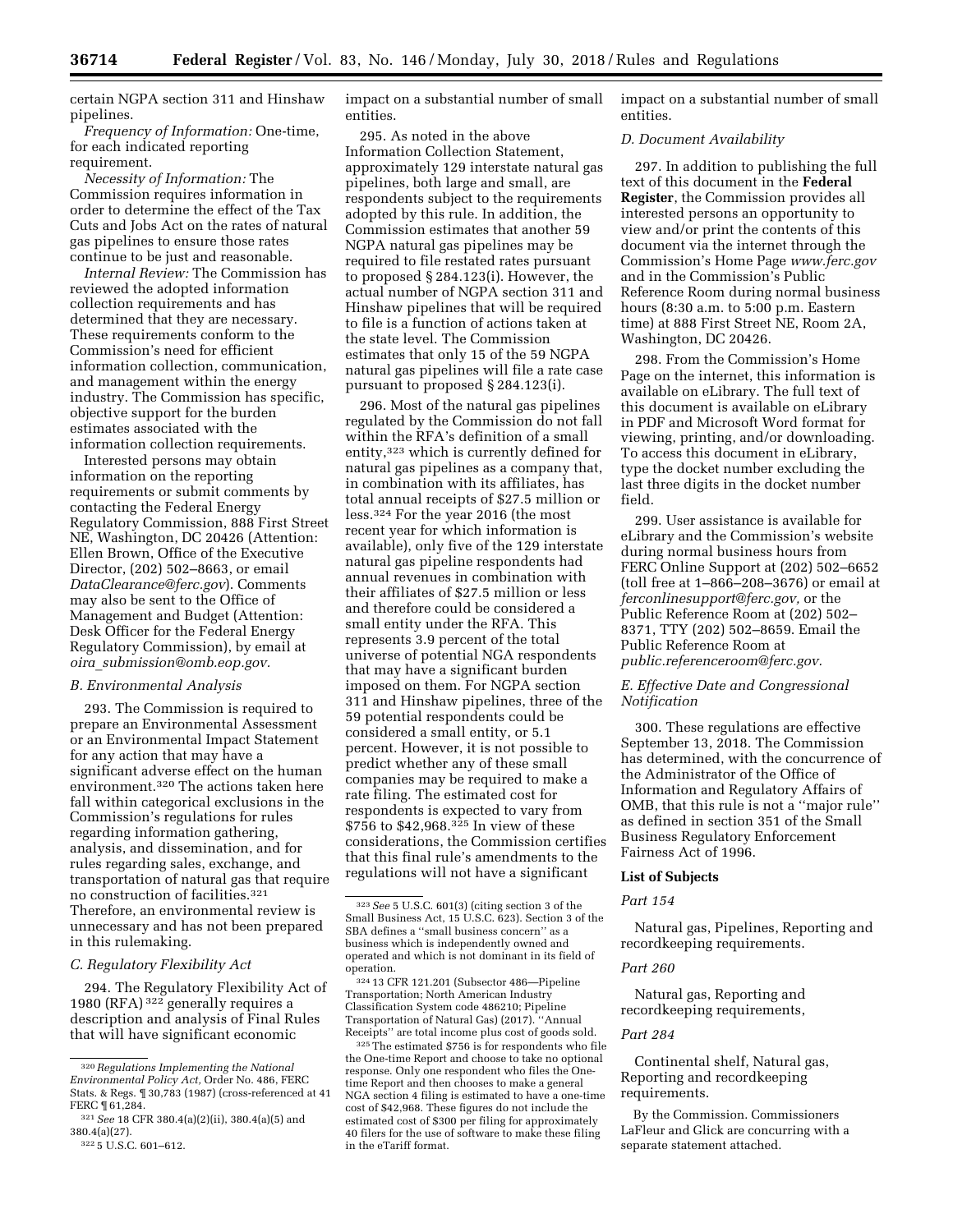certain NGPA section 311 and Hinshaw pipelines.

*Frequency of Information:* One-time, for each indicated reporting requirement.

*Necessity of Information:* The Commission requires information in order to determine the effect of the Tax Cuts and Jobs Act on the rates of natural gas pipelines to ensure those rates continue to be just and reasonable.

*Internal Review:* The Commission has reviewed the adopted information collection requirements and has determined that they are necessary. These requirements conform to the Commission's need for efficient information collection, communication, and management within the energy industry. The Commission has specific, objective support for the burden estimates associated with the information collection requirements.

Interested persons may obtain information on the reporting requirements or submit comments by contacting the Federal Energy Regulatory Commission, 888 First Street NE, Washington, DC 20426 (Attention: Ellen Brown, Office of the Executive Director, (202) 502–8663, or email *DataClearance@ferc.gov*). Comments may also be sent to the Office of Management and Budget (Attention: Desk Officer for the Federal Energy Regulatory Commission), by email at *oira_submission@omb.eop.gov.*

### *B. Environmental Analysis*

293. The Commission is required to prepare an Environmental Assessment or an Environmental Impact Statement for any action that may have a significant adverse effect on the human environment.[320] The actions taken here fall within categorical exclusions in the Commission's regulations for rules regarding information gathering, analysis, and dissemination, and for rules regarding sales, exchange, and transportation of natural gas that require no construction of facilities.[321] Therefore, an environmental review is unnecessary and has not been prepared in this rulemaking.

### *C. Regulatory Flexibility Act*

294. The Regulatory Flexibility Act of 1980 (RFA)[322] generally requires a description and analysis of Final Rules that will have significant economic impact on a substantial number of small entities.

295. As noted in the above Information Collection Statement, approximately 129 interstate natural gas pipelines, both large and small, are respondents subject to the requirements adopted by this rule. In addition, the Commission estimates that another 59 NGPA natural gas pipelines may be required to file restated rates pursuant to proposed § 284.123(i). However, the actual number of NGPA section 311 and Hinshaw pipelines that will be required to file is a function of actions taken at the state level. The Commission estimates that only 15 of the 59 NGPA natural gas pipelines will file a rate case pursuant to proposed § 284.123(i).

296. Most of the natural gas pipelines regulated by the Commission do not fall within the RFA's definition of a small entity,[323] which is currently defined for natural gas pipelines as a company that, in combination with its affiliates, has total annual receipts of $27.5 million or less.[324] For the year 2016 (the most recent year for which information is available), only five of the 129 interstate natural gas pipeline respondents had annual revenues in combination with their affiliates of $27.5 million or less and therefore could be considered a small entity under the RFA. This represents 3.9 percent of the total universe of potential NGA respondents that may have a significant burden imposed on them. For NGPA section 311 and Hinshaw pipelines, three of the 59 potential respondents could be considered a small entity, or 5.1 percent. However, it is not possible to predict whether any of these small companies may be required to make a rate filing. The estimated cost for respondents is expected to vary from $756 to $42,968.[325] In view of these considerations, the Commission certifies that this final rule's amendments to the regulations will not have a significant impact on a substantial number of small entities.

### *D. Document Availability*

297. In addition to publishing the full text of this document in the **Federal Register**, the Commission provides all interested persons an opportunity to view and/or print the contents of this document via the internet through the Commission's Home Page *www.ferc.gov* and in the Commission's Public Reference Room during normal business hours (8:30 a.m. to 5:00 p.m. Eastern time) at 888 First Street NE, Room 2A, Washington, DC 20426.

298. From the Commission's Home Page on the internet, this information is available on eLibrary. The full text of this document is available on eLibrary in PDF and Microsoft Word format for viewing, printing, and/or downloading. To access this document in eLibrary, type the docket number excluding the last three digits in the docket number field.

299. User assistance is available for eLibrary and the Commission's website during normal business hours from FERC Online Support at (202) 502–6652 (toll free at 1–866–208–3676) or email at *ferconlinesupport@ferc.gov,* or the Public Reference Room at (202) 502–8371, TTY (202) 502–8659. Email the Public Reference Room at *public.referenceroom@ferc.gov.*

### *E. Effective Date and Congressional Notification*

300. These regulations are effective September 13, 2018. The Commission has determined, with the concurrence of the Administrator of the Office of Information and Regulatory Affairs of OMB, that this rule is not a ''major rule'' as defined in section 351 of the Small Business Regulatory Enforcement Fairness Act of 1996.

### **List of Subjects**

*Part 154*

Natural gas, Pipelines, Reporting and recordkeeping requirements.

*Part 260*

Natural gas, Reporting and recordkeeping requirements,

*Part 284*

Continental shelf, Natural gas, Reporting and recordkeeping requirements.

By the Commission. Commissioners LaFleur and Glick are concurring with a separate statement attached.

---

[320] *Regulations Implementing the National Environmental Policy Act,* Order No. 486, FERC Stats. & Regs. ¶ 30,783 (1987) (cross-referenced at 41 FERC ¶ 61,284.

[321] *See* 18 CFR 380.4(a)(2)(ii), 380.4(a)(5) and 380.4(a)(27).

[322] 5 U.S.C. 601–612.

[323] *See* 5 U.S.C. 601(3) (citing section 3 of the Small Business Act, 15 U.S.C. 623). Section 3 of the SBA defines a ''small business concern'' as a business which is independently owned and operated and which is not dominant in its field of operation.

[324] 13 CFR 121.201 (Subsector 486—Pipeline Transportation; North American Industry Classification System code 486210; Pipeline Transportation of Natural Gas) (2017). ''Annual Receipts'' are total income plus cost of goods sold.

[325] The estimated $756 is for respondents who file the One-time Report and choose to take no optional response. Only one respondent who files the One-time Report and then chooses to make a general NGA section 4 filing is estimated to have a one-time cost of $42,968. These figures do not include the estimated cost of $300 per filing for approximately 40 filers for the use of software to make these filing in the eTariff format.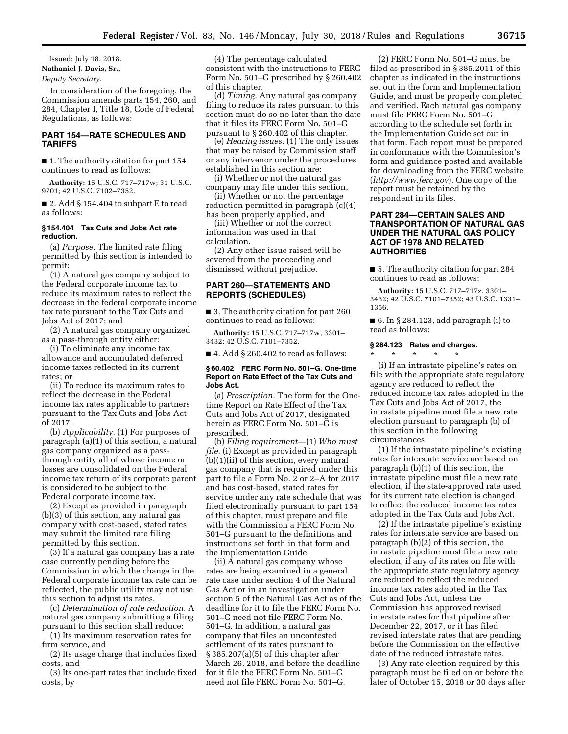Issued: July 18, 2018.

**Nathaniel J. Davis, Sr.,**

*Deputy Secretary.*

In consideration of the foregoing, the Commission amends parts 154, 260, and 284, Chapter I, Title 18, Code of Federal Regulations, as follows:

## PART 154—RATE SCHEDULES AND TARIFFS

■ 1. The authority citation for part 154 continues to read as follows:

**Authority:** 15 U.S.C. 717–717w; 31 U.S.C. 9701; 42 U.S.C. 7102–7352.

■ 2. Add § 154.404 to subpart E to read as follows:

### § 154.404 Tax Cuts and Jobs Act rate reduction.

(a) *Purpose.* The limited rate filing permitted by this section is intended to permit:

(1) A natural gas company subject to the Federal corporate income tax to reduce its maximum rates to reflect the decrease in the federal corporate income tax rate pursuant to the Tax Cuts and Jobs Act of 2017; and

(2) A natural gas company organized as a pass-through entity either:

(i) To eliminate any income tax allowance and accumulated deferred income taxes reflected in its current rates; or

(ii) To reduce its maximum rates to reflect the decrease in the Federal income tax rates applicable to partners pursuant to the Tax Cuts and Jobs Act of 2017.

(b) *Applicability.* (1) For purposes of paragraph (a)(1) of this section, a natural gas company organized as a pass-through entity all of whose income or losses are consolidated on the Federal income tax return of its corporate parent is considered to be subject to the Federal corporate income tax.

(2) Except as provided in paragraph (b)(3) of this section, any natural gas company with cost-based, stated rates may submit the limited rate filing permitted by this section.

(3) If a natural gas company has a rate case currently pending before the Commission in which the change in the Federal corporate income tax rate can be reflected, the public utility may not use this section to adjust its rates.

(c) *Determination of rate reduction.* A natural gas company submitting a filing pursuant to this section shall reduce:

(1) Its maximum reservation rates for firm service, and

(2) Its usage charge that includes fixed costs, and

(3) Its one-part rates that include fixed costs, by

(4) The percentage calculated consistent with the instructions to FERC Form No. 501–G prescribed by § 260.402 of this chapter.

(d) *Timing.* Any natural gas company filing to reduce its rates pursuant to this section must do so no later than the date that it files its FERC Form No. 501–G pursuant to § 260.402 of this chapter.

(e) *Hearing issues.* (1) The only issues that may be raised by Commission staff or any intervenor under the procedures established in this section are:

(i) Whether or not the natural gas company may file under this section,

(ii) Whether or not the percentage reduction permitted in paragraph (c)(4) has been properly applied, and

(iii) Whether or not the correct information was used in that calculation.

(2) Any other issue raised will be severed from the proceeding and dismissed without prejudice.

## PART 260—STATEMENTS AND REPORTS (SCHEDULES)

■ 3. The authority citation for part 260 continues to read as follows:

**Authority:** 15 U.S.C. 717–717w, 3301–3432; 42 U.S.C. 7101–7352.

■ 4. Add § 260.402 to read as follows:

### § 60.402 FERC Form No. 501–G. One-time Report on Rate Effect of the Tax Cuts and Jobs Act.

(a) *Prescription.* The form for the One-time Report on Rate Effect of the Tax Cuts and Jobs Act of 2017, designated herein as FERC Form No. 501–G is prescribed.

(b) *Filing requirement*—(1) *Who must file.* (i) Except as provided in paragraph (b)(1)(ii) of this section, every natural gas company that is required under this part to file a Form No. 2 or 2–A for 2017 and has cost-based, stated rates for service under any rate schedule that was filed electronically pursuant to part 154 of this chapter, must prepare and file with the Commission a FERC Form No. 501–G pursuant to the definitions and instructions set forth in that form and the Implementation Guide.

(ii) A natural gas company whose rates are being examined in a general rate case under section 4 of the Natural Gas Act or in an investigation under section 5 of the Natural Gas Act as of the deadline for it to file the FERC Form No. 501–G need not file FERC Form No. 501–G. In addition, a natural gas company that files an uncontested settlement of its rates pursuant to § 385.207(a)(5) of this chapter after March 26, 2018, and before the deadline for it file the FERC Form No. 501–G need not file FERC Form No. 501–G.

(2) FERC Form No. 501–G must be filed as prescribed in § 385.2011 of this chapter as indicated in the instructions set out in the form and Implementation Guide, and must be properly completed and verified. Each natural gas company must file FERC Form No. 501–G according to the schedule set forth in the Implementation Guide set out in that form. Each report must be prepared in conformance with the Commission's form and guidance posted and available for downloading from the FERC website (*http://www.ferc.gov*). One copy of the report must be retained by the respondent in its files.

## PART 284—CERTAIN SALES AND TRANSPORTATION OF NATURAL GAS UNDER THE NATURAL GAS POLICY ACT OF 1978 AND RELATED AUTHORITIES

■ 5. The authority citation for part 284 continues to read as follows:

**Authority:** 15 U.S.C. 717–717z, 3301–3432; 42 U.S.C. 7101–7352; 43 U.S.C. 1331–1356.

■ 6. In § 284.123, add paragraph (i) to read as follows:

### § 284.123 Rates and charges.

\* \* \* \* \*

(i) If an intrastate pipeline's rates on file with the appropriate state regulatory agency are reduced to reflect the reduced income tax rates adopted in the Tax Cuts and Jobs Act of 2017, the intrastate pipeline must file a new rate election pursuant to paragraph (b) of this section in the following circumstances:

(1) If the intrastate pipeline's existing rates for interstate service are based on paragraph (b)(1) of this section, the intrastate pipeline must file a new rate election, if the state-approved rate used for its current rate election is changed to reflect the reduced income tax rates adopted in the Tax Cuts and Jobs Act.

(2) If the intrastate pipeline's existing rates for interstate service are based on paragraph (b)(2) of this section, the intrastate pipeline must file a new rate election, if any of its rates on file with the appropriate state regulatory agency are reduced to reflect the reduced income tax rates adopted in the Tax Cuts and Jobs Act, unless the Commission has approved revised interstate rates for that pipeline after December 22, 2017, or it has filed revised interstate rates that are pending before the Commission on the effective date of the reduced intrastate rates.

(3) Any rate election required by this paragraph must be filed on or before the later of October 15, 2018 or 30 days after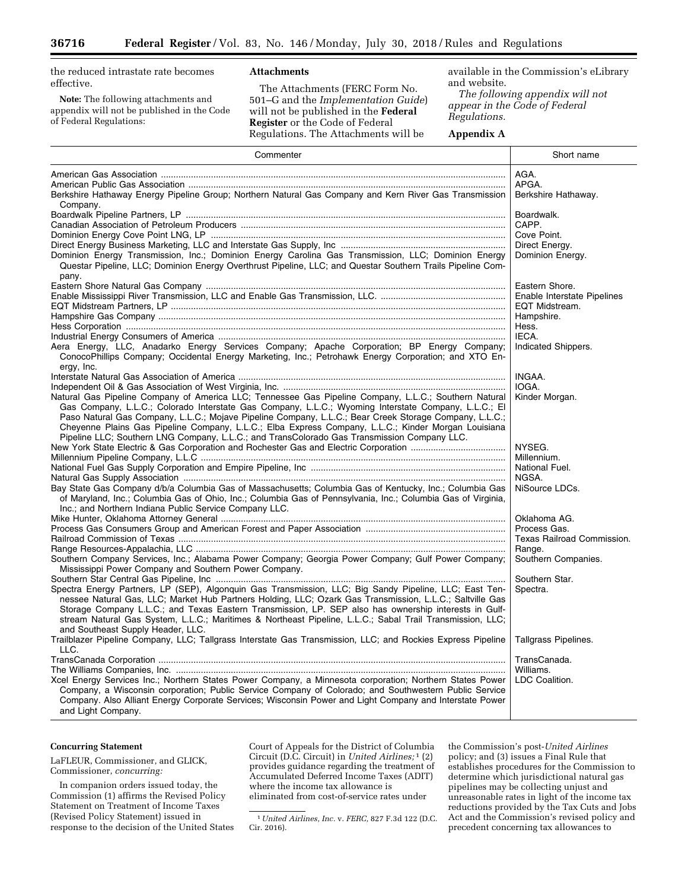the reduced intrastate rate becomes effective.

**Note:** The following attachments and appendix will not be published in the Code of Federal Regulations:

**Attachments**

The Attachments (FERC Form No. 501–G and the *Implementation Guide*) will not be published in the **Federal Register** or the Code of Federal Regulations. The Attachments will be available in the Commission's eLibrary and website.

*The following appendix will not appear in the Code of Federal Regulations.*

**Appendix A**

| Commenter | Short name |
|---|---|
| American Gas Association | AGA. |
| American Public Gas Association | APGA. |
| Berkshire Hathaway Energy Pipeline Group; Northern Natural Gas Company and Kern River Gas Transmission Company. | Berkshire Hathaway. |
| Boardwalk Pipeline Partners, LP | Boardwalk. |
| Canadian Association of Petroleum Producers | CAPP. |
| Dominion Energy Cove Point LNG, LP | Cove Point. |
| Direct Energy Business Marketing, LLC and Interstate Gas Supply, Inc | Direct Energy. |
| Dominion Energy Transmission, Inc.; Dominion Energy Carolina Gas Transmission, LLC; Dominion Energy Questar Pipeline, LLC; Dominion Energy Overthrust Pipeline, LLC; and Questar Southern Trails Pipeline Company. | Dominion Energy. |
| Eastern Shore Natural Gas Company | Eastern Shore. |
| Enable Mississippi River Transmission, LLC and Enable Gas Transmission, LLC. | Enable Interstate Pipelines |
| EQT Midstream Partners, LP | EQT Midstream. |
| Hampshire Gas Company | Hampshire. |
| Hess Corporation | Hess. |
| Industrial Energy Consumers of America | IECA. |
| Aera Energy, LLC, Anadarko Energy Services Company; Apache Corporation; BP Energy Company; ConocoPhillips Company; Occidental Energy Marketing, Inc.; Petrohawk Energy Corporation; and XTO Energy, Inc. | Indicated Shippers. |
| Interstate Natural Gas Association of America | INGAA. |
| Independent Oil & Gas Association of West Virginia, Inc. | IOGA. |
| Natural Gas Pipeline Company of America LLC; Tennessee Gas Pipeline Company, L.L.C.; Southern Natural Gas Company, L.L.C.; Colorado Interstate Gas Company, L.L.C.; Wyoming Interstate Company, L.L.C.; El Paso Natural Gas Company, L.L.C.; Mojave Pipeline Company, L.L.C.; Bear Creek Storage Company, L.L.C.; Cheyenne Plains Gas Pipeline Company, L.L.C.; Elba Express Company, L.L.C.; Kinder Morgan Louisiana Pipeline LLC; Southern LNG Company, L.L.C.; and TransColorado Gas Transmission Company LLC. | Kinder Morgan. |
| New York State Electric & Gas Corporation and Rochester Gas and Electric Corporation | NYSEG. |
| Millennium Pipeline Company, L.L.C | Millennium. |
| National Fuel Gas Supply Corporation and Empire Pipeline, Inc | National Fuel. |
| Natural Gas Supply Association | NGSA. |
| Bay State Gas Company d/b/a Columbia Gas of Massachusetts; Columbia Gas of Kentucky, Inc.; Columbia Gas of Maryland, Inc.; Columbia Gas of Ohio, Inc.; Columbia Gas of Pennsylvania, Inc.; Columbia Gas of Virginia, Inc.; and Northern Indiana Public Service Company LLC. | NiSource LDCs. |
| Mike Hunter, Oklahoma Attorney General | Oklahoma AG. |
| Process Gas Consumers Group and American Forest and Paper Association | Process Gas. |
| Railroad Commission of Texas | Texas Railroad Commission. |
| Range Resources-Appalachia, LLC | Range. |
| Southern Company Services, Inc.; Alabama Power Company; Georgia Power Company; Gulf Power Company; Mississippi Power Company and Southern Power Company. | Southern Companies. |
| Southern Star Central Gas Pipeline, Inc | Southern Star. |
| Spectra Energy Partners, LP (SEP), Algonquin Gas Transmission, LLC; Big Sandy Pipeline, LLC; East Tennessee Natural Gas, LLC; Market Hub Partners Holding, LLC; Ozark Gas Transmission, L.L.C.; Saltville Gas Storage Company L.L.C.; and Texas Eastern Transmission, LP. SEP also has ownership interests in Gulfstream Natural Gas System, L.L.C.; Maritimes & Northeast Pipeline, L.L.C.; Sabal Trail Transmission, LLC; and Southeast Supply Header, LLC. | Spectra. |
| Trailblazer Pipeline Company, LLC; Tallgrass Interstate Gas Transmission, LLC; and Rockies Express Pipeline LLC. | Tallgrass Pipelines. |
| TransCanada Corporation | TransCanada. |
| The Williams Companies, Inc. | Williams. |
| Xcel Energy Services Inc.; Northern States Power Company, a Minnesota corporation; Northern States Power Company, a Wisconsin corporation; Public Service Company of Colorado; and Southwestern Public Service Company. Also Alliant Energy Corporate Services; Wisconsin Power and Light Company and Interstate Power and Light Company. | LDC Coalition. |

**Concurring Statement**

LaFLEUR, Commissioner, and GLICK, Commissioner, *concurring:*

In companion orders issued today, the Commission (1) affirms the Revised Policy Statement on Treatment of Income Taxes (Revised Policy Statement) issued in response to the decision of the United States Court of Appeals for the District of Columbia Circuit (D.C. Circuit) in *United Airlines;*[1] (2) provides guidance regarding the treatment of Accumulated Deferred Income Taxes (ADIT) where the income tax allowance is eliminated from cost-of-service rates under the Commission's post-*United Airlines* policy; and (3) issues a Final Rule that establishes procedures for the Commission to determine which jurisdictional natural gas pipelines may be collecting unjust and unreasonable rates in light of the income tax reductions provided by the Tax Cuts and Jobs Act and the Commission's revised policy and precedent concerning tax allowances to

[1] *United Airlines, Inc.* v. *FERC,* 827 F.3d 122 (D.C. Cir. 2016).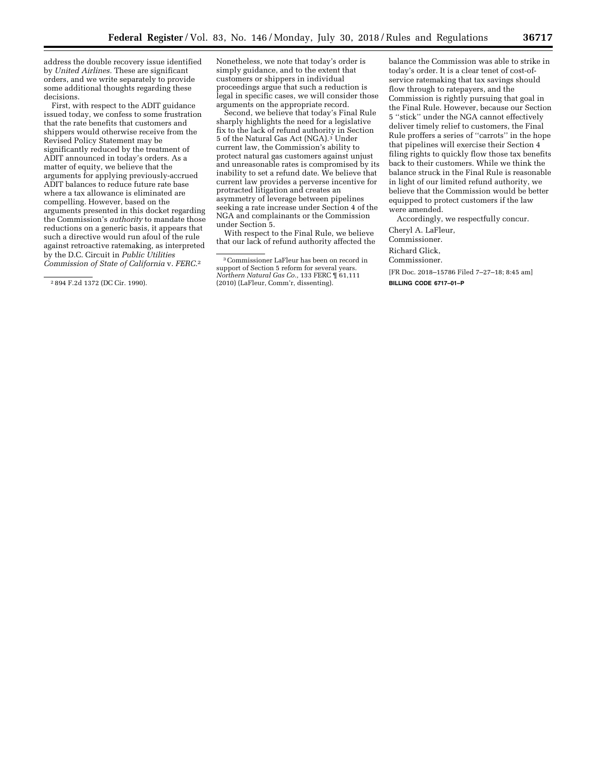address the double recovery issue identified by *United Airlines*. These are significant orders, and we write separately to provide some additional thoughts regarding these decisions.

First, with respect to the ADIT guidance issued today, we confess to some frustration that the rate benefits that customers and shippers would otherwise receive from the Revised Policy Statement may be significantly reduced by the treatment of ADIT announced in today's orders. As a matter of equity, we believe that the arguments for applying previously-accrued ADIT balances to reduce future rate base where a tax allowance is eliminated are compelling. However, based on the arguments presented in this docket regarding the Commission's *authority* to mandate those reductions on a generic basis, it appears that such a directive would run afoul of the rule against retroactive ratemaking, as interpreted by the D.C. Circuit in *Public Utilities Commission of State of California* v. *FERC*.[2] Nonetheless, we note that today's order is simply guidance, and to the extent that customers or shippers in individual proceedings argue that such a reduction is legal in specific cases, we will consider those arguments on the appropriate record.

Second, we believe that today's Final Rule sharply highlights the need for a legislative fix to the lack of refund authority in Section 5 of the Natural Gas Act (NGA).[3] Under current law, the Commission's ability to protect natural gas customers against unjust and unreasonable rates is compromised by its inability to set a refund date. We believe that current law provides a perverse incentive for protracted litigation and creates an asymmetry of leverage between pipelines seeking a rate increase under Section 4 of the NGA and complainants or the Commission under Section 5.

With respect to the Final Rule, we believe that our lack of refund authority affected the balance the Commission was able to strike in today's order. It is a clear tenet of cost-of-service ratemaking that tax savings should flow through to ratepayers, and the Commission is rightly pursuing that goal in the Final Rule. However, because our Section 5 "stick" under the NGA cannot effectively deliver timely relief to customers, the Final Rule proffers a series of "carrots" in the hope that pipelines will exercise their Section 4 filing rights to quickly flow those tax benefits back to their customers. While we think the balance struck in the Final Rule is reasonable in light of our limited refund authority, we believe that the Commission would be better equipped to protect customers if the law were amended.

Accordingly, we respectfully concur.

Cheryl A. LaFleur,
Commissioner.

Richard Glick,
Commissioner.

[FR Doc. 2018–15786 Filed 7–27–18; 8:45 am]

**BILLING CODE 6717–01–P**

---

[2] 894 F.2d 1372 (DC Cir. 1990).

[3] Commissioner LaFleur has been on record in support of Section 5 reform for several years. *Northern Natural Gas Co.*, 133 FERC ¶ 61,111 (2010) (LaFleur, Comm'r, dissenting).